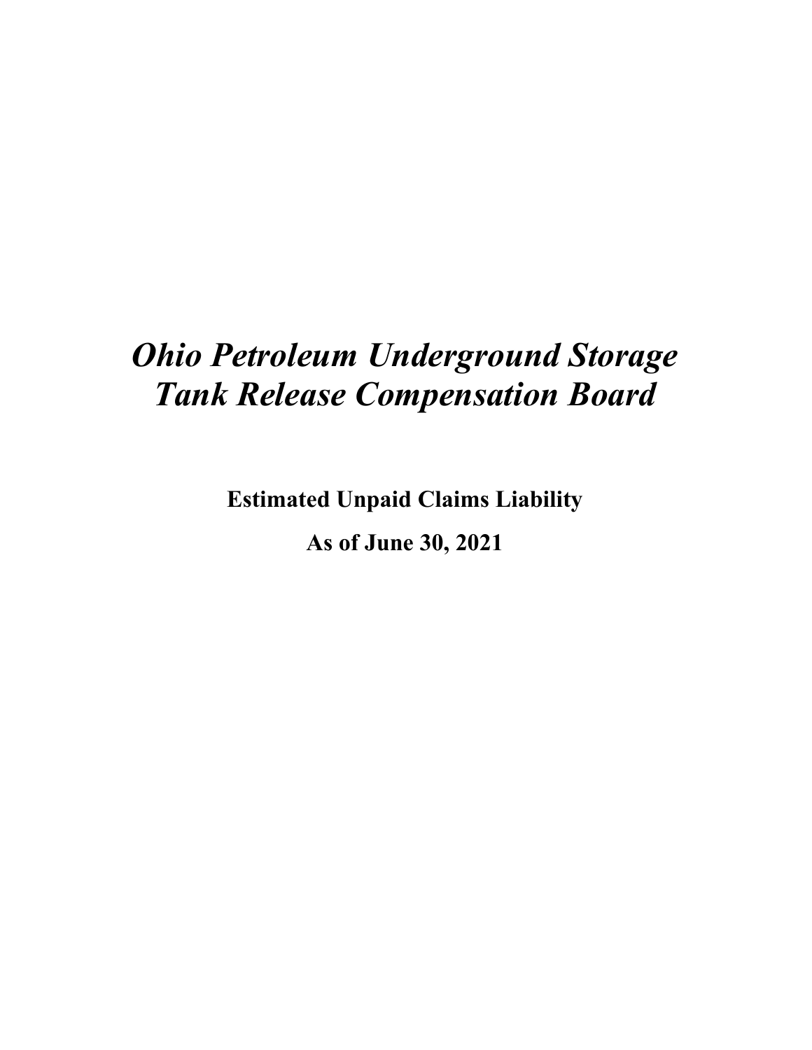# *Ohio Petroleum Underground Storage Tank Release Compensation Board*

**Estimated Unpaid Claims Liability**

**As of June 30, 2021**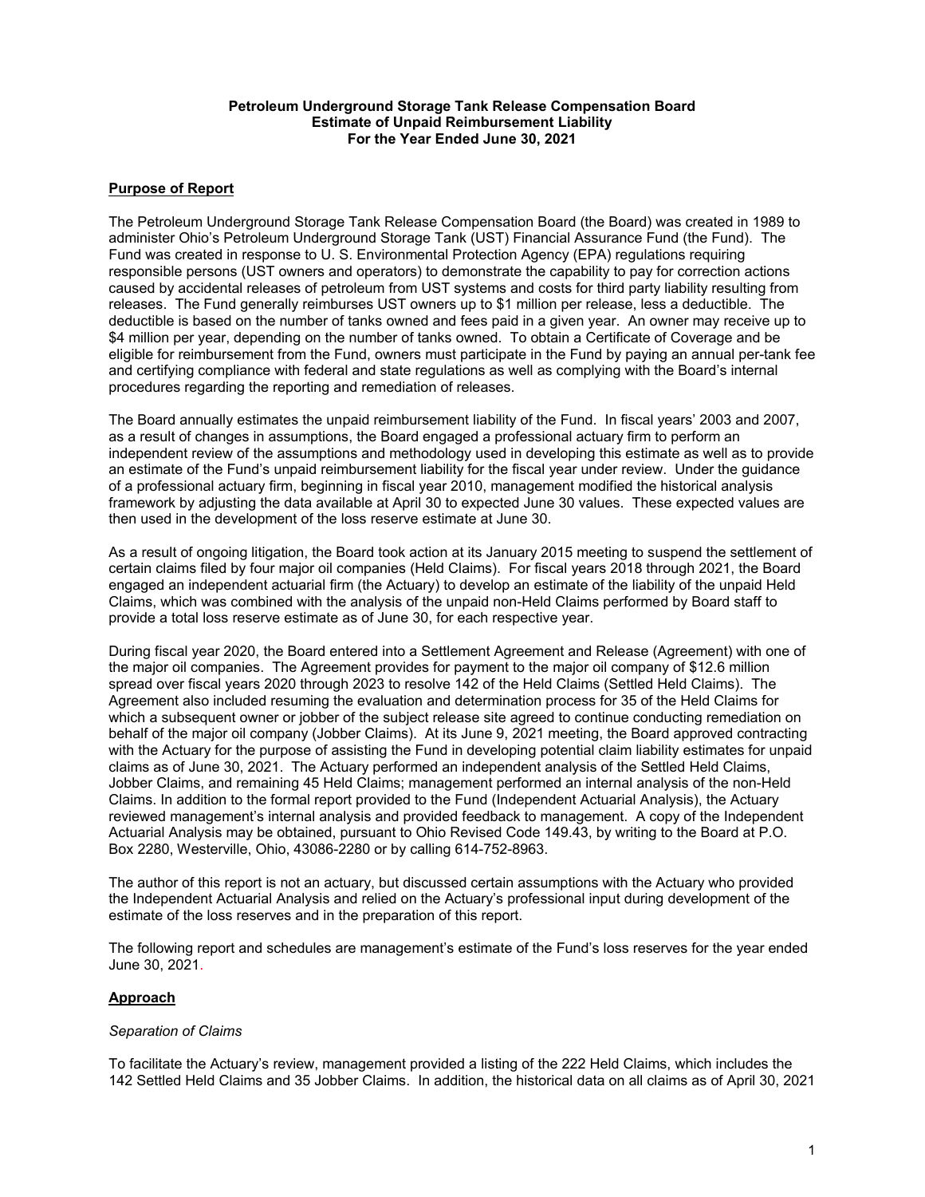**Petroleum Underground Storage Tank Release Compensation Board**
**Estimate of Unpaid Reimbursement Liability**
**For the Year Ended June 30, 2021**

## Purpose of Report

The Petroleum Underground Storage Tank Release Compensation Board (the Board) was created in 1989 to administer Ohio's Petroleum Underground Storage Tank (UST) Financial Assurance Fund (the Fund). The Fund was created in response to U. S. Environmental Protection Agency (EPA) regulations requiring responsible persons (UST owners and operators) to demonstrate the capability to pay for correction actions caused by accidental releases of petroleum from UST systems and costs for third party liability resulting from releases. The Fund generally reimburses UST owners up to $1 million per release, less a deductible. The deductible is based on the number of tanks owned and fees paid in a given year. An owner may receive up to $4 million per year, depending on the number of tanks owned. To obtain a Certificate of Coverage and be eligible for reimbursement from the Fund, owners must participate in the Fund by paying an annual per-tank fee and certifying compliance with federal and state regulations as well as complying with the Board's internal procedures regarding the reporting and remediation of releases.

The Board annually estimates the unpaid reimbursement liability of the Fund. In fiscal years' 2003 and 2007, as a result of changes in assumptions, the Board engaged a professional actuary firm to perform an independent review of the assumptions and methodology used in developing this estimate as well as to provide an estimate of the Fund's unpaid reimbursement liability for the fiscal year under review. Under the guidance of a professional actuary firm, beginning in fiscal year 2010, management modified the historical analysis framework by adjusting the data available at April 30 to expected June 30 values. These expected values are then used in the development of the loss reserve estimate at June 30.

As a result of ongoing litigation, the Board took action at its January 2015 meeting to suspend the settlement of certain claims filed by four major oil companies (Held Claims). For fiscal years 2018 through 2021, the Board engaged an independent actuarial firm (the Actuary) to develop an estimate of the liability of the unpaid Held Claims, which was combined with the analysis of the unpaid non-Held Claims performed by Board staff to provide a total loss reserve estimate as of June 30, for each respective year.

During fiscal year 2020, the Board entered into a Settlement Agreement and Release (Agreement) with one of the major oil companies. The Agreement provides for payment to the major oil company of $12.6 million spread over fiscal years 2020 through 2023 to resolve 142 of the Held Claims (Settled Held Claims). The Agreement also included resuming the evaluation and determination process for 35 of the Held Claims for which a subsequent owner or jobber of the subject release site agreed to continue conducting remediation on behalf of the major oil company (Jobber Claims). At its June 9, 2021 meeting, the Board approved contracting with the Actuary for the purpose of assisting the Fund in developing potential claim liability estimates for unpaid claims as of June 30, 2021. The Actuary performed an independent analysis of the Settled Held Claims, Jobber Claims, and remaining 45 Held Claims; management performed an internal analysis of the non-Held Claims. In addition to the formal report provided to the Fund (Independent Actuarial Analysis), the Actuary reviewed management's internal analysis and provided feedback to management. A copy of the Independent Actuarial Analysis may be obtained, pursuant to Ohio Revised Code 149.43, by writing to the Board at P.O. Box 2280, Westerville, Ohio, 43086-2280 or by calling 614-752-8963.

The author of this report is not an actuary, but discussed certain assumptions with the Actuary who provided the Independent Actuarial Analysis and relied on the Actuary's professional input during development of the estimate of the loss reserves and in the preparation of this report.

The following report and schedules are management's estimate of the Fund's loss reserves for the year ended June 30, 2021.

## Approach

*Separation of Claims*

To facilitate the Actuary's review, management provided a listing of the 222 Held Claims, which includes the 142 Settled Held Claims and 35 Jobber Claims. In addition, the historical data on all claims as of April 30, 2021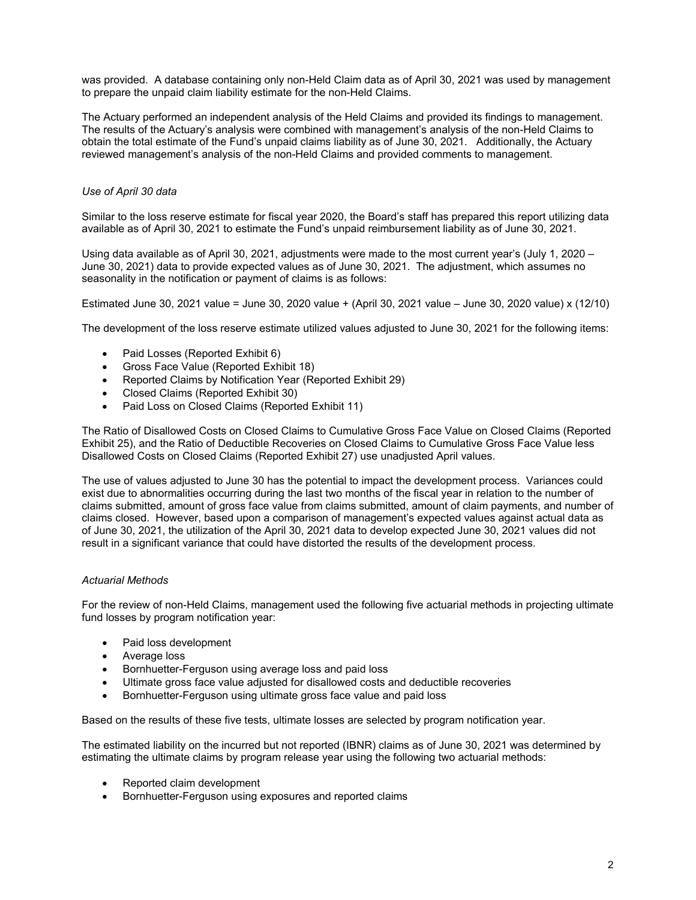was provided. A database containing only non-Held Claim data as of April 30, 2021 was used by management to prepare the unpaid claim liability estimate for the non-Held Claims.

The Actuary performed an independent analysis of the Held Claims and provided its findings to management. The results of the Actuary's analysis were combined with management's analysis of the non-Held Claims to obtain the total estimate of the Fund's unpaid claims liability as of June 30, 2021. Additionally, the Actuary reviewed management's analysis of the non-Held Claims and provided comments to management.

*Use of April 30 data*

Similar to the loss reserve estimate for fiscal year 2020, the Board's staff has prepared this report utilizing data available as of April 30, 2021 to estimate the Fund's unpaid reimbursement liability as of June 30, 2021.

Using data available as of April 30, 2021, adjustments were made to the most current year's (July 1, 2020 – June 30, 2021) data to provide expected values as of June 30, 2021. The adjustment, which assumes no seasonality in the notification or payment of claims is as follows:

Estimated June 30, 2021 value = June 30, 2020 value + (April 30, 2021 value – June 30, 2020 value) x (12/10)

The development of the loss reserve estimate utilized values adjusted to June 30, 2021 for the following items:

- Paid Losses (Reported Exhibit 6)
- Gross Face Value (Reported Exhibit 18)
- Reported Claims by Notification Year (Reported Exhibit 29)
- Closed Claims (Reported Exhibit 30)
- Paid Loss on Closed Claims (Reported Exhibit 11)

The Ratio of Disallowed Costs on Closed Claims to Cumulative Gross Face Value on Closed Claims (Reported Exhibit 25), and the Ratio of Deductible Recoveries on Closed Claims to Cumulative Gross Face Value less Disallowed Costs on Closed Claims (Reported Exhibit 27) use unadjusted April values.

The use of values adjusted to June 30 has the potential to impact the development process. Variances could exist due to abnormalities occurring during the last two months of the fiscal year in relation to the number of claims submitted, amount of gross face value from claims submitted, amount of claim payments, and number of claims closed. However, based upon a comparison of management's expected values against actual data as of June 30, 2021, the utilization of the April 30, 2021 data to develop expected June 30, 2021 values did not result in a significant variance that could have distorted the results of the development process.

*Actuarial Methods*

For the review of non-Held Claims, management used the following five actuarial methods in projecting ultimate fund losses by program notification year:

- Paid loss development
- Average loss
- Bornhuetter-Ferguson using average loss and paid loss
- Ultimate gross face value adjusted for disallowed costs and deductible recoveries
- Bornhuetter-Ferguson using ultimate gross face value and paid loss

Based on the results of these five tests, ultimate losses are selected by program notification year.

The estimated liability on the incurred but not reported (IBNR) claims as of June 30, 2021 was determined by estimating the ultimate claims by program release year using the following two actuarial methods:

- Reported claim development
- Bornhuetter-Ferguson using exposures and reported claims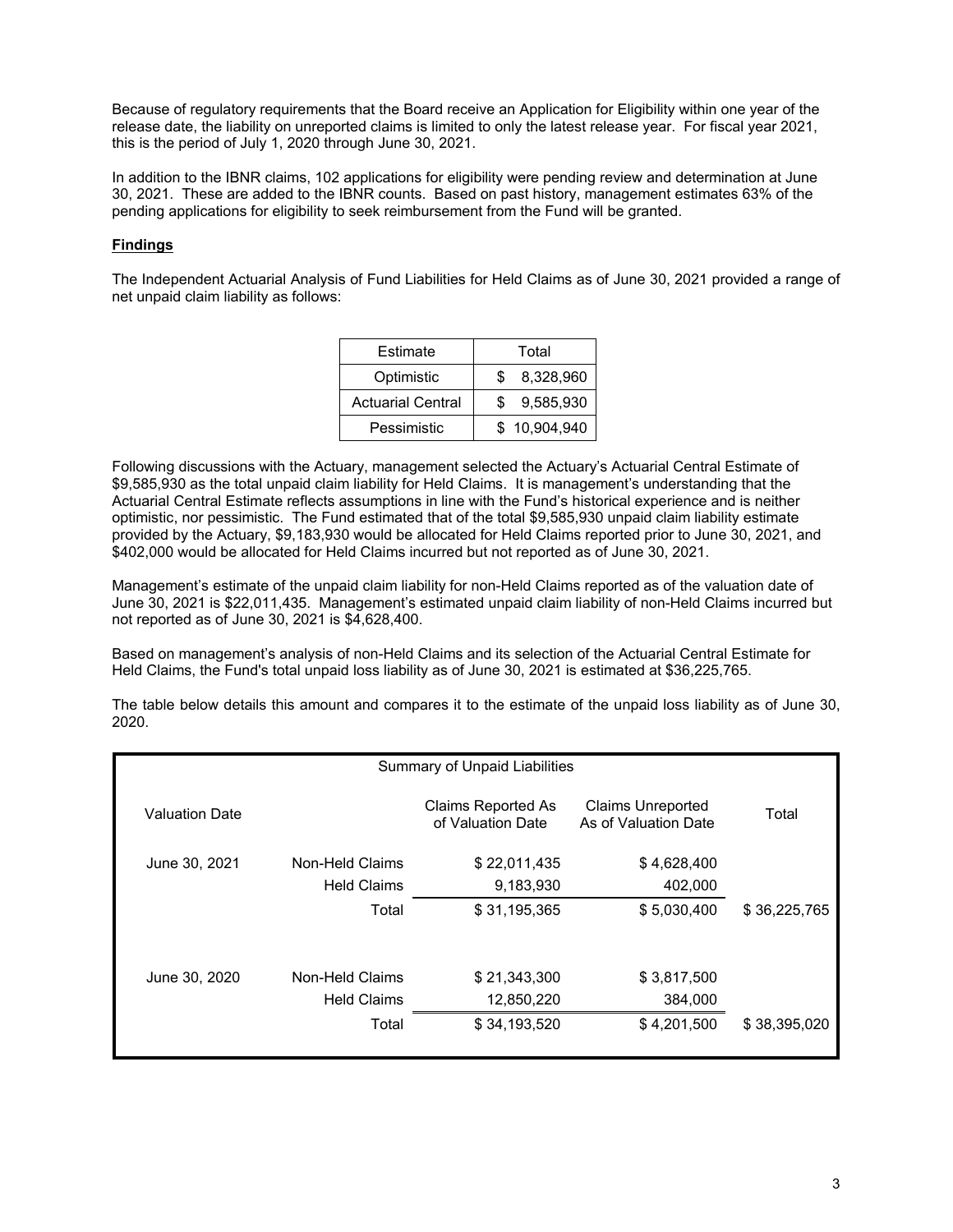Because of regulatory requirements that the Board receive an Application for Eligibility within one year of the release date, the liability on unreported claims is limited to only the latest release year. For fiscal year 2021, this is the period of July 1, 2020 through June 30, 2021.

In addition to the IBNR claims, 102 applications for eligibility were pending review and determination at June 30, 2021. These are added to the IBNR counts. Based on past history, management estimates 63% of the pending applications for eligibility to seek reimbursement from the Fund will be granted.

**Findings**

The Independent Actuarial Analysis of Fund Liabilities for Held Claims as of June 30, 2021 provided a range of net unpaid claim liability as follows:

| Estimate | Total |
|---|---|
| Optimistic | $ 8,328,960 |
| Actuarial Central | $ 9,585,930 |
| Pessimistic | $ 10,904,940 |

Following discussions with the Actuary, management selected the Actuary's Actuarial Central Estimate of $9,585,930 as the total unpaid claim liability for Held Claims. It is management's understanding that the Actuarial Central Estimate reflects assumptions in line with the Fund's historical experience and is neither optimistic, nor pessimistic. The Fund estimated that of the total $9,585,930 unpaid claim liability estimate provided by the Actuary, $9,183,930 would be allocated for Held Claims reported prior to June 30, 2021, and $402,000 would be allocated for Held Claims incurred but not reported as of June 30, 2021.

Management's estimate of the unpaid claim liability for non-Held Claims reported as of the valuation date of June 30, 2021 is $22,011,435. Management's estimated unpaid claim liability of non-Held Claims incurred but not reported as of June 30, 2021 is $4,628,400.

Based on management's analysis of non-Held Claims and its selection of the Actuarial Central Estimate for Held Claims, the Fund's total unpaid loss liability as of June 30, 2021 is estimated at $36,225,765.

The table below details this amount and compares it to the estimate of the unpaid loss liability as of June 30, 2020.

| Summary of Unpaid Liabilities | | | | |
|---|---|---|---|---|
| Valuation Date | | Claims Reported As of Valuation Date | Claims Unreported As of Valuation Date | Total |
| June 30, 2021 | Non-Held Claims | $ 22,011,435 | $ 4,628,400 | |
| | Held Claims | 9,183,930 | 402,000 | |
| | Total | $ 31,195,365 | $ 5,030,400 | $ 36,225,765 |
| June 30, 2020 | Non-Held Claims | $ 21,343,300 | $ 3,817,500 | |
| | Held Claims | 12,850,220 | 384,000 | |
| | Total | $ 34,193,520 | $ 4,201,500 | $ 38,395,020 |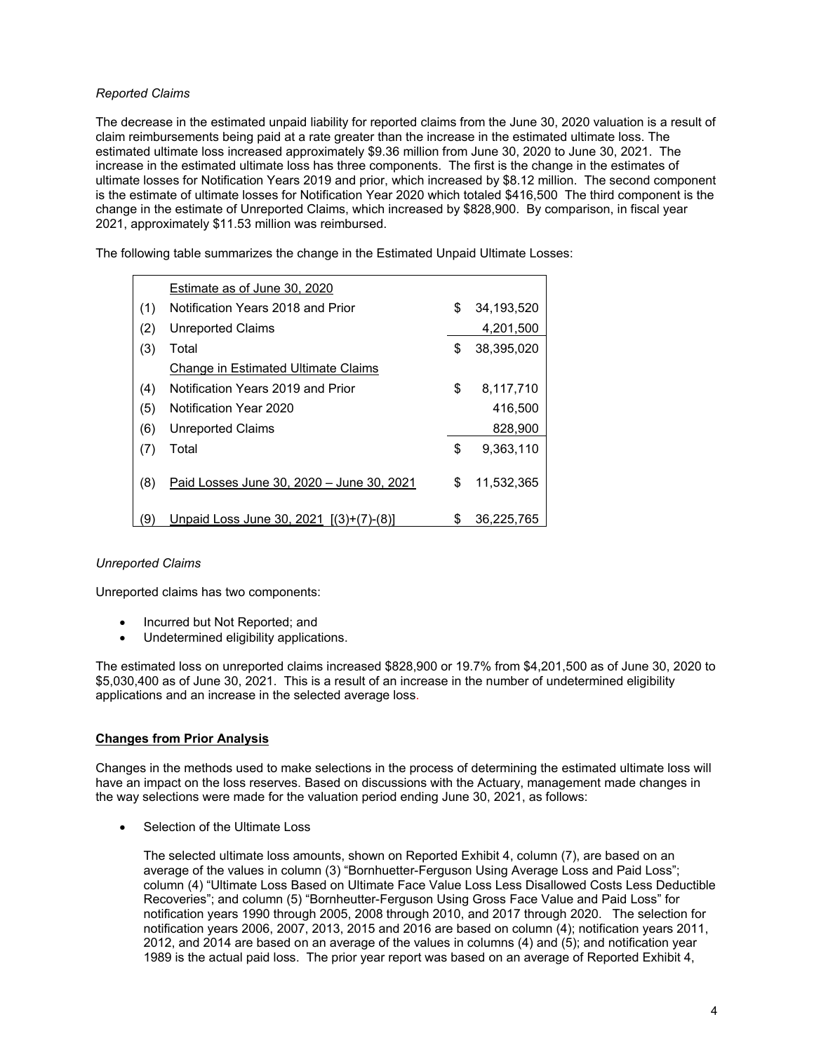*Reported Claims*

The decrease in the estimated unpaid liability for reported claims from the June 30, 2020 valuation is a result of claim reimbursements being paid at a rate greater than the increase in the estimated ultimate loss. The estimated ultimate loss increased approximately $9.36 million from June 30, 2020 to June 30, 2021. The increase in the estimated ultimate loss has three components. The first is the change in the estimates of ultimate losses for Notification Years 2019 and prior, which increased by $8.12 million. The second component is the estimate of ultimate losses for Notification Year 2020 which totaled $416,500 The third component is the change in the estimate of Unreported Claims, which increased by $828,900. By comparison, in fiscal year 2021, approximately $11.53 million was reimbursed.

The following table summarizes the change in the Estimated Unpaid Ultimate Losses:

| | | | |
|---|---|---|---|
| | Estimate as of June 30, 2020 | | |
| (1) | Notification Years 2018 and Prior | $ | 34,193,520 |
| (2) | Unreported Claims | | 4,201,500 |
| (3) | Total | $ | 38,395,020 |
| | Change in Estimated Ultimate Claims | | |
| (4) | Notification Years 2019 and Prior | $ | 8,117,710 |
| (5) | Notification Year 2020 | | 416,500 |
| (6) | Unreported Claims | | 828,900 |
| (7) | Total | $ | 9,363,110 |
| (8) | Paid Losses June 30, 2020 – June 30, 2021 | $ | 11,532,365 |
| (9) | Unpaid Loss June 30, 2021 [(3)+(7)-(8)] | $ | 36,225,765 |

*Unreported Claims*

Unreported claims has two components:

- Incurred but Not Reported; and
- Undetermined eligibility applications.

The estimated loss on unreported claims increased $828,900 or 19.7% from $4,201,500 as of June 30, 2020 to $5,030,400 as of June 30, 2021. This is a result of an increase in the number of undetermined eligibility applications and an increase in the selected average loss.

**Changes from Prior Analysis**

Changes in the methods used to make selections in the process of determining the estimated ultimate loss will have an impact on the loss reserves. Based on discussions with the Actuary, management made changes in the way selections were made for the valuation period ending June 30, 2021, as follows:

- Selection of the Ultimate Loss

  The selected ultimate loss amounts, shown on Reported Exhibit 4, column (7), are based on an average of the values in column (3) "Bornhuetter-Ferguson Using Average Loss and Paid Loss"; column (4) "Ultimate Loss Based on Ultimate Face Value Loss Less Disallowed Costs Less Deductible Recoveries"; and column (5) "Bornhuetter-Ferguson Using Gross Face Value and Paid Loss" for notification years 1990 through 2005, 2008 through 2010, and 2017 through 2020. The selection for notification years 2006, 2007, 2013, 2015 and 2016 are based on column (4); notification years 2011, 2012, and 2014 are based on an average of the values in columns (4) and (5); and notification year 1989 is the actual paid loss. The prior year report was based on an average of Reported Exhibit 4,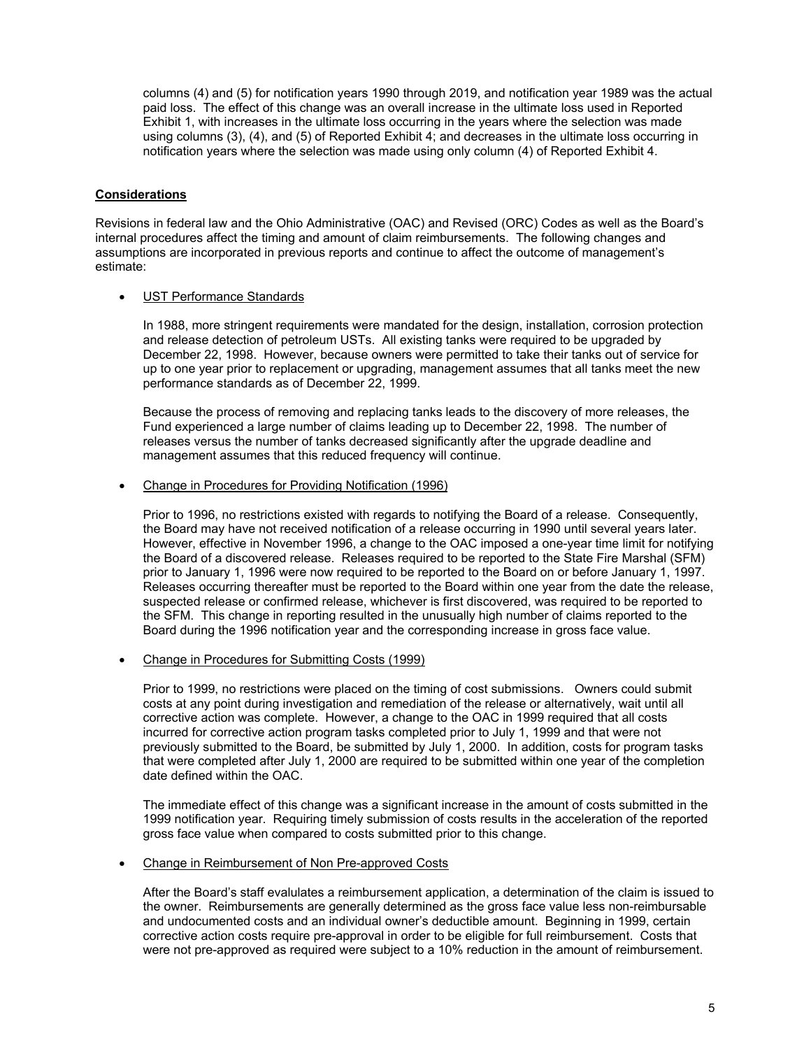columns (4) and (5) for notification years 1990 through 2019, and notification year 1989 was the actual paid loss. The effect of this change was an overall increase in the ultimate loss used in Reported Exhibit 1, with increases in the ultimate loss occurring in the years where the selection was made using columns (3), (4), and (5) of Reported Exhibit 4; and decreases in the ultimate loss occurring in notification years where the selection was made using only column (4) of Reported Exhibit 4.

## Considerations

Revisions in federal law and the Ohio Administrative (OAC) and Revised (ORC) Codes as well as the Board's internal procedures affect the timing and amount of claim reimbursements. The following changes and assumptions are incorporated in previous reports and continue to affect the outcome of management's estimate:

- UST Performance Standards

  In 1988, more stringent requirements were mandated for the design, installation, corrosion protection and release detection of petroleum USTs. All existing tanks were required to be upgraded by December 22, 1998. However, because owners were permitted to take their tanks out of service for up to one year prior to replacement or upgrading, management assumes that all tanks meet the new performance standards as of December 22, 1999.

  Because the process of removing and replacing tanks leads to the discovery of more releases, the Fund experienced a large number of claims leading up to December 22, 1998. The number of releases versus the number of tanks decreased significantly after the upgrade deadline and management assumes that this reduced frequency will continue.

- Change in Procedures for Providing Notification (1996)

  Prior to 1996, no restrictions existed with regards to notifying the Board of a release. Consequently, the Board may have not received notification of a release occurring in 1990 until several years later. However, effective in November 1996, a change to the OAC imposed a one-year time limit for notifying the Board of a discovered release. Releases required to be reported to the State Fire Marshal (SFM) prior to January 1, 1996 were now required to be reported to the Board on or before January 1, 1997. Releases occurring thereafter must be reported to the Board within one year from the date the release, suspected release or confirmed release, whichever is first discovered, was required to be reported to the SFM. This change in reporting resulted in the unusually high number of claims reported to the Board during the 1996 notification year and the corresponding increase in gross face value.

- Change in Procedures for Submitting Costs (1999)

  Prior to 1999, no restrictions were placed on the timing of cost submissions. Owners could submit costs at any point during investigation and remediation of the release or alternatively, wait until all corrective action was complete. However, a change to the OAC in 1999 required that all costs incurred for corrective action program tasks completed prior to July 1, 1999 and that were not previously submitted to the Board, be submitted by July 1, 2000. In addition, costs for program tasks that were completed after July 1, 2000 are required to be submitted within one year of the completion date defined within the OAC.

  The immediate effect of this change was a significant increase in the amount of costs submitted in the 1999 notification year. Requiring timely submission of costs results in the acceleration of the reported gross face value when compared to costs submitted prior to this change.

- Change in Reimbursement of Non Pre-approved Costs

  After the Board's staff evaluates a reimbursement application, a determination of the claim is issued to the owner. Reimbursements are generally determined as the gross face value less non-reimbursable and undocumented costs and an individual owner's deductible amount. Beginning in 1999, certain corrective action costs require pre-approval in order to be eligible for full reimbursement. Costs that were not pre-approved as required were subject to a 10% reduction in the amount of reimbursement.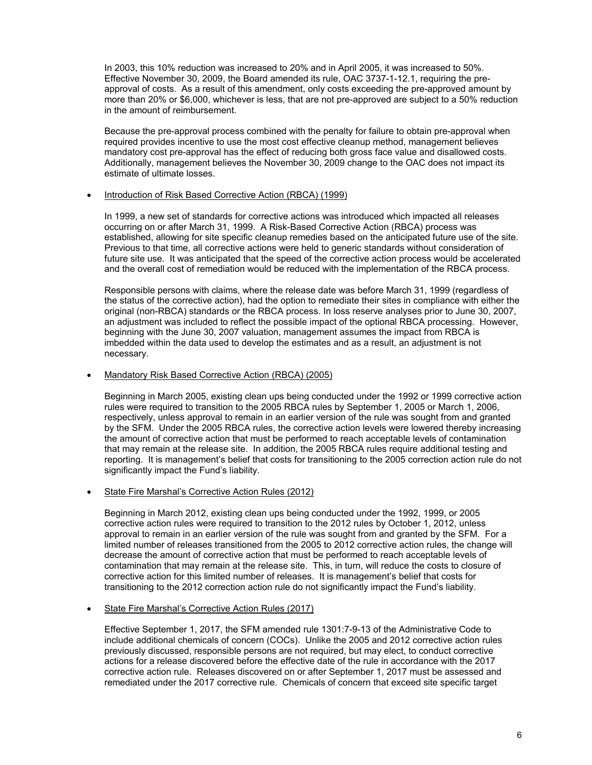In 2003, this 10% reduction was increased to 20% and in April 2005, it was increased to 50%. Effective November 30, 2009, the Board amended its rule, OAC 3737-1-12.1, requiring the pre-approval of costs. As a result of this amendment, only costs exceeding the pre-approved amount by more than 20% or $6,000, whichever is less, that are not pre-approved are subject to a 50% reduction in the amount of reimbursement.

Because the pre-approval process combined with the penalty for failure to obtain pre-approval when required provides incentive to use the most cost effective cleanup method, management believes mandatory cost pre-approval has the effect of reducing both gross face value and disallowed costs. Additionally, management believes the November 30, 2009 change to the OAC does not impact its estimate of ultimate losses.

- Introduction of Risk Based Corrective Action (RBCA) (1999)

  In 1999, a new set of standards for corrective actions was introduced which impacted all releases occurring on or after March 31, 1999. A Risk-Based Corrective Action (RBCA) process was established, allowing for site specific cleanup remedies based on the anticipated future use of the site. Previous to that time, all corrective actions were held to generic standards without consideration of future site use. It was anticipated that the speed of the corrective action process would be accelerated and the overall cost of remediation would be reduced with the implementation of the RBCA process.

  Responsible persons with claims, where the release date was before March 31, 1999 (regardless of the status of the corrective action), had the option to remediate their sites in compliance with either the original (non-RBCA) standards or the RBCA process. In loss reserve analyses prior to June 30, 2007, an adjustment was included to reflect the possible impact of the optional RBCA processing. However, beginning with the June 30, 2007 valuation, management assumes the impact from RBCA is imbedded within the data used to develop the estimates and as a result, an adjustment is not necessary.

- Mandatory Risk Based Corrective Action (RBCA) (2005)

  Beginning in March 2005, existing clean ups being conducted under the 1992 or 1999 corrective action rules were required to transition to the 2005 RBCA rules by September 1, 2005 or March 1, 2006, respectively, unless approval to remain in an earlier version of the rule was sought from and granted by the SFM. Under the 2005 RBCA rules, the corrective action levels were lowered thereby increasing the amount of corrective action that must be performed to reach acceptable levels of contamination that may remain at the release site. In addition, the 2005 RBCA rules require additional testing and reporting. It is management's belief that costs for transitioning to the 2005 correction action rule do not significantly impact the Fund's liability.

- State Fire Marshal's Corrective Action Rules (2012)

  Beginning in March 2012, existing clean ups being conducted under the 1992, 1999, or 2005 corrective action rules were required to transition to the 2012 rules by October 1, 2012, unless approval to remain in an earlier version of the rule was sought from and granted by the SFM. For a limited number of releases transitioned from the 2005 to 2012 corrective action rules, the change will decrease the amount of corrective action that must be performed to reach acceptable levels of contamination that may remain at the release site. This, in turn, will reduce the costs to closure of corrective action for this limited number of releases. It is management's belief that costs for transitioning to the 2012 correction action rule do not significantly impact the Fund's liability.

- State Fire Marshal's Corrective Action Rules (2017)

  Effective September 1, 2017, the SFM amended rule 1301:7-9-13 of the Administrative Code to include additional chemicals of concern (COCs). Unlike the 2005 and 2012 corrective action rules previously discussed, responsible persons are not required, but may elect, to conduct corrective actions for a release discovered before the effective date of the rule in accordance with the 2017 corrective action rule. Releases discovered on or after September 1, 2017 must be assessed and remediated under the 2017 corrective rule. Chemicals of concern that exceed site specific target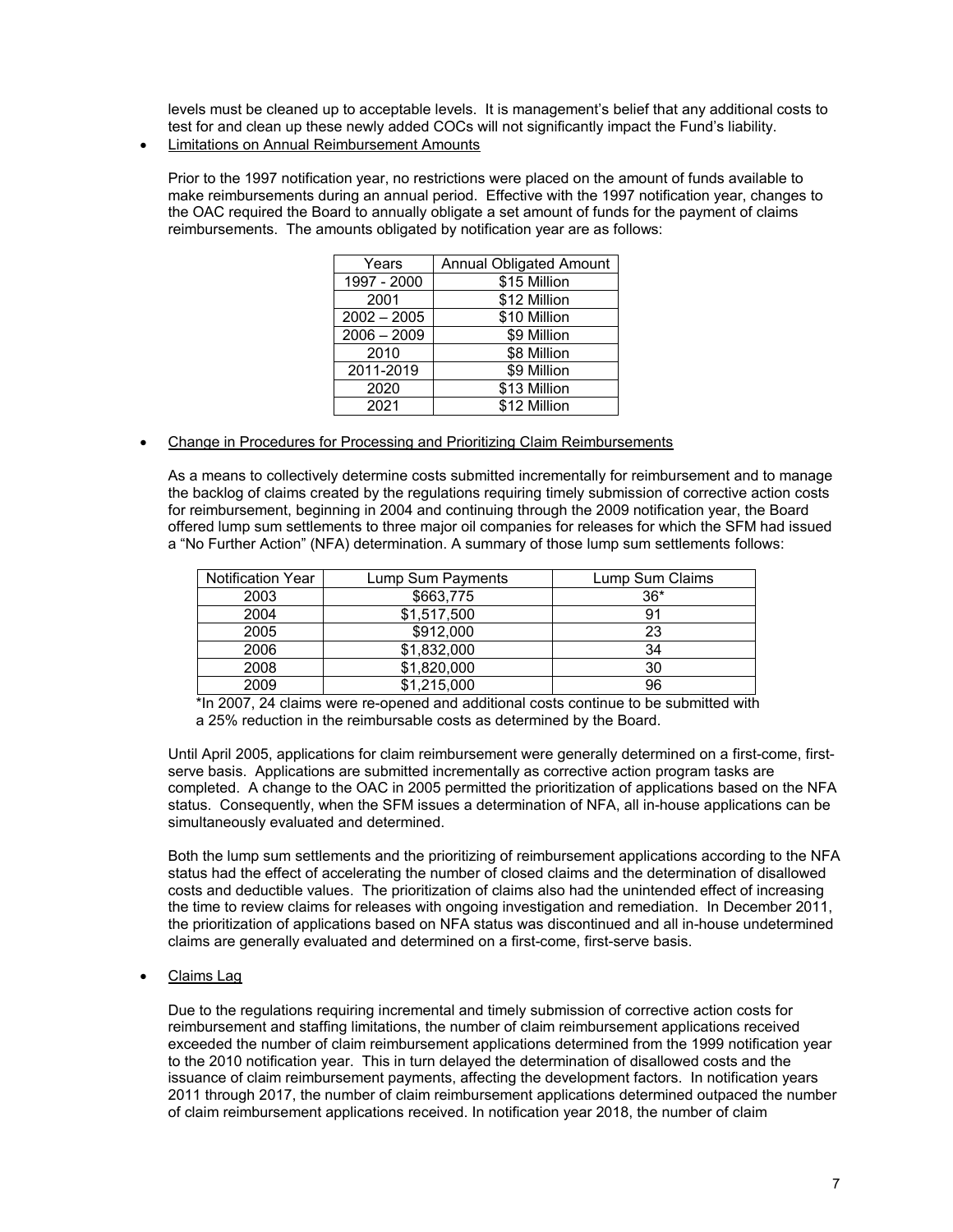levels must be cleaned up to acceptable levels. It is management's belief that any additional costs to test for and clean up these newly added COCs will not significantly impact the Fund's liability.

- Limitations on Annual Reimbursement Amounts

  Prior to the 1997 notification year, no restrictions were placed on the amount of funds available to make reimbursements during an annual period. Effective with the 1997 notification year, changes to the OAC required the Board to annually obligate a set amount of funds for the payment of claims reimbursements. The amounts obligated by notification year are as follows:

| Years | Annual Obligated Amount |
|---|---|
| 1997 - 2000 | $15 Million |
| 2001 | $12 Million |
| 2002 – 2005 | $10 Million |
| 2006 – 2009 | $9 Million |
| 2010 | $8 Million |
| 2011-2019 | $9 Million |
| 2020 | $13 Million |
| 2021 | $12 Million |

- Change in Procedures for Processing and Prioritizing Claim Reimbursements

  As a means to collectively determine costs submitted incrementally for reimbursement and to manage the backlog of claims created by the regulations requiring timely submission of corrective action costs for reimbursement, beginning in 2004 and continuing through the 2009 notification year, the Board offered lump sum settlements to three major oil companies for releases for which the SFM had issued a "No Further Action" (NFA) determination. A summary of those lump sum settlements follows:

| Notification Year | Lump Sum Payments | Lump Sum Claims |
|---|---|---|
| 2003 | $663,775 | 36* |
| 2004 | $1,517,500 | 91 |
| 2005 | $912,000 | 23 |
| 2006 | $1,832,000 | 34 |
| 2008 | $1,820,000 | 30 |
| 2009 | $1,215,000 | 96 |

  *In 2007, 24 claims were re-opened and additional costs continue to be submitted with a 25% reduction in the reimbursable costs as determined by the Board.

  Until April 2005, applications for claim reimbursement were generally determined on a first-come, first-serve basis. Applications are submitted incrementally as corrective action program tasks are completed. A change to the OAC in 2005 permitted the prioritization of applications based on the NFA status. Consequently, when the SFM issues a determination of NFA, all in-house applications can be simultaneously evaluated and determined.

  Both the lump sum settlements and the prioritizing of reimbursement applications according to the NFA status had the effect of accelerating the number of closed claims and the determination of disallowed costs and deductible values. The prioritization of claims also had the unintended effect of increasing the time to review claims for releases with ongoing investigation and remediation. In December 2011, the prioritization of applications based on NFA status was discontinued and all in-house undetermined claims are generally evaluated and determined on a first-come, first-serve basis.

- Claims Lag

  Due to the regulations requiring incremental and timely submission of corrective action costs for reimbursement and staffing limitations, the number of claim reimbursement applications received exceeded the number of claim reimbursement applications determined from the 1999 notification year to the 2010 notification year. This in turn delayed the determination of disallowed costs and the issuance of claim reimbursement payments, affecting the development factors. In notification years 2011 through 2017, the number of claim reimbursement applications determined outpaced the number of claim reimbursement applications received. In notification year 2018, the number of claim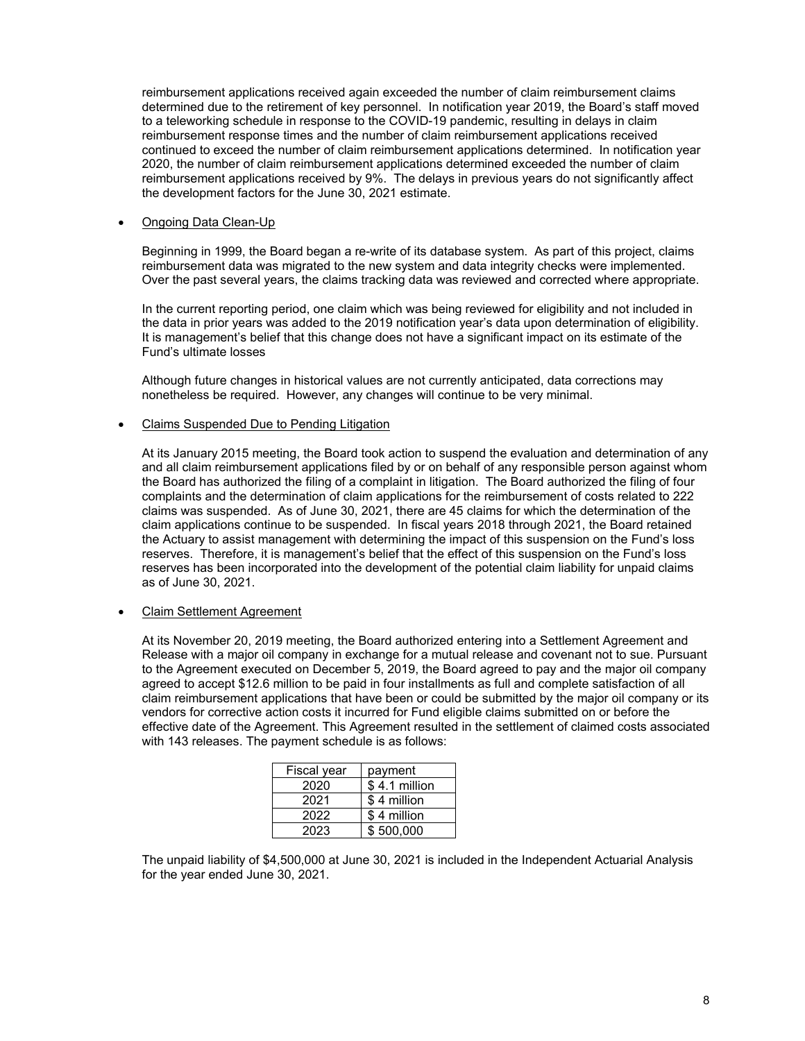reimbursement applications received again exceeded the number of claim reimbursement claims determined due to the retirement of key personnel. In notification year 2019, the Board's staff moved to a teleworking schedule in response to the COVID-19 pandemic, resulting in delays in claim reimbursement response times and the number of claim reimbursement applications received continued to exceed the number of claim reimbursement applications determined. In notification year 2020, the number of claim reimbursement applications determined exceeded the number of claim reimbursement applications received by 9%. The delays in previous years do not significantly affect the development factors for the June 30, 2021 estimate.

- Ongoing Data Clean-Up

  Beginning in 1999, the Board began a re-write of its database system. As part of this project, claims reimbursement data was migrated to the new system and data integrity checks were implemented. Over the past several years, the claims tracking data was reviewed and corrected where appropriate.

  In the current reporting period, one claim which was being reviewed for eligibility and not included in the data in prior years was added to the 2019 notification year's data upon determination of eligibility. It is management's belief that this change does not have a significant impact on its estimate of the Fund's ultimate losses

  Although future changes in historical values are not currently anticipated, data corrections may nonetheless be required. However, any changes will continue to be very minimal.

- Claims Suspended Due to Pending Litigation

  At its January 2015 meeting, the Board took action to suspend the evaluation and determination of any and all claim reimbursement applications filed by or on behalf of any responsible person against whom the Board has authorized the filing of a complaint in litigation. The Board authorized the filing of four complaints and the determination of claim applications for the reimbursement of costs related to 222 claims was suspended. As of June 30, 2021, there are 45 claims for which the determination of the claim applications continue to be suspended. In fiscal years 2018 through 2021, the Board retained the Actuary to assist management with determining the impact of this suspension on the Fund's loss reserves. Therefore, it is management's belief that the effect of this suspension on the Fund's loss reserves has been incorporated into the development of the potential claim liability for unpaid claims as of June 30, 2021.

- Claim Settlement Agreement

  At its November 20, 2019 meeting, the Board authorized entering into a Settlement Agreement and Release with a major oil company in exchange for a mutual release and covenant not to sue. Pursuant to the Agreement executed on December 5, 2019, the Board agreed to pay and the major oil company agreed to accept $12.6 million to be paid in four installments as full and complete satisfaction of all claim reimbursement applications that have been or could be submitted by the major oil company or its vendors for corrective action costs it incurred for Fund eligible claims submitted on or before the effective date of the Agreement. This Agreement resulted in the settlement of claimed costs associated with 143 releases. The payment schedule is as follows:

| Fiscal year | payment |
|---|---|
| 2020 | $ 4.1 million |
| 2021 | $ 4 million |
| 2022 | $ 4 million |
| 2023 | $ 500,000 |

  The unpaid liability of $4,500,000 at June 30, 2021 is included in the Independent Actuarial Analysis for the year ended June 30, 2021.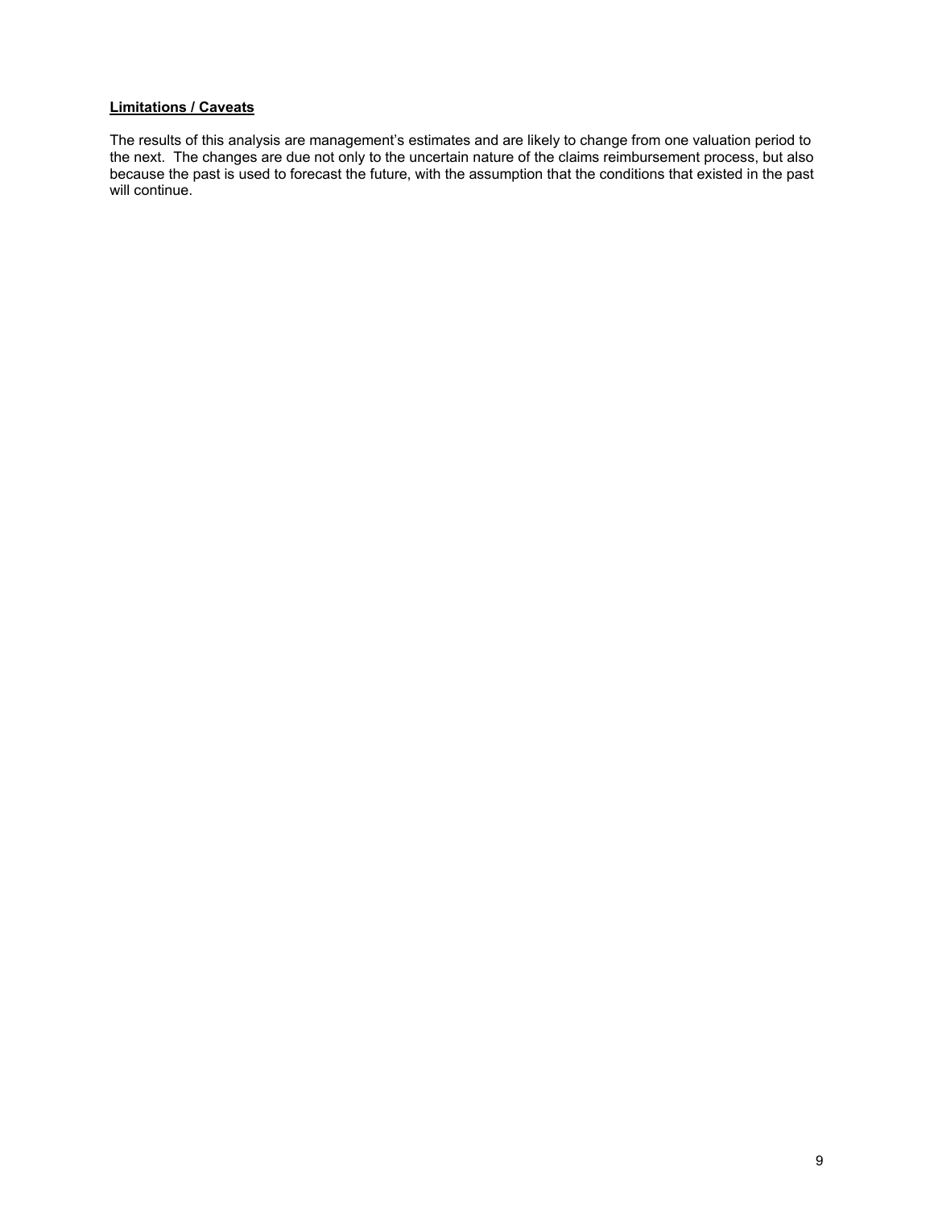**Limitations / Caveats**

The results of this analysis are management's estimates and are likely to change from one valuation period to the next. The changes are due not only to the uncertain nature of the claims reimbursement process, but also because the past is used to forecast the future, with the assumption that the conditions that existed in the past will continue.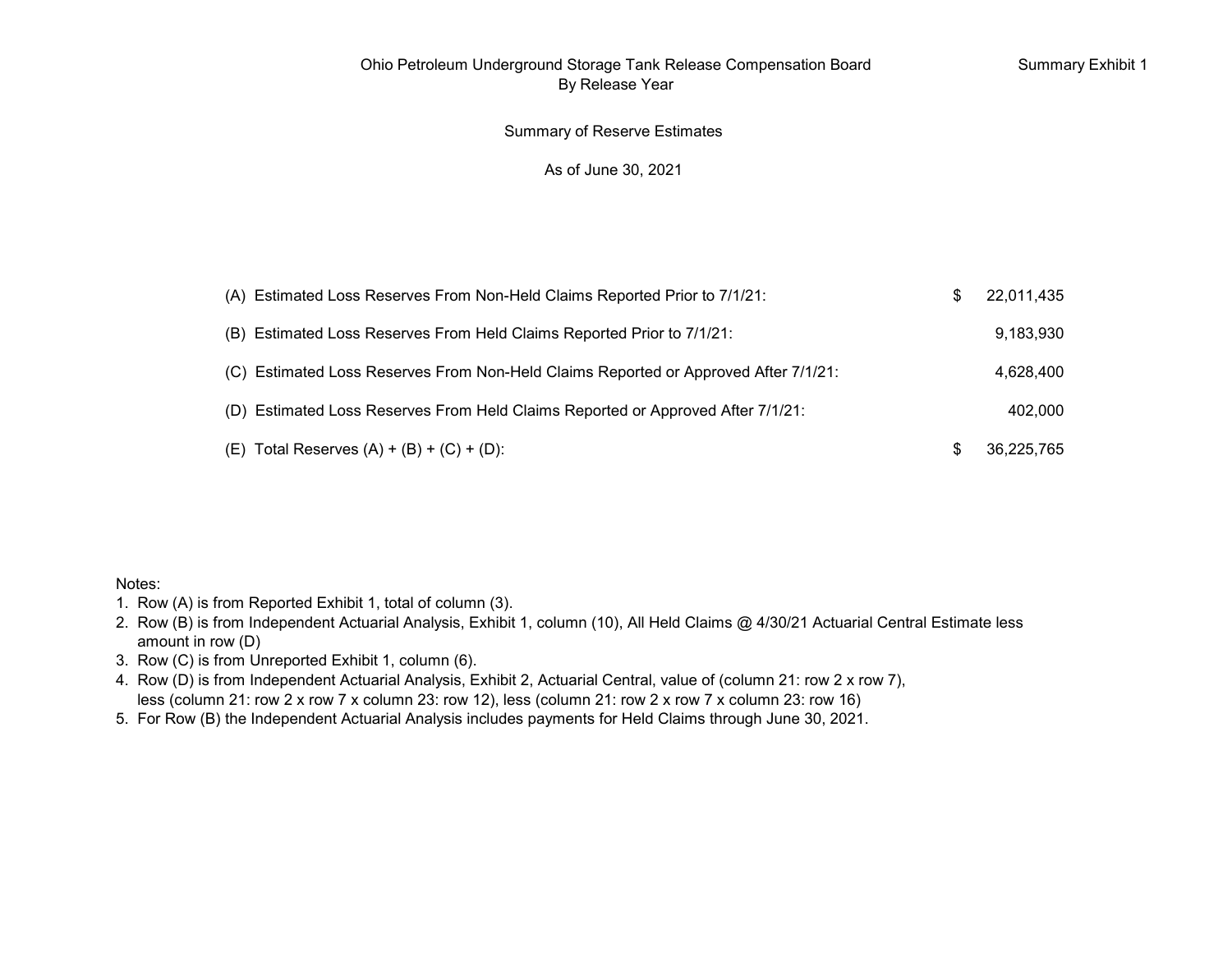Summary Exhibit 1

# Ohio Petroleum Underground Storage Tank Release Compensation Board
## By Release Year

## Summary of Reserve Estimates

As of June 30, 2021

| | | |
|---|---|---|
| (A) Estimated Loss Reserves From Non-Held Claims Reported Prior to 7/1/21: | $ | 22,011,435 |
| (B) Estimated Loss Reserves From Held Claims Reported Prior to 7/1/21: | | 9,183,930 |
| (C) Estimated Loss Reserves From Non-Held Claims Reported or Approved After 7/1/21: | | 4,628,400 |
| (D) Estimated Loss Reserves From Held Claims Reported or Approved After 7/1/21: | | 402,000 |
| (E) Total Reserves (A) + (B) + (C) + (D): | $ | 36,225,765 |

Notes:

1. Row (A) is from Reported Exhibit 1, total of column (3).
2. Row (B) is from Independent Actuarial Analysis, Exhibit 1, column (10), All Held Claims @ 4/30/21 Actuarial Central Estimate less amount in row (D)
3. Row (C) is from Unreported Exhibit 1, column (6).
4. Row (D) is from Independent Actuarial Analysis, Exhibit 2, Actuarial Central, value of (column 21: row 2 x row 7), less (column 21: row 2 x row 7 x column 23: row 12), less (column 21: row 2 x row 7 x column 23: row 16)
5. For Row (B) the Independent Actuarial Analysis includes payments for Held Claims through June 30, 2021.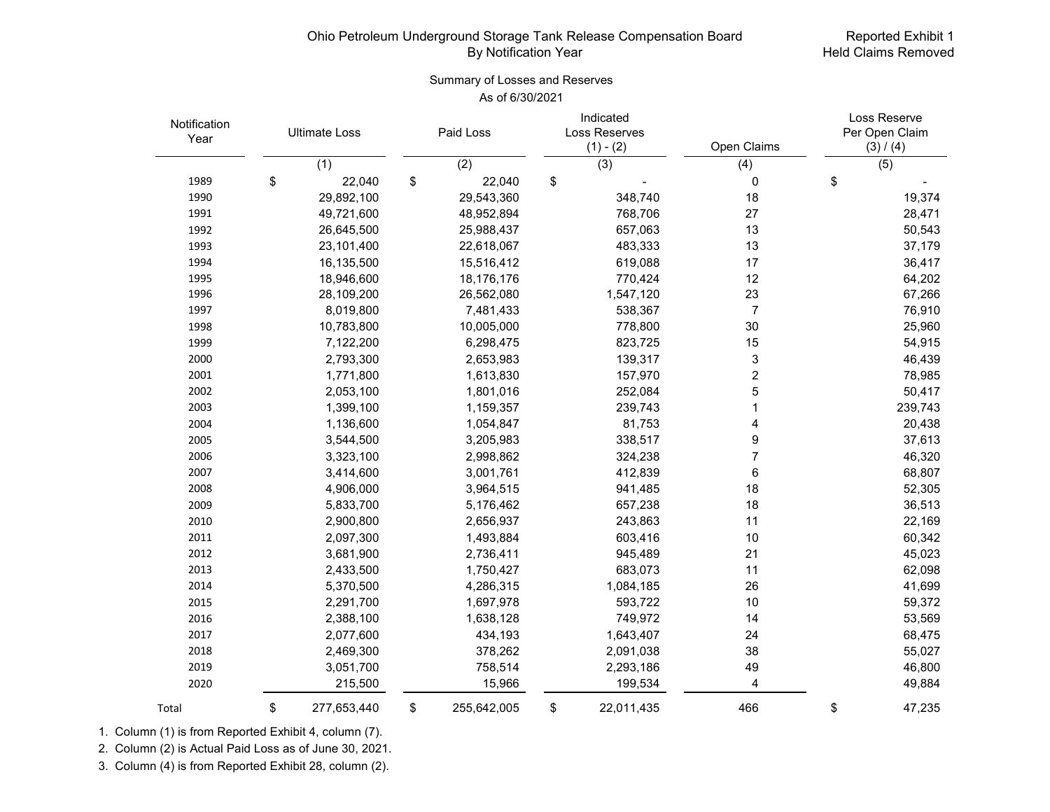Ohio Petroleum Underground Storage Tank Release Compensation Board
By Notification Year

Reported Exhibit 1
Held Claims Removed

Summary of Losses and Reserves
As of 6/30/2021

| Notification Year | Ultimate Loss | Paid Loss | Indicated Loss Reserves (1) - (2) | Open Claims | Loss Reserve Per Open Claim (3) / (4) |
|---|---|---|---|---|---|
| | (1) | (2) | (3) | (4) | (5) |
| 1989 | $ 22,040 | $ 22,040 | $ - | 0 | $ - |
| 1990 | 29,892,100 | 29,543,360 | 348,740 | 18 | 19,374 |
| 1991 | 49,721,600 | 48,952,894 | 768,706 | 27 | 28,471 |
| 1992 | 26,645,500 | 25,988,437 | 657,063 | 13 | 50,543 |
| 1993 | 23,101,400 | 22,618,067 | 483,333 | 13 | 37,179 |
| 1994 | 16,135,500 | 15,516,412 | 619,088 | 17 | 36,417 |
| 1995 | 18,946,600 | 18,176,176 | 770,424 | 12 | 64,202 |
| 1996 | 28,109,200 | 26,562,080 | 1,547,120 | 23 | 67,266 |
| 1997 | 8,019,800 | 7,481,433 | 538,367 | 7 | 76,910 |
| 1998 | 10,783,800 | 10,005,000 | 778,800 | 30 | 25,960 |
| 1999 | 7,122,200 | 6,298,475 | 823,725 | 15 | 54,915 |
| 2000 | 2,793,300 | 2,653,983 | 139,317 | 3 | 46,439 |
| 2001 | 1,771,800 | 1,613,830 | 157,970 | 2 | 78,985 |
| 2002 | 2,053,100 | 1,801,016 | 252,084 | 5 | 50,417 |
| 2003 | 1,399,100 | 1,159,357 | 239,743 | 1 | 239,743 |
| 2004 | 1,136,600 | 1,054,847 | 81,753 | 4 | 20,438 |
| 2005 | 3,544,500 | 3,205,983 | 338,517 | 9 | 37,613 |
| 2006 | 3,323,100 | 2,998,862 | 324,238 | 7 | 46,320 |
| 2007 | 3,414,600 | 3,001,761 | 412,839 | 6 | 68,807 |
| 2008 | 4,906,000 | 3,964,515 | 941,485 | 18 | 52,305 |
| 2009 | 5,833,700 | 5,176,462 | 657,238 | 18 | 36,513 |
| 2010 | 2,900,800 | 2,656,937 | 243,863 | 11 | 22,169 |
| 2011 | 2,097,300 | 1,493,884 | 603,416 | 10 | 60,342 |
| 2012 | 3,681,900 | 2,736,411 | 945,489 | 21 | 45,023 |
| 2013 | 2,433,500 | 1,750,427 | 683,073 | 11 | 62,098 |
| 2014 | 5,370,500 | 4,286,315 | 1,084,185 | 26 | 41,699 |
| 2015 | 2,291,700 | 1,697,978 | 593,722 | 10 | 59,372 |
| 2016 | 2,388,100 | 1,638,128 | 749,972 | 14 | 53,569 |
| 2017 | 2,077,600 | 434,193 | 1,643,407 | 24 | 68,475 |
| 2018 | 2,469,300 | 378,262 | 2,091,038 | 38 | 55,027 |
| 2019 | 3,051,700 | 758,514 | 2,293,186 | 49 | 46,800 |
| 2020 | 215,500 | 15,966 | 199,534 | 4 | 49,884 |
| Total | $ 277,653,440 | $ 255,642,005 | $ 22,011,435 | 466 | $ 47,235 |

1. Column (1) is from Reported Exhibit 4, column (7).
2. Column (2) is Actual Paid Loss as of June 30, 2021.
3. Column (4) is from Reported Exhibit 28, column (2).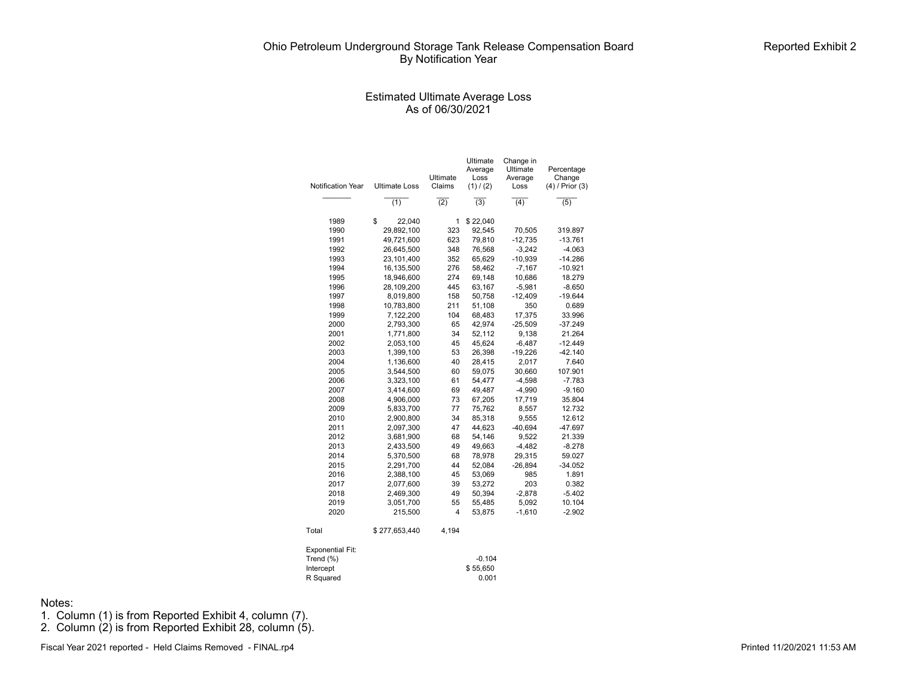# Ohio Petroleum Underground Storage Tank Release Compensation Board
## By Notification Year

Reported Exhibit 2

### Estimated Ultimate Average Loss
### As of 06/30/2021

| Notification Year | Ultimate Loss | Ultimate Claims | Ultimate Average Loss (1) / (2) | Change in Ultimate Average Loss | Percentage Change (4) / Prior (3) |
|---|---|---|---|---|---|
| | (1) | (2) | (3) | (4) | (5) |
| 1989 | $ 22,040 | 1 | $ 22,040 | | |
| 1990 | 29,892,100 | 323 | 92,545 | 70,505 | 319.897 |
| 1991 | 49,721,600 | 623 | 79,810 | -12,735 | -13.761 |
| 1992 | 26,645,500 | 348 | 76,568 | -3,242 | -4.063 |
| 1993 | 23,101,400 | 352 | 65,629 | -10,939 | -14.286 |
| 1994 | 16,135,500 | 276 | 58,462 | -7,167 | -10.921 |
| 1995 | 18,946,600 | 274 | 69,148 | 10,686 | 18.279 |
| 1996 | 28,109,200 | 445 | 63,167 | -5,981 | -8.650 |
| 1997 | 8,019,800 | 158 | 50,758 | -12,409 | -19.644 |
| 1998 | 10,783,800 | 211 | 51,108 | 350 | 0.689 |
| 1999 | 7,122,200 | 104 | 68,483 | 17,375 | 33.996 |
| 2000 | 2,793,300 | 65 | 42,974 | -25,509 | -37.249 |
| 2001 | 1,771,800 | 34 | 52,112 | 9,138 | 21.264 |
| 2002 | 2,053,100 | 45 | 45,624 | -6,487 | -12.449 |
| 2003 | 1,399,100 | 53 | 26,398 | -19,226 | -42.140 |
| 2004 | 1,136,600 | 40 | 28,415 | 2,017 | 7.640 |
| 2005 | 3,544,500 | 60 | 59,075 | 30,660 | 107.901 |
| 2006 | 3,323,100 | 61 | 54,477 | -4,598 | -7.783 |
| 2007 | 3,414,600 | 69 | 49,487 | -4,990 | -9.160 |
| 2008 | 4,906,000 | 73 | 67,205 | 17,719 | 35.804 |
| 2009 | 5,833,700 | 77 | 75,762 | 8,557 | 12.732 |
| 2010 | 2,900,800 | 34 | 85,318 | 9,555 | 12.612 |
| 2011 | 2,097,300 | 47 | 44,623 | -40,694 | -47.697 |
| 2012 | 3,681,900 | 68 | 54,146 | 9,522 | 21.339 |
| 2013 | 2,433,500 | 49 | 49,663 | -4,482 | -8.278 |
| 2014 | 5,370,500 | 68 | 78,978 | 29,315 | 59.027 |
| 2015 | 2,291,700 | 44 | 52,084 | -26,894 | -34.052 |
| 2016 | 2,388,100 | 45 | 53,069 | 985 | 1.891 |
| 2017 | 2,077,600 | 39 | 53,272 | 203 | 0.382 |
| 2018 | 2,469,300 | 49 | 50,394 | -2,878 | -5.402 |
| 2019 | 3,051,700 | 55 | 55,485 | 5,092 | 10.104 |
| 2020 | 215,500 | 4 | 53,875 | -1,610 | -2.902 |
| Total | $ 277,653,440 | 4,194 | | | |
| Exponential Fit: | | | | | |
| Trend (%) | | | -0.104 | | |
| Intercept | | | $ 55,650 | | |
| R Squared | | | 0.001 | | |

Notes:
1. Column (1) is from Reported Exhibit 4, column (7).
2. Column (2) is from Reported Exhibit 28, column (5).

Fiscal Year 2021 reported - Held Claims Removed - FINAL.rp4

Printed 11/20/2021 11:53 AM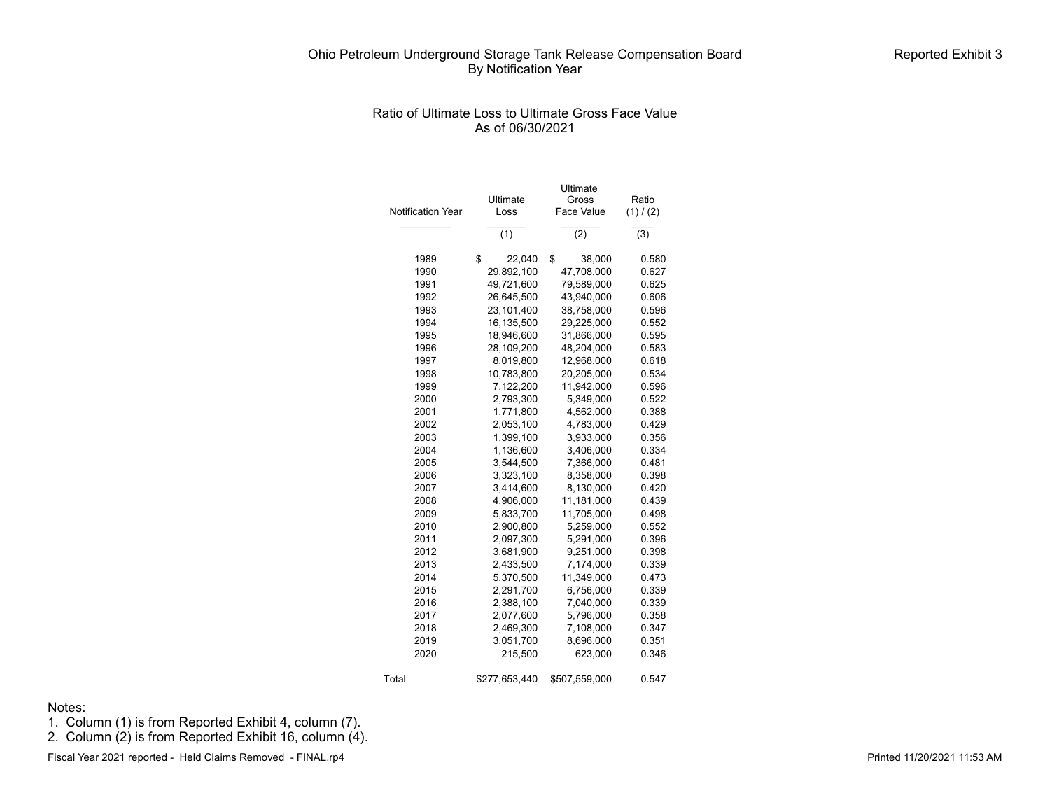# Ohio Petroleum Underground Storage Tank Release Compensation Board
## By Notification Year

Reported Exhibit 3

### Ratio of Ultimate Loss to Ultimate Gross Face Value
### As of 06/30/2021

| Notification Year | Ultimate Loss | Ultimate Gross Face Value | Ratio (1) / (2) |
|---|---|---|---|
| | (1) | (2) | (3) |
| 1989 | $ 22,040 | $ 38,000 | 0.580 |
| 1990 | 29,892,100 | 47,708,000 | 0.627 |
| 1991 | 49,721,600 | 79,589,000 | 0.625 |
| 1992 | 26,645,500 | 43,940,000 | 0.606 |
| 1993 | 23,101,400 | 38,758,000 | 0.596 |
| 1994 | 16,135,500 | 29,225,000 | 0.552 |
| 1995 | 18,946,600 | 31,866,000 | 0.595 |
| 1996 | 28,109,200 | 48,204,000 | 0.583 |
| 1997 | 8,019,800 | 12,968,000 | 0.618 |
| 1998 | 10,783,800 | 20,205,000 | 0.534 |
| 1999 | 7,122,200 | 11,942,000 | 0.596 |
| 2000 | 2,793,300 | 5,349,000 | 0.522 |
| 2001 | 1,771,800 | 4,562,000 | 0.388 |
| 2002 | 2,053,100 | 4,783,000 | 0.429 |
| 2003 | 1,399,100 | 3,933,000 | 0.356 |
| 2004 | 1,136,600 | 3,406,000 | 0.334 |
| 2005 | 3,544,500 | 7,366,000 | 0.481 |
| 2006 | 3,323,100 | 8,358,000 | 0.398 |
| 2007 | 3,414,600 | 8,130,000 | 0.420 |
| 2008 | 4,906,000 | 11,181,000 | 0.439 |
| 2009 | 5,833,700 | 11,705,000 | 0.498 |
| 2010 | 2,900,800 | 5,259,000 | 0.552 |
| 2011 | 2,097,300 | 5,291,000 | 0.396 |
| 2012 | 3,681,900 | 9,251,000 | 0.398 |
| 2013 | 2,433,500 | 7,174,000 | 0.339 |
| 2014 | 5,370,500 | 11,349,000 | 0.473 |
| 2015 | 2,291,700 | 6,756,000 | 0.339 |
| 2016 | 2,388,100 | 7,040,000 | 0.339 |
| 2017 | 2,077,600 | 5,796,000 | 0.358 |
| 2018 | 2,469,300 | 7,108,000 | 0.347 |
| 2019 | 3,051,700 | 8,696,000 | 0.351 |
| 2020 | 215,500 | 623,000 | 0.346 |
| Total | $277,653,440 | $507,559,000 | 0.547 |

Notes:
1. Column (1) is from Reported Exhibit 4, column (7).
2. Column (2) is from Reported Exhibit 16, column (4).

Fiscal Year 2021 reported - Held Claims Removed - FINAL.rp4

Printed 11/20/2021 11:53 AM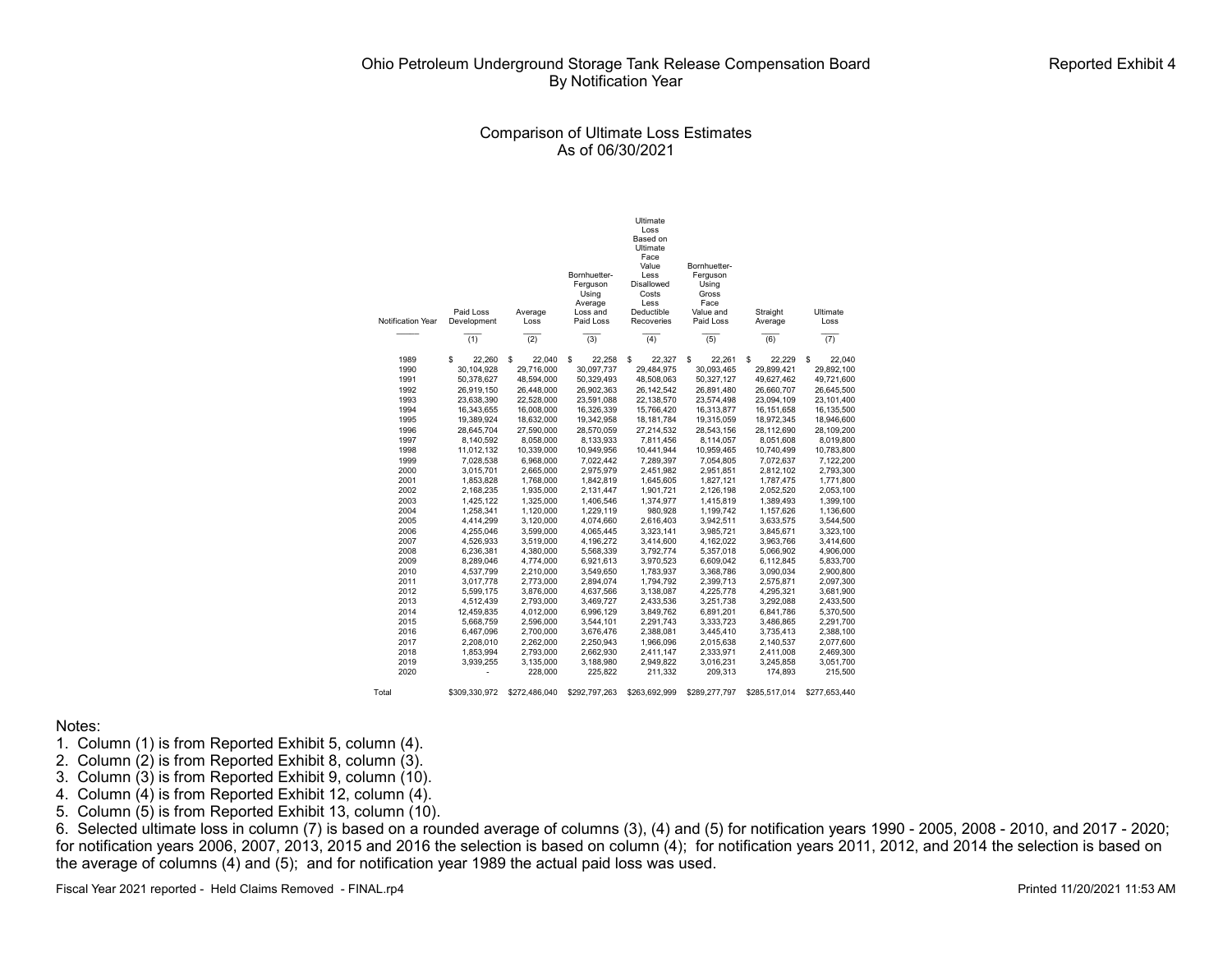Ohio Petroleum Underground Storage Tank Release Compensation Board
By Notification Year

Reported Exhibit 4

## Comparison of Ultimate Loss Estimates
As of 06/30/2021

| Notification Year | Paid Loss Development | Average Loss | Bornhuetter-Ferguson Using Average Loss and Paid Loss | Ultimate Loss Based on Ultimate Face Value Less Disallowed Costs Less Deductible Recoveries | Bornhuetter-Ferguson Using Gross Face Value and Paid Loss | Straight Average | Ultimate Loss |
|---|---|---|---|---|---|---|---|
| | (1) | (2) | (3) | (4) | (5) | (6) | (7) |
| 1989 | $ 22,260 | $ 22,040 | $ 22,258 | $ 22,327 | $ 22,261 | $ 22,229 | $ 22,040 |
| 1990 | 30,104,928 | 29,716,000 | 30,097,737 | 29,484,975 | 30,093,465 | 29,899,421 | 29,892,100 |
| 1991 | 50,378,627 | 48,594,000 | 50,329,493 | 48,508,063 | 50,327,127 | 49,627,462 | 49,721,600 |
| 1992 | 26,919,150 | 26,448,000 | 26,902,363 | 26,142,542 | 26,891,480 | 26,660,707 | 26,645,500 |
| 1993 | 23,638,390 | 22,528,000 | 23,591,088 | 22,138,570 | 23,574,498 | 23,094,109 | 23,101,400 |
| 1994 | 16,343,655 | 16,008,000 | 16,326,339 | 15,766,420 | 16,313,877 | 16,151,658 | 16,135,500 |
| 1995 | 19,389,924 | 18,632,000 | 19,342,958 | 18,181,784 | 19,315,059 | 18,972,345 | 18,946,600 |
| 1996 | 28,645,704 | 27,590,000 | 28,570,059 | 27,214,532 | 28,543,156 | 28,112,690 | 28,109,200 |
| 1997 | 8,140,592 | 8,058,000 | 8,133,933 | 7,811,456 | 8,114,057 | 8,051,608 | 8,019,800 |
| 1998 | 11,012,132 | 10,339,000 | 10,949,956 | 10,441,944 | 10,959,465 | 10,740,499 | 10,783,800 |
| 1999 | 7,028,538 | 6,968,000 | 7,022,442 | 7,289,397 | 7,054,805 | 7,072,637 | 7,122,200 |
| 2000 | 3,015,701 | 2,665,000 | 2,975,979 | 2,451,982 | 2,951,851 | 2,812,102 | 2,793,300 |
| 2001 | 1,853,828 | 1,768,000 | 1,842,819 | 1,645,605 | 1,827,121 | 1,787,475 | 1,771,800 |
| 2002 | 2,168,235 | 1,935,000 | 2,131,447 | 1,901,721 | 2,126,198 | 2,052,520 | 2,053,100 |
| 2003 | 1,425,122 | 1,325,000 | 1,406,546 | 1,374,977 | 1,415,819 | 1,389,493 | 1,399,100 |
| 2004 | 1,258,341 | 1,120,000 | 1,229,119 | 980,928 | 1,199,742 | 1,157,626 | 1,136,600 |
| 2005 | 4,414,299 | 3,120,000 | 4,074,660 | 2,616,403 | 3,942,511 | 3,633,575 | 3,544,500 |
| 2006 | 4,255,046 | 3,599,000 | 4,065,445 | 3,323,141 | 3,985,721 | 3,845,671 | 3,323,100 |
| 2007 | 4,526,933 | 3,519,000 | 4,196,272 | 3,414,600 | 4,162,022 | 3,963,766 | 3,414,600 |
| 2008 | 6,236,381 | 4,380,000 | 5,568,339 | 3,792,774 | 5,357,018 | 5,066,902 | 4,906,000 |
| 2009 | 8,289,046 | 4,774,000 | 6,921,613 | 3,970,523 | 6,609,042 | 6,112,845 | 5,833,700 |
| 2010 | 4,537,799 | 2,210,000 | 3,549,650 | 1,783,937 | 3,368,786 | 3,090,034 | 2,900,800 |
| 2011 | 3,017,778 | 2,773,000 | 2,894,074 | 1,794,792 | 2,399,713 | 2,575,871 | 2,097,300 |
| 2012 | 5,599,175 | 3,876,000 | 4,637,566 | 3,138,087 | 4,225,778 | 4,295,321 | 3,681,900 |
| 2013 | 4,512,439 | 2,793,000 | 3,469,727 | 2,433,536 | 3,251,738 | 3,292,088 | 2,433,500 |
| 2014 | 12,459,835 | 4,012,000 | 6,996,129 | 3,849,762 | 6,891,201 | 6,841,786 | 5,370,500 |
| 2015 | 5,668,759 | 2,596,000 | 3,544,101 | 2,291,743 | 3,333,723 | 3,486,865 | 2,291,700 |
| 2016 | 6,467,096 | 2,700,000 | 3,676,476 | 2,388,081 | 3,445,410 | 3,735,413 | 2,388,100 |
| 2017 | 2,208,010 | 2,262,000 | 2,250,943 | 1,966,096 | 2,015,638 | 2,140,537 | 2,077,600 |
| 2018 | 1,853,994 | 2,793,000 | 2,662,930 | 2,411,147 | 2,333,971 | 2,411,008 | 2,469,300 |
| 2019 | 3,939,255 | 3,135,000 | 3,188,980 | 2,949,822 | 3,016,231 | 3,245,858 | 3,051,700 |
| 2020 | - | 228,000 | 225,822 | 211,332 | 209,313 | 174,893 | 215,500 |
| Total | $309,330,972 | $272,486,040 | $292,797,263 | $263,692,999 | $289,277,797 | $285,517,014 | $277,653,440 |

Notes:
1. Column (1) is from Reported Exhibit 5, column (4).
2. Column (2) is from Reported Exhibit 8, column (3).
3. Column (3) is from Reported Exhibit 9, column (10).
4. Column (4) is from Reported Exhibit 12, column (4).
5. Column (5) is from Reported Exhibit 13, column (10).
6. Selected ultimate loss in column (7) is based on a rounded average of columns (3), (4) and (5) for notification years 1990 - 2005, 2008 - 2010, and 2017 - 2020; for notification years 2006, 2007, 2013, 2015 and 2016 the selection is based on column (4); for notification years 2011, 2012, and 2014 the selection is based on the average of columns (4) and (5); and for notification year 1989 the actual paid loss was used.

Fiscal Year 2021 reported - Held Claims Removed - FINAL.rp4

Printed 11/20/2021 11:53 AM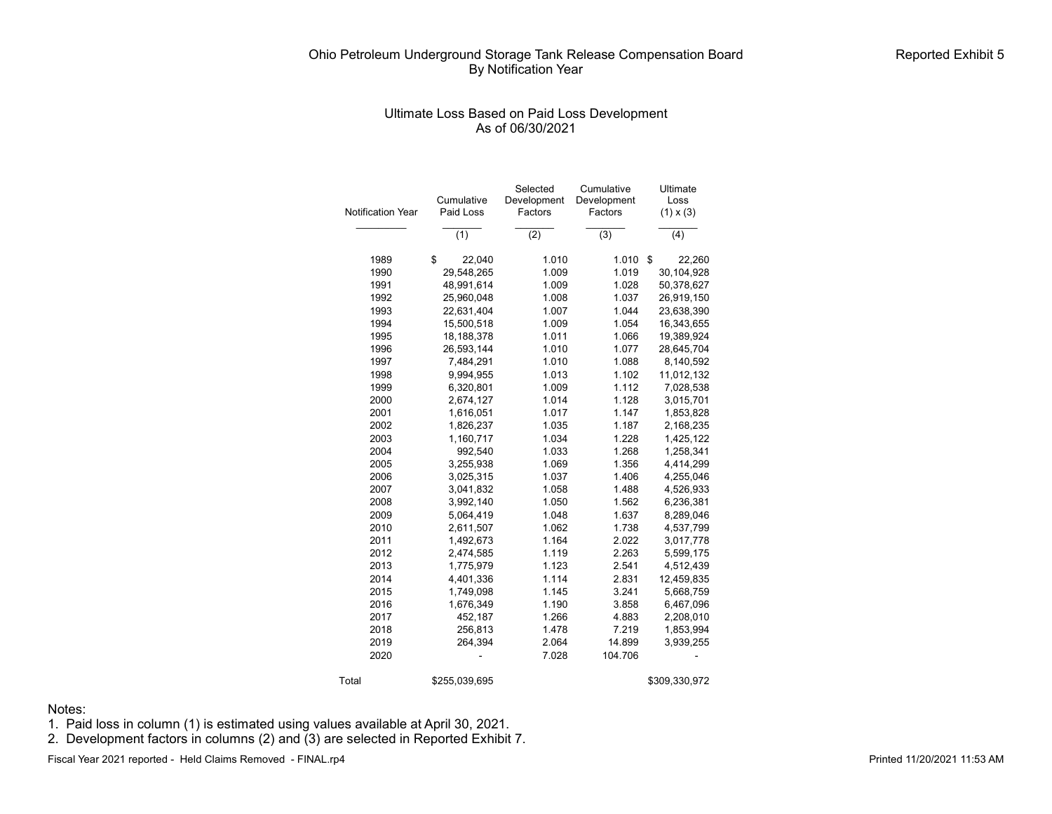# Ohio Petroleum Underground Storage Tank Release Compensation Board
## By Notification Year

Reported Exhibit 5

### Ultimate Loss Based on Paid Loss Development
### As of 06/30/2021

| Notification Year | Cumulative Paid Loss | Selected Development Factors | Cumulative Development Factors | Ultimate Loss (1) x (3) |
|---|---|---|---|---|
| | (1) | (2) | (3) | (4) |
| 1989 | $ 22,040 | 1.010 | 1.010 | $ 22,260 |
| 1990 | 29,548,265 | 1.009 | 1.019 | 30,104,928 |
| 1991 | 48,991,614 | 1.009 | 1.028 | 50,378,627 |
| 1992 | 25,960,048 | 1.008 | 1.037 | 26,919,150 |
| 1993 | 22,631,404 | 1.007 | 1.044 | 23,638,390 |
| 1994 | 15,500,518 | 1.009 | 1.054 | 16,343,655 |
| 1995 | 18,188,378 | 1.011 | 1.066 | 19,389,924 |
| 1996 | 26,593,144 | 1.010 | 1.077 | 28,645,704 |
| 1997 | 7,484,291 | 1.010 | 1.088 | 8,140,592 |
| 1998 | 9,994,955 | 1.013 | 1.102 | 11,012,132 |
| 1999 | 6,320,801 | 1.009 | 1.112 | 7,028,538 |
| 2000 | 2,674,127 | 1.014 | 1.128 | 3,015,701 |
| 2001 | 1,616,051 | 1.017 | 1.147 | 1,853,828 |
| 2002 | 1,826,237 | 1.035 | 1.187 | 2,168,235 |
| 2003 | 1,160,717 | 1.034 | 1.228 | 1,425,122 |
| 2004 | 992,540 | 1.033 | 1.268 | 1,258,341 |
| 2005 | 3,255,938 | 1.069 | 1.356 | 4,414,299 |
| 2006 | 3,025,315 | 1.037 | 1.406 | 4,255,046 |
| 2007 | 3,041,832 | 1.058 | 1.488 | 4,526,933 |
| 2008 | 3,992,140 | 1.050 | 1.562 | 6,236,381 |
| 2009 | 5,064,419 | 1.048 | 1.637 | 8,289,046 |
| 2010 | 2,611,507 | 1.062 | 1.738 | 4,537,799 |
| 2011 | 1,492,673 | 1.164 | 2.022 | 3,017,778 |
| 2012 | 2,474,585 | 1.119 | 2.263 | 5,599,175 |
| 2013 | 1,775,979 | 1.123 | 2.541 | 4,512,439 |
| 2014 | 4,401,336 | 1.114 | 2.831 | 12,459,835 |
| 2015 | 1,749,098 | 1.145 | 3.241 | 5,668,759 |
| 2016 | 1,676,349 | 1.190 | 3.858 | 6,467,096 |
| 2017 | 452,187 | 1.266 | 4.883 | 2,208,010 |
| 2018 | 256,813 | 1.478 | 7.219 | 1,853,994 |
| 2019 | 264,394 | 2.064 | 14.899 | 3,939,255 |
| 2020 | - | 7.028 | 104.706 | - |
| Total | $255,039,695 | | | $309,330,972 |

Notes:

1. Paid loss in column (1) is estimated using values available at April 30, 2021.
2. Development factors in columns (2) and (3) are selected in Reported Exhibit 7.

Fiscal Year 2021 reported - Held Claims Removed - FINAL.rp4

Printed 11/20/2021 11:53 AM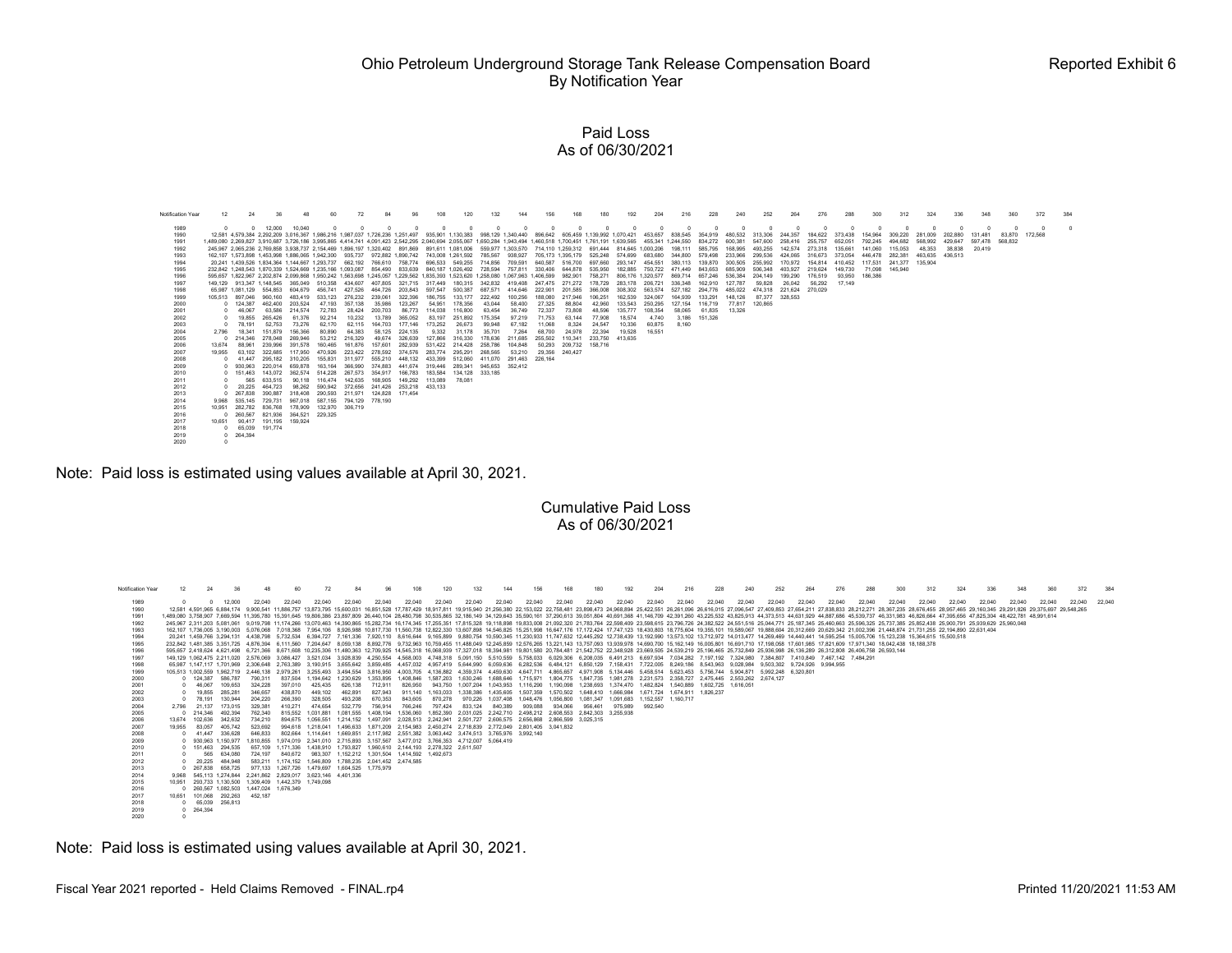# Ohio Petroleum Underground Storage Tank Release Compensation Board

## By Notification Year

Reported Exhibit 6

### Paid Loss
### As of 06/30/2021

| Notification Year | 12 | 24 | 36 | 48 | 60 | 72 | 84 | 96 | 108 | 120 | 132 | 144 | 156 | 168 | 180 | 192 | 204 | 216 | 228 | 240 | 252 | 264 | 276 | 288 | 300 | 312 | 324 | 336 | 348 | 360 | 372 | 384 |
|---|---|---|---|---|---|---|---|---|---|---|---|---|---|---|---|---|---|---|---|---|---|---|---|---|---|---|---|---|---|---|---|---|
| 1989 | 0 | 0 | 12,000 | 10,040 | 0 | 0 | 0 | 0 | 0 | 0 | 0 | 0 | 0 | 0 | 0 | 0 | 0 | 0 | 0 | 0 | 0 | 0 | 0 | 0 | 0 | 0 | 0 | 0 | 0 | 0 | 0 | 0 |
| 1990 | 12,581 | 4,579,384 | 2,292,209 | 3,016,367 | 1,986,216 | 1,087,037 | 1,726,236 | 1,251,497 | 935,901 | 1,130,383 | 998,129 | 1,340,440 | 896,642 | 605,459 | 1,139,992 | 1,070,421 | 453,657 | 838,545 | 354,919 | 480,532 | 313,306 | 244,357 | 184,622 | 373,438 | 154,964 | 309,220 | 281,009 | 202,880 | 131,481 | 83,870 | 172,568 | |
| 1991 | 1,489,080 | 2,269,827 | 3,910,687 | 3,726,186 | 3,995,865 | 4,414,741 | 4,091,423 | 2,542,295 | 2,040,694 | 2,055,067 | 1,650,284 | 1,943,494 | 1,460,518 | 1,700,451 | 1,761,191 | 1,639,585 | 455,341 | 1,244,550 | 834,272 | 600,381 | 547,600 | 258,416 | 255,757 | 652,051 | 792,245 | 494,682 | 568,992 | 429,647 | 597,478 | 568,832 | | |
| 1992 | 245,967 | 2,065,236 | 2,769,858 | 3,938,737 | 2,154,469 | 1,896,197 | 1,320,402 | 891,869 | 891,611 | 1,081,006 | 559,977 | 1,303,570 | 714,110 | 1,259,312 | 691,444 | 814,645 | 1,000,206 | 198,111 | 585,795 | 168,995 | 493,255 | 142,574 | 273,318 | 135,661 | 141,060 | 115,053 | 48,353 | 38,838 | 20,419 | | | |
| 1993 | 162,107 | 1,573,898 | 1,453,998 | 1,886,065 | 1,942,300 | 935,737 | 972,882 | 1,890,742 | 743,008 | 1,261,592 | 785,567 | 938,927 | 705,173 | 1,395,179 | 525,248 | 574,699 | 683,680 | 344,800 | 579,498 | 233,966 | 299,536 | 424,065 | 316,673 | 373,054 | 446,478 | 282,381 | 463,635 | 436,513 | | | | |
| 1994 | 20,241 | 1,439,526 | 1,834,364 | 1,144,667 | 1,293,737 | 662,192 | 766,610 | 758,774 | 696,533 | 549,255 | 714,856 | 709,591 | 640,587 | 516,700 | 697,660 | 293,147 | 454,551 | 380,113 | 139,870 | 300,505 | 255,992 | 170,972 | 154,814 | 410,452 | 117,531 | 241,377 | 135,904 | | | | | |
| 1995 | 232,842 | 1,248,543 | 1,870,339 | 1,524,669 | 1,235,166 | 1,093,087 | 854,490 | 833,639 | 840,187 | 1,026,492 | 728,594 | 757,811 | 330,406 | 644,878 | 535,950 | 182,885 | 750,722 | 471,449 | 843,653 | 685,909 | 506,348 | 403,927 | 219,624 | 149,730 | 71,098 | 145,940 | | | | | | |
| 1996 | 595,657 | 1,822,967 | 2,202,874 | 2,099,868 | 1,950,242 | 1,563,698 | 1,245,057 | 1,229,562 | 1,835,393 | 1,523,620 | 1,258,080 | 1,067,963 | 1,406,599 | 982,901 | 758,271 | 806,176 | 1,320,577 | 869,714 | 657,246 | 536,384 | 204,149 | 199,290 | 176,519 | 93,950 | 186,386 | | | | | | | |
| 1997 | 149,129 | 913,347 | 1,148,545 | 365,049 | 510,358 | 434,607 | 407,805 | 321,715 | 317,449 | 180,315 | 342,832 | 419,408 | 247,475 | 271,272 | 178,729 | 283,178 | 206,721 | 336,348 | 162,910 | 127,787 | 59,828 | 26,042 | 56,292 | 17,149 | | | | | | | | |
| 1998 | 65,987 | 1,081,129 | 554,853 | 604,679 | 456,741 | 427,526 | 464,726 | 203,843 | 597,547 | 500,387 | 687,571 | 414,646 | 222,901 | 201,585 | 366,008 | 308,302 | 563,574 | 527,182 | 294,776 | 485,022 | 474,318 | 221,624 | 270,029 | | | | | | | | | |
| 1999 | 105,513 | 897,046 | 960,160 | 483,419 | 533,123 | 276,232 | 239,061 | 322,396 | 186,755 | 133,177 | 222,492 | 100,256 | 188,080 | 217,946 | 106,251 | 162,539 | 324,067 | 164,939 | 133,291 | 148,126 | 87,377 | 328,553 | | | | | | | | | | |
| 2000 | 0 | 124,387 | 462,400 | 203,524 | 47,193 | 357,138 | 35,986 | 123,267 | 54,951 | 178,356 | 43,044 | 58,400 | 27,325 | 88,804 | 42,960 | 133,543 | 250,295 | 127,154 | 116,719 | 77,817 | 120,865 | | | | | | | | | | | |
| 2001 | 0 | 46,067 | 63,586 | 214,574 | 72,783 | 28,424 | 200,703 | 86,773 | 114,038 | 116,800 | 63,454 | 36,749 | 72,337 | 73,808 | 48,596 | 135,777 | 108,354 | 58,065 | 61,835 | 13,326 | | | | | | | | | | | | |
| 2002 | 0 | 19,855 | 265,426 | 61,376 | 92,214 | 10,232 | 13,789 | 365,052 | 83,197 | 251,892 | 175,354 | 97,219 | 71,753 | 63,144 | 77,908 | 18,574 | 4,740 | 3,186 | 151,326 | | | | | | | | | | | | | |
| 2003 | 0 | 78,191 | 52,753 | 73,276 | 62,170 | 62,115 | 164,703 | 177,146 | 173,252 | 26,673 | 99,948 | 67,182 | 11,068 | 8,324 | 24,547 | 10,336 | 60,875 | 8,160 | | | | | | | | | | | | | | |
| 2004 | 2,796 | 18,341 | 151,879 | 156,366 | 80,890 | 64,383 | 58,125 | 224,135 | 9,332 | 31,178 | 35,701 | 7,264 | 68,700 | 24,978 | 22,394 | 19,528 | 16,551 | | | | | | | | | | | | | | | |
| 2005 | 0 | 214,346 | 278,048 | 269,946 | 53,212 | 216,329 | 49,674 | 326,639 | 127,866 | 316,330 | 178,636 | 211,685 | 255,502 | 110,341 | 233,750 | 413,635 | | | | | | | | | | | | | | | | |
| 2006 | 13,674 | 88,961 | 239,996 | 391,578 | 160,465 | 161,876 | 157,601 | 282,939 | 531,422 | 214,428 | 258,786 | 104,848 | 50,293 | 209,732 | 158,716 | | | | | | | | | | | | | | | | | |
| 2007 | 19,955 | 63,102 | 322,685 | 117,950 | 470,926 | 223,422 | 278,592 | 374,576 | 283,774 | 295,291 | 268,565 | 53,210 | 29,356 | 240,427 | | | | | | | | | | | | | | | | | | |
| 2008 | 0 | 41,447 | 295,182 | 310,205 | 155,831 | 311,977 | 555,210 | 448,132 | 433,399 | 512,060 | 411,070 | 291,463 | 226,164 | | | | | | | | | | | | | | | | | | | |
| 2009 | 0 | 930,963 | 220,014 | 659,878 | 163,164 | 366,990 | 374,883 | 441,674 | 319,446 | 289,341 | 945,653 | 352,412 | | | | | | | | | | | | | | | | | | | | |
| 2010 | 0 | 151,463 | 143,072 | 362,574 | 514,228 | 267,573 | 354,917 | 166,783 | 183,584 | 134,128 | 333,185 | | | | | | | | | | | | | | | | | | | | | |
| 2011 | 0 | 565 | 633,515 | 90,118 | 116,474 | 142,635 | 168,905 | 149,292 | 113,089 | 78,081 | | | | | | | | | | | | | | | | | | | | | | |
| 2012 | 0 | 20,225 | 464,723 | 98,262 | 590,942 | 372,656 | 241,426 | 253,218 | 433,133 | | | | | | | | | | | | | | | | | | | | | | | |
| 2013 | 0 | 267,838 | 390,887 | 318,408 | 290,593 | 211,971 | 124,828 | 171,454 | | | | | | | | | | | | | | | | | | | | | | | | |
| 2014 | 9,968 | 535,145 | 729,531 | 967,018 | 587,155 | 794,129 | 778,190 | | | | | | | | | | | | | | | | | | | | | | | | | |
| 2015 | 10,951 | 282,782 | 836,768 | 178,909 | 132,970 | 306,719 | | | | | | | | | | | | | | | | | | | | | | | | | | |
| 2016 | 0 | 260,567 | 821,936 | 364,521 | 229,325 | | | | | | | | | | | | | | | | | | | | | | | | | | | |
| 2017 | 10,651 | 90,417 | 191,195 | 159,924 | | | | | | | | | | | | | | | | | | | | | | | | | | | | |
| 2018 | 0 | 65,039 | 191,774 | | | | | | | | | | | | | | | | | | | | | | | | | | | | | |
| 2019 | 0 | 264,394 | | | | | | | | | | | | | | | | | | | | | | | | | | | | | | |
| 2020 | 0 | | | | | | | | | | | | | | | | | | | | | | | | | | | | | | | |

Note: Paid loss is estimated using values available at April 30, 2021.

### Cumulative Paid Loss
### As of 06/30/2021

| Notification Year | 12 | 24 | 36 | 48 | 60 | 72 | 84 | 96 | 108 | 120 | 132 | 144 | 156 | 168 | 180 | 192 | 204 | 216 | 228 | 240 | 252 | 264 | 276 | 288 | 300 | 312 | 324 | 336 | 348 | 360 | 372 | 384 |
|---|---|---|---|---|---|---|---|---|---|---|---|---|---|---|---|---|---|---|---|---|---|---|---|---|---|---|---|---|---|---|---|---|
| 1989 | 0 | 0 | 12,000 | 22,040 | 22,040 | 22,040 | 22,040 | 22,040 | 22,040 | 22,040 | 22,040 | 22,040 | 22,040 | 22,040 | 22,040 | 22,040 | 22,040 | 22,040 | 22,040 | 22,040 | 22,040 | 22,040 | 22,040 | 22,040 | 22,040 | 22,040 | 22,040 | 22,040 | 22,040 | 22,040 | 22,040 | 22,040 |
| 1990 | 12,581 | 4,591,965 | 6,884,174 | 9,900,541 | 11,886,757 | 13,873,795 | 15,600,031 | 16,851,528 | 17,787,429 | 18,917,811 | 19,915,940 | 21,256,380 | 22,153,022 | 22,758,481 | 23,898,473 | 24,968,894 | 25,422,551 | 26,261,096 | 26,616,015 | 27,096,547 | 27,409,853 | 27,654,211 | 27,838,833 | 28,212,271 | 28,367,235 | 28,676,455 | 28,957,465 | 29,160,345 | 29,291,826 | 29,375,697 | 29,548,265 | |
| 1991 | 1,489,080 | 3,758,907 | 7,669,594 | 11,395,780 | 15,391,645 | 19,806,386 | 23,897,809 | 26,440,104 | 28,480,798 | 30,535,865 | 32,186,149 | 34,129,643 | 35,590,161 | 37,290,613 | 39,051,804 | 40,691,368 | 41,146,709 | 42,391,260 | 43,225,532 | 43,825,913 | 44,373,513 | 44,631,929 | 44,887,686 | 45,539,737 | 46,331,983 | 46,826,664 | 47,395,656 | 47,825,304 | 48,422,781 | 48,991,614 | | |
| 1992 | 245,967 | 2,311,203 | 5,081,061 | 9,019,798 | 11,174,266 | 13,070,463 | 14,390,865 | 15,282,734 | 16,174,345 | 17,255,351 | 17,815,328 | 19,118,898 | 19,833,008 | 21,092,320 | 21,783,764 | 22,598,409 | 23,598,615 | 23,796,726 | 24,382,522 | 24,551,516 | 25,044,771 | 25,187,345 | 25,460,663 | 25,596,325 | 25,737,385 | 25,852,438 | 25,900,791 | 25,939,629 | 25,960,048 | | | |
| 1993 | 162,107 | 1,736,005 | 3,190,003 | 5,076,068 | 7,018,368 | 7,954,106 | 8,926,988 | 10,817,730 | 11,560,738 | 12,822,330 | 13,607,898 | 14,546,825 | 15,251,998 | 16,647,176 | 17,172,424 | 17,747,123 | 18,430,803 | 18,775,604 | 19,355,101 | 19,589,067 | 19,888,604 | 20,312,669 | 20,629,342 | 21,002,396 | 21,448,874 | 21,731,255 | 22,194,890 | 22,631,404 | | | | |
| 1994 | 20,241 | 1,459,766 | 3,294,131 | 4,438,798 | 5,732,534 | 6,394,727 | 7,161,336 | 7,920,110 | 8,616,644 | 9,165,899 | 9,880,754 | 10,590,345 | 11,230,933 | 11,747,632 | 12,445,292 | 12,738,439 | 13,192,990 | 13,573,102 | 13,712,972 | 14,013,477 | 14,269,469 | 14,440,441 | 14,595,254 | 15,005,706 | 15,123,238 | 15,364,615 | 15,500,518 | | | | | |
| 1995 | 232,842 | 1,481,385 | 3,351,725 | 4,876,394 | 6,111,560 | 7,204,647 | 8,059,138 | 8,892,776 | 9,732,963 | 10,759,455 | 11,488,049 | 12,245,859 | 12,576,265 | 13,221,143 | 13,757,093 | 13,939,978 | 14,690,700 | 15,162,149 | 16,005,801 | 16,691,710 | 17,198,058 | 17,601,985 | 17,821,609 | 17,971,340 | 18,042,438 | 18,188,378 | | | | | | |
| 1996 | 595,657 | 2,418,624 | 4,621,498 | 6,721,366 | 8,671,608 | 10,235,306 | 11,480,363 | 12,709,925 | 14,545,318 | 16,068,939 | 17,327,018 | 18,394,981 | 19,801,580 | 20,784,481 | 21,542,752 | 22,348,928 | 23,669,505 | 24,539,219 | 25,196,465 | 25,732,849 | 25,936,998 | 26,136,289 | 26,312,808 | 26,406,758 | 26,593,144 | | | | | | | |
| 1997 | 149,129 | 1,062,475 | 2,211,020 | 2,576,069 | 3,086,427 | 3,521,034 | 3,928,839 | 4,250,554 | 4,568,003 | 4,748,318 | 5,091,150 | 5,510,559 | 5,758,033 | 6,029,306 | 6,208,035 | 6,491,213 | 6,697,934 | 7,034,282 | 7,197,192 | 7,324,980 | 7,384,807 | 7,410,849 | 7,467,142 | 7,484,291 | | | | | | | | |
| 1998 | 65,987 | 1,147,117 | 1,701,969 | 2,306,648 | 2,763,389 | 3,190,915 | 3,655,642 | 3,859,485 | 4,457,032 | 4,957,419 | 5,644,990 | 6,059,636 | 6,282,536 | 6,484,121 | 6,850,129 | 7,158,431 | 7,722,005 | 8,249,186 | 8,543,963 | 9,028,984 | 9,503,302 | 9,724,926 | 9,994,955 | | | | | | | | | |
| 1999 | 105,513 | 1,002,559 | 1,962,719 | 2,446,138 | 2,979,261 | 3,255,493 | 3,494,554 | 3,816,950 | 4,003,705 | 4,136,882 | 4,359,374 | 4,459,630 | 4,647,711 | 4,865,657 | 4,971,908 | 5,134,446 | 5,458,514 | 5,623,453 | 5,756,744 | 5,904,871 | 5,992,248 | 6,320,801 | | | | | | | | | | |
| 2000 | 0 | 124,387 | 586,787 | 790,311 | 837,504 | 1,194,642 | 1,230,629 | 1,353,895 | 1,408,846 | 1,587,203 | 1,630,246 | 1,688,646 | 1,715,971 | 1,804,775 | 1,847,735 | 1,981,278 | 2,231,573 | 2,358,727 | 2,475,445 | 2,553,262 | 2,674,127 | | | | | | | | | | | |
| 2001 | 0 | 46,067 | 109,653 | 324,228 | 397,010 | 425,435 | 626,138 | 712,911 | 826,950 | 943,750 | 1,007,204 | 1,043,953 | 1,116,290 | 1,190,098 | 1,238,693 | 1,374,470 | 1,482,824 | 1,540,889 | 1,602,725 | 1,616,051 | | | | | | | | | | | | |
| 2002 | 0 | 19,855 | 285,281 | 346,657 | 438,870 | 449,102 | 462,891 | 827,943 | 911,140 | 1,163,033 | 1,338,386 | 1,435,605 | 1,507,359 | 1,570,502 | 1,648,410 | 1,666,984 | 1,671,724 | 1,674,911 | 1,826,237 | | | | | | | | | | | | | |
| 2003 | 0 | 78,191 | 130,944 | 204,220 | 266,390 | 328,505 | 493,208 | 670,353 | 843,605 | 870,278 | 970,226 | 1,037,408 | 1,048,476 | 1,056,800 | 1,081,347 | 1,091,683 | 1,152,557 | 1,160,717 | | | | | | | | | | | | | | |
| 2004 | 2,796 | 21,137 | 173,015 | 329,381 | 410,271 | 474,654 | 532,779 | 756,914 | 766,246 | 797,424 | 833,124 | 840,389 | 909,088 | 934,066 | 956,461 | 975,989 | 992,540 | | | | | | | | | | | | | | | |
| 2005 | 0 | 214,346 | 492,394 | 762,340 | 815,552 | 1,031,881 | 1,081,555 | 1,408,194 | 1,536,060 | 1,852,390 | 2,031,025 | 2,242,710 | 2,498,212 | 2,608,553 | 2,842,303 | 3,255,938 | | | | | | | | | | | | | | | | |
| 2006 | 13,674 | 102,636 | 342,632 | 734,210 | 894,675 | 1,056,551 | 1,214,152 | 1,497,091 | 2,028,513 | 2,242,941 | 2,501,727 | 2,606,575 | 2,656,868 | 2,866,599 | 3,025,315 | | | | | | | | | | | | | | | | | |
| 2007 | 19,955 | 83,057 | 405,742 | 523,692 | 994,618 | 1,218,041 | 1,496,633 | 1,871,209 | 2,154,983 | 2,450,274 | 2,718,839 | 2,772,049 | 2,801,405 | 3,041,832 | | | | | | | | | | | | | | | | | | |
| 2008 | 0 | 41,447 | 336,628 | 646,833 | 802,664 | 1,114,641 | 1,669,851 | 2,117,982 | 2,551,382 | 3,063,442 | 3,474,513 | 3,765,976 | 3,992,140 | | | | | | | | | | | | | | | | | | | |
| 2009 | 0 | 930,963 | 1,150,977 | 1,810,855 | 1,974,019 | 2,341,010 | 2,715,893 | 3,157,567 | 3,477,012 | 3,766,353 | 4,712,007 | 5,064,419 | | | | | | | | | | | | | | | | | | | | |
| 2010 | 0 | 151,463 | 294,535 | 657,109 | 1,171,336 | 1,438,910 | 1,793,827 | 1,960,610 | 2,144,193 | 2,278,322 | 2,611,507 | | | | | | | | | | | | | | | | | | | | | |
| 2011 | 0 | 565 | 634,080 | 724,197 | 840,672 | 983,307 | 1,152,212 | 1,301,504 | 1,414,592 | 1,492,673 | | | | | | | | | | | | | | | | | | | | | | |
| 2012 | 0 | 20,225 | 484,948 | 583,211 | 1,174,152 | 1,546,809 | 1,788,235 | 2,041,452 | 2,474,585 | | | | | | | | | | | | | | | | | | | | | | | |
| 2013 | 0 | 267,838 | 658,725 | 977,133 | 1,267,726 | 1,479,697 | 1,604,525 | 1,775,979 | | | | | | | | | | | | | | | | | | | | | | | | |
| 2014 | 9,968 | 545,113 | 1,274,844 | 2,241,862 | 2,829,017 | 3,623,146 | 4,401,336 | | | | | | | | | | | | | | | | | | | | | | | | | |
| 2015 | 10,951 | 293,733 | 1,130,500 | 1,309,409 | 1,442,379 | 1,749,098 | | | | | | | | | | | | | | | | | | | | | | | | | | |
| 2016 | 0 | 260,567 | 1,082,503 | 1,447,024 | 1,676,349 | | | | | | | | | | | | | | | | | | | | | | | | | | | |
| 2017 | 10,651 | 101,068 | 292,263 | 452,187 | | | | | | | | | | | | | | | | | | | | | | | | | | | | |
| 2018 | 0 | 65,039 | 256,813 | | | | | | | | | | | | | | | | | | | | | | | | | | | | | |
| 2019 | 0 | 264,394 | | | | | | | | | | | | | | | | | | | | | | | | | | | | | | |
| 2020 | 0 | | | | | | | | | | | | | | | | | | | | | | | | | | | | | | | |

Note: Paid loss is estimated using values available at April 30, 2021.

Fiscal Year 2021 reported - Held Claims Removed - FINAL.rp4

Printed 11/20/2021 11:53 AM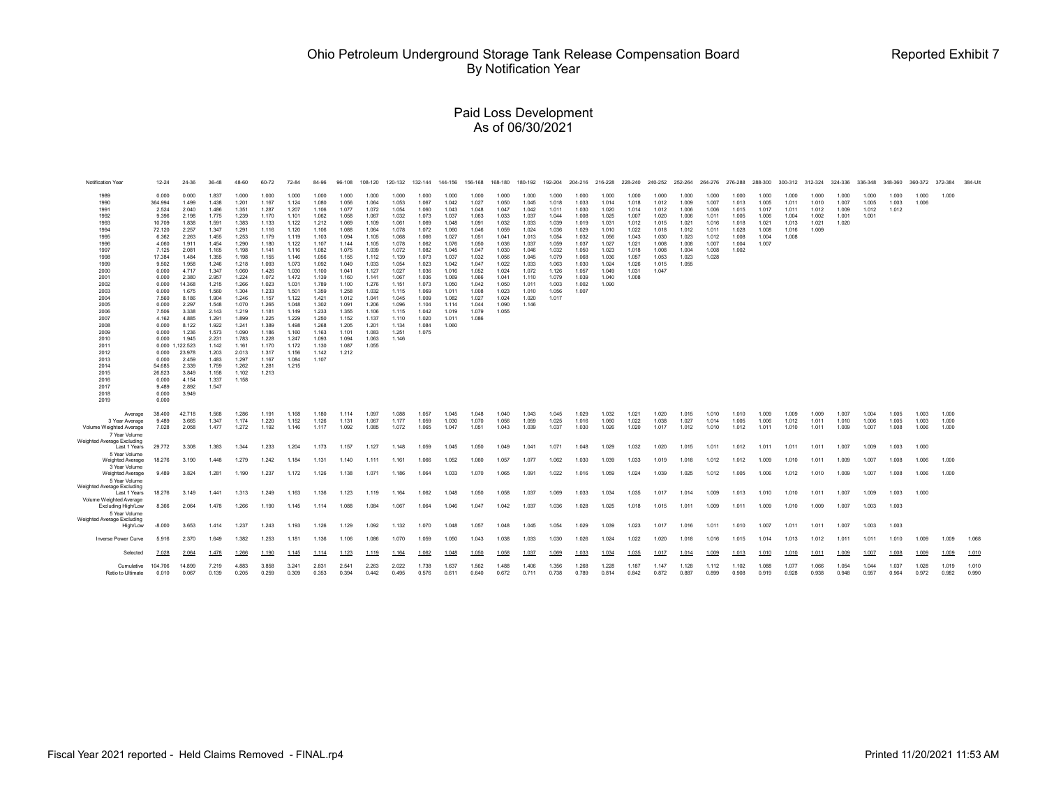# Ohio Petroleum Underground Storage Tank Release Compensation Board
## By Notification Year

Reported Exhibit 7

## Paid Loss Development
### As of 06/30/2021

| Notification Year | 12-24 | 24-36 | 36-48 | 48-60 | 60-72 | 72-84 | 84-96 | 96-108 | 108-120 | 120-132 | 132-144 | 144-156 | 156-168 | 168-180 | 180-192 | 192-204 | 204-216 | 216-228 | 228-240 | 240-252 | 252-264 | 264-276 | 276-288 | 288-300 | 300-312 | 312-324 | 324-336 | 336-348 | 348-360 | 360-372 | 372-384 | 384-Ult |
|---|---|---|---|---|---|---|---|---|---|---|---|---|---|---|---|---|---|---|---|---|---|---|---|---|---|---|---|---|---|---|---|---|
| 1989 | 0.000 | 0.000 | 1.837 | 1.000 | 1.000 | 1.000 | 1.000 | 1.000 | 1.000 | 1.000 | 1.000 | 1.000 | 1.000 | 1.000 | 1.000 | 1.000 | 1.000 | 1.000 | 1.000 | 1.000 | 1.000 | 1.000 | 1.000 | 1.000 | 1.000 | 1.000 | 1.000 | 1.000 | 1.000 | 1.000 | 1.000 | |
| 1990 | 364.994 | 1.499 | 1.438 | 1.201 | 1.167 | 1.124 | 1.080 | 1.056 | 1.064 | 1.053 | 1.067 | 1.042 | 1.027 | 1.050 | 1.045 | 1.018 | 1.033 | 1.014 | 1.018 | 1.012 | 1.009 | 1.007 | 1.013 | 1.005 | 1.011 | 1.010 | 1.007 | 1.005 | 1.003 | 1.006 | | |
| 1991 | 2.524 | 2.040 | 1.486 | 1.351 | 1.287 | 1.207 | 1.106 | 1.077 | 1.072 | 1.054 | 1.060 | 1.043 | 1.048 | 1.047 | 1.042 | 1.011 | 1.030 | 1.020 | 1.014 | 1.012 | 1.006 | 1.006 | 1.015 | 1.017 | 1.011 | 1.012 | 1.009 | 1.012 | 1.012 | | | |
| 1992 | 9.396 | 2.198 | 1.775 | 1.239 | 1.170 | 1.101 | 1.062 | 1.058 | 1.067 | 1.032 | 1.073 | 1.037 | 1.063 | 1.033 | 1.037 | 1.044 | 1.008 | 1.025 | 1.007 | 1.020 | 1.006 | 1.011 | 1.005 | 1.006 | 1.004 | 1.002 | 1.001 | 1.001 | | | | |
| 1993 | 10.709 | 1.838 | 1.591 | 1.383 | 1.133 | 1.122 | 1.212 | 1.069 | 1.109 | 1.061 | 1.069 | 1.048 | 1.091 | 1.032 | 1.033 | 1.039 | 1.019 | 1.031 | 1.012 | 1.015 | 1.021 | 1.016 | 1.018 | 1.021 | 1.013 | 1.021 | 1.020 | | | | | |
| 1994 | 72.120 | 2.257 | 1.347 | 1.291 | 1.116 | 1.120 | 1.106 | 1.088 | 1.064 | 1.078 | 1.072 | 1.060 | 1.046 | 1.059 | 1.024 | 1.036 | 1.029 | 1.010 | 1.022 | 1.018 | 1.012 | 1.011 | 1.028 | 1.008 | 1.016 | 1.009 | | | | | | |
| 1995 | 6.362 | 2.263 | 1.455 | 1.253 | 1.179 | 1.119 | 1.103 | 1.094 | 1.105 | 1.068 | 1.066 | 1.027 | 1.051 | 1.041 | 1.013 | 1.054 | 1.032 | 1.056 | 1.043 | 1.030 | 1.023 | 1.012 | 1.008 | 1.004 | 1.008 | | | | | | | |
| 1996 | 4.060 | 1.911 | 1.454 | 1.290 | 1.180 | 1.122 | 1.107 | 1.144 | 1.105 | 1.078 | 1.062 | 1.076 | 1.050 | 1.036 | 1.037 | 1.059 | 1.037 | 1.027 | 1.021 | 1.008 | 1.008 | 1.007 | 1.004 | 1.007 | | | | | | | | |
| 1997 | 7.125 | 2.081 | 1.165 | 1.198 | 1.141 | 1.116 | 1.082 | 1.075 | 1.039 | 1.072 | 1.082 | 1.045 | 1.047 | 1.030 | 1.046 | 1.032 | 1.050 | 1.023 | 1.018 | 1.008 | 1.004 | 1.008 | 1.002 | | | | | | | | | |
| 1998 | 17.384 | 1.484 | 1.355 | 1.198 | 1.155 | 1.146 | 1.056 | 1.155 | 1.112 | 1.139 | 1.073 | 1.037 | 1.032 | 1.056 | 1.045 | 1.079 | 1.068 | 1.036 | 1.057 | 1.053 | 1.023 | 1.028 | | | | | | | | | | |
| 1999 | 9.502 | 1.958 | 1.246 | 1.218 | 1.093 | 1.073 | 1.092 | 1.049 | 1.033 | 1.054 | 1.023 | 1.042 | 1.047 | 1.022 | 1.033 | 1.063 | 1.030 | 1.024 | 1.026 | 1.015 | 1.055 | | | | | | | | | | | |
| 2000 | 0.000 | 4.717 | 1.347 | 1.060 | 1.426 | 1.030 | 1.100 | 1.041 | 1.127 | 1.027 | 1.036 | 1.016 | 1.052 | 1.024 | 1.072 | 1.126 | 1.057 | 1.049 | 1.031 | 1.047 | | | | | | | | | | | | |
| 2001 | 0.000 | 2.380 | 2.957 | 1.224 | 1.072 | 1.472 | 1.139 | 1.160 | 1.141 | 1.067 | 1.036 | 1.069 | 1.066 | 1.041 | 1.110 | 1.079 | 1.039 | 1.040 | 1.008 | | | | | | | | | | | | | |
| 2002 | 0.000 | 14.368 | 1.215 | 1.266 | 1.023 | 1.031 | 1.789 | 1.100 | 1.276 | 1.151 | 1.073 | 1.050 | 1.042 | 1.050 | 1.011 | 1.003 | 1.002 | 1.090 | | | | | | | | | | | | | | |
| 2003 | 0.000 | 1.675 | 1.560 | 1.304 | 1.233 | 1.501 | 1.359 | 1.258 | 1.032 | 1.115 | 1.069 | 1.011 | 1.008 | 1.023 | 1.010 | 1.056 | 1.007 | | | | | | | | | | | | | | | |
| 2004 | 7.560 | 8.186 | 1.904 | 1.246 | 1.157 | 1.122 | 1.421 | 1.012 | 1.041 | 1.045 | 1.009 | 1.082 | 1.027 | 1.024 | 1.020 | 1.017 | | | | | | | | | | | | | | | | |
| 2005 | 0.000 | 2.297 | 1.548 | 1.070 | 1.265 | 1.048 | 1.302 | 1.091 | 1.206 | 1.096 | 1.104 | 1.114 | 1.044 | 1.090 | 1.146 | | | | | | | | | | | | | | | | | |
| 2006 | 7.506 | 3.338 | 2.143 | 1.219 | 1.181 | 1.149 | 1.233 | 1.355 | 1.106 | 1.115 | 1.042 | 1.019 | 1.079 | 1.055 | | | | | | | | | | | | | | | | | | |
| 2007 | 4.162 | 4.885 | 1.291 | 1.899 | 1.225 | 1.229 | 1.250 | 1.152 | 1.137 | 1.110 | 1.020 | 1.011 | 1.086 | | | | | | | | | | | | | | | | | | | |
| 2008 | 0.000 | 8.122 | 1.922 | 1.241 | 1.389 | 1.498 | 1.268 | 1.205 | 1.201 | 1.134 | 1.084 | 1.060 | | | | | | | | | | | | | | | | | | | | |
| 2009 | 0.000 | 1.236 | 1.573 | 1.090 | 1.186 | 1.160 | 1.163 | 1.101 | 1.083 | 1.251 | 1.075 | | | | | | | | | | | | | | | | | | | | | |
| 2010 | 0.000 | 1.945 | 2.231 | 1.783 | 1.228 | 1.247 | 1.093 | 1.094 | 1.063 | 1.146 | | | | | | | | | | | | | | | | | | | | | | |
| 2011 | 0.000 | 1,122.523 | 1.142 | 1.161 | 1.170 | 1.172 | 1.130 | 1.087 | 1.055 | | | | | | | | | | | | | | | | | | | | | | | |
| 2012 | 0.000 | 23.978 | 1.203 | 2.013 | 1.317 | 1.156 | 1.142 | 1.212 | | | | | | | | | | | | | | | | | | | | | | | | |
| 2013 | 0.000 | 2.459 | 1.483 | 1.297 | 1.167 | 1.084 | 1.107 | | | | | | | | | | | | | | | | | | | | | | | | | |
| 2014 | 54.685 | 2.339 | 1.759 | 1.262 | 1.281 | 1.215 | | | | | | | | | | | | | | | | | | | | | | | | | | |
| 2015 | 26.823 | 3.849 | 1.158 | 1.102 | 1.213 | | | | | | | | | | | | | | | | | | | | | | | | | | | |
| 2016 | 0.000 | 4.154 | 1.337 | 1.158 | | | | | | | | | | | | | | | | | | | | | | | | | | | | |
| 2017 | 9.489 | 2.892 | 1.547 | | | | | | | | | | | | | | | | | | | | | | | | | | | | | |
| 2018 | 0.000 | 3.949 | | | | | | | | | | | | | | | | | | | | | | | | | | | | | | |
| 2019 | 0.000 | | | | | | | | | | | | | | | | | | | | | | | | | | | | | | | |
| Average | 38.400 | 42.718 | 1.568 | 1.286 | 1.191 | 1.168 | 1.180 | 1.114 | 1.097 | 1.088 | 1.057 | 1.045 | 1.048 | 1.040 | 1.043 | 1.045 | 1.029 | 1.032 | 1.021 | 1.020 | 1.015 | 1.010 | 1.010 | 1.009 | 1.009 | 1.009 | 1.007 | 1.004 | 1.005 | 1.003 | 1.000 | |
| 3 Year Average | 9.489 | 3.665 | 1.347 | 1.174 | 1.220 | 1.152 | 1.126 | 1.131 | 1.067 | 1.177 | 1.059 | 1.030 | 1.070 | 1.056 | 1.059 | 1.025 | 1.016 | 1.060 | 1.022 | 1.038 | 1.027 | 1.014 | 1.005 | 1.006 | 1.012 | 1.011 | 1.010 | 1.006 | 1.005 | 1.003 | 1.000 | |
| Volume Weighted Average | 7.028 | 2.058 | 1.477 | 1.272 | 1.192 | 1.146 | 1.117 | 1.092 | 1.085 | 1.072 | 1.065 | 1.047 | 1.051 | 1.043 | 1.039 | 1.037 | 1.030 | 1.026 | 1.020 | 1.017 | 1.012 | 1.010 | 1.012 | 1.011 | 1.010 | 1.011 | 1.009 | 1.007 | 1.008 | 1.006 | 1.000 | |
| 7 Year Volume Weighted Average Excluding Last 1 Years | 29.772 | 3.308 | 1.383 | 1.344 | 1.233 | 1.204 | 1.173 | 1.157 | 1.127 | 1.148 | 1.059 | 1.045 | 1.050 | 1.049 | 1.041 | 1.071 | 1.048 | 1.029 | 1.032 | 1.020 | 1.015 | 1.011 | 1.012 | 1.011 | 1.011 | 1.011 | 1.007 | 1.009 | 1.003 | 1.000 | | |
| 5 Year Volume Weighted Average | 18.276 | 3.190 | 1.448 | 1.279 | 1.242 | 1.184 | 1.131 | 1.140 | 1.111 | 1.161 | 1.066 | 1.052 | 1.060 | 1.057 | 1.077 | 1.062 | 1.030 | 1.039 | 1.033 | 1.019 | 1.018 | 1.012 | 1.012 | 1.009 | 1.010 | 1.011 | 1.009 | 1.007 | 1.008 | 1.006 | 1.000 | |
| 3 Year Volume Weighted Average | 9.489 | 3.824 | 1.281 | 1.190 | 1.237 | 1.172 | 1.126 | 1.138 | 1.071 | 1.186 | 1.064 | 1.033 | 1.070 | 1.065 | 1.091 | 1.022 | 1.016 | 1.059 | 1.024 | 1.039 | 1.025 | 1.012 | 1.005 | 1.006 | 1.012 | 1.010 | 1.009 | 1.007 | 1.008 | 1.006 | 1.000 | |
| 5 Year Volume Weighted Average Excluding Last 1 Years | 18.276 | 3.149 | 1.441 | 1.313 | 1.249 | 1.163 | 1.136 | 1.123 | 1.119 | 1.164 | 1.062 | 1.048 | 1.050 | 1.058 | 1.037 | 1.069 | 1.033 | 1.034 | 1.035 | 1.017 | 1.014 | 1.009 | 1.013 | 1.010 | 1.010 | 1.011 | 1.007 | 1.009 | 1.003 | 1.000 | | |
| Volume Weighted Average Excluding High/Low | 8.366 | 2.064 | 1.478 | 1.266 | 1.190 | 1.145 | 1.114 | 1.088 | 1.084 | 1.067 | 1.064 | 1.046 | 1.047 | 1.042 | 1.037 | 1.036 | 1.028 | 1.025 | 1.018 | 1.015 | 1.011 | 1.009 | 1.011 | 1.009 | 1.010 | 1.009 | 1.007 | 1.003 | 1.003 | | | |
| 5 Year Volume Weighted Average Excluding High/Low | -8.000 | 3.653 | 1.414 | 1.237 | 1.243 | 1.193 | 1.126 | 1.129 | 1.092 | 1.132 | 1.070 | 1.048 | 1.057 | 1.048 | 1.045 | 1.054 | 1.029 | 1.039 | 1.023 | 1.017 | 1.016 | 1.011 | 1.010 | 1.007 | 1.011 | 1.011 | 1.007 | 1.003 | 1.003 | | | |
| Inverse Power Curve | 5.916 | 2.370 | 1.649 | 1.382 | 1.253 | 1.181 | 1.136 | 1.106 | 1.086 | 1.070 | 1.059 | 1.050 | 1.043 | 1.038 | 1.033 | 1.030 | 1.026 | 1.024 | 1.022 | 1.020 | 1.018 | 1.016 | 1.015 | 1.014 | 1.013 | 1.012 | 1.011 | 1.011 | 1.010 | 1.009 | 1.009 | 1.068 |
| Selected | 7.028 | 2.064 | 1.478 | 1.266 | 1.190 | 1.145 | 1.114 | 1.123 | 1.119 | 1.164 | 1.062 | 1.048 | 1.050 | 1.058 | 1.037 | 1.069 | 1.033 | 1.034 | 1.035 | 1.017 | 1.014 | 1.009 | 1.013 | 1.010 | 1.010 | 1.011 | 1.009 | 1.007 | 1.008 | 1.009 | 1.009 | 1.010 |
| Cumulative | 104.706 | 14.899 | 7.219 | 4.883 | 3.858 | 3.241 | 2.831 | 2.541 | 2.263 | 2.022 | 1.738 | 1.637 | 1.562 | 1.488 | 1.406 | 1.356 | 1.268 | 1.228 | 1.187 | 1.147 | 1.128 | 1.112 | 1.102 | 1.088 | 1.077 | 1.066 | 1.054 | 1.044 | 1.037 | 1.028 | 1.019 | 1.010 |
| Ratio to Ultimate | 0.010 | 0.067 | 0.139 | 0.205 | 0.259 | 0.309 | 0.353 | 0.394 | 0.442 | 0.495 | 0.576 | 0.611 | 0.640 | 0.672 | 0.711 | 0.738 | 0.789 | 0.814 | 0.842 | 0.872 | 0.887 | 0.899 | 0.908 | 0.919 | 0.928 | 0.938 | 0.948 | 0.957 | 0.964 | 0.972 | 0.982 | 0.990 |

Fiscal Year 2021 reported - Held Claims Removed - FINAL.rp4

Printed 11/20/2021 11:53 AM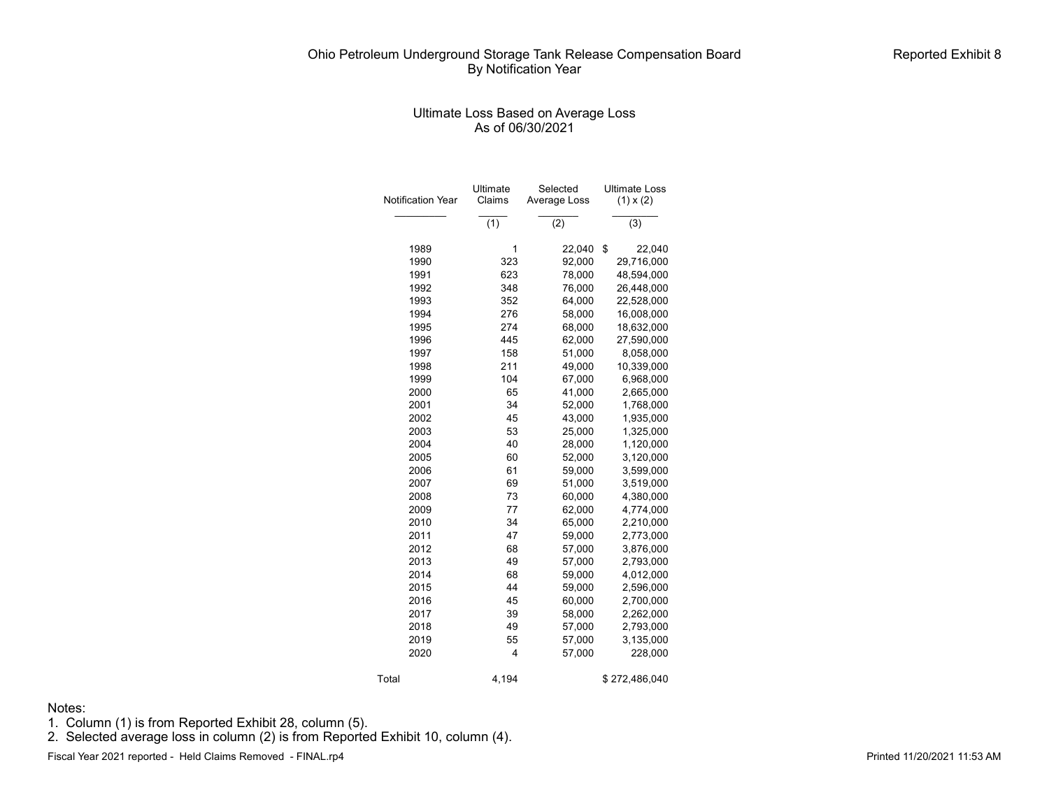# Ohio Petroleum Underground Storage Tank Release Compensation Board
## By Notification Year

Reported Exhibit 8

### Ultimate Loss Based on Average Loss
### As of 06/30/2021

| Notification Year | Ultimate Claims | Selected Average Loss | Ultimate Loss (1) x (2) |
|---|---|---|---|
| | (1) | (2) | (3) |
| 1989 | 1 | 22,040 | $ 22,040 |
| 1990 | 323 | 92,000 | 29,716,000 |
| 1991 | 623 | 78,000 | 48,594,000 |
| 1992 | 348 | 76,000 | 26,448,000 |
| 1993 | 352 | 64,000 | 22,528,000 |
| 1994 | 276 | 58,000 | 16,008,000 |
| 1995 | 274 | 68,000 | 18,632,000 |
| 1996 | 445 | 62,000 | 27,590,000 |
| 1997 | 158 | 51,000 | 8,058,000 |
| 1998 | 211 | 49,000 | 10,339,000 |
| 1999 | 104 | 67,000 | 6,968,000 |
| 2000 | 65 | 41,000 | 2,665,000 |
| 2001 | 34 | 52,000 | 1,768,000 |
| 2002 | 45 | 43,000 | 1,935,000 |
| 2003 | 53 | 25,000 | 1,325,000 |
| 2004 | 40 | 28,000 | 1,120,000 |
| 2005 | 60 | 52,000 | 3,120,000 |
| 2006 | 61 | 59,000 | 3,599,000 |
| 2007 | 69 | 51,000 | 3,519,000 |
| 2008 | 73 | 60,000 | 4,380,000 |
| 2009 | 77 | 62,000 | 4,774,000 |
| 2010 | 34 | 65,000 | 2,210,000 |
| 2011 | 47 | 59,000 | 2,773,000 |
| 2012 | 68 | 57,000 | 3,876,000 |
| 2013 | 49 | 57,000 | 2,793,000 |
| 2014 | 68 | 59,000 | 4,012,000 |
| 2015 | 44 | 59,000 | 2,596,000 |
| 2016 | 45 | 60,000 | 2,700,000 |
| 2017 | 39 | 58,000 | 2,262,000 |
| 2018 | 49 | 57,000 | 2,793,000 |
| 2019 | 55 | 57,000 | 3,135,000 |
| 2020 | 4 | 57,000 | 228,000 |
| Total | 4,194 | | $ 272,486,040 |

Notes:
1. Column (1) is from Reported Exhibit 28, column (5).
2. Selected average loss in column (2) is from Reported Exhibit 10, column (4).

Fiscal Year 2021 reported - Held Claims Removed - FINAL.rp4

Printed 11/20/2021 11:53 AM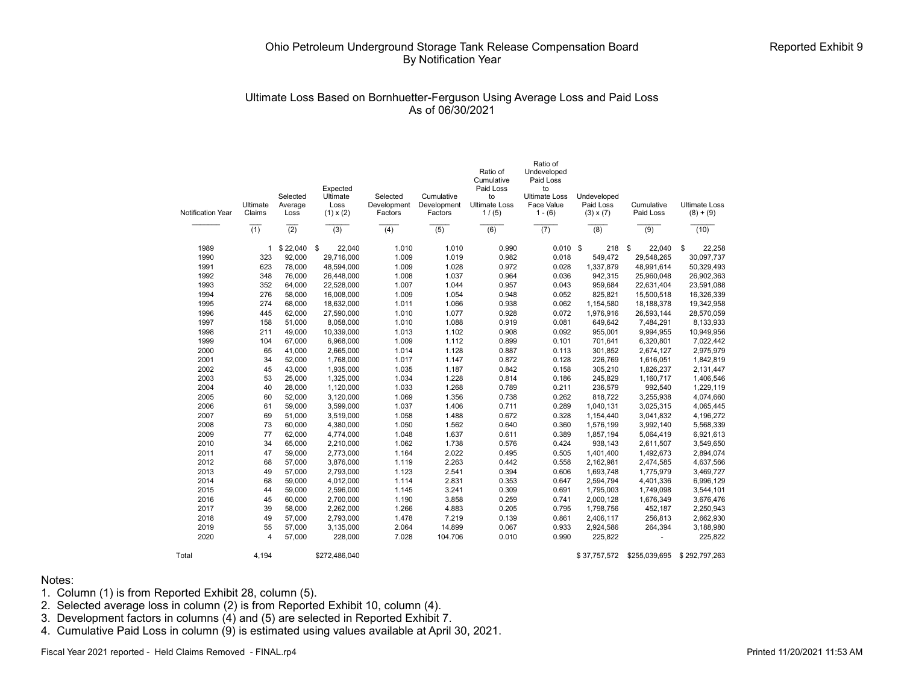# Ohio Petroleum Underground Storage Tank Release Compensation Board
## By Notification Year

Reported Exhibit 9

### Ultimate Loss Based on Bornhuetter-Ferguson Using Average Loss and Paid Loss
### As of 06/30/2021

| Notification Year | Ultimate Claims | Selected Average Loss | Expected Ultimate Loss (1) x (2) | Selected Development Factors | Cumulative Development Factors | Ratio of Cumulative Paid Loss to Ultimate Loss 1 / (5) | Ratio of Undeveloped Paid Loss to Ultimate Loss Face Value 1 - (6) | Undeveloped Paid Loss (3) x (7) | Cumulative Paid Loss | Ultimate Loss (8) + (9) |
|---|---|---|---|---|---|---|---|---|---|---|
| | (1) | (2) | (3) | (4) | (5) | (6) | (7) | (8) | (9) | (10) |
| 1989 | 1 | $ 22,040 | $ 22,040 | 1.010 | 1.010 | 0.990 | 0.010 | $ 218 | $ 22,040 | $ 22,258 |
| 1990 | 323 | 92,000 | 29,716,000 | 1.009 | 1.019 | 0.982 | 0.018 | 549,472 | 29,548,265 | 30,097,737 |
| 1991 | 623 | 78,000 | 48,594,000 | 1.009 | 1.028 | 0.972 | 0.028 | 1,337,879 | 48,991,614 | 50,329,493 |
| 1992 | 348 | 76,000 | 26,448,000 | 1.008 | 1.037 | 0.964 | 0.036 | 942,315 | 25,960,048 | 26,902,363 |
| 1993 | 352 | 64,000 | 22,528,000 | 1.007 | 1.044 | 0.957 | 0.043 | 959,684 | 22,631,404 | 23,591,088 |
| 1994 | 276 | 58,000 | 16,008,000 | 1.009 | 1.054 | 0.948 | 0.052 | 825,821 | 15,500,518 | 16,326,339 |
| 1995 | 274 | 68,000 | 18,632,000 | 1.011 | 1.066 | 0.938 | 0.062 | 1,154,580 | 18,188,378 | 19,342,958 |
| 1996 | 445 | 62,000 | 27,590,000 | 1.010 | 1.077 | 0.928 | 0.072 | 1,976,916 | 26,593,144 | 28,570,059 |
| 1997 | 158 | 51,000 | 8,058,000 | 1.010 | 1.088 | 0.919 | 0.081 | 649,642 | 7,484,291 | 8,133,933 |
| 1998 | 211 | 49,000 | 10,339,000 | 1.013 | 1.102 | 0.908 | 0.092 | 955,001 | 9,994,955 | 10,949,956 |
| 1999 | 104 | 67,000 | 6,968,000 | 1.009 | 1.112 | 0.899 | 0.101 | 701,641 | 6,320,801 | 7,022,442 |
| 2000 | 65 | 41,000 | 2,665,000 | 1.014 | 1.128 | 0.887 | 0.113 | 301,852 | 2,674,127 | 2,975,979 |
| 2001 | 34 | 52,000 | 1,768,000 | 1.017 | 1.147 | 0.872 | 0.128 | 226,769 | 1,616,051 | 1,842,819 |
| 2002 | 45 | 43,000 | 1,935,000 | 1.035 | 1.187 | 0.842 | 0.158 | 305,210 | 1,826,237 | 2,131,447 |
| 2003 | 53 | 25,000 | 1,325,000 | 1.034 | 1.228 | 0.814 | 0.186 | 245,829 | 1,160,717 | 1,406,546 |
| 2004 | 40 | 28,000 | 1,120,000 | 1.033 | 1.268 | 0.789 | 0.211 | 236,579 | 992,540 | 1,229,119 |
| 2005 | 60 | 52,000 | 3,120,000 | 1.069 | 1.356 | 0.738 | 0.262 | 818,722 | 3,255,938 | 4,074,660 |
| 2006 | 61 | 59,000 | 3,599,000 | 1.037 | 1.406 | 0.711 | 0.289 | 1,040,131 | 3,025,315 | 4,065,445 |
| 2007 | 69 | 51,000 | 3,519,000 | 1.058 | 1.488 | 0.672 | 0.328 | 1,154,440 | 3,041,832 | 4,196,272 |
| 2008 | 73 | 60,000 | 4,380,000 | 1.050 | 1.562 | 0.640 | 0.360 | 1,576,199 | 3,992,140 | 5,568,339 |
| 2009 | 77 | 62,000 | 4,774,000 | 1.048 | 1.637 | 0.611 | 0.389 | 1,857,194 | 5,064,419 | 6,921,613 |
| 2010 | 34 | 65,000 | 2,210,000 | 1.062 | 1.738 | 0.576 | 0.424 | 938,143 | 2,611,507 | 3,549,650 |
| 2011 | 47 | 59,000 | 2,773,000 | 1.164 | 2.022 | 0.495 | 0.505 | 1,401,400 | 1,492,673 | 2,894,074 |
| 2012 | 68 | 57,000 | 3,876,000 | 1.119 | 2.263 | 0.442 | 0.558 | 2,162,981 | 2,474,585 | 4,637,566 |
| 2013 | 49 | 57,000 | 2,793,000 | 1.123 | 2.541 | 0.394 | 0.606 | 1,693,748 | 1,775,979 | 3,469,727 |
| 2014 | 68 | 59,000 | 4,012,000 | 1.114 | 2.831 | 0.353 | 0.647 | 2,594,794 | 4,401,336 | 6,996,129 |
| 2015 | 44 | 59,000 | 2,596,000 | 1.145 | 3.241 | 0.309 | 0.691 | 1,795,003 | 1,749,098 | 3,544,101 |
| 2016 | 45 | 60,000 | 2,700,000 | 1.190 | 3.858 | 0.259 | 0.741 | 2,000,128 | 1,676,349 | 3,676,476 |
| 2017 | 39 | 58,000 | 2,262,000 | 1.266 | 4.883 | 0.205 | 0.795 | 1,798,756 | 452,187 | 2,250,943 |
| 2018 | 49 | 57,000 | 2,793,000 | 1.478 | 7.219 | 0.139 | 0.861 | 2,406,117 | 256,813 | 2,662,930 |
| 2019 | 55 | 57,000 | 3,135,000 | 2.064 | 14.899 | 0.067 | 0.933 | 2,924,586 | 264,394 | 3,188,980 |
| 2020 | 4 | 57,000 | 228,000 | 7.028 | 104.706 | 0.010 | 0.990 | 225,822 | - | 225,822 |
| Total | 4,194 | | $272,486,040 | | | | | $ 37,757,572 | $255,039,695 | $ 292,797,263 |

Notes:
1. Column (1) is from Reported Exhibit 28, column (5).
2. Selected average loss in column (2) is from Reported Exhibit 10, column (4).
3. Development factors in columns (4) and (5) are selected in Reported Exhibit 7.
4. Cumulative Paid Loss in column (9) is estimated using values available at April 30, 2021.

Fiscal Year 2021 reported - Held Claims Removed - FINAL.rp4

Printed 11/20/2021 11:53 AM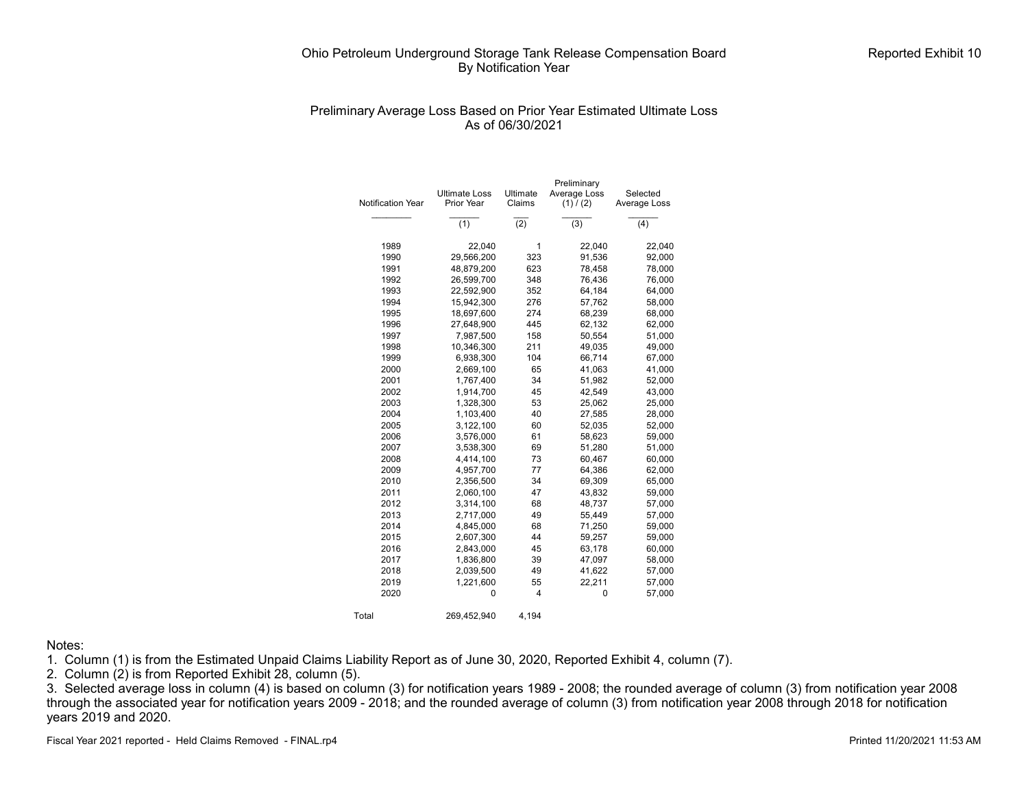# Ohio Petroleum Underground Storage Tank Release Compensation Board
## By Notification Year

Reported Exhibit 10

### Preliminary Average Loss Based on Prior Year Estimated Ultimate Loss
### As of 06/30/2021

| Notification Year | Ultimate Loss Prior Year | Ultimate Claims | Preliminary Average Loss (1) / (2) | Selected Average Loss |
|---|---|---|---|---|
| | (1) | (2) | (3) | (4) |
| 1989 | 22,040 | 1 | 22,040 | 22,040 |
| 1990 | 29,566,200 | 323 | 91,536 | 92,000 |
| 1991 | 48,879,200 | 623 | 78,458 | 78,000 |
| 1992 | 26,599,700 | 348 | 76,436 | 76,000 |
| 1993 | 22,592,900 | 352 | 64,184 | 64,000 |
| 1994 | 15,942,300 | 276 | 57,762 | 58,000 |
| 1995 | 18,697,600 | 274 | 68,239 | 68,000 |
| 1996 | 27,648,900 | 445 | 62,132 | 62,000 |
| 1997 | 7,987,500 | 158 | 50,554 | 51,000 |
| 1998 | 10,346,300 | 211 | 49,035 | 49,000 |
| 1999 | 6,938,300 | 104 | 66,714 | 67,000 |
| 2000 | 2,669,100 | 65 | 41,063 | 41,000 |
| 2001 | 1,767,400 | 34 | 51,982 | 52,000 |
| 2002 | 1,914,700 | 45 | 42,549 | 43,000 |
| 2003 | 1,328,300 | 53 | 25,062 | 25,000 |
| 2004 | 1,103,400 | 40 | 27,585 | 28,000 |
| 2005 | 3,122,100 | 60 | 52,035 | 52,000 |
| 2006 | 3,576,000 | 61 | 58,623 | 59,000 |
| 2007 | 3,538,300 | 69 | 51,280 | 51,000 |
| 2008 | 4,414,100 | 73 | 60,467 | 60,000 |
| 2009 | 4,957,700 | 77 | 64,386 | 62,000 |
| 2010 | 2,356,500 | 34 | 69,309 | 65,000 |
| 2011 | 2,060,100 | 47 | 43,832 | 59,000 |
| 2012 | 3,314,100 | 68 | 48,737 | 57,000 |
| 2013 | 2,717,000 | 49 | 55,449 | 57,000 |
| 2014 | 4,845,000 | 68 | 71,250 | 59,000 |
| 2015 | 2,607,300 | 44 | 59,257 | 59,000 |
| 2016 | 2,843,000 | 45 | 63,178 | 60,000 |
| 2017 | 1,836,800 | 39 | 47,097 | 58,000 |
| 2018 | 2,039,500 | 49 | 41,622 | 57,000 |
| 2019 | 1,221,600 | 55 | 22,211 | 57,000 |
| 2020 | 0 | 4 | 0 | 57,000 |
| Total | 269,452,940 | 4,194 | | |

Notes:

1. Column (1) is from the Estimated Unpaid Claims Liability Report as of June 30, 2020, Reported Exhibit 4, column (7).
2. Column (2) is from Reported Exhibit 28, column (5).
3. Selected average loss in column (4) is based on column (3) for notification years 1989 - 2008; the rounded average of column (3) from notification year 2008 through the associated year for notification years 2009 - 2018; and the rounded average of column (3) from notification year 2008 through 2018 for notification years 2019 and 2020.

Fiscal Year 2021 reported - Held Claims Removed - FINAL.rp4 | Printed 11/20/2021 11:53 AM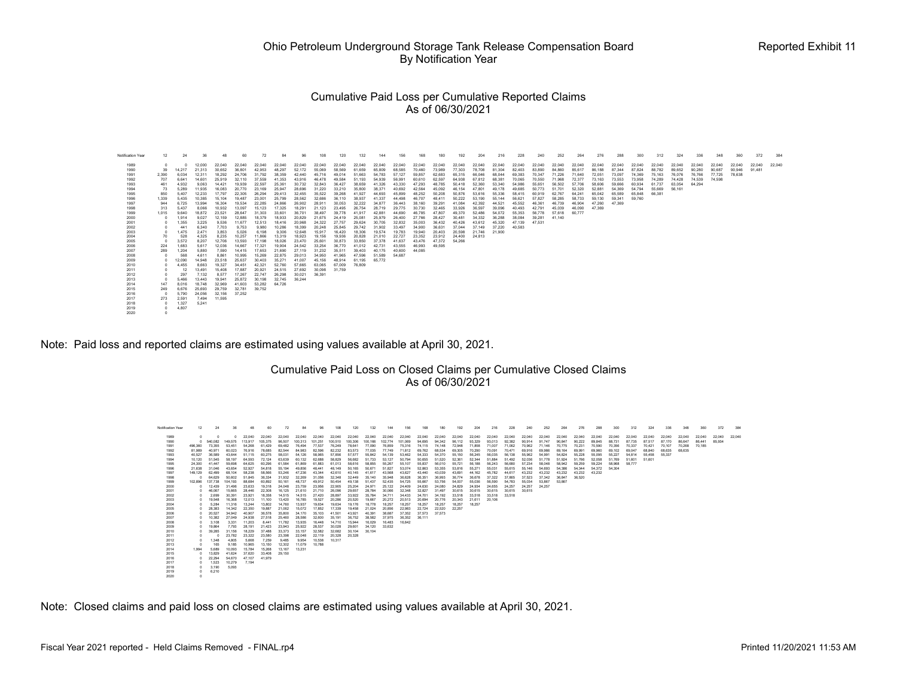# Ohio Petroleum Underground Storage Tank Release Compensation Board
## By Notification Year

Reported Exhibit 11

### Cumulative Paid Loss per Cumulative Reported Claims
### As of 06/30/2021

| Notification Year | 12 | 24 | 36 | 48 | 60 | 72 | 84 | 96 | 108 | 120 | 132 | 144 | 156 | 168 | 180 | 192 | 204 | 216 | 228 | 240 | 252 | 264 | 276 | 288 | 300 | 312 | 324 | 336 | 348 | 360 | 372 | 384 |
|---|---|---|---|---|---|---|---|---|---|---|---|---|---|---|---|---|---|---|---|---|---|---|---|---|---|---|---|---|---|---|---|---|
| 1989 | 0 | 0 | 12,000 | 22,040 | 22,040 | 22,040 | 22,040 | 22,040 | 22,040 | 22,040 | 22,040 | 22,040 | 22,040 | 22,040 | 22,040 | 22,040 | 22,040 | 22,040 | 22,040 | 22,040 | 22,040 | 22,040 | 22,040 | 22,040 | 22,040 | 22,040 | 22,040 | 22,040 | 22,040 | 22,040 | 22,040 | 22,040 |
| 1990 | 39 | 14,217 | 21,313 | 30,652 | 36,801 | 42,953 | 48,297 | 52,172 | 55,069 | 58,569 | 61,659 | 65,809 | 68,585 | 70,460 | 73,989 | 77,303 | 78,708 | 81,304 | 82,403 | 83,890 | 84,860 | 85,617 | 86,188 | 87,344 | 87,824 | 88,782 | 89,652 | 90,280 | 90,687 | 90,946 | 91,481 | |
| 1991 | 2,390 | 6,034 | 12,311 | 18,292 | 24,706 | 31,792 | 38,359 | 42,440 | 45,716 | 49,014 | 51,663 | 54,783 | 57,127 | 59,857 | 62,683 | 65,315 | 66,046 | 68,044 | 69,383 | 70,347 | 71,226 | 71,640 | 72,051 | 73,097 | 74,369 | 75,163 | 76,076 | 76,766 | 77,725 | 78,638 | | |
| 1992 | 707 | 6,641 | 14,601 | 25,919 | 32,110 | 37,559 | 41,353 | 43,916 | 46,478 | 49,584 | 51,193 | 54,939 | 56,991 | 60,610 | 62,597 | 64,938 | 67,812 | 68,381 | 70,065 | 70,550 | 71,968 | 72,377 | 73,163 | 73,553 | 73,958 | 74,289 | 74,428 | 74,539 | 74,598 | | | |
| 1993 | 461 | 4,932 | 9,063 | 14,421 | 19,939 | 22,597 | 25,361 | 30,732 | 32,843 | 36,427 | 38,659 | 41,326 | 43,330 | 47,293 | 48,785 | 50,418 | 52,360 | 53,340 | 54,986 | 55,651 | 56,502 | 57,706 | 58,606 | 59,666 | 60,934 | 61,737 | 63,054 | 64,294 | | | | |
| 1994 | 73 | 5,289 | 11,935 | 16,083 | 20,770 | 23,169 | 25,947 | 28,696 | 31,220 | 33,210 | 35,800 | 38,371 | 40,692 | 42,564 | 45,092 | 46,154 | 47,801 | 49,178 | 49,685 | 50,773 | 51,701 | 52,320 | 52,881 | 54,369 | 54,794 | 55,669 | 56,161 | | | | | |
| 1995 | 850 | 5,407 | 12,233 | 17,797 | 22,305 | 26,294 | 29,413 | 32,455 | 35,522 | 39,268 | 41,927 | 44,693 | 45,899 | 48,252 | 50,208 | 50,876 | 53,616 | 55,336 | 58,415 | 60,919 | 62,767 | 64,241 | 65,042 | 65,589 | 65,848 | 66,381 | | | | | | |
| 1996 | 1,339 | 5,435 | 10,385 | 15,104 | 19,487 | 23,001 | 25,799 | 28,562 | 32,686 | 36,110 | 38,937 | 41,337 | 44,498 | 46,707 | 48,411 | 50,222 | 53,190 | 55,144 | 56,621 | 57,827 | 58,285 | 58,733 | 59,130 | 59,341 | 59,760 | | | | | | | |
| 1997 | 944 | 6,725 | 13,994 | 16,304 | 19,534 | 22,285 | 24,866 | 26,902 | 28,911 | 30,053 | 32,222 | 34,877 | 36,443 | 38,160 | 39,291 | 41,084 | 42,392 | 44,521 | 45,552 | 46,361 | 46,739 | 46,904 | 47,260 | 47,369 | | | | | | | | |
| 1998 | 313 | 5,437 | 8,066 | 10,932 | 13,097 | 15,123 | 17,325 | 18,291 | 21,123 | 23,495 | 26,754 | 28,719 | 29,775 | 30,730 | 32,465 | 33,926 | 36,597 | 39,096 | 40,493 | 42,791 | 45,039 | 46,090 | 47,369 | | | | | | | | | |
| 1999 | 1,015 | 9,640 | 18,872 | 23,521 | 28,647 | 31,303 | 33,601 | 36,701 | 38,497 | 39,778 | 41,917 | 42,881 | 44,690 | 46,785 | 47,807 | 49,370 | 52,486 | 54,072 | 55,353 | 56,778 | 57,618 | 60,777 | | | | | | | | | | |
| 2000 | 0 | 1,914 | 9,027 | 12,159 | 12,885 | 18,379 | 18,933 | 20,829 | 21,675 | 24,419 | 25,081 | 25,979 | 26,400 | 27,786 | 28,427 | 30,481 | 34,332 | 36,288 | 38,084 | 39,281 | 41,140 | | | | | | | | | | | |
| 2001 | 0 | 1,355 | 3,225 | 9,536 | 11,677 | 12,513 | 18,416 | 20,968 | 24,322 | 27,757 | 29,624 | 30,705 | 32,832 | 35,003 | 36,432 | 40,426 | 43,612 | 45,320 | 47,139 | 47,531 | | | | | | | | | | | | |
| 2002 | 0 | 441 | 6,340 | 7,703 | 9,753 | 9,980 | 10,286 | 18,399 | 20,248 | 25,845 | 29,742 | 31,902 | 33,497 | 34,900 | 36,631 | 37,044 | 37,149 | 37,220 | 40,583 | | | | | | | | | | | | | |
| 2003 | 0 | 1,475 | 2,471 | 3,853 | 5,026 | 6,198 | 9,306 | 12,648 | 15,917 | 16,420 | 18,306 | 19,574 | 19,783 | 19,940 | 20,403 | 20,598 | 21,746 | 21,900 | | | | | | | | | | | | | | |
| 2004 | 70 | 528 | 4,325 | 8,235 | 10,257 | 11,866 | 13,319 | 18,923 | 19,156 | 19,936 | 20,828 | 21,010 | 22,727 | 23,352 | 23,912 | 24,400 | 24,813 | | | | | | | | | | | | | | | |
| 2005 | 0 | 3,572 | 8,207 | 12,706 | 13,593 | 17,198 | 18,026 | 23,470 | 25,601 | 30,873 | 33,850 | 37,378 | 41,637 | 43,476 | 47,372 | 54,266 | | | | | | | | | | | | | | | | |
| 2006 | 224 | 1,683 | 5,617 | 12,036 | 14,667 | 17,321 | 19,904 | 24,542 | 33,254 | 36,770 | 41,012 | 42,731 | 43,555 | 46,993 | 49,595 | | | | | | | | | | | | | | | | | |
| 2007 | 289 | 1,204 | 5,880 | 7,590 | 14,415 | 17,653 | 21,690 | 27,119 | 31,232 | 35,511 | 39,403 | 40,175 | 40,600 | 44,085 | | | | | | | | | | | | | | | | | | |
| 2008 | 0 | 568 | 4,611 | 8,861 | 10,995 | 15,269 | 22,875 | 29,013 | 34,950 | 41,965 | 47,596 | 51,589 | 54,687 | | | | | | | | | | | | | | | | | | | |
| 2009 | 0 | 12,090 | 14,948 | 23,518 | 25,637 | 30,403 | 35,271 | 41,007 | 45,155 | 48,914 | 61,195 | 65,772 | | | | | | | | | | | | | | | | | | | | |
| 2010 | 0 | 4,455 | 8,663 | 19,327 | 34,451 | 42,321 | 52,760 | 57,665 | 63,065 | 67,009 | 76,809 | | | | | | | | | | | | | | | | | | | | | |
| 2011 | 0 | 12 | 13,491 | 15,408 | 17,887 | 20,921 | 24,515 | 27,692 | 30,098 | 31,759 | | | | | | | | | | | | | | | | | | | | | | |
| 2012 | 0 | 297 | 7,132 | 8,577 | 17,267 | 22,747 | 26,298 | 30,021 | 36,391 | | | | | | | | | | | | | | | | | | | | | | | |
| 2013 | 0 | 5,466 | 13,443 | 19,941 | 25,872 | 30,198 | 32,745 | 36,244 | | | | | | | | | | | | | | | | | | | | | | | | |
| 2014 | 147 | 8,016 | 18,748 | 32,969 | 41,603 | 53,282 | 64,726 | | | | | | | | | | | | | | | | | | | | | | | | | |
| 2015 | 249 | 6,676 | 25,693 | 29,759 | 32,781 | 39,752 | | | | | | | | | | | | | | | | | | | | | | | | | | |
| 2016 | 0 | 5,790 | 24,056 | 32,156 | 37,252 | | | | | | | | | | | | | | | | | | | | | | | | | | | |
| 2017 | 273 | 2,591 | 7,494 | 11,595 | | | | | | | | | | | | | | | | | | | | | | | | | | | | |
| 2018 | 0 | 1,327 | 5,241 | | | | | | | | | | | | | | | | | | | | | | | | | | | | | |
| 2019 | 0 | 4,807 | | | | | | | | | | | | | | | | | | | | | | | | | | | | | | |
| 2020 | 0 | | | | | | | | | | | | | | | | | | | | | | | | | | | | | | | |

Note: Paid loss and reported claims are estimated using values available at April 30, 2021.

### Cumulative Paid Loss on Closed Claims per Cumulative Closed Claims
### As of 06/30/2021

| Notification Year | 12 | 24 | 36 | 48 | 60 | 72 | 84 | 96 | 108 | 120 | 132 | 144 | 156 | 168 | 180 | 192 | 204 | 216 | 228 | 240 | 252 | 264 | 276 | 288 | 300 | 312 | 324 | 336 | 348 | 360 | 372 | 384 |
|---|---|---|---|---|---|---|---|---|---|---|---|---|---|---|---|---|---|---|---|---|---|---|---|---|---|---|---|---|---|---|---|---|
| 1989 | 0 | 0 | 0 | 22,040 | 22,040 | 22,040 | 22,040 | 22,040 | 22,040 | 22,040 | 22,040 | 22,040 | 22,040 | 22,040 | 22,040 | 22,040 | 22,040 | 22,040 | 22,040 | 22,040 | 22,040 | 22,040 | 22,040 | 22,040 | 22,040 | 22,040 | 22,040 | 22,040 | 22,040 | 22,040 | 22,040 | 22,040 |
| 1990 | 0 | 540,082 | 149,575 | 113,917 | 105,375 | 96,507 | 100,313 | 101,251 | 100,510 | 100,306 | 100,166 | 102,774 | 101,069 | 94,695 | 94,342 | 98,112 | 93,329 | 93,013 | 92,382 | 90,914 | 91,747 | 90,847 | 90,222 | 89,845 | 88,731 | 87,735 | 87,517 | 87,170 | 86,647 | 86,441 | 85,934 | |
| 1991 | 498,360 | 73,355 | 53,451 | 54,268 | 61,429 | 69,482 | 76,494 | 77,537 | 76,249 | 78,641 | 77,090 | 76,859 | 75,316 | 74,115 | 74,148 | 72,948 | 71,858 | 71,007 | 71,062 | 70,962 | 71,146 | 70,775 | 70,231 | 70,590 | 70,356 | 70,337 | 70,421 | 70,107 | 70,268 | 70,185 | | |
| 1992 | 81,989 | 40,971 | 60,023 | 76,916 | 78,685 | 82,544 | 84,983 | 82,596 | 82,232 | 83,573 | 77,035 | 77,749 | 71,812 | 69,762 | 68,534 | 69,305 | 70,290 | 70,091 | 70,471 | 69,916 | 69,986 | 69,164 | 69,991 | 69,960 | 69,102 | 69,047 | 68,840 | 68,635 | 68,635 | | | |
| 1993 | 40,527 | 36,589 | 43,644 | 51,115 | 60,275 | 58,031 | 54,126 | 58,965 | 57,856 | 57,577 | 55,842 | 54,139 | 53,462 | 54,333 | 54,370 | 55,150 | 56,245 | 56,035 | 56,138 | 55,962 | 54,991 | 54,824 | 55,228 | 55,095 | 55,227 | 54,814 | 55,458 | 55,337 | | | | |
| 1994 | 10,120 | 51,545 | 58,197 | 64,593 | 72,124 | 63,639 | 60,132 | 62,688 | 58,829 | 56,682 | 51,733 | 53,127 | 50,794 | 50,655 | 51,520 | 52,361 | 52,344 | 51,884 | 51,492 | 52,036 | 51,778 | 51,924 | 51,766 | 52,058 | 51,769 | 51,601 | 51,601 | | | | | |
| 1995 | 24,300 | 41,447 | 59,698 | 64,625 | 60,296 | 61,584 | 61,869 | 61,883 | 61,013 | 58,616 | 58,855 | 55,267 | 55,107 | 55,837 | 56,010 | 55,721 | 56,188 | 56,243 | 56,680 | 57,234 | 58,048 | 58,942 | 59,259 | 59,224 | 58,968 | 58,777 | | | | | | |
| 1996 | 21,638 | 31,046 | 43,654 | 52,927 | 54,818 | 55,194 | 49,856 | 48,441 | 48,149 | 50,165 | 50,671 | 51,827 | 53,074 | 52,863 | 53,355 | 53,816 | 55,271 | 55,031 | 55,615 | 55,146 | 54,693 | 54,386 | 54,344 | 54,372 | 54,304 | | | | | | | |
| 1997 | 149,129 | 62,499 | 68,104 | 58,238 | 58,566 | 53,246 | 47,236 | 43,344 | 42,610 | 40,145 | 41,617 | 43,568 | 43,627 | 43,440 | 43,039 | 43,691 | 44,162 | 45,782 | 44,617 | 43,232 | 43,232 | 43,232 | 43,232 | 43,232 | | | | | | | | |
| 1998 | 0 | 64,629 | 50,602 | 51,845 | 36,334 | 31,932 | 32,269 | 31,056 | 32,348 | 32,449 | 35,140 | 35,948 | 36,628 | 36,351 | 36,993 | 36,774 | 36,678 | 37,322 | 37,865 | 37,523 | 37,342 | 36,847 | 36,520 | | | | | | | | | |
| 1999 | 102,896 | 137,738 | 104,193 | 88,684 | 60,892 | 50,161 | 48,737 | 49,912 | 50,454 | 49,138 | 51,437 | 52,435 | 54,725 | 55,667 | 53,756 | 54,007 | 55,036 | 56,590 | 54,783 | 55,034 | 53,867 | 53,867 | | | | | | | | | | |
| 2000 | 0 | 12,439 | 31,496 | 23,633 | 19,318 | 24,048 | 23,759 | 23,956 | 22,905 | 25,204 | 24,971 | 25,122 | 24,409 | 24,630 | 24,080 | 24,829 | 24,934 | 24,655 | 24,257 | 24,257 | 24,257 | | | | | | | | | | | |
| 2001 | 0 | 46,067 | 15,665 | 28,446 | 22,308 | 16,125 | 21,610 | 21,710 | 26,096 | 29,657 | 28,784 | 30,066 | 32,348 | 32,827 | 31,497 | 30,615 | 30,615 | 30,615 | 30,615 | 30,615 | | | | | | | | | | | | |
| 2002 | 0 | 2,699 | 30,391 | 23,921 | 18,358 | 14,515 | 14,515 | 14,515 | 27,420 | 28,897 | 33,922 | 35,764 | 34,711 | 34,433 | 34,701 | 34,192 | 33,518 | 33,518 | 33,518 | 33,518 | | | | | | | | | | | | |
| 2003 | 0 | 19,948 | 16,368 | 12,013 | 11,100 | 13,420 | 16,785 | 19,527 | 20,286 | 20,520 | 19,667 | 20,272 | 20,513 | 20,694 | 20,776 | 20,343 | 21,611 | 20,106 | | | | | | | | | | | | | | |
| 2004 | 0 | 5,284 | 11,316 | 13,244 | 13,802 | 14,760 | 13,937 | 19,634 | 19,634 | 19,176 | 18,778 | 18,257 | 18,257 | 18,257 | 18,257 | 18,257 | 18,257 | | | | | | | | | | | | | | | |
| 2005 | 0 | 28,383 | 14,342 | 22,350 | 19,887 | 21,062 | 15,072 | 17,852 | 17,339 | 19,458 | 21,024 | 20,856 | 22,983 | 22,724 | 22,520 | 22,257 | | | | | | | | | | | | | | | | |
| 2006 | 0 | 20,527 | 34,942 | 40,907 | 36,578 | 35,800 | 34,170 | 35,103 | 41,501 | 43,921 | 40,391 | 38,687 | 37,352 | 37,573 | 37,573 | | | | | | | | | | | | | | | | | |
| 2007 | 0 | 10,382 | 27,049 | 24,938 | 27,518 | 25,460 | 28,586 | 32,600 | 35,191 | 36,752 | 38,582 | 37,975 | 36,352 | 36,111 | | | | | | | | | | | | | | | | | | |
| 2008 | 0 | 3,108 | 3,331 | 11,203 | 8,441 | 11,782 | 13,935 | 16,448 | 14,710 | 15,944 | 16,029 | 16,483 | 16,642 | | | | | | | | | | | | | | | | | | | |
| 2009 | 0 | 19,864 | 7,793 | 28,191 | 21,423 | 23,943 | 25,922 | 28,537 | 30,028 | 29,601 | 34,120 | 33,632 | | | | | | | | | | | | | | | | | | | | |
| 2010 | 0 | 39,285 | 31,156 | 18,229 | 37,488 | 33,373 | 33,157 | 32,582 | 32,682 | 30,104 | 30,104 | | | | | | | | | | | | | | | | | | | | | |
| 2011 | 0 | 0 | 23,782 | 23,322 | 23,580 | 23,398 | 22,048 | 22,119 | 20,328 | 20,328 | | | | | | | | | | | | | | | | | | | | | | |
| 2012 | 0 | 1,348 | 4,805 | 5,668 | 7,259 | 9,485 | 9,954 | 10,538 | 10,317 | | | | | | | | | | | | | | | | | | | | | | | |
| 2013 | 0 | 165 | 9,185 | 10,965 | 13,150 | 12,302 | 11,079 | 10,788 | | | | | | | | | | | | | | | | | | | | | | | | |
| 2014 | 1,994 | 5,689 | 10,093 | 15,784 | 15,268 | 13,167 | 13,231 | | | | | | | | | | | | | | | | | | | | | | | | | |
| 2015 | 0 | 13,829 | 41,624 | 37,620 | 33,408 | 29,150 | | | | | | | | | | | | | | | | | | | | | | | | | | |
| 2016 | 0 | 22,294 | 54,670 | 47,107 | 41,979 | | | | | | | | | | | | | | | | | | | | | | | | | | | |
| 2017 | 0 | 1,523 | 10,279 | 7,194 | | | | | | | | | | | | | | | | | | | | | | | | | | | | |
| 2018 | 0 | 3,190 | 5,093 | | | | | | | | | | | | | | | | | | | | | | | | | | | | | |
| 2019 | 0 | 6,210 | | | | | | | | | | | | | | | | | | | | | | | | | | | | | | |
| 2020 | 0 | | | | | | | | | | | | | | | | | | | | | | | | | | | | | | | |

Note: Closed claims and paid loss on closed claims are estimated using values available at April 30, 2021.

Fiscal Year 2021 reported - Held Claims Removed - FINAL.rp4

Printed 11/20/2021 11:53 AM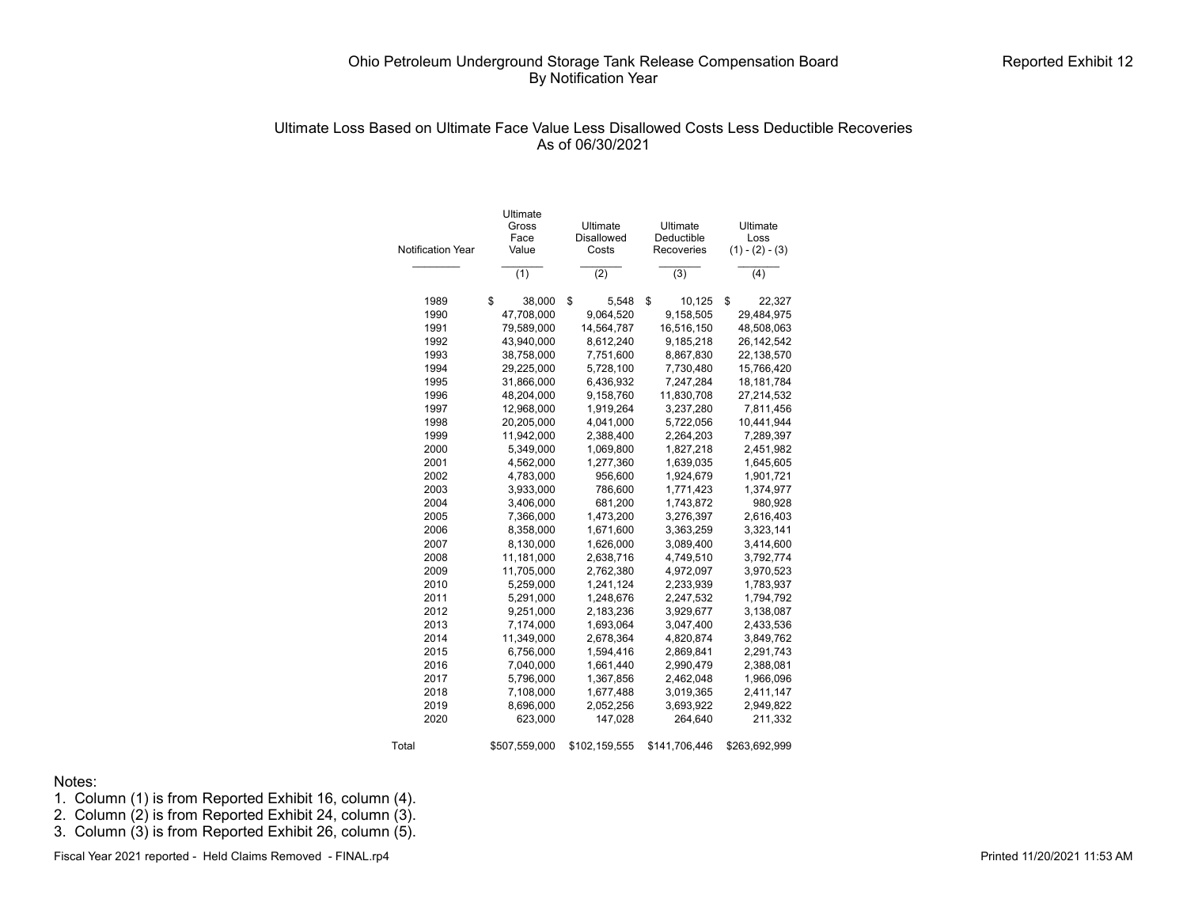Ohio Petroleum Underground Storage Tank Release Compensation Board
By Notification Year

Reported Exhibit 12

## Ultimate Loss Based on Ultimate Face Value Less Disallowed Costs Less Deductible Recoveries
As of 06/30/2021

| Notification Year | Ultimate Gross Face Value | Ultimate Disallowed Costs | Ultimate Deductible Recoveries | Ultimate Loss (1) - (2) - (3) |
|---|---|---|---|---|
| | (1) | (2) | (3) | (4) |
| 1989 | $ 38,000 | $ 5,548 | $ 10,125 | $ 22,327 |
| 1990 | 47,708,000 | 9,064,520 | 9,158,505 | 29,484,975 |
| 1991 | 79,589,000 | 14,564,787 | 16,516,150 | 48,508,063 |
| 1992 | 43,940,000 | 8,612,240 | 9,185,218 | 26,142,542 |
| 1993 | 38,758,000 | 7,751,600 | 8,867,830 | 22,138,570 |
| 1994 | 29,225,000 | 5,728,100 | 7,730,480 | 15,766,420 |
| 1995 | 31,866,000 | 6,436,932 | 7,247,284 | 18,181,784 |
| 1996 | 48,204,000 | 9,158,760 | 11,830,708 | 27,214,532 |
| 1997 | 12,968,000 | 1,919,264 | 3,237,280 | 7,811,456 |
| 1998 | 20,205,000 | 4,041,000 | 5,722,056 | 10,441,944 |
| 1999 | 11,942,000 | 2,388,400 | 2,264,203 | 7,289,397 |
| 2000 | 5,349,000 | 1,069,800 | 1,827,218 | 2,451,982 |
| 2001 | 4,562,000 | 1,277,360 | 1,639,035 | 1,645,605 |
| 2002 | 4,783,000 | 956,600 | 1,924,679 | 1,901,721 |
| 2003 | 3,933,000 | 786,600 | 1,771,423 | 1,374,977 |
| 2004 | 3,406,000 | 681,200 | 1,743,872 | 980,928 |
| 2005 | 7,366,000 | 1,473,200 | 3,276,397 | 2,616,403 |
| 2006 | 8,358,000 | 1,671,600 | 3,363,259 | 3,323,141 |
| 2007 | 8,130,000 | 1,626,000 | 3,089,400 | 3,414,600 |
| 2008 | 11,181,000 | 2,638,716 | 4,749,510 | 3,792,774 |
| 2009 | 11,705,000 | 2,762,380 | 4,972,097 | 3,970,523 |
| 2010 | 5,259,000 | 1,241,124 | 2,233,939 | 1,783,937 |
| 2011 | 5,291,000 | 1,248,676 | 2,247,532 | 1,794,792 |
| 2012 | 9,251,000 | 2,183,236 | 3,929,677 | 3,138,087 |
| 2013 | 7,174,000 | 1,693,064 | 3,047,400 | 2,433,536 |
| 2014 | 11,349,000 | 2,678,364 | 4,820,874 | 3,849,762 |
| 2015 | 6,756,000 | 1,594,416 | 2,869,841 | 2,291,743 |
| 2016 | 7,040,000 | 1,661,440 | 2,990,479 | 2,388,081 |
| 2017 | 5,796,000 | 1,367,856 | 2,462,048 | 1,966,096 |
| 2018 | 7,108,000 | 1,677,488 | 3,019,365 | 2,411,147 |
| 2019 | 8,696,000 | 2,052,256 | 3,693,922 | 2,949,822 |
| 2020 | 623,000 | 147,028 | 264,640 | 211,332 |
| Total | $507,559,000 | $102,159,555 | $141,706,446 | $263,692,999 |

Notes:
1. Column (1) is from Reported Exhibit 16, column (4).
2. Column (2) is from Reported Exhibit 24, column (3).
3. Column (3) is from Reported Exhibit 26, column (5).

Fiscal Year 2021 reported - Held Claims Removed - FINAL.rp4

Printed 11/20/2021 11:53 AM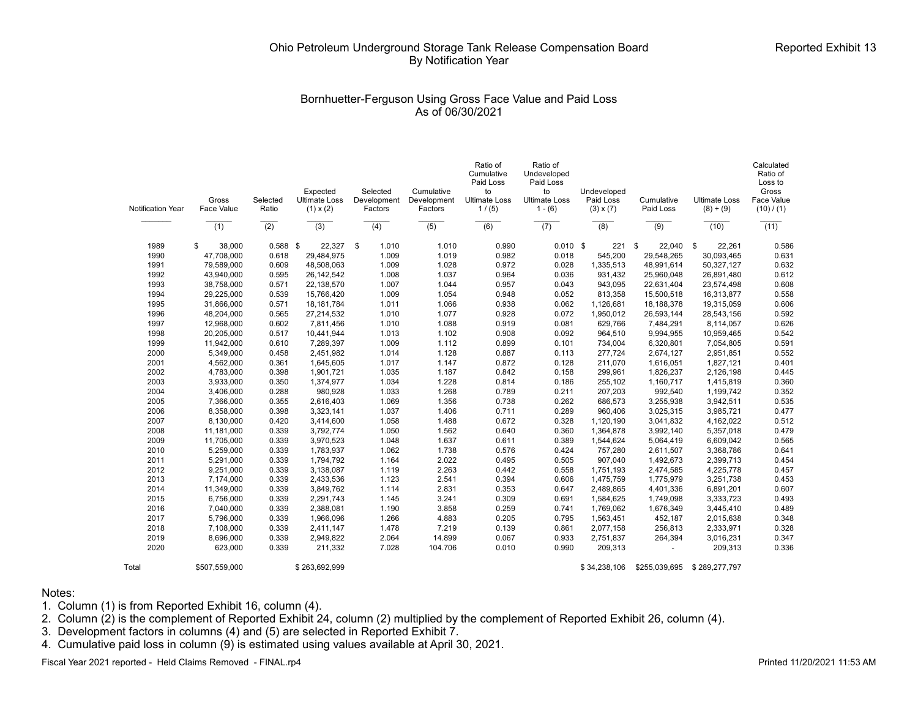Ohio Petroleum Underground Storage Tank Release Compensation Board
By Notification Year

Reported Exhibit 13

## Bornhuetter-Ferguson Using Gross Face Value and Paid Loss
As of 06/30/2021

| Notification Year | Gross Face Value | Selected Ratio | Expected Ultimate Loss (1) x (2) | Selected Development Factors | Cumulative Development Factors | Ratio of Cumulative Paid Loss to Ultimate Loss 1 / (5) | Ratio of Undeveloped Paid Loss to Ultimate Loss 1 - (6) | Undeveloped Paid Loss (3) x (7) | Cumulative Paid Loss | Ultimate Loss (8) + (9) | Calculated Ratio of Loss to Gross Face Value (10) / (1) |
|---|---|---|---|---|---|---|---|---|---|---|---|
| | (1) | (2) | (3) | (4) | (5) | (6) | (7) | (8) | (9) | (10) | (11) |
| 1989 | $ 38,000 | 0.588 | $ 22,327 | $ 1.010 | 1.010 | 0.990 | 0.010 | $ 221 | $ 22,040 | $ 22,261 | 0.586 |
| 1990 | 47,708,000 | 0.618 | 29,484,975 | 1.009 | 1.019 | 0.982 | 0.018 | 545,200 | 29,548,265 | 30,093,465 | 0.631 |
| 1991 | 79,589,000 | 0.609 | 48,508,063 | 1.009 | 1.028 | 0.972 | 0.028 | 1,335,513 | 48,991,614 | 50,327,127 | 0.632 |
| 1992 | 43,940,000 | 0.595 | 26,142,542 | 1.008 | 1.037 | 0.964 | 0.036 | 931,432 | 25,960,048 | 26,891,480 | 0.612 |
| 1993 | 38,758,000 | 0.571 | 22,138,570 | 1.007 | 1.044 | 0.957 | 0.043 | 943,095 | 22,631,404 | 23,574,498 | 0.608 |
| 1994 | 29,225,000 | 0.539 | 15,766,420 | 1.009 | 1.054 | 0.948 | 0.052 | 813,358 | 15,500,518 | 16,313,877 | 0.558 |
| 1995 | 31,866,000 | 0.571 | 18,181,784 | 1.011 | 1.066 | 0.938 | 0.062 | 1,126,681 | 18,188,378 | 19,315,059 | 0.606 |
| 1996 | 48,204,000 | 0.565 | 27,214,532 | 1.010 | 1.077 | 0.928 | 0.072 | 1,950,012 | 26,593,144 | 28,543,156 | 0.592 |
| 1997 | 12,968,000 | 0.602 | 7,811,456 | 1.010 | 1.088 | 0.919 | 0.081 | 629,766 | 7,484,291 | 8,114,057 | 0.626 |
| 1998 | 20,205,000 | 0.517 | 10,441,944 | 1.013 | 1.102 | 0.908 | 0.092 | 964,510 | 9,994,955 | 10,959,465 | 0.542 |
| 1999 | 11,942,000 | 0.610 | 7,289,397 | 1.009 | 1.112 | 0.899 | 0.101 | 734,004 | 6,320,801 | 7,054,805 | 0.591 |
| 2000 | 5,349,000 | 0.458 | 2,451,982 | 1.014 | 1.128 | 0.887 | 0.113 | 277,724 | 2,674,127 | 2,951,851 | 0.552 |
| 2001 | 4,562,000 | 0.361 | 1,645,605 | 1.017 | 1.147 | 0.872 | 0.128 | 211,070 | 1,616,051 | 1,827,121 | 0.401 |
| 2002 | 4,783,000 | 0.398 | 1,901,721 | 1.035 | 1.187 | 0.842 | 0.158 | 299,961 | 1,826,237 | 2,126,198 | 0.445 |
| 2003 | 3,933,000 | 0.350 | 1,374,977 | 1.034 | 1.228 | 0.814 | 0.186 | 255,102 | 1,160,717 | 1,415,819 | 0.360 |
| 2004 | 3,406,000 | 0.288 | 980,928 | 1.033 | 1.268 | 0.789 | 0.211 | 207,203 | 992,540 | 1,199,742 | 0.352 |
| 2005 | 7,366,000 | 0.355 | 2,616,403 | 1.069 | 1.356 | 0.738 | 0.262 | 686,573 | 3,255,938 | 3,942,511 | 0.535 |
| 2006 | 8,358,000 | 0.398 | 3,323,141 | 1.037 | 1.406 | 0.711 | 0.289 | 960,406 | 3,025,315 | 3,985,721 | 0.477 |
| 2007 | 8,130,000 | 0.420 | 3,414,600 | 1.058 | 1.488 | 0.672 | 0.328 | 1,120,190 | 3,041,832 | 4,162,022 | 0.512 |
| 2008 | 11,181,000 | 0.339 | 3,792,774 | 1.050 | 1.562 | 0.640 | 0.360 | 1,364,878 | 3,992,140 | 5,357,018 | 0.479 |
| 2009 | 11,705,000 | 0.339 | 3,970,523 | 1.048 | 1.637 | 0.611 | 0.389 | 1,544,624 | 5,064,419 | 6,609,042 | 0.565 |
| 2010 | 5,259,000 | 0.339 | 1,783,937 | 1.062 | 1.738 | 0.576 | 0.424 | 757,280 | 2,611,507 | 3,368,786 | 0.641 |
| 2011 | 5,291,000 | 0.339 | 1,794,792 | 1.164 | 2.022 | 0.495 | 0.505 | 907,040 | 1,492,673 | 2,399,713 | 0.454 |
| 2012 | 9,251,000 | 0.339 | 3,138,087 | 1.119 | 2.263 | 0.442 | 0.558 | 1,751,193 | 2,474,585 | 4,225,778 | 0.457 |
| 2013 | 7,174,000 | 0.339 | 2,433,536 | 1.123 | 2.541 | 0.394 | 0.606 | 1,475,759 | 1,775,979 | 3,251,738 | 0.453 |
| 2014 | 11,349,000 | 0.339 | 3,849,762 | 1.114 | 2.831 | 0.353 | 0.647 | 2,489,865 | 4,401,336 | 6,891,201 | 0.607 |
| 2015 | 6,756,000 | 0.339 | 2,291,743 | 1.145 | 3.241 | 0.309 | 0.691 | 1,584,625 | 1,749,098 | 3,333,723 | 0.493 |
| 2016 | 7,040,000 | 0.339 | 2,388,081 | 1.190 | 3.858 | 0.259 | 0.741 | 1,769,062 | 1,676,349 | 3,445,410 | 0.489 |
| 2017 | 5,796,000 | 0.339 | 1,966,096 | 1.266 | 4.883 | 0.205 | 0.795 | 1,563,451 | 452,187 | 2,015,638 | 0.348 |
| 2018 | 7,108,000 | 0.339 | 2,411,147 | 1.478 | 7.219 | 0.139 | 0.861 | 2,077,158 | 256,813 | 2,333,971 | 0.328 |
| 2019 | 8,696,000 | 0.339 | 2,949,822 | 2.064 | 14.899 | 0.067 | 0.933 | 2,751,837 | 264,394 | 3,016,231 | 0.347 |
| 2020 | 623,000 | 0.339 | 211,332 | 7.028 | 104.706 | 0.010 | 0.990 | 209,313 | - | 209,313 | 0.336 |
| Total | $507,559,000 | | $ 263,692,999 | | | | | $ 34,238,106 | $255,039,695 | $ 289,277,797 | |

Notes:
1. Column (1) is from Reported Exhibit 16, column (4).
2. Column (2) is the complement of Reported Exhibit 24, column (2) multiplied by the complement of Reported Exhibit 26, column (4).
3. Development factors in columns (4) and (5) are selected in Reported Exhibit 7.
4. Cumulative paid loss in column (9) is estimated using values available at April 30, 2021.

Fiscal Year 2021 reported - Held Claims Removed - FINAL.rp4

Printed 11/20/2021 11:53 AM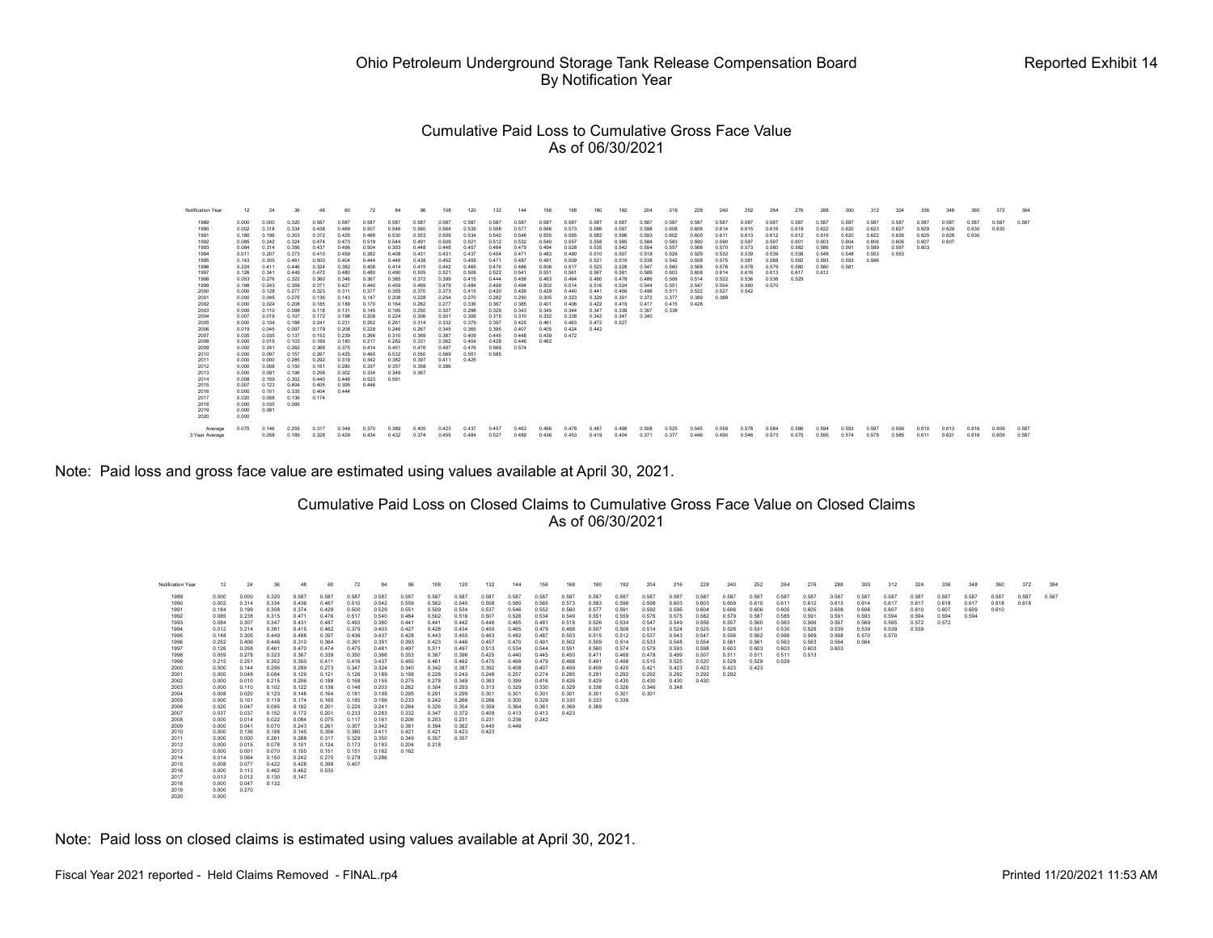# Ohio Petroleum Underground Storage Tank Release Compensation Board
## By Notification Year

Reported Exhibit 14

### Cumulative Paid Loss to Cumulative Gross Face Value
### As of 06/30/2021

| Notification Year | 12 | 24 | 36 | 48 | 60 | 72 | 84 | 96 | 108 | 120 | 132 | 144 | 156 | 168 | 180 | 192 | 204 | 216 | 228 | 240 | 252 | 264 | 276 | 288 | 300 | 312 | 324 | 336 | 348 | 360 | 372 | 384 |
|---|---|---|---|---|---|---|---|---|---|---|---|---|---|---|---|---|---|---|---|---|---|---|---|---|---|---|---|---|---|---|---|---|
| 1989 | 0.000 | 0.000 | 0.320 | 0.587 | 0.587 | 0.587 | 0.587 | 0.587 | 0.587 | 0.587 | 0.587 | 0.587 | 0.587 | 0.587 | 0.587 | 0.587 | 0.587 | 0.587 | 0.587 | 0.587 | 0.587 | 0.587 | 0.587 | 0.587 | 0.587 | 0.587 | 0.587 | 0.587 | 0.587 | 0.587 | 0.587 | 0.587 |
| 1990 | 0.002 | 0.318 | 0.334 | 0.438 | 0.469 | 0.507 | 0.546 | 0.560 | 0.564 | 0.539 | 0.558 | 0.577 | 0.566 | 0.573 | 0.586 | 0.597 | 0.598 | 0.608 | 0.608 | 0.614 | 0.615 | 0.616 | 0.618 | 0.622 | 0.620 | 0.623 | 0.627 | 0.629 | 0.629 | 0.630 | 0.630 | |
| 1991 | 0.180 | 0.196 | 0.303 | 0.372 | 0.425 | 0.488 | 0.530 | 0.553 | 0.509 | 0.534 | 0.542 | 0.548 | 0.555 | 0.565 | 0.582 | 0.596 | 0.593 | 0.602 | 0.609 | 0.611 | 0.613 | 0.612 | 0.612 | 0.616 | 0.620 | 0.622 | 0.626 | 0.625 | 0.628 | 0.630 | | |
| 1992 | 0.085 | 0.242 | 0.324 | 0.474 | 0.473 | 0.519 | 0.544 | 0.491 | 0.509 | 0.521 | 0.512 | 0.532 | 0.540 | 0.557 | 0.558 | 0.565 | 0.584 | 0.583 | 0.590 | 0.590 | 0.597 | 0.597 | 0.601 | 0.603 | 0.604 | 0.606 | 0.606 | 0.607 | 0.607 | | | |
| 1993 | 0.084 | 0.314 | 0.356 | 0.437 | 0.496 | 0.504 | 0.393 | 0.448 | 0.448 | 0.457 | 0.464 | 0.479 | 0.494 | 0.528 | 0.535 | 0.542 | 0.554 | 0.557 | 0.568 | 0.570 | 0.573 | 0.580 | 0.582 | 0.586 | 0.591 | 0.589 | 0.597 | 0.603 | | | | |
| 1994 | 0.011 | 0.207 | 0.373 | 0.410 | 0.459 | 0.382 | 0.408 | 0.431 | 0.431 | 0.437 | 0.454 | 0.471 | 0.483 | 0.490 | 0.510 | 0.507 | 0.518 | 0.529 | 0.529 | 0.532 | 0.539 | 0.539 | 0.538 | 0.548 | 0.548 | 0.553 | 0.553 | | | | | |
| 1995 | 0.143 | 0.305 | 0.461 | 0.500 | 0.404 | 0.444 | 0.446 | 0.438 | 0.452 | 0.459 | 0.471 | 0.487 | 0.491 | 0.509 | 0.521 | 0.519 | 0.538 | 0.542 | 0.558 | 0.575 | 0.581 | 0.588 | 0.592 | 0.593 | 0.593 | 0.596 | | | | | | |
| 1996 | 0.224 | 0.411 | 0.446 | 0.324 | 0.382 | 0.406 | 0.414 | 0.415 | 0.442 | 0.465 | 0.476 | 0.486 | 0.506 | 0.517 | 0.522 | 0.528 | 0.547 | 0.560 | 0.568 | 0.576 | 0.578 | 0.579 | 0.580 | 0.580 | 0.581 | | | | | | | |
| 1997 | 0.126 | 0.341 | 0.449 | 0.472 | 0.480 | 0.480 | 0.490 | 0.505 | 0.521 | 0.508 | 0.522 | 0.541 | 0.551 | 0.561 | 0.567 | 0.581 | 0.589 | 0.603 | 0.608 | 0.614 | 0.616 | 0.613 | 0.617 | 0.612 | | | | | | | | |
| 1998 | 0.053 | 0.276 | 0.322 | 0.360 | 0.346 | 0.367 | 0.385 | 0.372 | 0.399 | 0.415 | 0.444 | 0.458 | 0.463 | 0.464 | 0.480 | 0.478 | 0.486 | 0.506 | 0.514 | 0.522 | 0.536 | 0.536 | 0.529 | | | | | | | | | |
| 1999 | 0.198 | 0.243 | 0.359 | 0.371 | 0.427 | 0.440 | 0.459 | 0.469 | 0.479 | 0.496 | 0.499 | 0.494 | 0.502 | 0.514 | 0.516 | 0.524 | 0.544 | 0.551 | 0.547 | 0.554 | 0.560 | 0.570 | | | | | | | | | | |
| 2000 | 0.000 | 0.128 | 0.277 | 0.323 | 0.311 | 0.377 | 0.355 | 0.370 | 0.373 | 0.415 | 0.420 | 0.426 | 0.429 | 0.440 | 0.441 | 0.459 | 0.496 | 0.511 | 0.522 | 0.527 | 0.542 | | | | | | | | | | | |
| 2001 | 0.000 | 0.045 | 0.076 | 0.136 | 0.143 | 0.147 | 0.208 | 0.228 | 0.254 | 0.270 | 0.282 | 0.290 | 0.305 | 0.323 | 0.329 | 0.351 | 0.372 | 0.377 | 0.389 | 0.388 | | | | | | | | | | | | |
| 2002 | 0.000 | 0.024 | 0.208 | 0.185 | 0.189 | 0.170 | 0.164 | 0.262 | 0.277 | 0.336 | 0.367 | 0.385 | 0.401 | 0.406 | 0.422 | 0.419 | 0.417 | 0.415 | 0.428 | | | | | | | | | | | | | |
| 2003 | 0.000 | 0.110 | 0.098 | 0.118 | 0.131 | 0.145 | 0.195 | 0.250 | 0.307 | 0.298 | 0.329 | 0.343 | 0.345 | 0.344 | 0.347 | 0.339 | 0.357 | 0.338 | | | | | | | | | | | | | | |
| 2004 | 0.007 | 0.019 | 0.107 | 0.172 | 0.198 | 0.208 | 0.224 | 0.306 | 0.301 | 0.305 | 0.315 | 0.310 | 0.332 | 0.338 | 0.342 | 0.347 | 0.340 | | | | | | | | | | | | | | | |
| 2005 | 0.000 | 0.104 | 0.188 | 0.241 | 0.231 | 0.262 | 0.261 | 0.314 | 0.332 | 0.379 | 0.397 | 0.425 | 0.461 | 0.463 | 0.472 | 0.527 | | | | | | | | | | | | | | | | |
| 2006 | 0.019 | 0.045 | 0.097 | 0.179 | 0.208 | 0.229 | 0.246 | 0.267 | 0.345 | 0.365 | 0.395 | 0.407 | 0.405 | 0.424 | 0.442 | | | | | | | | | | | | | | | | | |
| 2007 | 0.035 | 0.035 | 0.137 | 0.153 | 0.239 | 0.266 | 0.310 | 0.369 | 0.387 | 0.409 | 0.445 | 0.448 | 0.439 | 0.472 | | | | | | | | | | | | | | | | | | |
| 2008 | 0.000 | 0.015 | 0.103 | 0.169 | 0.180 | 0.217 | 0.282 | 0.331 | 0.362 | 0.404 | 0.428 | 0.446 | 0.462 | | | | | | | | | | | | | | | | | | | |
| 2009 | 0.000 | 0.241 | 0.262 | 0.368 | 0.375 | 0.414 | 0.451 | 0.476 | 0.497 | 0.476 | 0.569 | 0.574 | | | | | | | | | | | | | | | | | | | | |
| 2010 | 0.000 | 0.097 | 0.157 | 0.267 | 0.425 | 0.460 | 0.532 | 0.550 | 0.569 | 0.551 | 0.585 | | | | | | | | | | | | | | | | | | | | | |
| 2011 | 0.000 | 0.000 | 0.285 | 0.292 | 0.319 | 0.342 | 0.382 | 0.397 | 0.411 | 0.425 | | | | | | | | | | | | | | | | | | | | | | |
| 2012 | 0.000 | 0.008 | 0.150 | 0.161 | 0.280 | 0.337 | 0.357 | 0.358 | 0.386 | | | | | | | | | | | | | | | | | | | | | | | |
| 2013 | 0.000 | 0.091 | 0.196 | 0.258 | 0.302 | 0.334 | 0.349 | 0.367 | | | | | | | | | | | | | | | | | | | | | | | | |
| 2014 | 0.008 | 0.159 | 0.302 | 0.440 | 0.448 | 0.523 | 0.591 | | | | | | | | | | | | | | | | | | | | | | | | | |
| 2015 | 0.007 | 0.123 | 0.404 | 0.405 | 0.395 | 0.446 | | | | | | | | | | | | | | | | | | | | | | | | | | |
| 2016 | 0.000 | 0.101 | 0.335 | 0.404 | 0.444 | | | | | | | | | | | | | | | | | | | | | | | | | | | |
| 2017 | 0.020 | 0.058 | 0.136 | 0.174 | | | | | | | | | | | | | | | | | | | | | | | | | | | | |
| 2018 | 0.000 | 0.035 | 0.095 | | | | | | | | | | | | | | | | | | | | | | | | | | | | | |
| 2019 | 0.000 | 0.081 | | | | | | | | | | | | | | | | | | | | | | | | | | | | | | |
| 2020 | 0.000 | | | | | | | | | | | | | | | | | | | | | | | | | | | | | | | |
| Average | 0.075 | 0.146 | 0.255 | 0.317 | 0.349 | 0.370 | 0.389 | 0.405 | 0.423 | 0.437 | 0.457 | 0.463 | 0.466 | 0.478 | 0.487 | 0.498 | 0.508 | 0.525 | 0.545 | 0.558 | 0.578 | 0.584 | 0.586 | 0.594 | 0.593 | 0.597 | 0.599 | 0.610 | 0.613 | 0.616 | 0.609 | 0.587 |
| 3 Year Average | | 0.058 | 0.189 | 0.328 | 0.429 | 0.429 | 0.432 | 0.374 | 0.455 | 0.484 | 0.527 | 0.489 | 0.436 | 0.453 | 0.419 | 0.404 | 0.371 | 0.377 | 0.446 | 0.490 | 0.546 | 0.573 | 0.575 | 0.595 | 0.574 | 0.579 | 0.585 | 0.611 | 0.621 | 0.616 | 0.609 | 0.587 |

Note: Paid loss and gross face value are estimated using values available at April 30, 2021.

### Cumulative Paid Loss on Closed Claims to Cumulative Gross Face Value on Closed Claims
### As of 06/30/2021

| Notification Year | 12 | 24 | 36 | 48 | 60 | 72 | 84 | 96 | 108 | 120 | 132 | 144 | 156 | 168 | 180 | 192 | 204 | 216 | 228 | 240 | 252 | 264 | 276 | 288 | 300 | 312 | 324 | 336 | 348 | 360 | 372 | 384 |
|---|---|---|---|---|---|---|---|---|---|---|---|---|---|---|---|---|---|---|---|---|---|---|---|---|---|---|---|---|---|---|---|---|
| 1989 | 0.000 | 0.000 | 0.320 | 0.587 | 0.587 | 0.587 | 0.587 | 0.587 | 0.587 | 0.587 | 0.587 | 0.587 | 0.587 | 0.587 | 0.587 | 0.587 | 0.587 | 0.587 | 0.587 | 0.587 | 0.587 | 0.587 | 0.587 | 0.587 | 0.587 | 0.587 | 0.587 | 0.587 | 0.587 | 0.587 | 0.587 | 0.587 |
| 1990 | 0.002 | 0.314 | 0.334 | 0.436 | 0.467 | 0.510 | 0.542 | 0.559 | 0.562 | 0.540 | 0.558 | 0.580 | 0.565 | 0.573 | 0.583 | 0.598 | 0.598 | 0.603 | 0.603 | 0.609 | 0.610 | 0.611 | 0.612 | 0.615 | 0.614 | 0.617 | 0.617 | 0.618 | 0.617 | 0.618 | 0.618 | |
| 1991 | 0.184 | 0.199 | 0.308 | 0.374 | 0.429 | 0.500 | 0.529 | 0.551 | 0.509 | 0.534 | 0.537 | 0.546 | 0.552 | 0.560 | 0.577 | 0.591 | 0.592 | 0.595 | 0.604 | 0.606 | 0.606 | 0.605 | 0.605 | 0.608 | 0.606 | 0.607 | 0.610 | 0.607 | 0.609 | 0.610 | | |
| 1992 | 0.085 | 0.238 | 0.315 | 0.471 | 0.476 | 0.517 | 0.540 | 0.484 | 0.509 | 0.516 | 0.507 | 0.526 | 0.534 | 0.549 | 0.551 | 0.559 | 0.576 | 0.575 | 0.582 | 0.579 | 0.587 | 0.585 | 0.591 | 0.591 | 0.593 | 0.594 | 0.594 | 0.594 | 0.594 | | | |
| 1993 | 0.084 | 0.307 | 0.347 | 0.431 | 0.487 | 0.493 | 0.380 | 0.441 | 0.441 | 0.442 | 0.448 | 0.465 | 0.481 | 0.518 | 0.526 | 0.534 | 0.547 | 0.549 | 0.556 | 0.557 | 0.560 | 0.563 | 0.566 | 0.567 | 0.569 | 0.565 | 0.572 | 0.572 | | | | |
| 1994 | 0.012 | 0.214 | 0.381 | 0.415 | 0.462 | 0.379 | 0.403 | 0.427 | 0.428 | 0.434 | 0.450 | 0.465 | 0.479 | 0.488 | 0.507 | 0.506 | 0.514 | 0.524 | 0.525 | 0.528 | 0.531 | 0.530 | 0.526 | 0.539 | 0.539 | 0.539 | 0.539 | | | | | |
| 1995 | 0.148 | 0.305 | 0.449 | 0.488 | 0.397 | 0.436 | 0.437 | 0.428 | 0.443 | 0.450 | 0.463 | 0.482 | 0.487 | 0.503 | 0.515 | 0.512 | 0.537 | 0.543 | 0.547 | 0.556 | 0.562 | 0.566 | 0.569 | 0.568 | 0.570 | 0.570 | | | | | | |
| 1996 | 0.252 | 0.406 | 0.446 | 0.310 | 0.364 | 0.391 | 0.391 | 0.393 | 0.423 | 0.446 | 0.457 | 0.470 | 0.491 | 0.502 | 0.509 | 0.514 | 0.533 | 0.548 | 0.554 | 0.561 | 0.561 | 0.563 | 0.563 | 0.564 | 0.564 | | | | | | | |
| 1997 | 0.126 | 0.358 | 0.461 | 0.470 | 0.474 | 0.475 | 0.481 | 0.497 | 0.511 | 0.497 | 0.513 | 0.534 | 0.544 | 0.551 | 0.560 | 0.574 | 0.579 | 0.593 | 0.598 | 0.603 | 0.603 | 0.603 | 0.603 | 0.603 | | | | | | | | |
| 1998 | 0.059 | 0.278 | 0.323 | 0.367 | 0.339 | 0.350 | 0.366 | 0.353 | 0.387 | 0.396 | 0.425 | 0.440 | 0.445 | 0.450 | 0.471 | 0.468 | 0.478 | 0.499 | 0.507 | 0.511 | 0.511 | 0.511 | 0.513 | | | | | | | | | |
| 1999 | 0.215 | 0.251 | 0.352 | 0.350 | 0.411 | 0.416 | 0.437 | 0.450 | 0.461 | 0.462 | 0.475 | 0.468 | 0.479 | 0.488 | 0.491 | 0.498 | 0.515 | 0.525 | 0.520 | 0.528 | 0.529 | 0.529 | | | | | | | | | | |
| 2000 | 0.000 | 0.144 | 0.295 | 0.289 | 0.273 | 0.324 | 0.340 | 0.342 | 0.387 | 0.392 | 0.408 | 0.420 | 0.407 | 0.409 | 0.420 | 0.421 | 0.423 | 0.423 | 0.423 | 0.423 | 0.423 | | | | | | | | | | | |
| 2001 | 0.000 | 0.048 | 0.084 | 0.129 | 0.121 | 0.126 | 0.198 | 0.198 | 0.228 | 0.243 | 0.248 | 0.257 | 0.274 | 0.285 | 0.291 | 0.292 | 0.292 | 0.292 | 0.292 | 0.292 | | | | | | | | | | | | |
| 2002 | 0.000 | 0.010 | 0.215 | 0.208 | 0.188 | 0.168 | 0.155 | 0.275 | 0.278 | 0.349 | 0.383 | 0.399 | 0.416 | 0.426 | 0.429 | 0.430 | 0.430 | 0.430 | 0.430 | | | | | | | | | | | | | |
| 2003 | 0.000 | 0.110 | 0.102 | 0.122 | 0.136 | 0.146 | 0.203 | 0.282 | 0.304 | 0.293 | 0.313 | 0.329 | 0.329 | 0.329 | 0.336 | 0.326 | 0.346 | 0.348 | | | | | | | | | | | | | | |
| 2004 | 0.008 | 0.020 | 0.123 | 0.148 | 0.164 | 0.181 | 0.199 | 0.295 | 0.291 | 0.299 | 0.301 | 0.301 | 0.301 | 0.301 | 0.301 | 0.301 | 0.301 | | | | | | | | | | | | | | | |
| 2005 | 0.000 | 0.101 | 0.119 | 0.174 | 0.160 | 0.185 | 0.186 | 0.233 | 0.242 | 0.266 | 0.286 | 0.300 | 0.329 | 0.330 | 0.333 | 0.336 | | | | | | | | | | | | | | | | |
| 2006 | 0.020 | 0.047 | 0.095 | 0.182 | 0.201 | 0.229 | 0.241 | 0.264 | 0.326 | 0.354 | 0.359 | 0.364 | 0.361 | 0.369 | 0.369 | | | | | | | | | | | | | | | | | |
| 2007 | 0.037 | 0.037 | 0.152 | 0.172 | 0.201 | 0.233 | 0.283 | 0.332 | 0.347 | 0.372 | 0.409 | 0.413 | 0.413 | 0.423 | | | | | | | | | | | | | | | | | | |
| 2008 | 0.000 | 0.014 | 0.022 | 0.084 | 0.075 | 0.117 | 0.161 | 0.206 | 0.203 | 0.231 | 0.231 | 0.236 | 0.242 | | | | | | | | | | | | | | | | | | | |
| 2009 | 0.000 | 0.041 | 0.070 | 0.243 | 0.261 | 0.307 | 0.342 | 0.381 | 0.394 | 0.362 | 0.445 | 0.446 | | | | | | | | | | | | | | | | | | | | |
| 2010 | 0.000 | 0.136 | 0.188 | 0.145 | 0.356 | 0.380 | 0.411 | 0.421 | 0.421 | 0.423 | 0.423 | | | | | | | | | | | | | | | | | | | | | |
| 2011 | 0.000 | 0.000 | 0.261 | 0.288 | 0.317 | 0.329 | 0.350 | 0.349 | 0.357 | 0.357 | | | | | | | | | | | | | | | | | | | | | | |
| 2012 | 0.000 | 0.015 | 0.078 | 0.101 | 0.124 | 0.173 | 0.193 | 0.204 | 0.218 | | | | | | | | | | | | | | | | | | | | | | | |
| 2013 | 0.000 | 0.001 | 0.070 | 0.105 | 0.151 | 0.151 | 0.162 | 0.162 | | | | | | | | | | | | | | | | | | | | | | | | |
| 2014 | 0.014 | 0.084 | 0.150 | 0.242 | 0.270 | 0.278 | 0.286 | | | | | | | | | | | | | | | | | | | | | | | | | |
| 2015 | 0.008 | 0.077 | 0.422 | 0.428 | 0.399 | 0.407 | | | | | | | | | | | | | | | | | | | | | | | | | | |
| 2016 | 0.000 | 0.113 | 0.462 | 0.462 | 0.530 | | | | | | | | | | | | | | | | | | | | | | | | | | | |
| 2017 | 0.013 | 0.012 | 0.130 | 0.147 | | | | | | | | | | | | | | | | | | | | | | | | | | | | |
| 2018 | 0.000 | 0.047 | 0.132 | | | | | | | | | | | | | | | | | | | | | | | | | | | | | |
| 2019 | 0.000 | 0.270 | | | | | | | | | | | | | | | | | | | | | | | | | | | | | | |
| 2020 | 0.000 | | | | | | | | | | | | | | | | | | | | | | | | | | | | | | | |

Note: Paid loss on closed claims is estimated using values available at April 30, 2021.

Fiscal Year 2021 reported - Held Claims Removed - FINAL.rp4

Printed 11/20/2021 11:53 AM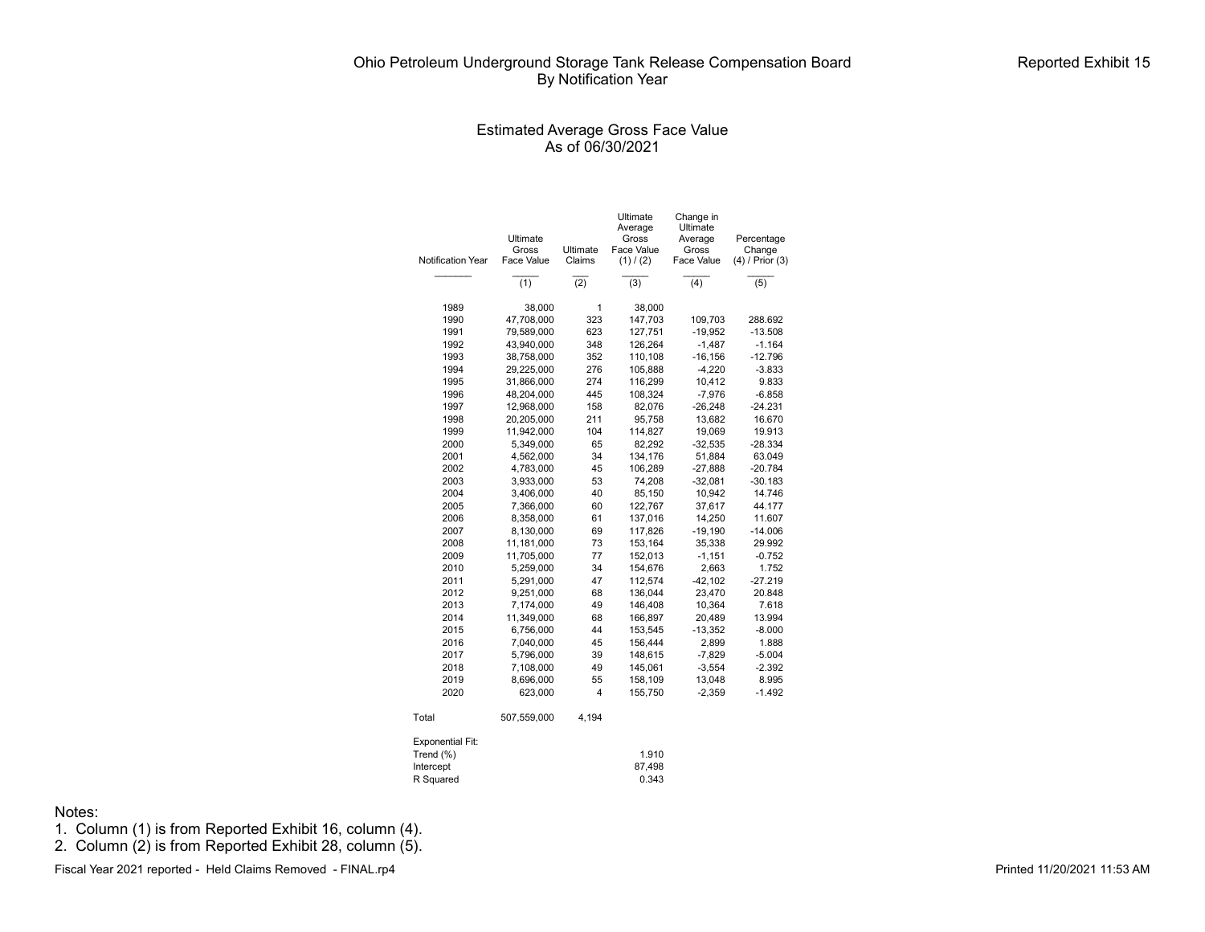# Ohio Petroleum Underground Storage Tank Release Compensation Board
## By Notification Year

Reported Exhibit 15

### Estimated Average Gross Face Value
### As of 06/30/2021

| Notification Year | Ultimate Gross Face Value | Ultimate Claims | Ultimate Average Gross Face Value (1) / (2) | Change in Ultimate Average Gross Face Value | Percentage Change (4) / Prior (3) |
|---|---|---|---|---|---|
| | (1) | (2) | (3) | (4) | (5) |
| 1989 | 38,000 | 1 | 38,000 | | |
| 1990 | 47,708,000 | 323 | 147,703 | 109,703 | 288.692 |
| 1991 | 79,589,000 | 623 | 127,751 | -19,952 | -13.508 |
| 1992 | 43,940,000 | 348 | 126,264 | -1,487 | -1.164 |
| 1993 | 38,758,000 | 352 | 110,108 | -16,156 | -12.796 |
| 1994 | 29,225,000 | 276 | 105,888 | -4,220 | -3.833 |
| 1995 | 31,866,000 | 274 | 116,299 | 10,412 | 9.833 |
| 1996 | 48,204,000 | 445 | 108,324 | -7,976 | -6.858 |
| 1997 | 12,968,000 | 158 | 82,076 | -26,248 | -24.231 |
| 1998 | 20,205,000 | 211 | 95,758 | 13,682 | 16.670 |
| 1999 | 11,942,000 | 104 | 114,827 | 19,069 | 19.913 |
| 2000 | 5,349,000 | 65 | 82,292 | -32,535 | -28.334 |
| 2001 | 4,562,000 | 34 | 134,176 | 51,884 | 63.049 |
| 2002 | 4,783,000 | 45 | 106,289 | -27,888 | -20.784 |
| 2003 | 3,933,000 | 53 | 74,208 | -32,081 | -30.183 |
| 2004 | 3,406,000 | 40 | 85,150 | 10,942 | 14.746 |
| 2005 | 7,366,000 | 60 | 122,767 | 37,617 | 44.177 |
| 2006 | 8,358,000 | 61 | 137,016 | 14,250 | 11.607 |
| 2007 | 8,130,000 | 69 | 117,826 | -19,190 | -14.006 |
| 2008 | 11,181,000 | 73 | 153,164 | 35,338 | 29.992 |
| 2009 | 11,705,000 | 77 | 152,013 | -1,151 | -0.752 |
| 2010 | 5,259,000 | 34 | 154,676 | 2,663 | 1.752 |
| 2011 | 5,291,000 | 47 | 112,574 | -42,102 | -27.219 |
| 2012 | 9,251,000 | 68 | 136,044 | 23,470 | 20.848 |
| 2013 | 7,174,000 | 49 | 146,408 | 10,364 | 7.618 |
| 2014 | 11,349,000 | 68 | 166,897 | 20,489 | 13.994 |
| 2015 | 6,756,000 | 44 | 153,545 | -13,352 | -8.000 |
| 2016 | 7,040,000 | 45 | 156,444 | 2,899 | 1.888 |
| 2017 | 5,796,000 | 39 | 148,615 | -7,829 | -5.004 |
| 2018 | 7,108,000 | 49 | 145,061 | -3,554 | -2.392 |
| 2019 | 8,696,000 | 55 | 158,109 | 13,048 | 8.995 |
| 2020 | 623,000 | 4 | 155,750 | -2,359 | -1.492 |
| Total | 507,559,000 | 4,194 | | | |
| Exponential Fit: | | | | | |
| Trend (%) | | | 1.910 | | |
| Intercept | | | 87,498 | | |
| R Squared | | | 0.343 | | |

Notes:
1. Column (1) is from Reported Exhibit 16, column (4).
2. Column (2) is from Reported Exhibit 28, column (5).

Fiscal Year 2021 reported - Held Claims Removed - FINAL.rp4

Printed 11/20/2021 11:53 AM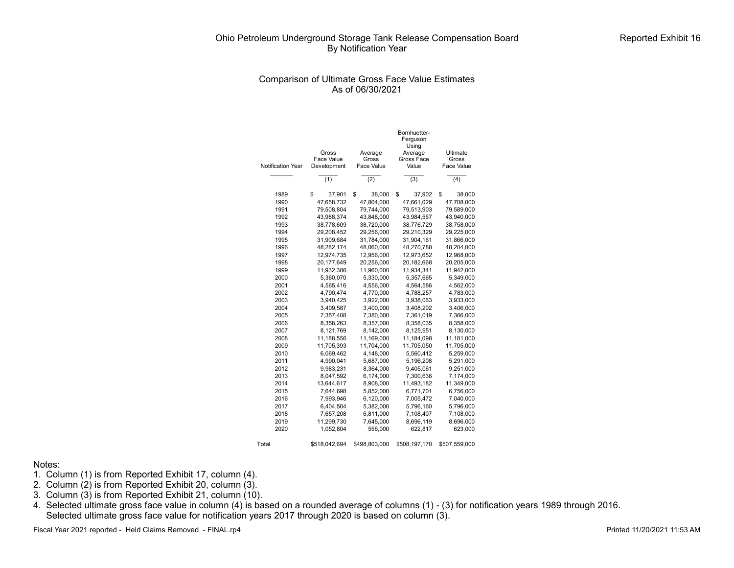# Ohio Petroleum Underground Storage Tank Release Compensation Board
## By Notification Year

Reported Exhibit 16

### Comparison of Ultimate Gross Face Value Estimates
### As of 06/30/2021

| Notification Year | Gross Face Value Development (1) | Average Gross Face Value (2) | Bornhuetter-Ferguson Using Average Gross Face Value (3) | Ultimate Gross Face Value (4) |
|---|---|---|---|---|
| 1989 | $ 37,901 | $ 38,000 | $ 37,902 | $ 38,000 |
| 1990 | 47,658,732 | 47,804,000 | 47,661,029 | 47,708,000 |
| 1991 | 79,508,804 | 79,744,000 | 79,513,903 | 79,589,000 |
| 1992 | 43,988,374 | 43,848,000 | 43,984,567 | 43,940,000 |
| 1993 | 38,778,609 | 38,720,000 | 38,776,729 | 38,758,000 |
| 1994 | 29,208,452 | 29,256,000 | 29,210,329 | 29,225,000 |
| 1995 | 31,909,684 | 31,784,000 | 31,904,161 | 31,866,000 |
| 1996 | 48,282,174 | 48,060,000 | 48,270,788 | 48,204,000 |
| 1997 | 12,974,735 | 12,956,000 | 12,973,652 | 12,968,000 |
| 1998 | 20,177,649 | 20,256,000 | 20,182,668 | 20,205,000 |
| 1999 | 11,932,386 | 11,960,000 | 11,934,341 | 11,942,000 |
| 2000 | 5,360,070 | 5,330,000 | 5,357,665 | 5,349,000 |
| 2001 | 4,565,416 | 4,556,000 | 4,564,586 | 4,562,000 |
| 2002 | 4,790,474 | 4,770,000 | 4,788,257 | 4,783,000 |
| 2003 | 3,940,425 | 3,922,000 | 3,938,063 | 3,933,000 |
| 2004 | 3,409,587 | 3,400,000 | 3,408,202 | 3,406,000 |
| 2005 | 7,357,408 | 7,380,000 | 7,361,019 | 7,366,000 |
| 2006 | 8,358,263 | 8,357,000 | 8,358,035 | 8,358,000 |
| 2007 | 8,121,769 | 8,142,000 | 8,125,951 | 8,130,000 |
| 2008 | 11,188,556 | 11,169,000 | 11,184,098 | 11,181,000 |
| 2009 | 11,705,393 | 11,704,000 | 11,705,050 | 11,705,000 |
| 2010 | 6,069,462 | 4,148,000 | 5,560,412 | 5,259,000 |
| 2011 | 4,990,041 | 5,687,000 | 5,196,208 | 5,291,000 |
| 2012 | 9,983,231 | 8,364,000 | 9,405,061 | 9,251,000 |
| 2013 | 8,047,592 | 6,174,000 | 7,300,636 | 7,174,000 |
| 2014 | 13,644,617 | 8,908,000 | 11,493,182 | 11,349,000 |
| 2015 | 7,644,698 | 5,852,000 | 6,771,701 | 6,756,000 |
| 2016 | 7,993,946 | 6,120,000 | 7,005,472 | 7,040,000 |
| 2017 | 6,404,504 | 5,382,000 | 5,796,160 | 5,796,000 |
| 2018 | 7,657,208 | 6,811,000 | 7,108,407 | 7,108,000 |
| 2019 | 11,299,730 | 7,645,000 | 8,696,119 | 8,696,000 |
| 2020 | 1,052,804 | 556,000 | 622,817 | 623,000 |
| Total | $518,042,694 | $498,803,000 | $508,197,170 | $507,559,000 |

Notes:

1. Column (1) is from Reported Exhibit 17, column (4).
2. Column (2) is from Reported Exhibit 20, column (3).
3. Column (3) is from Reported Exhibit 21, column (10).
4. Selected ultimate gross face value in column (4) is based on a rounded average of columns (1) - (3) for notification years 1989 through 2016.
   Selected ultimate gross face value for notification years 2017 through 2020 is based on column (3).

Fiscal Year 2021 reported - Held Claims Removed - FINAL.rp4

Printed 11/20/2021 11:53 AM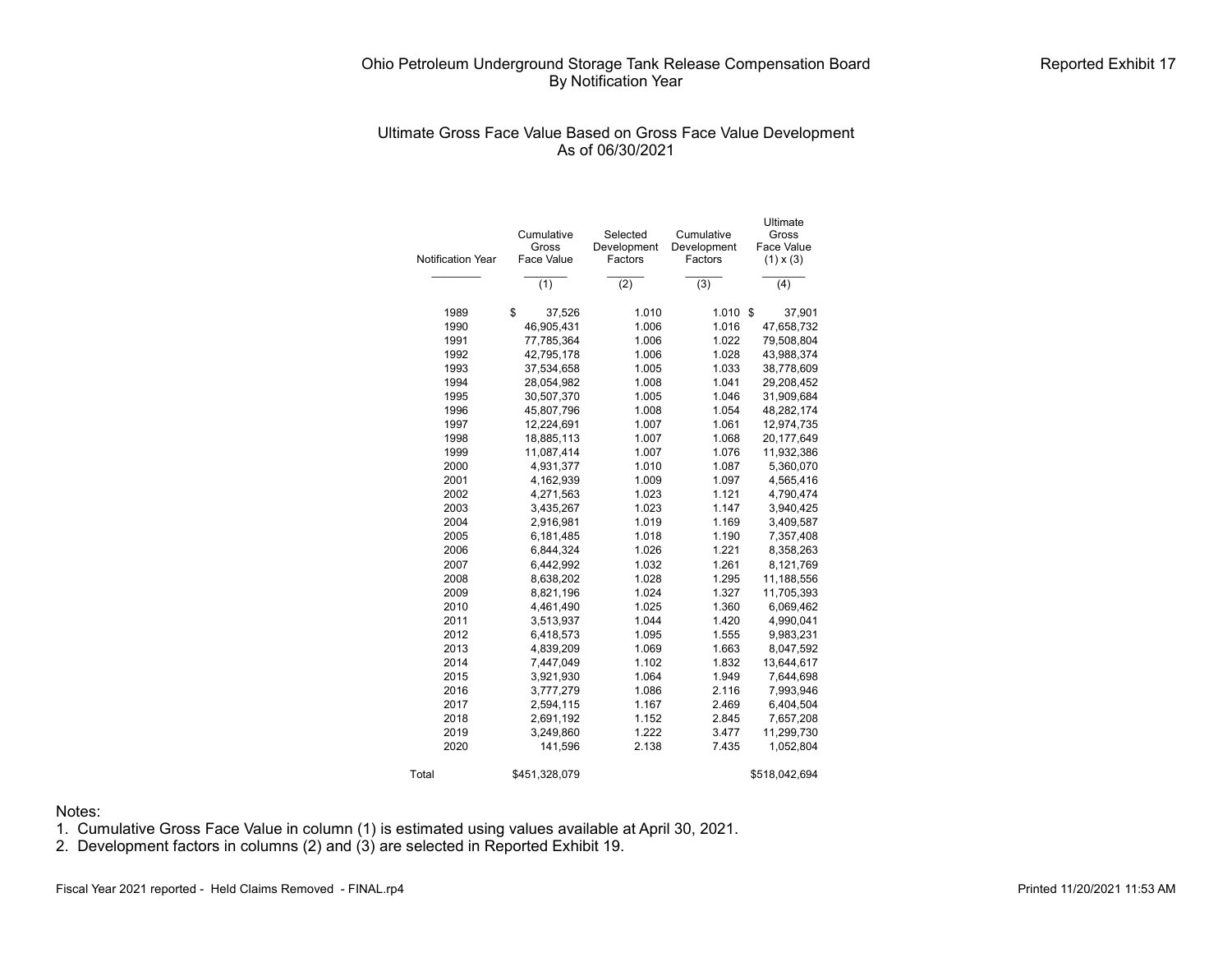# Ohio Petroleum Underground Storage Tank Release Compensation Board
## By Notification Year

Reported Exhibit 17

### Ultimate Gross Face Value Based on Gross Face Value Development
### As of 06/30/2021

| Notification Year | Cumulative Gross Face Value | Selected Development Factors | Cumulative Development Factors | Ultimate Gross Face Value (1) x (3) |
|---|---|---|---|---|
| | (1) | (2) | (3) | (4) |
| 1989 | $ 37,526 | 1.010 | 1.010 | $ 37,901 |
| 1990 | 46,905,431 | 1.006 | 1.016 | 47,658,732 |
| 1991 | 77,785,364 | 1.006 | 1.022 | 79,508,804 |
| 1992 | 42,795,178 | 1.006 | 1.028 | 43,988,374 |
| 1993 | 37,534,658 | 1.005 | 1.033 | 38,778,609 |
| 1994 | 28,054,982 | 1.008 | 1.041 | 29,208,452 |
| 1995 | 30,507,370 | 1.005 | 1.046 | 31,909,684 |
| 1996 | 45,807,796 | 1.008 | 1.054 | 48,282,174 |
| 1997 | 12,224,691 | 1.007 | 1.061 | 12,974,735 |
| 1998 | 18,885,113 | 1.007 | 1.068 | 20,177,649 |
| 1999 | 11,087,414 | 1.007 | 1.076 | 11,932,386 |
| 2000 | 4,931,377 | 1.010 | 1.087 | 5,360,070 |
| 2001 | 4,162,939 | 1.009 | 1.097 | 4,565,416 |
| 2002 | 4,271,563 | 1.023 | 1.121 | 4,790,474 |
| 2003 | 3,435,267 | 1.023 | 1.147 | 3,940,425 |
| 2004 | 2,916,981 | 1.019 | 1.169 | 3,409,587 |
| 2005 | 6,181,485 | 1.018 | 1.190 | 7,357,408 |
| 2006 | 6,844,324 | 1.026 | 1.221 | 8,358,263 |
| 2007 | 6,442,992 | 1.032 | 1.261 | 8,121,769 |
| 2008 | 8,638,202 | 1.028 | 1.295 | 11,188,556 |
| 2009 | 8,821,196 | 1.024 | 1.327 | 11,705,393 |
| 2010 | 4,461,490 | 1.025 | 1.360 | 6,069,462 |
| 2011 | 3,513,937 | 1.044 | 1.420 | 4,990,041 |
| 2012 | 6,418,573 | 1.095 | 1.555 | 9,983,231 |
| 2013 | 4,839,209 | 1.069 | 1.663 | 8,047,592 |
| 2014 | 7,447,049 | 1.102 | 1.832 | 13,644,617 |
| 2015 | 3,921,930 | 1.064 | 1.949 | 7,644,698 |
| 2016 | 3,777,279 | 1.086 | 2.116 | 7,993,946 |
| 2017 | 2,594,115 | 1.167 | 2.469 | 6,404,504 |
| 2018 | 2,691,192 | 1.152 | 2.845 | 7,657,208 |
| 2019 | 3,249,860 | 1.222 | 3.477 | 11,299,730 |
| 2020 | 141,596 | 2.138 | 7.435 | 1,052,804 |
| Total | $451,328,079 | | | $518,042,694 |

Notes:
1. Cumulative Gross Face Value in column (1) is estimated using values available at April 30, 2021.
2. Development factors in columns (2) and (3) are selected in Reported Exhibit 19.

Fiscal Year 2021 reported - Held Claims Removed - FINAL.rp4

Printed 11/20/2021 11:53 AM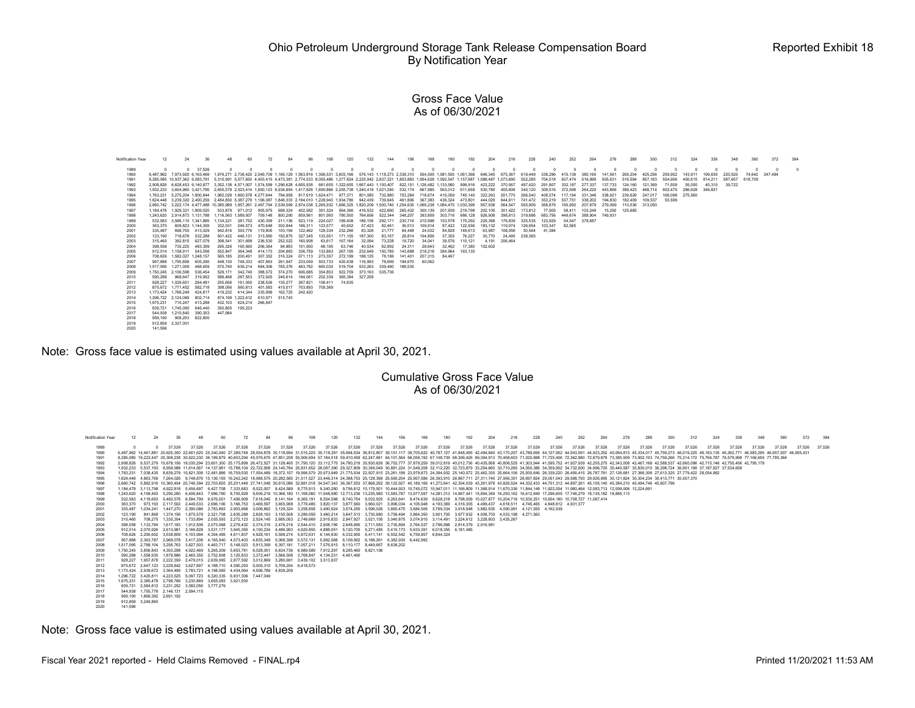# Ohio Petroleum Underground Storage Tank Release Compensation Board

## By Notification Year

Reported Exhibit 18

### Gross Face Value
### As of 06/30/2021

| Notification Year | 12 | 24 | 36 | 48 | 60 | 72 | 84 | 96 | 108 | 120 | 132 | 144 | 156 | 168 | 180 | 192 | 204 | 216 | 228 | 240 | 252 | 264 | 276 | 288 | 300 | 312 | 324 | 336 | 348 | 360 | 372 | 384 |
|---|---|---|---|---|---|---|---|---|---|---|---|---|---|---|---|---|---|---|---|---|---|---|---|---|---|---|---|---|---|---|---|---|
| 1989 | 0 | 0 | 37,526 | 0 | 0 | 0 | 0 | 0 | 0 | 0 | 0 | 0 | 0 | 0 | 0 | 0 | 0 | 0 | 0 | 0 | 0 | 0 | 0 | 0 | 0 | 0 | 0 | 0 | 0 | 0 | 0 | 0 |
| 1990 | 6,487,962 | 7,973,920 | 6,163,469 | 1,976,271 | 2,738,420 | 2,049,709 | 1,165,129 | 1,563,816 | 1,396,531 | 3,603,166 | 576,143 | 1,118,273 | 2,338,310 | 554,505 | 1,081,505 | 1,061,368 | 646,345 | 675,367 | 619,449 | 338,296 | 415,139 | 380,160 | 141,561 | 269,204 | 425,256 | 259,952 | 143,911 | 199,635 | 220,525 | 74,642 | 247,494 | |
| 1991 | 8,285,085 | 10,937,362 | 6,083,791 | 5,315,991 | 5,577,650 | 4,403,415 | 4,473,381 | 2,774,533 | 8,055,486 | 1,277,824 | 2,225,942 | 2,837,221 | 1,853,883 | 1,954,628 | 1,092,547 | 1,157,687 | 1,088,487 | 1,073,690 | 552,285 | 704,518 | 637,474 | 516,999 | 505,631 | 516,594 | 857,163 | 554,906 | 450,615 | 814,211 | 587,657 | 618,709 | | |
| 1992 | 2,908,826 | 6,628,453 | 6,140,877 | 3,352,138 | 4,571,007 | 1,574,599 | 1,296,628 | 4,655,938 | 661,655 | 1,322,655 | 1,667,443 | 1,150,407 | 822,151 | 1,126,482 | 1,133,560 | 999,916 | 423,222 | 370,567 | 497,420 | 291,807 | 332,187 | 277,337 | 137,733 | 124,160 | 121,369 | 71,559 | 55,050 | 40,310 | 39,722 | | | |
| 1993 | 1,932,233 | 3,604,960 | 3,421,795 | 2,655,579 | 2,523,414 | 1,650,123 | 6,934,854 | 1,417,826 | 1,690,868 | 2,255,738 | 1,240,419 | 1,021,240 | 532,174 | 667,985 | 563,012 | 611,659 | 530,780 | 455,606 | 340,120 | 309,516 | 372,598 | 264,220 | 443,866 | 389,423 | 468,714 | 602,475 | 286,628 | 346,831 | | | | |
| 1994 | 1,763,231 | 5,275,204 | 1,800,844 | 1,982,029 | 1,660,578 | 4,277,644 | 794,958 | 817,619 | 1,624,471 | 977,371 | 801,085 | 732,880 | 753,284 | 718,674 | 415,059 | 745,140 | 322,263 | 201,770 | 266,540 | 408,574 | 117,194 | 331,346 | 338,921 | 239,626 | 247,017 | 166,098 | 275,560 | | | | | |
| 1995 | 1,624,448 | 3,239,320 | 2,400,259 | 2,484,850 | 5,387,279 | 1,106,087 | 1,846,333 | 2,194,010 | 1,228,943 | 1,934,786 | 942,439 | 739,645 | 461,806 | 367,383 | 436,324 | 473,801 | 444,029 | 644,611 | 741,472 | 353,219 | 537,751 | 338,202 | 194,830 | 182,409 | 109,537 | 93,599 | | | | | | |
| 1996 | 2,660,742 | 3,222,174 | 4,477,488 | 10,385,989 | 1,957,261 | 2,497,794 | 2,539,599 | 2,874,038 | 2,265,932 | 1,666,325 | 1,820,209 | 1,500,740 | 1,254,635 | 1,066,238 | 1,084,475 | 1,030,399 | 957,938 | 564,547 | 505,909 | 368,879 | 195,950 | 207,879 | 279,069 | 110,536 | 313,050 | | | | | | | |
| 1997 | 1,184,478 | 1,929,321 | 1,809,020 | 533,879 | 971,012 | 905,975 | 688,324 | 402,582 | 351,324 | 564,366 | 416,532 | 422,690 | 265,432 | 300,139 | 201,939 | 219,798 | 202,105 | 301,422 | 173,812 | 77,905 | 58,411 | 103,249 | 15,292 | 125,685 | | | | | | | | |
| 1998 | 1,243,620 | 2,914,873 | 1,131,788 | 1,116,563 | 1,589,937 | 709,148 | 800,290 | 859,961 | 801,900 | 780,500 | 764,656 | 522,344 | 348,207 | 393,809 | 303,716 | 686,128 | 926,908 | 398,813 | 319,686 | 683,756 | 449,674 | 388,904 | 749,931 | | | | | | | | | |
| 1999 | 532,583 | 3,586,110 | 1,341,885 | 1,134,221 | 381,752 | 430,359 | 211,136 | 523,119 | 224,027 | 189,408 | 186,156 | 292,171 | 230,716 | 210,998 | 153,578 | 170,292 | 229,368 | 176,839 | 325,535 | 123,929 | 54,547 | 378,687 | | | | | | | | | | |
| 2000 | 363,370 | 609,823 | 1,144,309 | 332,031 | 246,573 | 470,648 | 302,844 | 186,311 | 123,577 | 40,652 | 57,423 | 82,461 | 36,013 | 109,914 | 87,422 | 122,936 | 183,132 | 119,074 | 126,954 | 103,347 | 82,565 | | | | | | | | | | | |
| 2001 | 335,487 | 698,755 | 413,029 | 942,818 | 393,776 | 119,805 | 103,194 | 122,462 | 129,334 | 232,266 | 83,326 | 21,777 | 64,448 | 24,032 | 84,828 | 149,613 | 63,987 | 108,056 | 30,564 | 41,384 | | | | | | | | | | | | |
| 2002 | 123,190 | 718,678 | 532,288 | 501,422 | 446,131 | 313,580 | 192,875 | 327,345 | 133,551 | 171,155 | 187,300 | 83,167 | 28,814 | 104,856 | 37,355 | 76,227 | 30,770 | 24,495 | 238,365 | | | | | | | | | | | | | |
| 2003 | 315,460 | 392,815 | 627,079 | 398,541 | 301,699 | 236,530 | 252,022 | 160,908 | 63,617 | 167,164 | 32,094 | 73,228 | 19,720 | 34,041 | 39,576 | 110,121 | 4,191 | 206,464 | | | | | | | | | | | | | | |
| 2004 | 398,558 | 735,225 | 483,399 | 295,326 | 160,560 | 206,364 | 94,883 | 101,900 | 68,195 | 63,746 | 40,534 | 62,892 | 24,311 | 28,643 | 32,462 | 17,380 | 102,602 | | | | | | | | | | | | | | | |
| 2005 | 912,014 | 1,158,911 | 543,056 | 552,847 | 364,348 | 414,173 | 204,883 | 336,759 | 133,863 | 267,195 | 232,649 | 150,785 | 143,688 | 218,218 | 384,964 | 163,130 | | | | | | | | | | | | | | | | |
| 2006 | 708,626 | 1,582,027 | 1,248,157 | 565,185 | 200,491 | 307,352 | 316,324 | 671,113 | 273,357 | 272,199 | 188,125 | 78,186 | 141,401 | 207,315 | 84,467 | | | | | | | | | | | | | | | | | |
| 2007 | 567,888 | 1,795,899 | 605,290 | 448,130 | 748,333 | 407,863 | 261,947 | 233,049 | 503,733 | 420,438 | 116,993 | 78,699 | 194,670 | 60,062 | | | | | | | | | | | | | | | | | | |
| 2008 | 1,517,095 | 1,271,009 | 468,659 | 570,740 | 636,214 | 684,306 | 765,376 | 483,782 | 660,030 | 519,704 | 533,263 | 339,490 | 188,535 | | | | | | | | | | | | | | | | | | | |
| 2009 | 1,750,245 | 2,106,598 | 536,454 | 529,171 | 342,740 | 388,572 | 374,270 | 606,685 | 354,853 | 922,709 | 373,163 | 535,736 | | | | | | | | | | | | | | | | | | | | |
| 2010 | 590,288 | 968,647 | 319,952 | 586,468 | 287,553 | 372,925 | 246,614 | 194,061 | 202,339 | 365,384 | 327,259 | | | | | | | | | | | | | | | | | | | | | |
| 2011 | 928,227 | 1,029,651 | 264,481 | 255,656 | 161,050 | 238,526 | 135,277 | 267,821 | 158,411 | 74,835 | | | | | | | | | | | | | | | | | | | | | | |
| 2012 | 875,672 | 1,771,452 | 582,718 | 398,056 | 560,813 | 401,583 | 415,017 | 703,893 | 709,369 | | | | | | | | | | | | | | | | | | | | | | | |
| 2013 | 1,173,424 | 1,766,249 | 424,817 | 419,232 | 414,344 | 235,999 | 162,725 | 242,420 | | | | | | | | | | | | | | | | | | | | | | | | |
| 2014 | 1,296,722 | 2,124,089 | 802,714 | 874,198 | 1,222,612 | 610,971 | 515,743 | | | | | | | | | | | | | | | | | | | | | | | | | |
| 2015 | 1,675,231 | 710,247 | 413,288 | 432,103 | 424,214 | 266,847 | | | | | | | | | | | | | | | | | | | | | | | | | | |
| 2016 | 839,721 | 1,745,090 | 646,440 | 350,805 | 195,223 | | | | | | | | | | | | | | | | | | | | | | | | | | | |
| 2017 | 544,938 | 1,210,840 | 390,353 | 447,984 | | | | | | | | | | | | | | | | | | | | | | | | | | | | |
| 2018 | 959,190 | 909,203 | 822,800 | | | | | | | | | | | | | | | | | | | | | | | | | | | | | |
| 2019 | 912,859 | 2,337,001 | | | | | | | | | | | | | | | | | | | | | | | | | | | | | | |
| 2020 | 141,596 | | | | | | | | | | | | | | | | | | | | | | | | | | | | | | | |

Note: Gross face value is estimated using values available at April 30, 2021.

### Cumulative Gross Face Value
### As of 06/30/2021

| Notification Year | 12 | 24 | 36 | 48 | 60 | 72 | 84 | 96 | 108 | 120 | 132 | 144 | 156 | 168 | 180 | 192 | 204 | 216 | 228 | 240 | 252 | 264 | 276 | 288 | 300 | 312 | 324 | 336 | 348 | 360 | 372 | 384 |
|---|---|---|---|---|---|---|---|---|---|---|---|---|---|---|---|---|---|---|---|---|---|---|---|---|---|---|---|---|---|---|---|---|
| 1989 | 0 | 0 | 37,526 | 37,526 | 37,526 | 37,526 | 37,526 | 37,526 | 37,526 | 37,526 | 37,526 | 37,526 | 37,526 | 37,526 | 37,526 | 37,526 | 37,526 | 37,526 | 37,526 | 37,526 | 37,526 | 37,526 | 37,526 | 37,526 | 37,526 | 37,526 | 37,526 | 37,526 | 37,526 | 37,526 | 37,526 | 37,526 |
| 1990 | 6,487,962 | 14,461,881 | 20,625,350 | 22,601,620 | 25,340,040 | 27,389,749 | 28,554,878 | 30,118,694 | 31,515,225 | 35,118,391 | 35,694,534 | 36,812,807 | 39,151,117 | 39,705,622 | 40,787,127 | 41,848,495 | 42,494,840 | 43,170,207 | 43,789,656 | 44,127,952 | 44,543,091 | 44,923,252 | 45,064,813 | 45,334,017 | 45,759,273 | 46,019,225 | 46,163,136 | 46,362,771 | 46,583,295 | 46,657,937 | 46,905,431 | |
| 1991 | 8,285,085 | 19,222,447 | 25,306,238 | 30,622,230 | 36,199,879 | 40,603,294 | 45,076,675 | 47,851,208 | 55,906,694 | 57,184,518 | 59,410,459 | 62,247,681 | 64,101,564 | 66,056,192 | 67,148,739 | 68,306,426 | 69,394,913 | 70,468,603 | 71,020,888 | 71,725,406 | 72,362,880 | 72,879,878 | 73,385,509 | 73,902,103 | 74,759,266 | 75,314,172 | 75,764,787 | 76,578,998 | 77,166,655 | 77,785,364 | | |
| 1992 | 2,908,826 | 9,537,279 | 15,678,156 | 19,030,294 | 23,601,300 | 25,175,899 | 26,472,527 | 31,128,465 | 31,790,120 | 33,112,775 | 34,780,219 | 35,930,626 | 36,752,777 | 37,879,259 | 39,012,819 | 40,012,736 | 40,435,958 | 40,806,525 | 41,303,944 | 41,595,752 | 41,927,939 | 42,205,275 | 42,343,008 | 42,467,168 | 42,588,537 | 42,660,096 | 42,715,146 | 42,755,456 | 42,795,178 | | | |
| 1993 | 1,932,233 | 5,537,193 | 8,958,988 | 11,614,567 | 14,137,981 | 15,788,104 | 22,722,958 | 24,140,784 | 25,831,652 | 28,087,390 | 29,327,809 | 30,349,049 | 30,881,224 | 31,549,208 | 32,112,220 | 32,723,879 | 33,254,660 | 33,710,265 | 34,050,386 | 34,359,902 | 34,732,500 | 34,996,720 | 35,440,587 | 35,830,010 | 36,298,724 | 36,901,199 | 37,187,827 | 37,534,658 | | | | |
| 1994 | 1,763,231 | 7,038,435 | 8,839,279 | 10,821,308 | 12,481,886 | 16,759,530 | 17,554,489 | 18,372,107 | 19,996,579 | 20,973,949 | 21,775,034 | 22,507,915 | 23,261,198 | 23,979,873 | 24,394,932 | 25,140,072 | 25,462,335 | 25,664,106 | 25,930,646 | 26,339,220 | 26,456,415 | 26,787,761 | 27,126,681 | 27,366,308 | 27,613,325 | 27,779,422 | 28,054,982 | | | | | |
| 1995 | 1,624,448 | 4,863,768 | 7,264,026 | 9,748,876 | 15,136,155 | 16,242,242 | 18,088,575 | 20,282,585 | 21,511,527 | 23,446,314 | 24,388,753 | 25,128,398 | 25,590,204 | 25,957,586 | 26,393,910 | 26,867,711 | 27,311,740 | 27,956,351 | 28,697,824 | 29,051,043 | 29,588,793 | 29,926,995 | 30,121,824 | 30,304,234 | 30,413,771 | 30,507,370 | | | | | | |
| 1996 | 2,660,742 | 5,882,916 | 10,360,404 | 20,746,394 | 22,703,655 | 25,201,449 | 27,741,048 | 30,615,086 | 32,881,018 | 34,547,343 | 36,367,553 | 37,868,292 | 39,122,927 | 40,189,166 | 41,273,641 | 42,304,039 | 43,261,978 | 43,826,524 | 44,332,433 | 44,701,312 | 44,897,261 | 45,105,140 | 45,384,210 | 45,494,746 | 45,807,796 | | | | | | | |
| 1997 | 1,184,478 | 3,113,798 | 4,922,818 | 5,456,697 | 6,427,708 | 7,333,683 | 8,022,007 | 8,424,589 | 8,775,913 | 9,340,280 | 9,756,812 | 10,179,501 | 10,444,933 | 10,745,072 | 10,947,011 | 11,166,809 | 11,368,914 | 11,670,336 | 11,844,148 | 11,922,054 | 11,980,464 | 12,083,713 | 12,099,006 | 12,224,691 | | | | | | | | |
| 1998 | 1,243,620 | 4,158,493 | 5,290,280 | 6,406,843 | 7,996,780 | 8,705,929 | 9,506,219 | 10,366,180 | 11,168,080 | 11,948,580 | 12,713,236 | 13,235,580 | 13,583,787 | 13,977,597 | 14,281,313 | 14,967,441 | 15,894,349 | 16,293,162 | 16,612,849 | 17,296,605 | 17,746,279 | 18,135,182 | 18,885,113 | | | | | | | | | |
| 1999 | 532,583 | 4,118,693 | 5,460,578 | 6,594,799 | 6,976,551 | 7,406,909 | 7,618,045 | 8,141,164 | 8,365,191 | 8,554,598 | 8,740,754 | 9,032,925 | 9,263,641 | 9,474,639 | 9,628,218 | 9,798,509 | 10,027,877 | 10,204,716 | 10,530,251 | 10,654,180 | 10,708,727 | 11,087,414 | | | | | | | | | | |
| 2000 | 363,370 | 973,193 | 2,117,502 | 2,449,533 | 2,696,106 | 3,166,753 | 3,469,597 | 3,655,908 | 3,779,485 | 3,820,137 | 3,877,560 | 3,960,021 | 3,996,034 | 4,105,948 | 4,193,369 | 4,316,305 | 4,499,437 | 4,618,511 | 4,745,465 | 4,848,812 | 4,931,377 | | | | | | | | | | | |
| 2001 | 335,487 | 1,034,241 | 1,447,270 | 2,390,086 | 2,783,863 | 2,903,668 | 3,006,862 | 3,129,324 | 3,258,658 | 3,490,924 | 3,574,250 | 3,596,026 | 3,660,475 | 3,684,506 | 3,769,334 | 3,918,948 | 3,982,935 | 4,090,991 | 4,121,555 | 4,162,939 | | | | | | | | | | | | |
| 2002 | 123,190 | 841,868 | 1,374,156 | 1,875,578 | 2,321,708 | 2,635,288 | 2,828,163 | 3,155,508 | 3,289,059 | 3,460,214 | 3,647,513 | 3,730,680 | 3,759,494 | 3,864,350 | 3,901,705 | 3,977,932 | 4,008,703 | 4,033,198 | 4,271,563 | | | | | | | | | | | | | |
| 2003 | 315,460 | 708,275 | 1,335,354 | 1,733,894 | 2,035,593 | 2,272,123 | 2,524,145 | 2,685,053 | 2,748,669 | 2,915,833 | 2,947,927 | 3,021,155 | 3,040,875 | 3,074,915 | 3,114,491 | 3,224,612 | 3,228,803 | 3,435,267 | | | | | | | | | | | | | | |
| 2004 | 398,558 | 1,133,784 | 1,617,183 | 1,912,508 | 2,073,068 | 2,279,432 | 2,374,315 | 2,476,216 | 2,544,410 | 2,608,156 | 2,648,690 | 2,711,583 | 2,735,894 | 2,764,537 | 2,796,998 | 2,814,379 | 2,916,981 | | | | | | | | | | | | | | | |
| 2005 | 912,014 | 2,070,926 | 2,613,981 | 3,166,828 | 3,531,177 | 3,945,350 | 4,150,234 | 4,486,993 | 4,620,855 | 4,888,051 | 5,120,700 | 5,271,485 | 5,415,173 | 5,633,391 | 6,018,355 | 6,181,485 | | | | | | | | | | | | | | | | |
| 2006 | 708,626 | 2,290,652 | 3,538,809 | 4,103,994 | 4,304,485 | 4,611,837 | 4,928,161 | 5,599,274 | 5,872,631 | 6,144,830 | 6,332,955 | 6,411,141 | 6,552,542 | 6,759,857 | 6,844,324 | | | | | | | | | | | | | | | | | |
| 2007 | 567,888 | 2,363,787 | 2,969,078 | 3,417,208 | 4,165,540 | 4,573,403 | 4,835,349 | 5,068,398 | 5,572,131 | 5,992,568 | 6,109,562 | 6,188,261 | 6,382,930 | 6,442,992 | | | | | | | | | | | | | | | | | | |
| 2008 | 1,517,095 | 2,788,104 | 3,256,763 | 3,827,503 | 4,463,717 | 5,148,023 | 5,913,399 | 6,397,181 | 7,057,211 | 7,576,915 | 8,110,177 | 8,449,667 | 8,638,202 | | | | | | | | | | | | | | | | | | | |
| 2009 | 1,750,245 | 3,856,843 | 4,393,298 | 4,922,469 | 5,265,209 | 5,653,781 | 6,028,051 | 6,634,736 | 6,989,589 | 7,912,297 | 8,285,460 | 8,821,196 | | | | | | | | | | | | | | | | | | | | |
| 2010 | 590,288 | 1,558,935 | 1,878,886 | 2,465,355 | 2,752,908 | 3,125,833 | 3,372,447 | 3,566,508 | 3,768,847 | 4,134,231 | 4,461,490 | | | | | | | | | | | | | | | | | | | | | |
| 2011 | 928,227 | 1,957,878 | 2,222,359 | 2,478,015 | 2,639,065 | 2,877,592 | 3,012,869 | 3,280,691 | 3,439,102 | 3,513,937 | | | | | | | | | | | | | | | | | | | | | | |
| 2012 | 875,672 | 2,647,123 | 3,229,842 | 3,627,897 | 4,188,710 | 4,590,293 | 5,005,310 | 5,709,204 | 6,418,573 | | | | | | | | | | | | | | | | | | | | | | | |
| 2013 | 1,173,424 | 2,939,672 | 3,364,489 | 3,783,721 | 4,198,065 | 4,434,064 | 4,596,789 | 4,839,209 | | | | | | | | | | | | | | | | | | | | | | | | |
| 2014 | 1,296,722 | 3,420,811 | 4,223,525 | 5,097,723 | 6,320,335 | 6,931,306 | 7,447,049 | | | | | | | | | | | | | | | | | | | | | | | | | |
| 2015 | 1,675,231 | 2,385,478 | 2,798,766 | 3,230,869 | 3,655,083 | 3,921,930 | | | | | | | | | | | | | | | | | | | | | | | | | | |
| 2016 | 839,721 | 2,584,812 | 3,231,252 | 3,582,056 | 3,777,279 | | | | | | | | | | | | | | | | | | | | | | | | | | | |
| 2017 | 544,938 | 1,755,778 | 2,146,131 | 2,594,115 | | | | | | | | | | | | | | | | | | | | | | | | | | | | |
| 2018 | 959,190 | 1,868,392 | 2,691,192 | | | | | | | | | | | | | | | | | | | | | | | | | | | | | |
| 2019 | 912,859 | 3,249,860 | | | | | | | | | | | | | | | | | | | | | | | | | | | | | | |
| 2020 | 141,596 | | | | | | | | | | | | | | | | | | | | | | | | | | | | | | | |

Note: Gross face value is estimated using values available at April 30, 2021.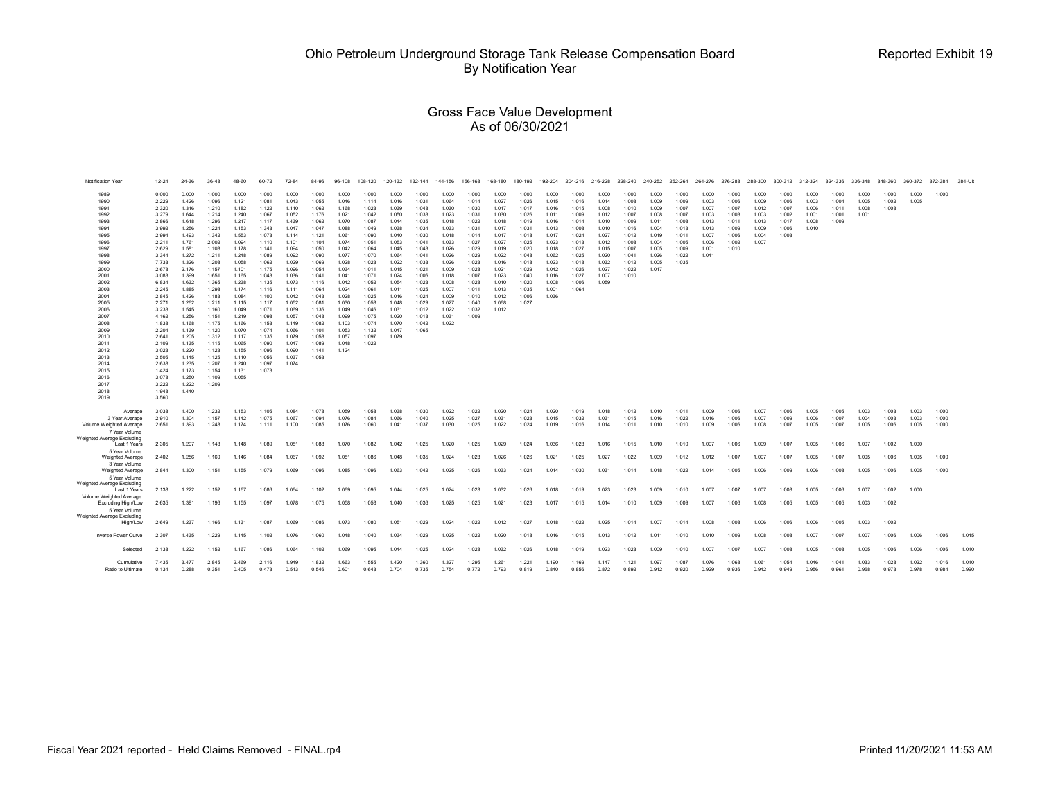# Ohio Petroleum Underground Storage Tank Release Compensation Board
## By Notification Year

Reported Exhibit 19

### Gross Face Value Development
### As of 06/30/2021

| Notification Year | 12-24 | 24-36 | 36-48 | 48-60 | 60-72 | 72-84 | 84-96 | 96-108 | 108-120 | 120-132 | 132-144 | 144-156 | 156-168 | 168-180 | 180-192 | 192-204 | 204-216 | 216-228 | 228-240 | 240-252 | 252-264 | 264-276 | 276-288 | 288-300 | 300-312 | 312-324 | 324-336 | 336-348 | 348-360 | 360-372 | 372-384 | 384-Ult |
|---|---|---|---|---|---|---|---|---|---|---|---|---|---|---|---|---|---|---|---|---|---|---|---|---|---|---|---|---|---|---|---|---|
| 1989 | 0.000 | 0.000 | 1.000 | 1.000 | 1.000 | 1.000 | 1.000 | 1.000 | 1.000 | 1.000 | 1.000 | 1.000 | 1.000 | 1.000 | 1.000 | 1.000 | 1.000 | 1.000 | 1.000 | 1.000 | 1.000 | 1.000 | 1.000 | 1.000 | 1.000 | 1.000 | 1.000 | 1.000 | 1.000 | 1.000 | 1.000 | |
| 1990 | 2.229 | 1.426 | 1.096 | 1.121 | 1.081 | 1.043 | 1.055 | 1.046 | 1.114 | 1.016 | 1.031 | 1.064 | 1.014 | 1.027 | 1.026 | 1.015 | 1.016 | 1.014 | 1.008 | 1.009 | 1.009 | 1.003 | 1.006 | 1.009 | 1.006 | 1.003 | 1.004 | 1.005 | 1.002 | 1.005 | | |
| 1991 | 2.320 | 1.316 | 1.210 | 1.182 | 1.122 | 1.110 | 1.062 | 1.168 | 1.023 | 1.039 | 1.048 | 1.030 | 1.030 | 1.017 | 1.017 | 1.016 | 1.015 | 1.008 | 1.010 | 1.009 | 1.007 | 1.007 | 1.007 | 1.012 | 1.007 | 1.006 | 1.011 | 1.008 | 1.008 | | | |
| 1992 | 3.279 | 1.644 | 1.214 | 1.240 | 1.067 | 1.052 | 1.176 | 1.021 | 1.042 | 1.050 | 1.033 | 1.023 | 1.031 | 1.030 | 1.026 | 1.011 | 1.009 | 1.012 | 1.007 | 1.008 | 1.007 | 1.003 | 1.003 | 1.003 | 1.002 | 1.001 | 1.001 | 1.001 | | | | |
| 1993 | 2.866 | 1.618 | 1.296 | 1.217 | 1.117 | 1.439 | 1.062 | 1.070 | 1.087 | 1.044 | 1.035 | 1.018 | 1.022 | 1.018 | 1.019 | 1.016 | 1.014 | 1.010 | 1.009 | 1.011 | 1.008 | 1.013 | 1.011 | 1.013 | 1.017 | 1.008 | 1.009 | | | | | |
| 1994 | 3.992 | 1.256 | 1.224 | 1.153 | 1.343 | 1.047 | 1.047 | 1.088 | 1.049 | 1.038 | 1.034 | 1.033 | 1.031 | 1.017 | 1.031 | 1.013 | 1.008 | 1.010 | 1.016 | 1.004 | 1.013 | 1.013 | 1.009 | 1.009 | 1.006 | 1.010 | | | | | | |
| 1995 | 2.994 | 1.493 | 1.342 | 1.553 | 1.073 | 1.114 | 1.121 | 1.061 | 1.090 | 1.040 | 1.030 | 1.018 | 1.014 | 1.017 | 1.018 | 1.017 | 1.024 | 1.027 | 1.012 | 1.019 | 1.011 | 1.007 | 1.006 | 1.004 | 1.003 | | | | | | | |
| 1996 | 2.211 | 1.761 | 2.002 | 1.094 | 1.110 | 1.101 | 1.104 | 1.074 | 1.051 | 1.053 | 1.041 | 1.033 | 1.027 | 1.027 | 1.025 | 1.023 | 1.013 | 1.012 | 1.008 | 1.004 | 1.005 | 1.006 | 1.002 | 1.007 | | | | | | | | |
| 1997 | 2.629 | 1.581 | 1.108 | 1.178 | 1.141 | 1.094 | 1.050 | 1.042 | 1.064 | 1.045 | 1.043 | 1.026 | 1.029 | 1.019 | 1.020 | 1.018 | 1.027 | 1.015 | 1.007 | 1.005 | 1.009 | 1.001 | 1.010 | | | | | | | | | |
| 1998 | 3.344 | 1.272 | 1.211 | 1.248 | 1.089 | 1.092 | 1.090 | 1.077 | 1.070 | 1.064 | 1.041 | 1.026 | 1.029 | 1.022 | 1.048 | 1.062 | 1.025 | 1.020 | 1.041 | 1.026 | 1.022 | 1.041 | | | | | | | | | | |
| 1999 | 7.733 | 1.326 | 1.208 | 1.058 | 1.062 | 1.029 | 1.069 | 1.028 | 1.023 | 1.022 | 1.033 | 1.026 | 1.023 | 1.016 | 1.018 | 1.023 | 1.018 | 1.032 | 1.012 | 1.005 | 1.035 | | | | | | | | | | | |
| 2000 | 2.678 | 2.176 | 1.157 | 1.101 | 1.175 | 1.096 | 1.054 | 1.034 | 1.011 | 1.015 | 1.021 | 1.009 | 1.028 | 1.021 | 1.029 | 1.042 | 1.026 | 1.027 | 1.022 | 1.017 | | | | | | | | | | | | |
| 2001 | 3.083 | 1.399 | 1.651 | 1.165 | 1.043 | 1.036 | 1.041 | 1.041 | 1.071 | 1.024 | 1.006 | 1.018 | 1.007 | 1.023 | 1.040 | 1.016 | 1.027 | 1.007 | 1.010 | | | | | | | | | | | | | |
| 2002 | 6.834 | 1.632 | 1.365 | 1.238 | 1.135 | 1.073 | 1.116 | 1.042 | 1.052 | 1.054 | 1.023 | 1.008 | 1.028 | 1.010 | 1.020 | 1.008 | 1.006 | 1.059 | | | | | | | | | | | | | | |
| 2003 | 2.245 | 1.885 | 1.298 | 1.174 | 1.116 | 1.111 | 1.064 | 1.024 | 1.061 | 1.011 | 1.025 | 1.007 | 1.011 | 1.013 | 1.035 | 1.001 | 1.064 | | | | | | | | | | | | | | | |
| 2004 | 2.845 | 1.426 | 1.183 | 1.084 | 1.100 | 1.042 | 1.043 | 1.028 | 1.025 | 1.016 | 1.024 | 1.009 | 1.010 | 1.012 | 1.006 | 1.036 | | | | | | | | | | | | | | | | |
| 2005 | 2.271 | 1.262 | 1.211 | 1.115 | 1.117 | 1.052 | 1.081 | 1.030 | 1.058 | 1.048 | 1.029 | 1.027 | 1.040 | 1.068 | 1.027 | | | | | | | | | | | | | | | | | |
| 2006 | 3.233 | 1.545 | 1.160 | 1.049 | 1.071 | 1.069 | 1.136 | 1.049 | 1.046 | 1.031 | 1.012 | 1.022 | 1.032 | 1.012 | | | | | | | | | | | | | | | | | | |
| 2007 | 4.162 | 1.256 | 1.151 | 1.219 | 1.098 | 1.057 | 1.048 | 1.099 | 1.075 | 1.020 | 1.013 | 1.031 | 1.009 | | | | | | | | | | | | | | | | | | | |
| 2008 | 1.838 | 1.168 | 1.175 | 1.166 | 1.153 | 1.149 | 1.082 | 1.103 | 1.074 | 1.070 | 1.042 | 1.022 | | | | | | | | | | | | | | | | | | | | |
| 2009 | 2.204 | 1.139 | 1.120 | 1.070 | 1.074 | 1.066 | 1.101 | 1.053 | 1.132 | 1.047 | 1.065 | | | | | | | | | | | | | | | | | | | | | |
| 2010 | 2.641 | 1.205 | 1.312 | 1.117 | 1.135 | 1.079 | 1.058 | 1.057 | 1.097 | 1.079 | | | | | | | | | | | | | | | | | | | | | | |
| 2011 | 2.109 | 1.135 | 1.115 | 1.065 | 1.090 | 1.047 | 1.089 | 1.048 | 1.022 | | | | | | | | | | | | | | | | | | | | | | | |
| 2012 | 3.023 | 1.220 | 1.123 | 1.155 | 1.096 | 1.090 | 1.141 | 1.124 | | | | | | | | | | | | | | | | | | | | | | | | |
| 2013 | 2.505 | 1.145 | 1.125 | 1.110 | 1.056 | 1.037 | 1.053 | | | | | | | | | | | | | | | | | | | | | | | | | |
| 2014 | 2.638 | 1.235 | 1.207 | 1.240 | 1.097 | 1.074 | | | | | | | | | | | | | | | | | | | | | | | | | | |
| 2015 | 1.424 | 1.173 | 1.154 | 1.131 | 1.073 | | | | | | | | | | | | | | | | | | | | | | | | | | | |
| 2016 | 3.078 | 1.250 | 1.109 | 1.055 | | | | | | | | | | | | | | | | | | | | | | | | | | | | |
| 2017 | 3.222 | 1.222 | 1.209 | | | | | | | | | | | | | | | | | | | | | | | | | | | | | |
| 2018 | 1.948 | 1.440 | | | | | | | | | | | | | | | | | | | | | | | | | | | | | | |
| 2019 | 3.560 | | | | | | | | | | | | | | | | | | | | | | | | | | | | | | | |
| Average | 3.038 | 1.400 | 1.232 | 1.153 | 1.105 | 1.084 | 1.078 | 1.059 | 1.058 | 1.038 | 1.030 | 1.022 | 1.022 | 1.020 | 1.024 | 1.020 | 1.019 | 1.018 | 1.012 | 1.010 | 1.011 | 1.009 | 1.006 | 1.007 | 1.006 | 1.005 | 1.005 | 1.003 | 1.003 | 1.003 | 1.000 | |
| 3 Year Average | 2.910 | 1.304 | 1.157 | 1.142 | 1.075 | 1.067 | 1.094 | 1.076 | 1.084 | 1.066 | 1.040 | 1.025 | 1.027 | 1.031 | 1.023 | 1.015 | 1.032 | 1.031 | 1.015 | 1.016 | 1.022 | 1.016 | 1.006 | 1.007 | 1.009 | 1.006 | 1.007 | 1.004 | 1.003 | 1.003 | 1.000 | |
| Volume Weighted Average | 2.651 | 1.393 | 1.248 | 1.174 | 1.111 | 1.100 | 1.085 | 1.076 | 1.060 | 1.041 | 1.037 | 1.030 | 1.025 | 1.022 | 1.024 | 1.019 | 1.016 | 1.014 | 1.011 | 1.010 | 1.010 | 1.009 | 1.006 | 1.008 | 1.007 | 1.005 | 1.007 | 1.005 | 1.006 | 1.005 | 1.000 | |
| 7 Year Volume Weighted Average Excluding Last 1 Years | 2.305 | 1.207 | 1.143 | 1.148 | 1.089 | 1.081 | 1.088 | 1.070 | 1.082 | 1.042 | 1.025 | 1.020 | 1.025 | 1.029 | 1.024 | 1.036 | 1.023 | 1.016 | 1.015 | 1.010 | 1.010 | 1.007 | 1.006 | 1.009 | 1.007 | 1.005 | 1.006 | 1.007 | 1.002 | 1.000 | | |
| 5 Year Volume Weighted Average | 2.402 | 1.256 | 1.160 | 1.146 | 1.084 | 1.067 | 1.092 | 1.081 | 1.086 | 1.048 | 1.035 | 1.024 | 1.023 | 1.026 | 1.026 | 1.021 | 1.025 | 1.027 | 1.022 | 1.009 | 1.012 | 1.012 | 1.007 | 1.007 | 1.007 | 1.005 | 1.007 | 1.005 | 1.006 | 1.005 | 1.000 | |
| 3 Year Volume Weighted Average | 2.844 | 1.300 | 1.151 | 1.155 | 1.079 | 1.069 | 1.096 | 1.085 | 1.096 | 1.063 | 1.042 | 1.025 | 1.026 | 1.033 | 1.024 | 1.014 | 1.030 | 1.031 | 1.014 | 1.018 | 1.022 | 1.014 | 1.005 | 1.006 | 1.009 | 1.006 | 1.008 | 1.005 | 1.006 | 1.005 | 1.000 | |
| 5 Year Volume Weighted Average Excluding Last 1 Years | 2.138 | 1.222 | 1.152 | 1.167 | 1.086 | 1.064 | 1.102 | 1.069 | 1.095 | 1.044 | 1.025 | 1.024 | 1.028 | 1.032 | 1.026 | 1.018 | 1.019 | 1.023 | 1.023 | 1.009 | 1.010 | 1.007 | 1.007 | 1.007 | 1.008 | 1.005 | 1.006 | 1.007 | 1.002 | 1.000 | | |
| Volume Weighted Average Excluding High/Low | 2.635 | 1.391 | 1.196 | 1.155 | 1.097 | 1.078 | 1.075 | 1.058 | 1.058 | 1.040 | 1.036 | 1.025 | 1.025 | 1.021 | 1.023 | 1.017 | 1.015 | 1.014 | 1.010 | 1.009 | 1.009 | 1.007 | 1.006 | 1.008 | 1.005 | 1.005 | 1.005 | 1.003 | 1.002 | | | |
| 5 Year Volume Weighted Average Excluding High/Low | 2.649 | 1.237 | 1.166 | 1.131 | 1.087 | 1.069 | 1.086 | 1.073 | 1.080 | 1.051 | 1.029 | 1.024 | 1.022 | 1.012 | 1.027 | 1.018 | 1.022 | 1.025 | 1.014 | 1.007 | 1.014 | 1.008 | 1.008 | 1.006 | 1.006 | 1.006 | 1.005 | 1.003 | 1.002 | | | |
| Inverse Power Curve | 2.307 | 1.435 | 1.229 | 1.145 | 1.102 | 1.076 | 1.060 | 1.048 | 1.040 | 1.034 | 1.029 | 1.025 | 1.022 | 1.020 | 1.018 | 1.016 | 1.015 | 1.013 | 1.012 | 1.011 | 1.010 | 1.010 | 1.009 | 1.008 | 1.008 | 1.007 | 1.007 | 1.007 | 1.006 | 1.006 | 1.006 | 1.045 |
| Selected | 2.138 | 1.222 | 1.152 | 1.167 | 1.086 | 1.064 | 1.102 | 1.069 | 1.095 | 1.044 | 1.025 | 1.024 | 1.028 | 1.032 | 1.026 | 1.018 | 1.019 | 1.023 | 1.023 | 1.009 | 1.010 | 1.007 | 1.007 | 1.007 | 1.008 | 1.005 | 1.008 | 1.005 | 1.006 | 1.006 | 1.006 | 1.010 |
| Cumulative | 7.435 | 3.477 | 2.845 | 2.469 | 2.116 | 1.949 | 1.832 | 1.663 | 1.555 | 1.420 | 1.360 | 1.327 | 1.295 | 1.261 | 1.221 | 1.190 | 1.169 | 1.147 | 1.121 | 1.097 | 1.087 | 1.076 | 1.068 | 1.061 | 1.054 | 1.046 | 1.041 | 1.033 | 1.028 | 1.022 | 1.016 | 1.010 |
| Ratio to Ultimate | 0.134 | 0.288 | 0.351 | 0.405 | 0.473 | 0.513 | 0.546 | 0.601 | 0.643 | 0.704 | 0.735 | 0.754 | 0.772 | 0.793 | 0.819 | 0.840 | 0.856 | 0.872 | 0.892 | 0.912 | 0.920 | 0.929 | 0.936 | 0.942 | 0.949 | 0.956 | 0.961 | 0.968 | 0.973 | 0.978 | 0.984 | 0.990 |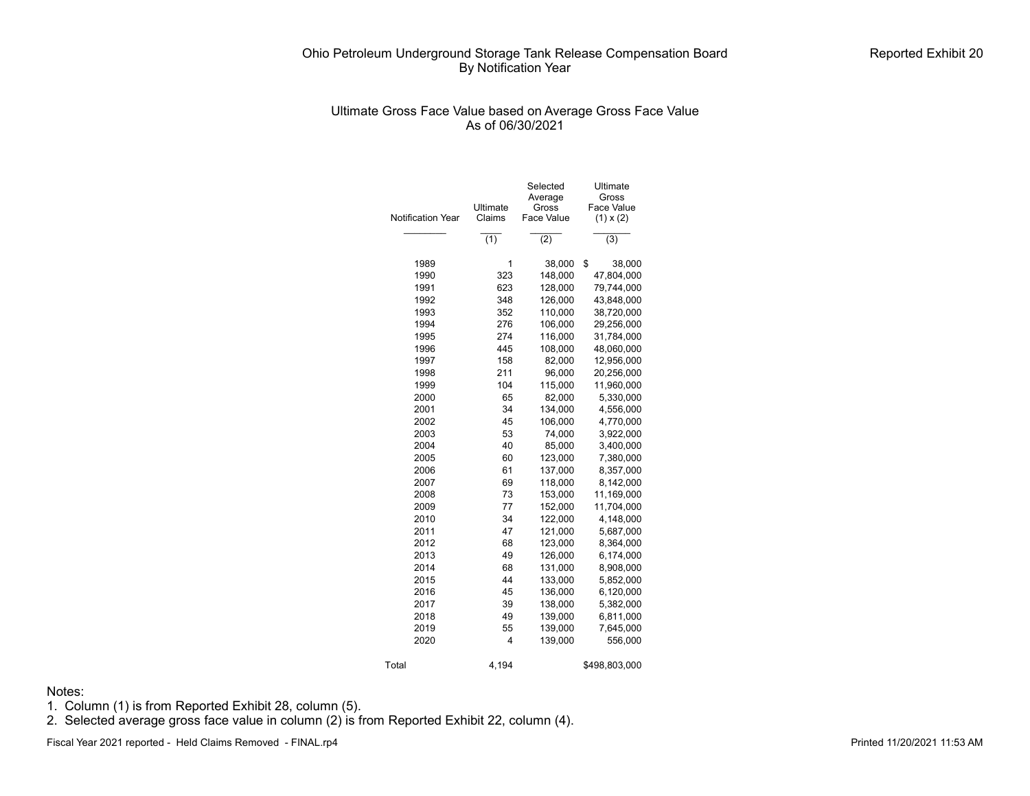# Ohio Petroleum Underground Storage Tank Release Compensation Board
## By Notification Year

Reported Exhibit 20

### Ultimate Gross Face Value based on Average Gross Face Value
### As of 06/30/2021

| Notification Year | Ultimate Claims | Selected Average Gross Face Value | Ultimate Gross Face Value (1) x (2) |
|---|---|---|---|
| | (1) | (2) | (3) |
| 1989 | 1 | 38,000 | $ 38,000 |
| 1990 | 323 | 148,000 | 47,804,000 |
| 1991 | 623 | 128,000 | 79,744,000 |
| 1992 | 348 | 126,000 | 43,848,000 |
| 1993 | 352 | 110,000 | 38,720,000 |
| 1994 | 276 | 106,000 | 29,256,000 |
| 1995 | 274 | 116,000 | 31,784,000 |
| 1996 | 445 | 108,000 | 48,060,000 |
| 1997 | 158 | 82,000 | 12,956,000 |
| 1998 | 211 | 96,000 | 20,256,000 |
| 1999 | 104 | 115,000 | 11,960,000 |
| 2000 | 65 | 82,000 | 5,330,000 |
| 2001 | 34 | 134,000 | 4,556,000 |
| 2002 | 45 | 106,000 | 4,770,000 |
| 2003 | 53 | 74,000 | 3,922,000 |
| 2004 | 40 | 85,000 | 3,400,000 |
| 2005 | 60 | 123,000 | 7,380,000 |
| 2006 | 61 | 137,000 | 8,357,000 |
| 2007 | 69 | 118,000 | 8,142,000 |
| 2008 | 73 | 153,000 | 11,169,000 |
| 2009 | 77 | 152,000 | 11,704,000 |
| 2010 | 34 | 122,000 | 4,148,000 |
| 2011 | 47 | 121,000 | 5,687,000 |
| 2012 | 68 | 123,000 | 8,364,000 |
| 2013 | 49 | 126,000 | 6,174,000 |
| 2014 | 68 | 131,000 | 8,908,000 |
| 2015 | 44 | 133,000 | 5,852,000 |
| 2016 | 45 | 136,000 | 6,120,000 |
| 2017 | 39 | 138,000 | 5,382,000 |
| 2018 | 49 | 139,000 | 6,811,000 |
| 2019 | 55 | 139,000 | 7,645,000 |
| 2020 | 4 | 139,000 | 556,000 |
| Total | 4,194 | | $498,803,000 |

Notes:
1. Column (1) is from Reported Exhibit 28, column (5).
2. Selected average gross face value in column (2) is from Reported Exhibit 22, column (4).

Fiscal Year 2021 reported - Held Claims Removed - FINAL.rp4

Printed 11/20/2021 11:53 AM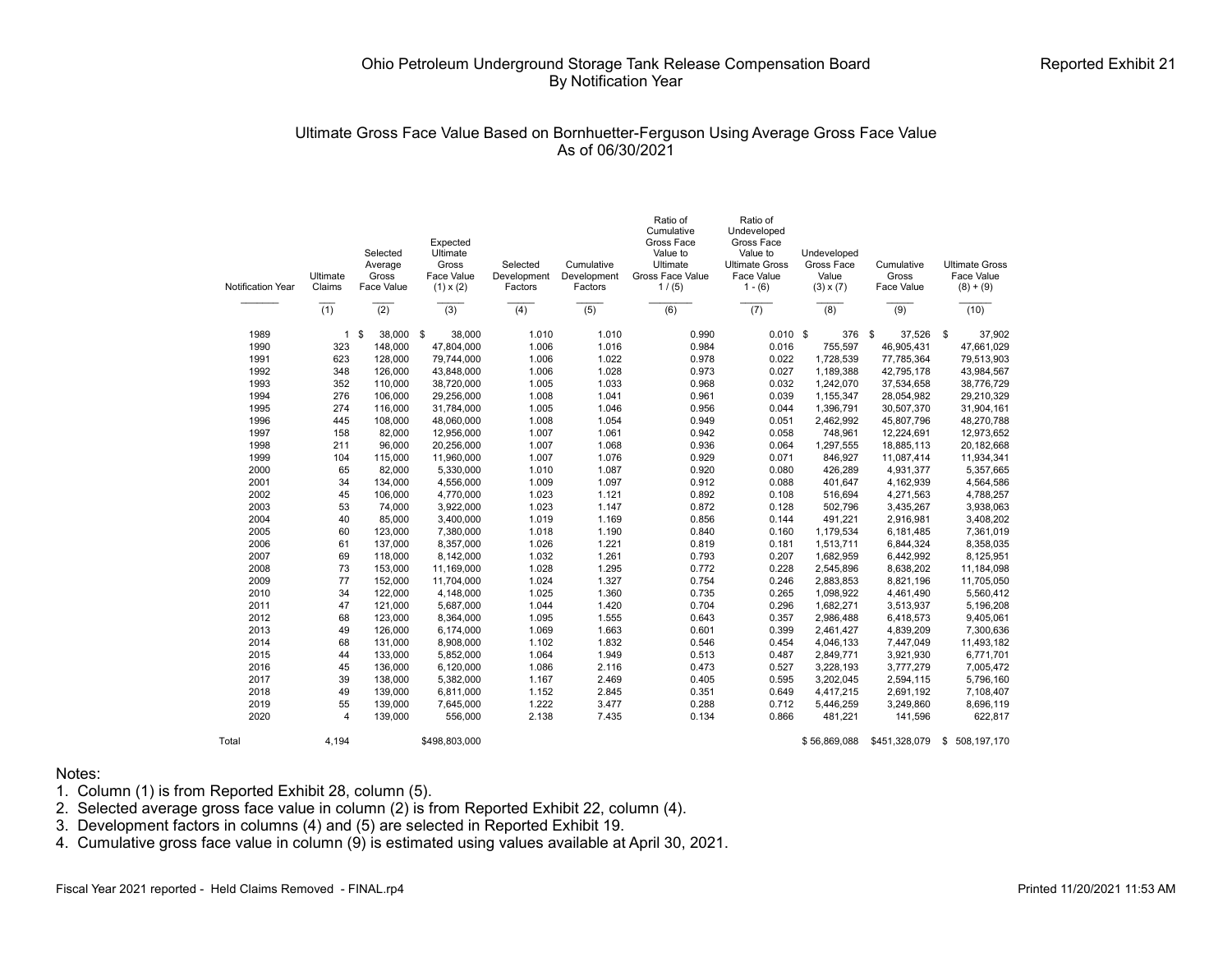# Ohio Petroleum Underground Storage Tank Release Compensation Board

## By Notification Year

Reported Exhibit 21

### Ultimate Gross Face Value Based on Bornhuetter-Ferguson Using Average Gross Face Value

As of 06/30/2021

| Notification Year | Ultimate Claims | Selected Average Gross Face Value | Expected Ultimate Gross Face Value (1) x (2) | Selected Development Factors | Cumulative Development Factors | Ratio of Cumulative Gross Face Value to Ultimate Gross Face Value 1 / (5) | Ratio of Undeveloped Gross Face Value to Ultimate Gross Face Value 1 - (6) | Undeveloped Gross Face Value (3) x (7) | Cumulative Gross Face Value | Ultimate Gross Face Value (8) + (9) |
|---|---|---|---|---|---|---|---|---|---|---|
| | (1) | (2) | (3) | (4) | (5) | (6) | (7) | (8) | (9) | (10) |
| 1989 | 1 | $ 38,000 | $ 38,000 | 1.010 | 1.010 | 0.990 | 0.010 | $ 376 | $ 37,526 | $ 37,902 |
| 1990 | 323 | 148,000 | 47,804,000 | 1.006 | 1.016 | 0.984 | 0.016 | 755,597 | 46,905,431 | 47,661,029 |
| 1991 | 623 | 128,000 | 79,744,000 | 1.006 | 1.022 | 0.978 | 0.022 | 1,728,539 | 77,785,364 | 79,513,903 |
| 1992 | 348 | 126,000 | 43,848,000 | 1.006 | 1.028 | 0.973 | 0.027 | 1,189,388 | 42,795,178 | 43,984,567 |
| 1993 | 352 | 110,000 | 38,720,000 | 1.005 | 1.033 | 0.968 | 0.032 | 1,242,070 | 37,534,658 | 38,776,729 |
| 1994 | 276 | 106,000 | 29,256,000 | 1.008 | 1.041 | 0.961 | 0.039 | 1,155,347 | 28,054,982 | 29,210,329 |
| 1995 | 274 | 116,000 | 31,784,000 | 1.005 | 1.046 | 0.956 | 0.044 | 1,396,791 | 30,507,370 | 31,904,161 |
| 1996 | 445 | 108,000 | 48,060,000 | 1.008 | 1.054 | 0.949 | 0.051 | 2,462,992 | 45,807,796 | 48,270,788 |
| 1997 | 158 | 82,000 | 12,956,000 | 1.007 | 1.061 | 0.942 | 0.058 | 748,961 | 12,224,691 | 12,973,652 |
| 1998 | 211 | 96,000 | 20,256,000 | 1.007 | 1.068 | 0.936 | 0.064 | 1,297,555 | 18,885,113 | 20,182,668 |
| 1999 | 104 | 115,000 | 11,960,000 | 1.007 | 1.076 | 0.929 | 0.071 | 846,927 | 11,087,414 | 11,934,341 |
| 2000 | 65 | 82,000 | 5,330,000 | 1.010 | 1.087 | 0.920 | 0.080 | 426,289 | 4,931,377 | 5,357,665 |
| 2001 | 34 | 134,000 | 4,556,000 | 1.009 | 1.097 | 0.912 | 0.088 | 401,647 | 4,162,939 | 4,564,586 |
| 2002 | 45 | 106,000 | 4,770,000 | 1.023 | 1.121 | 0.892 | 0.108 | 516,694 | 4,271,563 | 4,788,257 |
| 2003 | 53 | 74,000 | 3,922,000 | 1.023 | 1.147 | 0.872 | 0.128 | 502,796 | 3,435,267 | 3,938,063 |
| 2004 | 40 | 85,000 | 3,400,000 | 1.019 | 1.169 | 0.856 | 0.144 | 491,221 | 2,916,981 | 3,408,202 |
| 2005 | 60 | 123,000 | 7,380,000 | 1.018 | 1.190 | 0.840 | 0.160 | 1,179,534 | 6,181,485 | 7,361,019 |
| 2006 | 61 | 137,000 | 8,357,000 | 1.026 | 1.221 | 0.819 | 0.181 | 1,513,711 | 6,844,324 | 8,358,035 |
| 2007 | 69 | 118,000 | 8,142,000 | 1.032 | 1.261 | 0.793 | 0.207 | 1,682,959 | 6,442,992 | 8,125,951 |
| 2008 | 73 | 153,000 | 11,169,000 | 1.028 | 1.295 | 0.772 | 0.228 | 2,545,896 | 8,638,202 | 11,184,098 |
| 2009 | 77 | 152,000 | 11,704,000 | 1.024 | 1.327 | 0.754 | 0.246 | 2,883,853 | 8,821,196 | 11,705,050 |
| 2010 | 34 | 122,000 | 4,148,000 | 1.025 | 1.360 | 0.735 | 0.265 | 1,098,922 | 4,461,490 | 5,560,412 |
| 2011 | 47 | 121,000 | 5,687,000 | 1.044 | 1.420 | 0.704 | 0.296 | 1,682,271 | 3,513,937 | 5,196,208 |
| 2012 | 68 | 123,000 | 8,364,000 | 1.095 | 1.555 | 0.643 | 0.357 | 2,986,488 | 6,418,573 | 9,405,061 |
| 2013 | 49 | 126,000 | 6,174,000 | 1.069 | 1.663 | 0.601 | 0.399 | 2,461,427 | 4,839,209 | 7,300,636 |
| 2014 | 68 | 131,000 | 8,908,000 | 1.102 | 1.832 | 0.546 | 0.454 | 4,046,133 | 7,447,049 | 11,493,182 |
| 2015 | 44 | 133,000 | 5,852,000 | 1.064 | 1.949 | 0.513 | 0.487 | 2,849,771 | 3,921,930 | 6,771,701 |
| 2016 | 45 | 136,000 | 6,120,000 | 1.086 | 2.116 | 0.473 | 0.527 | 3,228,193 | 3,777,279 | 7,005,472 |
| 2017 | 39 | 138,000 | 5,382,000 | 1.167 | 2.469 | 0.405 | 0.595 | 3,202,045 | 2,594,115 | 5,796,160 |
| 2018 | 49 | 139,000 | 6,811,000 | 1.152 | 2.845 | 0.351 | 0.649 | 4,417,215 | 2,691,192 | 7,108,407 |
| 2019 | 55 | 139,000 | 7,645,000 | 1.222 | 3.477 | 0.288 | 0.712 | 5,446,259 | 3,249,860 | 8,696,119 |
| 2020 | 4 | 139,000 | 556,000 | 2.138 | 7.435 | 0.134 | 0.866 | 481,221 | 141,596 | 622,817 |
| Total | 4,194 | | $498,803,000 | | | | | $ 56,869,088 | $451,328,079 | $ 508,197,170 |

Notes:

1. Column (1) is from Reported Exhibit 28, column (5).
2. Selected average gross face value in column (2) is from Reported Exhibit 22, column (4).
3. Development factors in columns (4) and (5) are selected in Reported Exhibit 19.
4. Cumulative gross face value in column (9) is estimated using values available at April 30, 2021.

Fiscal Year 2021 reported - Held Claims Removed - FINAL.rp4

Printed 11/20/2021 11:53 AM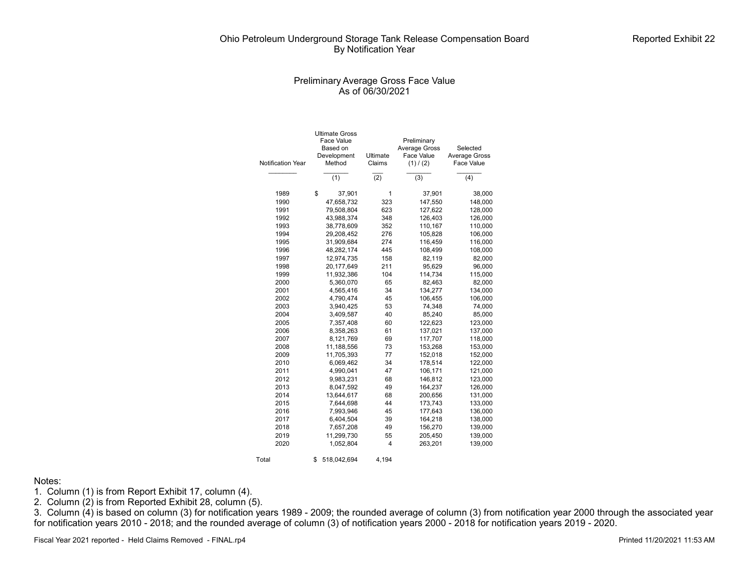# Ohio Petroleum Underground Storage Tank Release Compensation Board
## By Notification Year

Reported Exhibit 22

### Preliminary Average Gross Face Value
### As of 06/30/2021

| Notification Year | Ultimate Gross Face Value Based on Development Method | Ultimate Claims | Preliminary Average Gross Face Value (1) / (2) | Selected Average Gross Face Value |
|---|---|---|---|---|
| | (1) | (2) | (3) | (4) |
| 1989 | $ 37,901 | 1 | 37,901 | 38,000 |
| 1990 | 47,658,732 | 323 | 147,550 | 148,000 |
| 1991 | 79,508,804 | 623 | 127,622 | 128,000 |
| 1992 | 43,988,374 | 348 | 126,403 | 126,000 |
| 1993 | 38,778,609 | 352 | 110,167 | 110,000 |
| 1994 | 29,208,452 | 276 | 105,828 | 106,000 |
| 1995 | 31,909,684 | 274 | 116,459 | 116,000 |
| 1996 | 48,282,174 | 445 | 108,499 | 108,000 |
| 1997 | 12,974,735 | 158 | 82,119 | 82,000 |
| 1998 | 20,177,649 | 211 | 95,629 | 96,000 |
| 1999 | 11,932,386 | 104 | 114,734 | 115,000 |
| 2000 | 5,360,070 | 65 | 82,463 | 82,000 |
| 2001 | 4,565,416 | 34 | 134,277 | 134,000 |
| 2002 | 4,790,474 | 45 | 106,455 | 106,000 |
| 2003 | 3,940,425 | 53 | 74,348 | 74,000 |
| 2004 | 3,409,587 | 40 | 85,240 | 85,000 |
| 2005 | 7,357,408 | 60 | 122,623 | 123,000 |
| 2006 | 8,358,263 | 61 | 137,021 | 137,000 |
| 2007 | 8,121,769 | 69 | 117,707 | 118,000 |
| 2008 | 11,188,556 | 73 | 153,268 | 153,000 |
| 2009 | 11,705,393 | 77 | 152,018 | 152,000 |
| 2010 | 6,069,462 | 34 | 178,514 | 122,000 |
| 2011 | 4,990,041 | 47 | 106,171 | 121,000 |
| 2012 | 9,983,231 | 68 | 146,812 | 123,000 |
| 2013 | 8,047,592 | 49 | 164,237 | 126,000 |
| 2014 | 13,644,617 | 68 | 200,656 | 131,000 |
| 2015 | 7,644,698 | 44 | 173,743 | 133,000 |
| 2016 | 7,993,946 | 45 | 177,643 | 136,000 |
| 2017 | 6,404,504 | 39 | 164,218 | 138,000 |
| 2018 | 7,657,208 | 49 | 156,270 | 139,000 |
| 2019 | 11,299,730 | 55 | 205,450 | 139,000 |
| 2020 | 1,052,804 | 4 | 263,201 | 139,000 |
| Total | $ 518,042,694 | 4,194 | | |

Notes:
1. Column (1) is from Report Exhibit 17, column (4).
2. Column (2) is from Reported Exhibit 28, column (5).
3. Column (4) is based on column (3) for notification years 1989 - 2009; the rounded average of column (3) from notification year 2000 through the associated year for notification years 2010 - 2018; and the rounded average of column (3) of notification years 2000 - 2018 for notification years 2019 - 2020.

Fiscal Year 2021 reported - Held Claims Removed - FINAL.rp4

Printed 11/20/2021 11:53 AM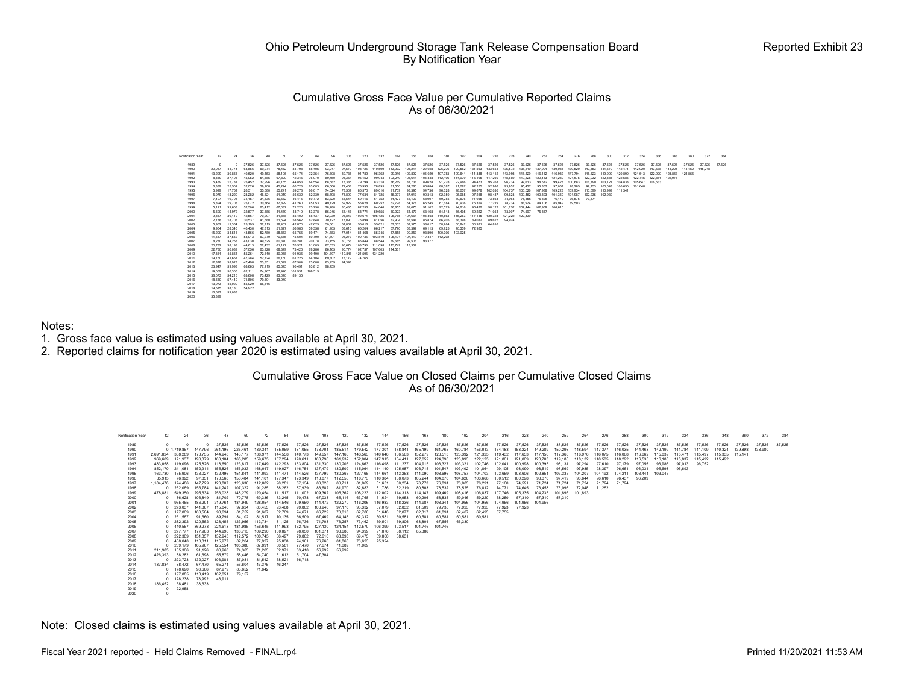# Ohio Petroleum Underground Storage Tank Release Compensation Board
## By Notification Year

Reported Exhibit 23

### Cumulative Gross Face Value per Cumulative Reported Claims
### As of 06/30/2021

| Notification Year | 12 | 24 | 36 | 48 | 60 | 72 | 84 | 96 | 108 | 120 | 132 | 144 | 156 | 168 | 180 | 192 | 204 | 216 | 228 | 240 | 252 | 264 | 276 | 288 | 300 | 312 | 324 | 336 | 348 | 360 | 372 | 384 |
|---|---|---|---|---|---|---|---|---|---|---|---|---|---|---|---|---|---|---|---|---|---|---|---|---|---|---|---|---|---|---|---|---|
| 1989 | 0 | 0 | 37,526 | 37,526 | 37,526 | 37,526 | 37,526 | 37,526 | 37,526 | 37,526 | 37,526 | 37,526 | 37,526 | 37,526 | 37,526 | 37,526 | 37,526 | 37,526 | 37,526 | 37,526 | 37,526 | 37,526 | 37,526 | 37,526 | 37,526 | 37,526 | 37,526 | 37,526 | 37,526 | 37,526 | 37,526 | 37,526 |
| 1990 | 20,087 | 44,774 | 63,856 | 69,974 | 78,452 | 84,798 | 88,405 | 93,247 | 97,570 | 108,726 | 110,909 | 113,972 | 121,211 | 122,928 | 126,276 | 129,562 | 131,563 | 133,654 | 135,572 | 136,619 | 137,904 | 139,081 | 139,520 | 140,353 | 141,670 | 142,474 | 142,920 | 143,538 | 144,221 | 144,452 | 145,218 | |
| 1991 | 13,299 | 30,855 | 40,820 | 49,153 | 58,106 | 65,174 | 72,354 | 76,808 | 89,738 | 91,789 | 95,362 | 99,916 | 102,892 | 106,029 | 107,783 | 109,641 | 111,388 | 113,112 | 113,998 | 115,129 | 116,152 | 116,982 | 117,794 | 118,623 | 119,999 | 120,890 | 121,613 | 122,920 | 123,863 | 124,856 | | |
| 1992 | 8,359 | 27,406 | 45,052 | 54,685 | 67,820 | 72,345 | 76,070 | 89,450 | 91,351 | 95,152 | 99,943 | 103,249 | 105,611 | 108,848 | 112,106 | 114,979 | 116,195 | 117,260 | 118,689 | 119,528 | 120,483 | 121,260 | 121,675 | 122,032 | 122,381 | 122,586 | 122,745 | 122,861 | 122,975 | | | |
| 1993 | 5,489 | 15,731 | 25,452 | 32,996 | 40,165 | 44,853 | 54,554 | 68,582 | 73,385 | 79,794 | 83,318 | 86,219 | 87,731 | 89,628 | 91,228 | 92,966 | 94,473 | 95,768 | 96,734 | 97,613 | 98,672 | 99,423 | 100,663 | 101,790 | 103,121 | 104,633 | 105,647 | 106,633 | | | | |
| 1994 | 6,389 | 25,502 | 32,026 | 39,208 | 45,224 | 60,723 | 63,603 | 66,566 | 72,451 | 75,993 | 78,895 | 81,550 | 84,280 | 86,884 | 88,387 | 91,087 | 92,255 | 92,986 | 93,952 | 95,432 | 95,857 | 97,057 | 98,285 | 99,153 | 100,048 | 100,650 | 101,648 | | | | | |
| 1995 | 5,929 | 17,751 | 28,511 | 35,580 | 55,241 | 59,278 | 68,017 | 74,024 | 78,509 | 85,570 | 89,010 | 91,709 | 93,395 | 94,736 | 96,328 | 98,057 | 99,678 | 102,030 | 104,737 | 106,026 | 107,988 | 109,223 | 109,934 | 110,599 | 110,999 | 111,341 | | | | | | |
| 1996 | 5,979 | 13,220 | 23,282 | 40,621 | 51,019 | 56,632 | 62,339 | 68,798 | 73,890 | 77,634 | 81,725 | 85,097 | 87,917 | 90,313 | 92,750 | 95,065 | 97,218 | 98,487 | 99,623 | 100,452 | 100,893 | 101,360 | 101,987 | 102,235 | 102,939 | | | | | | | |
| 1997 | 7,497 | 19,708 | 31,157 | 34,536 | 40,682 | 46,416 | 50,772 | 53,320 | 55,544 | 59,116 | 61,752 | 64,427 | 66,107 | 68,007 | 69,285 | 70,676 | 71,955 | 73,863 | 74,963 | 75,456 | 75,826 | 76,479 | 76,576 | 77,371 | | | | | | | | |
| 1998 | 5,894 | 19,708 | 25,072 | 30,364 | 37,899 | 41,260 | 45,053 | 49,129 | 52,929 | 56,628 | 60,252 | 62,728 | 64,378 | 66,245 | 67,684 | 70,936 | 75,329 | 77,219 | 78,734 | 81,974 | 84,106 | 85,949 | 89,503 | | | | | | | | | |
| 1999 | 5,121 | 39,603 | 52,506 | 63,412 | 67,082 | 71,220 | 73,250 | 78,260 | 80,435 | 82,256 | 84,046 | 86,855 | 89,073 | 91,102 | 92,579 | 94,218 | 96,422 | 98,122 | 101,252 | 102,444 | 102,969 | 106,610 | | | | | | | | | | |
| 2000 | 5,590 | 14,972 | 32,577 | 37,685 | 41,479 | 48,719 | 53,378 | 56,245 | 58,146 | 58,771 | 59,655 | 60,923 | 61,477 | 63,168 | 64,513 | 65,405 | 69,222 | 71,054 | 73,007 | 74,597 | 75,867 | | | | | | | | | | | |
| 2001 | 9,867 | 30,419 | 42,567 | 70,297 | 81,878 | 85,402 | 88,437 | 92,039 | 95,843 | 102,674 | 105,125 | 105,765 | 107,661 | 108,368 | 110,883 | 115,263 | 117,145 | 120,323 | 121,222 | 122,439 | | | | | | | | | | | | |
| 2002 | 2,738 | 18,708 | 30,537 | 41,680 | 51,594 | 58,562 | 62,848 | 70,122 | 73,090 | 76,894 | 81,056 | 82,904 | 83,544 | 85,874 | 86,705 | 88,398 | 89,082 | 89,627 | 94,924 | | | | | | | | | | | | | |
| 2003 | 5,952 | 13,364 | 25,195 | 32,715 | 38,407 | 42,870 | 47,625 | 50,661 | 51,662 | 55,016 | 55,821 | 57,003 | 57,375 | 58,017 | 58,764 | 60,842 | 60,921 | 64,816 | | | | | | | | | | | | | | |
| 2004 | 9,964 | 28,345 | 40,430 | 47,813 | 51,827 | 56,986 | 59,358 | 61,905 | 63,610 | 65,204 | 66,217 | 67,790 | 68,397 | 69,113 | 69,925 | 70,359 | 72,925 | | | | | | | | | | | | | | | |
| 2005 | 15,200 | 34,515 | 43,566 | 52,780 | 58,853 | 65,756 | 69,171 | 74,763 | 77,014 | 81,468 | 85,345 | 87,858 | 90,253 | 93,890 | 100,306 | 103,025 | | | | | | | | | | | | | | | | |
| 2006 | 11,617 | 37,552 | 58,013 | 67,279 | 70,565 | 75,604 | 80,790 | 91,791 | 96,273 | 100,735 | 103,819 | 105,101 | 107,419 | 110,817 | 112,202 | | | | | | | | | | | | | | | | | |
| 2007 | 8,230 | 34,258 | 43,030 | 49,525 | 60,370 | 66,281 | 70,078 | 73,455 | 80,756 | 86,849 | 88,544 | 89,685 | 92,506 | 93,377 | | | | | | | | | | | | | | | | | | |
| 2008 | 20,782 | 38,193 | 44,613 | 52,432 | 61,147 | 70,521 | 81,005 | 87,633 | 96,674 | 103,793 | 111,098 | 115,749 | 118,332 | | | | | | | | | | | | | | | | | | | |
| 2009 | 22,730 | 50,089 | 57,056 | 63,928 | 68,379 | 73,426 | 78,286 | 86,165 | 90,774 | 102,757 | 107,603 | 114,561 | | | | | | | | | | | | | | | | | | | | |
| 2010 | 17,361 | 45,851 | 55,261 | 72,510 | 80,968 | 91,936 | 99,190 | 104,897 | 110,848 | 121,595 | 131,220 | | | | | | | | | | | | | | | | | | | | | |
| 2011 | 19,750 | 41,657 | 47,284 | 52,724 | 56,150 | 61,225 | 64,104 | 69,802 | 73,172 | 74,765 | | | | | | | | | | | | | | | | | | | | | | |
| 2012 | 12,878 | 38,928 | 47,498 | 53,351 | 61,599 | 67,504 | 73,608 | 83,959 | 94,391 | | | | | | | | | | | | | | | | | | | | | | | |
| 2013 | 23,947 | 59,993 | 68,663 | 77,219 | 85,675 | 90,491 | 93,812 | 98,759 | | | | | | | | | | | | | | | | | | | | | | | | |
| 2014 | 19,069 | 50,306 | 62,111 | 74,967 | 92,946 | 101,931 | 109,515 | | | | | | | | | | | | | | | | | | | | | | | | | |
| 2015 | 38,073 | 54,215 | 63,608 | 73,429 | 83,070 | 89,135 | | | | | | | | | | | | | | | | | | | | | | | | | | |
| 2016 | 18,660 | 37,440 | 71,806 | 79,601 | 83,940 | | | | | | | | | | | | | | | | | | | | | | | | | | | |
| 2017 | 13,973 | 45,020 | 55,029 | 66,516 | | | | | | | | | | | | | | | | | | | | | | | | | | | | |
| 2018 | 19,575 | 38,130 | 54,922 | | | | | | | | | | | | | | | | | | | | | | | | | | | | | |
| 2019 | 16,597 | 59,068 | | | | | | | | | | | | | | | | | | | | | | | | | | | | | | |
| 2020 | 35,399 | | | | | | | | | | | | | | | | | | | | | | | | | | | | | | | |

Notes:
1. Gross face value is estimated using values available at April 30, 2021.
2. Reported claims for notification year 2020 is estimated using values available at April 30, 2021.

### Cumulative Gross Face Value on Closed Claims per Cumulative Closed Claims
### As of 06/30/2021

| Notification Year | 12 | 24 | 36 | 48 | 60 | 72 | 84 | 96 | 108 | 120 | 132 | 144 | 156 | 168 | 180 | 192 | 204 | 216 | 228 | 240 | 252 | 264 | 276 | 288 | 300 | 312 | 324 | 336 | 348 | 360 | 372 | 384 |
|---|---|---|---|---|---|---|---|---|---|---|---|---|---|---|---|---|---|---|---|---|---|---|---|---|---|---|---|---|---|---|---|---|
| 1989 | 0 | 0 | 0 | 37,526 | 37,526 | 37,526 | 37,526 | 37,526 | 37,526 | 37,526 | 37,526 | 37,526 | 37,526 | 37,526 | 37,526 | 37,526 | 37,526 | 37,526 | 37,526 | 37,526 | 37,526 | 37,526 | 37,526 | 37,526 | 37,526 | 37,526 | 37,526 | 37,526 | 37,526 | 37,526 | 37,526 | 37,526 |
| 1990 | 0 | 1,719,867 | 447,796 | 261,196 | 225,461 | 189,341 | 185,069 | 181,055 | 178,701 | 185,614 | 179,542 | 177,301 | 178,841 | 165,199 | 161,765 | 160,784 | 156,013 | 154,183 | 153,224 | 149,289 | 150,298 | 148,594 | 147,377 | 146,035 | 144,468 | 142,199 | 141,784 | 141,109 | 140,324 | 139,898 | 138,980 | |
| 1991 | 2,691,824 | 368,289 | 173,755 | 144,948 | 143,177 | 138,971 | 144,558 | 140,773 | 149,657 | 147,166 | 143,563 | 140,646 | 136,563 | 132,279 | 128,513 | 123,392 | 121,325 | 119,432 | 117,653 | 117,156 | 117,365 | 116,976 | 116,075 | 116,068 | 116,062 | 115,839 | 115,471 | 115,497 | 115,335 | 115,141 | | |
| 1992 | 969,809 | 171,937 | 190,379 | 163,184 | 165,285 | 159,675 | 157,294 | 170,611 | 163,796 | 161,932 | 152,004 | 147,915 | 134,411 | 127,052 | 124,390 | 123,893 | 122,125 | 121,861 | 121,069 | 120,703 | 119,188 | 118,132 | 118,505 | 118,292 | 116,535 | 116,185 | 115,837 | 115,492 | 115,492 | | | |
| 1993 | 483,058 | 119,096 | 125,826 | 118,650 | 123,817 | 117,649 | 142,293 | 133,804 | 131,330 | 130,205 | 124,663 | 116,498 | 111,237 | 104,915 | 103,327 | 103,321 | 102,746 | 102,041 | 100,998 | 100,395 | 98,131 | 97,294 | 97,610 | 97,179 | 97,055 | 96,986 | 97,013 | 96,752 | | | | |
| 1994 | 852,170 | 241,081 | 152,914 | 155,826 | 156,033 | 168,047 | 149,027 | 146,754 | 137,479 | 130,509 | 115,064 | 114,140 | 105,987 | 103,715 | 101,547 | 103,402 | 101,864 | 99,105 | 98,090 | 98,519 | 97,569 | 97,985 | 98,397 | 96,661 | 96,031 | 95,693 | 95,693 | | | | | |
| 1995 | 163,730 | 135,906 | 133,027 | 132,496 | 151,841 | 141,093 | 141,471 | 144,526 | 137,799 | 130,366 | 127,165 | 114,661 | 113,263 | 111,090 | 108,696 | 108,757 | 104,703 | 103,659 | 103,606 | 102,851 | 103,336 | 104,207 | 104,192 | 104,211 | 103,441 | 103,046 | | | | | | |
| 1996 | 85,915 | 76,392 | 97,851 | 170,568 | 150,484 | 141,101 | 127,347 | 123,349 | 113,877 | 112,553 | 110,773 | 110,384 | 108,073 | 105,244 | 104,870 | 104,626 | 103,668 | 100,512 | 100,298 | 98,370 | 97,419 | 96,644 | 96,610 | 96,437 | 96,209 | | | | | | | |
| 1997 | 1,184,478 | 174,486 | 147,729 | 123,807 | 123,636 | 112,082 | 98,281 | 87,134 | 83,328 | 80,711 | 81,069 | 81,631 | 80,234 | 78,773 | 76,891 | 76,085 | 76,291 | 77,160 | 74,691 | 71,724 | 71,724 | 71,724 | 71,724 | 71,724 | | | | | | | | |
| 1998 | 0 | 232,089 | 156,784 | 141,242 | 107,322 | 91,285 | 88,262 | 87,939 | 83,682 | 81,970 | 82,683 | 81,786 | 82,219 | 80,803 | 78,532 | 78,525 | 76,812 | 74,771 | 74,645 | 73,453 | 73,095 | 72,048 | 71,252 | | | | | | | | | |
| 1999 | 478,881 | 549,350 | 295,634 | 253,028 | 148,279 | 120,454 | 111,517 | 111,002 | 109,362 | 106,362 | 108,223 | 112,002 | 114,313 | 114,147 | 109,469 | 108,416 | 106,837 | 107,746 | 105,335 | 104,235 | 101,893 | 101,893 | | | | | | | | | | |
| 2000 | 0 | 86,628 | 106,849 | 81,702 | 70,778 | 69,336 | 73,245 | 70,478 | 67,038 | 65,116 | 63,768 | 61,624 | 59,953 | 60,206 | 58,835 | 59,046 | 59,220 | 58,250 | 57,310 | 57,310 | 57,310 | | | | | | | | | | | |
| 2001 | 0 | 965,465 | 186,201 | 219,764 | 184,949 | 128,054 | 114,546 | 109,650 | 114,472 | 122,270 | 116,206 | 116,983 | 118,236 | 114,987 | 108,341 | 104,956 | 104,956 | 104,956 | 104,956 | 104,956 | | | | | | | | | | | | |
| 2002 | 0 | 273,037 | 141,367 | 115,846 | 97,624 | 86,455 | 93,408 | 99,802 | 103,946 | 97,170 | 93,332 | 87,079 | 82,832 | 81,509 | 79,735 | 77,923 | 77,923 | 77,923 | 77,923 | | | | | | | | | | | | | |
| 2003 | 0 | 177,069 | 160,584 | 98,694 | 81,752 | 91,607 | 82,769 | 74,671 | 66,729 | 70,013 | 62,786 | 61,648 | 62,077 | 62,817 | 61,891 | 62,407 | 62,495 | 57,755 | | | | | | | | | | | | | | |
| 2004 | 0 | 261,567 | 91,660 | 89,791 | 84,102 | 81,517 | 70,135 | 66,509 | 67,469 | 64,145 | 62,312 | 60,581 | 60,581 | 60,581 | 60,581 | 60,581 | 60,581 | | | | | | | | | | | | | | | |
| 2005 | 0 | 282,392 | 120,552 | 128,455 | 123,956 | 113,734 | 81,125 | 76,736 | 71,703 | 73,257 | 73,462 | 69,501 | 69,806 | 68,804 | 67,656 | 66,330 | | | | | | | | | | | | | | | | |
| 2006 | 0 | 440,567 | 369,273 | 224,618 | 181,985 | 156,645 | 141,993 | 132,795 | 127,130 | 124,154 | 112,570 | 106,399 | 103,517 | 101,746 | 101,746 | | | | | | | | | | | | | | | | | |
| 2007 | 0 | 277,777 | 177,983 | 144,998 | 136,713 | 109,290 | 100,897 | 98,050 | 101,371 | 98,686 | 94,399 | 91,876 | 88,112 | 85,386 | | | | | | | | | | | | | | | | | | |
| 2008 | 0 | 222,309 | 151,357 | 132,943 | 112,572 | 100,745 | 86,497 | 79,802 | 72,610 | 68,893 | 69,475 | 69,800 | 68,631 | | | | | | | | | | | | | | | | | | | |
| 2009 | 0 | 488,048 | 110,811 | 115,977 | 82,204 | 77,927 | 75,838 | 74,961 | 76,266 | 81,865 | 76,623 | 75,324 | | | | | | | | | | | | | | | | | | | | |
| 2010 | 0 | 289,179 | 165,967 | 125,554 | 105,388 | 87,891 | 80,581 | 77,470 | 77,674 | 71,089 | 71,089 | | | | | | | | | | | | | | | | | | | | | |
| 2011 | 211,985 | 135,306 | 91,126 | 80,963 | 74,365 | 71,205 | 62,971 | 63,418 | 56,992 | 56,992 | | | | | | | | | | | | | | | | | | | | | | |
| 2012 | 426,393 | 88,282 | 61,698 | 55,879 | 58,446 | 54,740 | 51,612 | 51,704 | 47,304 | | | | | | | | | | | | | | | | | | | | | | | |
| 2013 | 0 | 223,723 | 132,027 | 103,981 | 87,081 | 81,542 | 68,521 | 66,718 | | | | | | | | | | | | | | | | | | | | | | | | |
| 2014 | 137,834 | 88,472 | 67,470 | 65,271 | 56,604 | 47,375 | 46,247 | | | | | | | | | | | | | | | | | | | | | | | | | |
| 2015 | 0 | 178,690 | 98,686 | 87,979 | 83,652 | 71,642 | | | | | | | | | | | | | | | | | | | | | | | | | | |
| 2016 | 0 | 197,085 | 118,419 | 102,051 | 79,157 | | | | | | | | | | | | | | | | | | | | | | | | | | | |
| 2017 | 0 | 128,238 | 78,992 | 48,911 | | | | | | | | | | | | | | | | | | | | | | | | | | | | |
| 2018 | 186,452 | 68,481 | 38,633 | | | | | | | | | | | | | | | | | | | | | | | | | | | | | |
| 2019 | 0 | 22,958 | | | | | | | | | | | | | | | | | | | | | | | | | | | | | | |
| 2020 | 0 | | | | | | | | | | | | | | | | | | | | | | | | | | | | | | | |

Note: Closed claims is estimated using values available at April 30, 2021.

Fiscal Year 2021 reported - Held Claims Removed - FINAL.rp4

Printed 11/20/2021 11:53 AM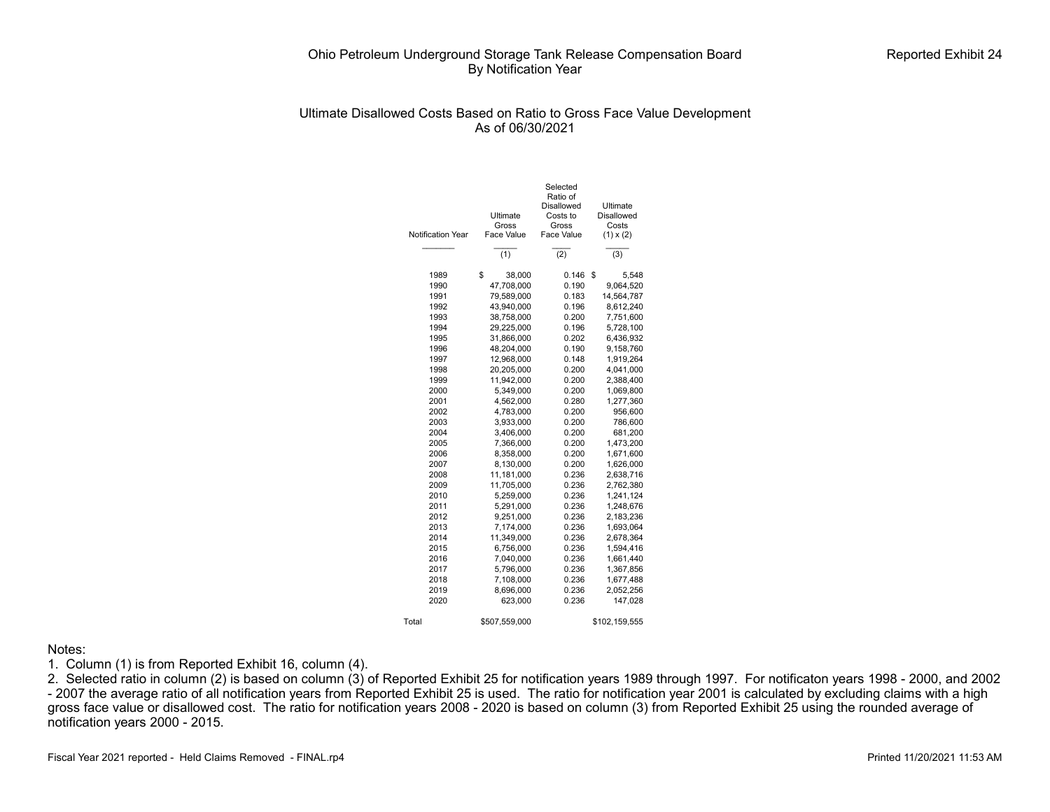Reported Exhibit 24

# Ohio Petroleum Underground Storage Tank Release Compensation Board
## By Notification Year

### Ultimate Disallowed Costs Based on Ratio to Gross Face Value Development
### As of 06/30/2021

| Notification Year | Ultimate Gross Face Value | Selected Ratio of Disallowed Costs to Gross Face Value | Ultimate Disallowed Costs (1) x (2) |
|---|---|---|---|
| | (1) | (2) | (3) |
| 1989 | $ 38,000 | 0.146 | $ 5,548 |
| 1990 | 47,708,000 | 0.190 | 9,064,520 |
| 1991 | 79,589,000 | 0.183 | 14,564,787 |
| 1992 | 43,940,000 | 0.196 | 8,612,240 |
| 1993 | 38,758,000 | 0.200 | 7,751,600 |
| 1994 | 29,225,000 | 0.196 | 5,728,100 |
| 1995 | 31,866,000 | 0.202 | 6,436,932 |
| 1996 | 48,204,000 | 0.190 | 9,158,760 |
| 1997 | 12,968,000 | 0.148 | 1,919,264 |
| 1998 | 20,205,000 | 0.200 | 4,041,000 |
| 1999 | 11,942,000 | 0.200 | 2,388,400 |
| 2000 | 5,349,000 | 0.200 | 1,069,800 |
| 2001 | 4,562,000 | 0.280 | 1,277,360 |
| 2002 | 4,783,000 | 0.200 | 956,600 |
| 2003 | 3,933,000 | 0.200 | 786,600 |
| 2004 | 3,406,000 | 0.200 | 681,200 |
| 2005 | 7,366,000 | 0.200 | 1,473,200 |
| 2006 | 8,358,000 | 0.200 | 1,671,600 |
| 2007 | 8,130,000 | 0.200 | 1,626,000 |
| 2008 | 11,181,000 | 0.236 | 2,638,716 |
| 2009 | 11,705,000 | 0.236 | 2,762,380 |
| 2010 | 5,259,000 | 0.236 | 1,241,124 |
| 2011 | 5,291,000 | 0.236 | 1,248,676 |
| 2012 | 9,251,000 | 0.236 | 2,183,236 |
| 2013 | 7,174,000 | 0.236 | 1,693,064 |
| 2014 | 11,349,000 | 0.236 | 2,678,364 |
| 2015 | 6,756,000 | 0.236 | 1,594,416 |
| 2016 | 7,040,000 | 0.236 | 1,661,440 |
| 2017 | 5,796,000 | 0.236 | 1,367,856 |
| 2018 | 7,108,000 | 0.236 | 1,677,488 |
| 2019 | 8,696,000 | 0.236 | 2,052,256 |
| 2020 | 623,000 | 0.236 | 147,028 |
| Total | $507,559,000 | | $102,159,555 |

Notes:

1. Column (1) is from Reported Exhibit 16, column (4).
2. Selected ratio in column (2) is based on column (3) of Reported Exhibit 25 for notification years 1989 through 1997. For notificaton years 1998 - 2000, and 2002 - 2007 the average ratio of all notification years from Reported Exhibit 25 is used. The ratio for notification year 2001 is calculated by excluding claims with a high gross face value or disallowed cost. The ratio for notification years 2008 - 2020 is based on column (3) from Reported Exhibit 25 using the rounded average of notification years 2000 - 2015.

Fiscal Year 2021 reported - Held Claims Removed - FINAL.rp4 Printed 11/20/2021 11:53 AM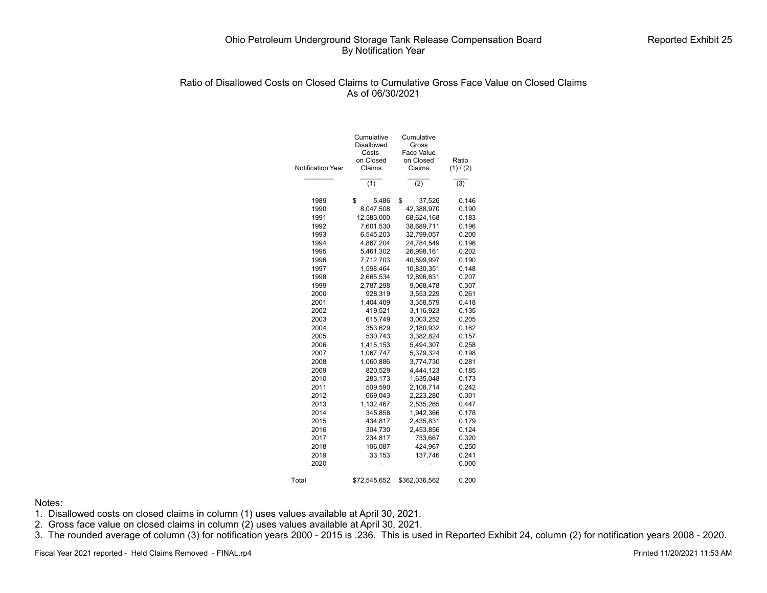Ohio Petroleum Underground Storage Tank Release Compensation Board
By Notification Year

Reported Exhibit 25

## Ratio of Disallowed Costs on Closed Claims to Cumulative Gross Face Value on Closed Claims
As of 06/30/2021

| Notification Year | Cumulative Disallowed Costs on Closed Claims | Cumulative Gross Face Value on Closed Claims | Ratio (1) / (2) |
|---|---|---|---|
| | (1) | (2) | (3) |
| 1989 | $ 5,486 | $ 37,526 | 0.146 |
| 1990 | 8,047,508 | 42,388,970 | 0.190 |
| 1991 | 12,583,000 | 68,624,168 | 0.183 |
| 1992 | 7,601,530 | 38,689,711 | 0.196 |
| 1993 | 6,545,203 | 32,799,057 | 0.200 |
| 1994 | 4,867,204 | 24,784,549 | 0.196 |
| 1995 | 5,461,302 | 26,998,161 | 0.202 |
| 1996 | 7,712,703 | 40,599,997 | 0.190 |
| 1997 | 1,598,464 | 10,830,351 | 0.148 |
| 1998 | 2,665,534 | 12,896,631 | 0.207 |
| 1999 | 2,787,298 | 9,068,478 | 0.307 |
| 2000 | 928,319 | 3,553,229 | 0.261 |
| 2001 | 1,404,409 | 3,358,579 | 0.418 |
| 2002 | 419,521 | 3,116,923 | 0.135 |
| 2003 | 615,749 | 3,003,252 | 0.205 |
| 2004 | 353,629 | 2,180,932 | 0.162 |
| 2005 | 530,743 | 3,382,824 | 0.157 |
| 2006 | 1,415,153 | 5,494,307 | 0.258 |
| 2007 | 1,067,747 | 5,379,324 | 0.198 |
| 2008 | 1,060,886 | 3,774,730 | 0.281 |
| 2009 | 820,529 | 4,444,123 | 0.185 |
| 2010 | 283,173 | 1,635,048 | 0.173 |
| 2011 | 509,590 | 2,108,714 | 0.242 |
| 2012 | 669,043 | 2,223,280 | 0.301 |
| 2013 | 1,132,467 | 2,535,265 | 0.447 |
| 2014 | 345,858 | 1,942,366 | 0.178 |
| 2015 | 434,817 | 2,435,831 | 0.179 |
| 2016 | 304,730 | 2,453,856 | 0.124 |
| 2017 | 234,817 | 733,667 | 0.320 |
| 2018 | 106,087 | 424,967 | 0.250 |
| 2019 | 33,153 | 137,746 | 0.241 |
| 2020 | - | - | 0.000 |
| Total | $72,545,652 | $362,036,562 | 0.200 |

Notes:

1. Disallowed costs on closed claims in column (1) uses values available at April 30, 2021.
2. Gross face value on closed claims in column (2) uses values available at April 30, 2021.
3. The rounded average of column (3) for notification years 2000 - 2015 is .236. This is used in Reported Exhibit 24, column (2) for notification years 2008 - 2020.

Fiscal Year 2021 reported - Held Claims Removed - FINAL.rp4

Printed 11/20/2021 11:53 AM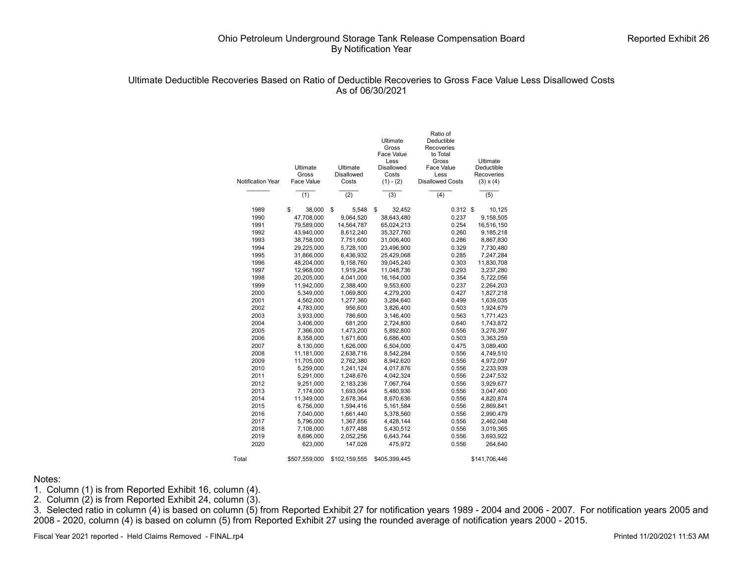Ohio Petroleum Underground Storage Tank Release Compensation Board
By Notification Year

Reported Exhibit 26

Ultimate Deductible Recoveries Based on Ratio of Deductible Recoveries to Gross Face Value Less Disallowed Costs
As of 06/30/2021

| Notification Year | Ultimate Gross Face Value (1) | Ultimate Disallowed Costs (2) | Ultimate Gross Face Value Less Disallowed Costs (1) - (2) (3) | Ratio of Deductible Recoveries to Total Gross Face Value Less Disallowed Costs (4) | Ultimate Deductible Recoveries (3) x (4) (5) |
|---|---|---|---|---|---|
| 1989 | $ 38,000 | $ 5,548 | $ 32,452 | 0.312 | $ 10,125 |
| 1990 | 47,708,000 | 9,064,520 | 38,643,480 | 0.237 | 9,158,505 |
| 1991 | 79,589,000 | 14,564,787 | 65,024,213 | 0.254 | 16,516,150 |
| 1992 | 43,940,000 | 8,612,240 | 35,327,760 | 0.260 | 9,185,218 |
| 1993 | 38,758,000 | 7,751,600 | 31,006,400 | 0.286 | 8,867,830 |
| 1994 | 29,225,000 | 5,728,100 | 23,496,900 | 0.329 | 7,730,480 |
| 1995 | 31,866,000 | 6,436,932 | 25,429,068 | 0.285 | 7,247,284 |
| 1996 | 48,204,000 | 9,158,760 | 39,045,240 | 0.303 | 11,830,708 |
| 1997 | 12,968,000 | 1,919,264 | 11,048,736 | 0.293 | 3,237,280 |
| 1998 | 20,205,000 | 4,041,000 | 16,164,000 | 0.354 | 5,722,056 |
| 1999 | 11,942,000 | 2,388,400 | 9,553,600 | 0.237 | 2,264,203 |
| 2000 | 5,349,000 | 1,069,800 | 4,279,200 | 0.427 | 1,827,218 |
| 2001 | 4,562,000 | 1,277,360 | 3,284,640 | 0.499 | 1,639,035 |
| 2002 | 4,783,000 | 956,600 | 3,826,400 | 0.503 | 1,924,679 |
| 2003 | 3,933,000 | 786,600 | 3,146,400 | 0.563 | 1,771,423 |
| 2004 | 3,406,000 | 681,200 | 2,724,800 | 0.640 | 1,743,872 |
| 2005 | 7,366,000 | 1,473,200 | 5,892,800 | 0.556 | 3,276,397 |
| 2006 | 8,358,000 | 1,671,600 | 6,686,400 | 0.503 | 3,363,259 |
| 2007 | 8,130,000 | 1,626,000 | 6,504,000 | 0.475 | 3,089,400 |
| 2008 | 11,181,000 | 2,638,716 | 8,542,284 | 0.556 | 4,749,510 |
| 2009 | 11,705,000 | 2,762,380 | 8,942,620 | 0.556 | 4,972,097 |
| 2010 | 5,259,000 | 1,241,124 | 4,017,876 | 0.556 | 2,233,939 |
| 2011 | 5,291,000 | 1,248,676 | 4,042,324 | 0.556 | 2,247,532 |
| 2012 | 9,251,000 | 2,183,236 | 7,067,764 | 0.556 | 3,929,677 |
| 2013 | 7,174,000 | 1,693,064 | 5,480,936 | 0.556 | 3,047,400 |
| 2014 | 11,349,000 | 2,678,364 | 8,670,636 | 0.556 | 4,820,874 |
| 2015 | 6,756,000 | 1,594,416 | 5,161,584 | 0.556 | 2,869,841 |
| 2016 | 7,040,000 | 1,661,440 | 5,378,560 | 0.556 | 2,990,479 |
| 2017 | 5,796,000 | 1,367,856 | 4,428,144 | 0.556 | 2,462,048 |
| 2018 | 7,108,000 | 1,677,488 | 5,430,512 | 0.556 | 3,019,365 |
| 2019 | 8,696,000 | 2,052,256 | 6,643,744 | 0.556 | 3,693,922 |
| 2020 | 623,000 | 147,028 | 475,972 | 0.556 | 264,640 |
| Total | $507,559,000 | $102,159,555 | $405,399,445 | | $141,706,446 |

Notes:
1. Column (1) is from Reported Exhibit 16, column (4).
2. Column (2) is from Reported Exhibit 24, column (3).
3. Selected ratio in column (4) is based on column (5) from Reported Exhibit 27 for notification years 1989 - 2004 and 2006 - 2007. For notification years 2005 and 2008 - 2020, column (4) is based on column (5) from Reported Exhibit 27 using the rounded average of notification years 2000 - 2015.

Fiscal Year 2021 reported - Held Claims Removed - FINAL.rp4

Printed 11/20/2021 11:53 AM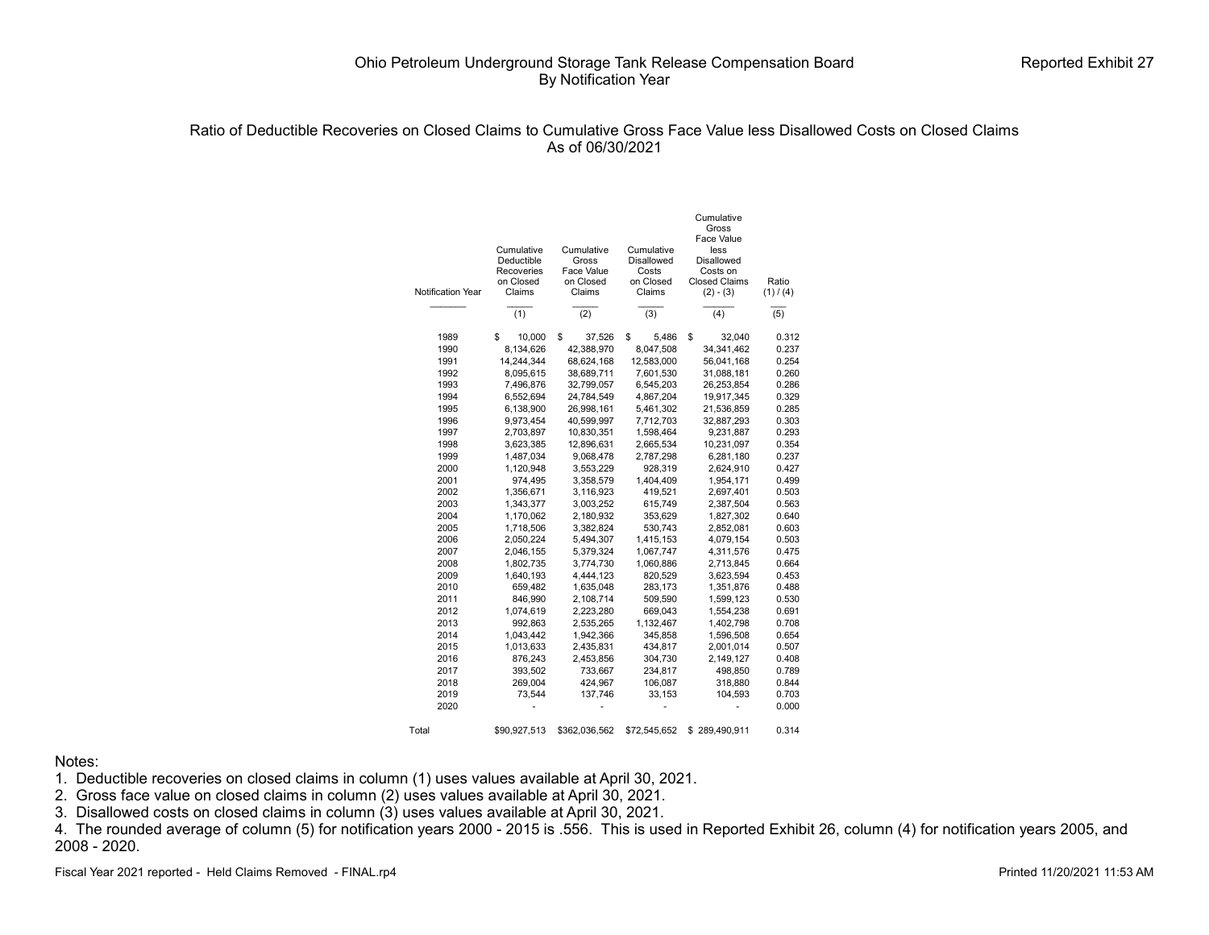# Ohio Petroleum Underground Storage Tank Release Compensation Board
## By Notification Year

Reported Exhibit 27

### Ratio of Deductible Recoveries on Closed Claims to Cumulative Gross Face Value less Disallowed Costs on Closed Claims
As of 06/30/2021

| Notification Year | Cumulative Deductible Recoveries on Closed Claims | Cumulative Gross Face Value on Closed Claims | Cumulative Disallowed Costs on Closed Claims | Cumulative Gross Face Value less Disallowed Costs on Closed Claims (2) - (3) | Ratio (1) / (4) |
|---|---|---|---|---|---|
| | (1) | (2) | (3) | (4) | (5) |
| 1989 | $ 10,000 | $ 37,526 | $ 5,486 | $ 32,040 | 0.312 |
| 1990 | 8,134,626 | 42,388,970 | 8,047,508 | 34,341,462 | 0.237 |
| 1991 | 14,244,344 | 68,624,168 | 12,583,000 | 56,041,168 | 0.254 |
| 1992 | 8,095,615 | 38,689,711 | 7,601,530 | 31,088,181 | 0.260 |
| 1993 | 7,496,876 | 32,799,057 | 6,545,203 | 26,253,854 | 0.286 |
| 1994 | 6,552,694 | 24,784,549 | 4,867,204 | 19,917,345 | 0.329 |
| 1995 | 6,138,900 | 26,998,161 | 5,461,302 | 21,536,859 | 0.285 |
| 1996 | 9,973,454 | 40,599,997 | 7,712,703 | 32,887,293 | 0.303 |
| 1997 | 2,703,897 | 10,830,351 | 1,598,464 | 9,231,887 | 0.293 |
| 1998 | 3,623,385 | 12,896,631 | 2,665,534 | 10,231,097 | 0.354 |
| 1999 | 1,487,034 | 9,068,478 | 2,787,298 | 6,281,180 | 0.237 |
| 2000 | 1,120,948 | 3,553,229 | 928,319 | 2,624,910 | 0.427 |
| 2001 | 974,495 | 3,358,579 | 1,404,409 | 1,954,171 | 0.499 |
| 2002 | 1,356,671 | 3,116,923 | 419,521 | 2,697,401 | 0.503 |
| 2003 | 1,343,377 | 3,003,252 | 615,749 | 2,387,504 | 0.563 |
| 2004 | 1,170,062 | 2,180,932 | 353,629 | 1,827,302 | 0.640 |
| 2005 | 1,718,506 | 3,382,824 | 530,743 | 2,852,081 | 0.603 |
| 2006 | 2,050,224 | 5,494,307 | 1,415,153 | 4,079,154 | 0.503 |
| 2007 | 2,046,155 | 5,379,324 | 1,067,747 | 4,311,576 | 0.475 |
| 2008 | 1,802,735 | 3,774,730 | 1,060,886 | 2,713,845 | 0.664 |
| 2009 | 1,640,193 | 4,444,123 | 820,529 | 3,623,594 | 0.453 |
| 2010 | 659,482 | 1,635,048 | 283,173 | 1,351,876 | 0.488 |
| 2011 | 846,990 | 2,108,714 | 509,590 | 1,599,123 | 0.530 |
| 2012 | 1,074,619 | 2,223,280 | 669,043 | 1,554,238 | 0.691 |
| 2013 | 992,863 | 2,535,265 | 1,132,467 | 1,402,798 | 0.708 |
| 2014 | 1,043,442 | 1,942,366 | 345,858 | 1,596,508 | 0.654 |
| 2015 | 1,013,633 | 2,435,831 | 434,817 | 2,001,014 | 0.507 |
| 2016 | 876,243 | 2,453,856 | 304,730 | 2,149,127 | 0.408 |
| 2017 | 393,502 | 733,667 | 234,817 | 498,850 | 0.789 |
| 2018 | 269,004 | 424,967 | 106,087 | 318,880 | 0.844 |
| 2019 | 73,544 | 137,746 | 33,153 | 104,593 | 0.703 |
| 2020 | - | - | - | - | 0.000 |
| Total | $90,927,513 | $362,036,562 | $72,545,652 | $ 289,490,911 | 0.314 |

Notes:
1. Deductible recoveries on closed claims in column (1) uses values available at April 30, 2021.
2. Gross face value on closed claims in column (2) uses values available at April 30, 2021.
3. Disallowed costs on closed claims in column (3) uses values available at April 30, 2021.
4. The rounded average of column (5) for notification years 2000 - 2015 is .556. This is used in Reported Exhibit 26, column (4) for notification years 2005, and 2008 - 2020.

Fiscal Year 2021 reported - Held Claims Removed - FINAL.rp4

Printed 11/20/2021 11:53 AM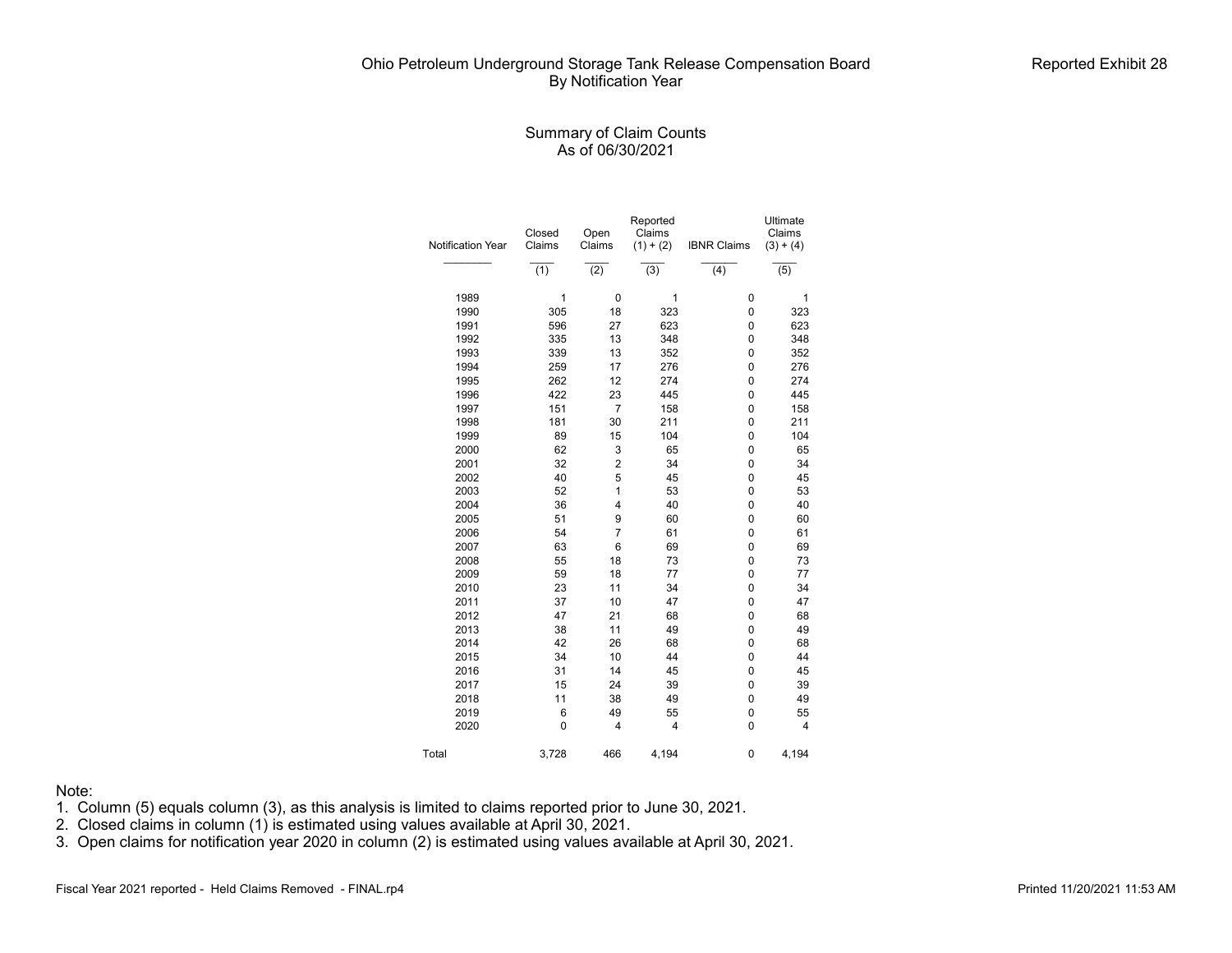# Ohio Petroleum Underground Storage Tank Release Compensation Board
## By Notification Year

Reported Exhibit 28

### Summary of Claim Counts
### As of 06/30/2021

| Notification Year | Closed Claims | Open Claims | Reported Claims (1) + (2) | IBNR Claims | Ultimate Claims (3) + (4) |
|---|---|---|---|---|---|
| | (1) | (2) | (3) | (4) | (5) |
| 1989 | 1 | 0 | 1 | 0 | 1 |
| 1990 | 305 | 18 | 323 | 0 | 323 |
| 1991 | 596 | 27 | 623 | 0 | 623 |
| 1992 | 335 | 13 | 348 | 0 | 348 |
| 1993 | 339 | 13 | 352 | 0 | 352 |
| 1994 | 259 | 17 | 276 | 0 | 276 |
| 1995 | 262 | 12 | 274 | 0 | 274 |
| 1996 | 422 | 23 | 445 | 0 | 445 |
| 1997 | 151 | 7 | 158 | 0 | 158 |
| 1998 | 181 | 30 | 211 | 0 | 211 |
| 1999 | 89 | 15 | 104 | 0 | 104 |
| 2000 | 62 | 3 | 65 | 0 | 65 |
| 2001 | 32 | 2 | 34 | 0 | 34 |
| 2002 | 40 | 5 | 45 | 0 | 45 |
| 2003 | 52 | 1 | 53 | 0 | 53 |
| 2004 | 36 | 4 | 40 | 0 | 40 |
| 2005 | 51 | 9 | 60 | 0 | 60 |
| 2006 | 54 | 7 | 61 | 0 | 61 |
| 2007 | 63 | 6 | 69 | 0 | 69 |
| 2008 | 55 | 18 | 73 | 0 | 73 |
| 2009 | 59 | 18 | 77 | 0 | 77 |
| 2010 | 23 | 11 | 34 | 0 | 34 |
| 2011 | 37 | 10 | 47 | 0 | 47 |
| 2012 | 47 | 21 | 68 | 0 | 68 |
| 2013 | 38 | 11 | 49 | 0 | 49 |
| 2014 | 42 | 26 | 68 | 0 | 68 |
| 2015 | 34 | 10 | 44 | 0 | 44 |
| 2016 | 31 | 14 | 45 | 0 | 45 |
| 2017 | 15 | 24 | 39 | 0 | 39 |
| 2018 | 11 | 38 | 49 | 0 | 49 |
| 2019 | 6 | 49 | 55 | 0 | 55 |
| 2020 | 0 | 4 | 4 | 0 | 4 |
| Total | 3,728 | 466 | 4,194 | 0 | 4,194 |

Note:
1. Column (5) equals column (3), as this analysis is limited to claims reported prior to June 30, 2021.
2. Closed claims in column (1) is estimated using values available at April 30, 2021.
3. Open claims for notification year 2020 in column (2) is estimated using values available at April 30, 2021.

Fiscal Year 2021 reported - Held Claims Removed - FINAL.rp4

Printed 11/20/2021 11:53 AM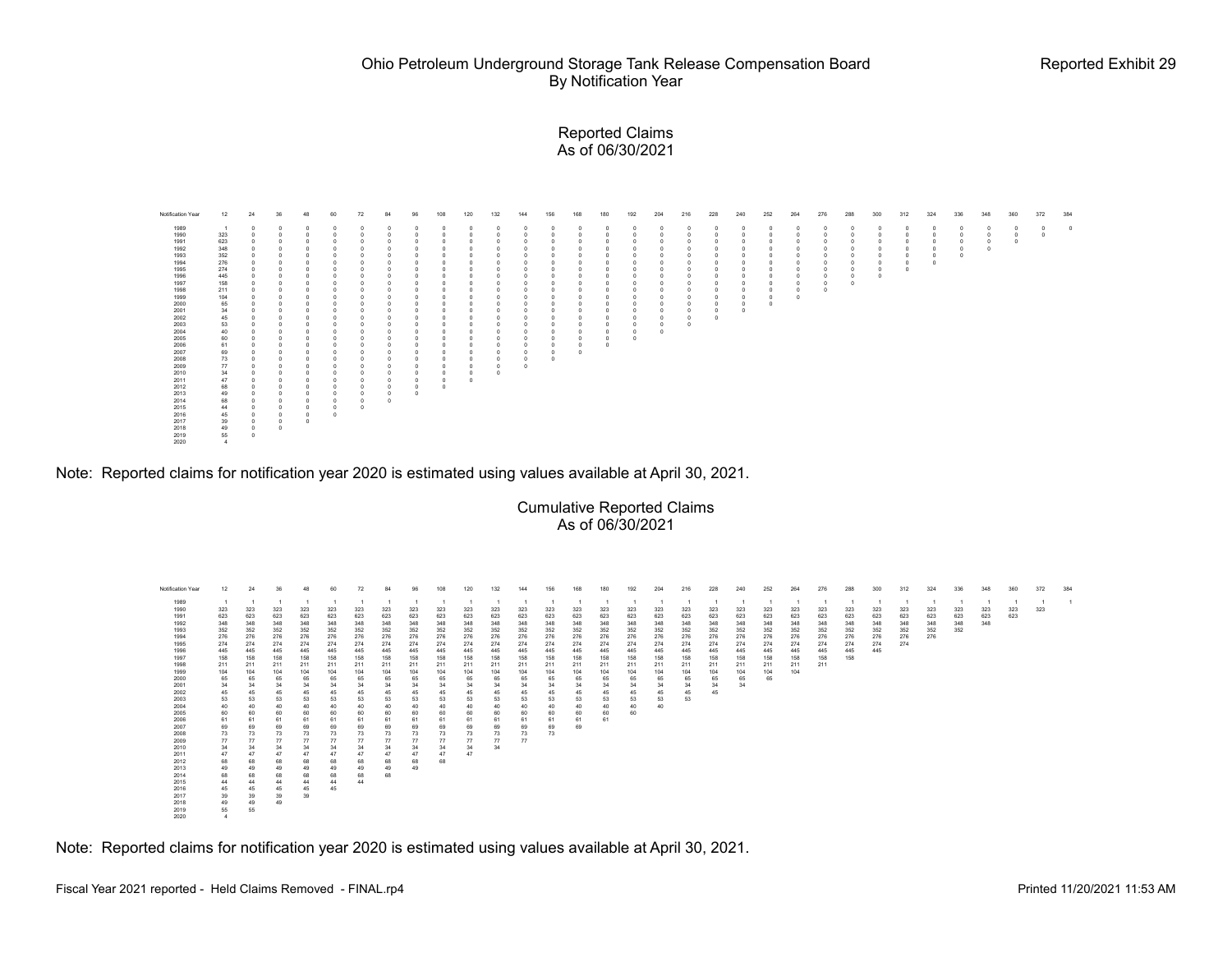# Ohio Petroleum Underground Storage Tank Release Compensation Board
## By Notification Year

Reported Exhibit 29

### Reported Claims
### As of 06/30/2021

| Notification Year | 12 | 24 | 36 | 48 | 60 | 72 | 84 | 96 | 108 | 120 | 132 | 144 | 156 | 168 | 180 | 192 | 204 | 216 | 228 | 240 | 252 | 264 | 276 | 288 | 300 | 312 | 324 | 336 | 348 | 360 | 372 | 384 |
|---|---|---|---|---|---|---|---|---|---|---|---|---|---|---|---|---|---|---|---|---|---|---|---|---|---|---|---|---|---|---|---|---|
| 1989 | 1 | 0 | 0 | 0 | 0 | 0 | 0 | 0 | 0 | 0 | 0 | 0 | 0 | 0 | 0 | 0 | 0 | 0 | 0 | 0 | 0 | 0 | 0 | 0 | 0 | 0 | 0 | 0 | 0 | 0 | 0 | 0 |
| 1990 | 323 | 0 | 0 | 0 | 0 | 0 | 0 | 0 | 0 | 0 | 0 | 0 | 0 | 0 | 0 | 0 | 0 | 0 | 0 | 0 | 0 | 0 | 0 | 0 | 0 | 0 | 0 | 0 | 0 | 0 | 0 | |
| 1991 | 623 | 0 | 0 | 0 | 0 | 0 | 0 | 0 | 0 | 0 | 0 | 0 | 0 | 0 | 0 | 0 | 0 | 0 | 0 | 0 | 0 | 0 | 0 | 0 | 0 | 0 | 0 | 0 | 0 | 0 | | |
| 1992 | 348 | 0 | 0 | 0 | 0 | 0 | 0 | 0 | 0 | 0 | 0 | 0 | 0 | 0 | 0 | 0 | 0 | 0 | 0 | 0 | 0 | 0 | 0 | 0 | 0 | 0 | 0 | 0 | 0 | | | |
| 1993 | 352 | 0 | 0 | 0 | 0 | 0 | 0 | 0 | 0 | 0 | 0 | 0 | 0 | 0 | 0 | 0 | 0 | 0 | 0 | 0 | 0 | 0 | 0 | 0 | 0 | 0 | 0 | 0 | | | | |
| 1994 | 276 | 0 | 0 | 0 | 0 | 0 | 0 | 0 | 0 | 0 | 0 | 0 | 0 | 0 | 0 | 0 | 0 | 0 | 0 | 0 | 0 | 0 | 0 | 0 | 0 | 0 | 0 | | | | | |
| 1995 | 274 | 0 | 0 | 0 | 0 | 0 | 0 | 0 | 0 | 0 | 0 | 0 | 0 | 0 | 0 | 0 | 0 | 0 | 0 | 0 | 0 | 0 | 0 | 0 | 0 | 0 | | | | | | |
| 1996 | 445 | 0 | 0 | 0 | 0 | 0 | 0 | 0 | 0 | 0 | 0 | 0 | 0 | 0 | 0 | 0 | 0 | 0 | 0 | 0 | 0 | 0 | 0 | 0 | 0 | | | | | | | |
| 1997 | 158 | 0 | 0 | 0 | 0 | 0 | 0 | 0 | 0 | 0 | 0 | 0 | 0 | 0 | 0 | 0 | 0 | 0 | 0 | 0 | 0 | 0 | 0 | 0 | | | | | | | | |
| 1998 | 211 | 0 | 0 | 0 | 0 | 0 | 0 | 0 | 0 | 0 | 0 | 0 | 0 | 0 | 0 | 0 | 0 | 0 | 0 | 0 | 0 | 0 | 0 | | | | | | | | | |
| 1999 | 104 | 0 | 0 | 0 | 0 | 0 | 0 | 0 | 0 | 0 | 0 | 0 | 0 | 0 | 0 | 0 | 0 | 0 | 0 | 0 | 0 | 0 | | | | | | | | | | |
| 2000 | 65 | 0 | 0 | 0 | 0 | 0 | 0 | 0 | 0 | 0 | 0 | 0 | 0 | 0 | 0 | 0 | 0 | 0 | 0 | 0 | 0 | | | | | | | | | | | |
| 2001 | 34 | 0 | 0 | 0 | 0 | 0 | 0 | 0 | 0 | 0 | 0 | 0 | 0 | 0 | 0 | 0 | 0 | 0 | 0 | 0 | | | | | | | | | | | | |
| 2002 | 45 | 0 | 0 | 0 | 0 | 0 | 0 | 0 | 0 | 0 | 0 | 0 | 0 | 0 | 0 | 0 | 0 | 0 | 0 | | | | | | | | | | | | | |
| 2003 | 53 | 0 | 0 | 0 | 0 | 0 | 0 | 0 | 0 | 0 | 0 | 0 | 0 | 0 | 0 | 0 | 0 | 0 | | | | | | | | | | | | | | |
| 2004 | 40 | 0 | 0 | 0 | 0 | 0 | 0 | 0 | 0 | 0 | 0 | 0 | 0 | 0 | 0 | 0 | 0 | | | | | | | | | | | | | | | |
| 2005 | 60 | 0 | 0 | 0 | 0 | 0 | 0 | 0 | 0 | 0 | 0 | 0 | 0 | 0 | 0 | 0 | | | | | | | | | | | | | | | | |
| 2006 | 61 | 0 | 0 | 0 | 0 | 0 | 0 | 0 | 0 | 0 | 0 | 0 | 0 | 0 | 0 | | | | | | | | | | | | | | | | | |
| 2007 | 69 | 0 | 0 | 0 | 0 | 0 | 0 | 0 | 0 | 0 | 0 | 0 | 0 | 0 | | | | | | | | | | | | | | | | | | |
| 2008 | 73 | 0 | 0 | 0 | 0 | 0 | 0 | 0 | 0 | 0 | 0 | 0 | 0 | | | | | | | | | | | | | | | | | | | |
| 2009 | 77 | 0 | 0 | 0 | 0 | 0 | 0 | 0 | 0 | 0 | 0 | 0 | | | | | | | | | | | | | | | | | | | | |
| 2010 | 34 | 0 | 0 | 0 | 0 | 0 | 0 | 0 | 0 | 0 | 0 | | | | | | | | | | | | | | | | | | | | | |
| 2011 | 47 | 0 | 0 | 0 | 0 | 0 | 0 | 0 | 0 | 0 | | | | | | | | | | | | | | | | | | | | | | |
| 2012 | 68 | 0 | 0 | 0 | 0 | 0 | 0 | 0 | 0 | | | | | | | | | | | | | | | | | | | | | | | |
| 2013 | 49 | 0 | 0 | 0 | 0 | 0 | 0 | 0 | | | | | | | | | | | | | | | | | | | | | | | | |
| 2014 | 68 | 0 | 0 | 0 | 0 | 0 | 0 | | | | | | | | | | | | | | | | | | | | | | | | | |
| 2015 | 44 | 0 | 0 | 0 | 0 | 0 | | | | | | | | | | | | | | | | | | | | | | | | | | |
| 2016 | 45 | 0 | 0 | 0 | 0 | | | | | | | | | | | | | | | | | | | | | | | | | | | |
| 2017 | 39 | 0 | 0 | 0 | | | | | | | | | | | | | | | | | | | | | | | | | | | | |
| 2018 | 49 | 0 | 0 | | | | | | | | | | | | | | | | | | | | | | | | | | | | | |
| 2019 | 55 | 0 | | | | | | | | | | | | | | | | | | | | | | | | | | | | | | |
| 2020 | 4 | | | | | | | | | | | | | | | | | | | | | | | | | | | | | | | |

Note: Reported claims for notification year 2020 is estimated using values available at April 30, 2021.

### Cumulative Reported Claims
### As of 06/30/2021

| Notification Year | 12 | 24 | 36 | 48 | 60 | 72 | 84 | 96 | 108 | 120 | 132 | 144 | 156 | 168 | 180 | 192 | 204 | 216 | 228 | 240 | 252 | 264 | 276 | 288 | 300 | 312 | 324 | 336 | 348 | 360 | 372 | 384 |
|---|---|---|---|---|---|---|---|---|---|---|---|---|---|---|---|---|---|---|---|---|---|---|---|---|---|---|---|---|---|---|---|---|
| 1989 | 1 | 1 | 1 | 1 | 1 | 1 | 1 | 1 | 1 | 1 | 1 | 1 | 1 | 1 | 1 | 1 | 1 | 1 | 1 | 1 | 1 | 1 | 1 | 1 | 1 | 1 | 1 | 1 | 1 | 1 | 1 | 1 |
| 1990 | 323 | 323 | 323 | 323 | 323 | 323 | 323 | 323 | 323 | 323 | 323 | 323 | 323 | 323 | 323 | 323 | 323 | 323 | 323 | 323 | 323 | 323 | 323 | 323 | 323 | 323 | 323 | 323 | 323 | 323 | 323 | |
| 1991 | 623 | 623 | 623 | 623 | 623 | 623 | 623 | 623 | 623 | 623 | 623 | 623 | 623 | 623 | 623 | 623 | 623 | 623 | 623 | 623 | 623 | 623 | 623 | 623 | 623 | 623 | 623 | 623 | 623 | 623 | | |
| 1992 | 348 | 348 | 348 | 348 | 348 | 348 | 348 | 348 | 348 | 348 | 348 | 348 | 348 | 348 | 348 | 348 | 348 | 348 | 348 | 348 | 348 | 348 | 348 | 348 | 348 | 348 | 348 | 348 | 348 | | | |
| 1993 | 352 | 352 | 352 | 352 | 352 | 352 | 352 | 352 | 352 | 352 | 352 | 352 | 352 | 352 | 352 | 352 | 352 | 352 | 352 | 352 | 352 | 352 | 352 | 352 | 352 | 352 | 352 | 352 | | | | |
| 1994 | 276 | 276 | 276 | 276 | 276 | 276 | 276 | 276 | 276 | 276 | 276 | 276 | 276 | 276 | 276 | 276 | 276 | 276 | 276 | 276 | 276 | 276 | 276 | 276 | 276 | 276 | 276 | | | | | |
| 1995 | 274 | 274 | 274 | 274 | 274 | 274 | 274 | 274 | 274 | 274 | 274 | 274 | 274 | 274 | 274 | 274 | 274 | 274 | 274 | 274 | 274 | 274 | 274 | 274 | 274 | 274 | | | | | | |
| 1996 | 445 | 445 | 445 | 445 | 445 | 445 | 445 | 445 | 445 | 445 | 445 | 445 | 445 | 445 | 445 | 445 | 445 | 445 | 445 | 445 | 445 | 445 | 445 | 445 | 445 | | | | | | | |
| 1997 | 158 | 158 | 158 | 158 | 158 | 158 | 158 | 158 | 158 | 158 | 158 | 158 | 158 | 158 | 158 | 158 | 158 | 158 | 158 | 158 | 158 | 158 | 158 | 158 | | | | | | | | |
| 1998 | 211 | 211 | 211 | 211 | 211 | 211 | 211 | 211 | 211 | 211 | 211 | 211 | 211 | 211 | 211 | 211 | 211 | 211 | 211 | 211 | 211 | 211 | 211 | | | | | | | | | |
| 1999 | 104 | 104 | 104 | 104 | 104 | 104 | 104 | 104 | 104 | 104 | 104 | 104 | 104 | 104 | 104 | 104 | 104 | 104 | 104 | 104 | 104 | 104 | | | | | | | | | | |
| 2000 | 65 | 65 | 65 | 65 | 65 | 65 | 65 | 65 | 65 | 65 | 65 | 65 | 65 | 65 | 65 | 65 | 65 | 65 | 65 | 65 | 65 | | | | | | | | | | | |
| 2001 | 34 | 34 | 34 | 34 | 34 | 34 | 34 | 34 | 34 | 34 | 34 | 34 | 34 | 34 | 34 | 34 | 34 | 34 | 34 | 34 | | | | | | | | | | | | |
| 2002 | 45 | 45 | 45 | 45 | 45 | 45 | 45 | 45 | 45 | 45 | 45 | 45 | 45 | 45 | 45 | 45 | 45 | 45 | 45 | | | | | | | | | | | | | |
| 2003 | 53 | 53 | 53 | 53 | 53 | 53 | 53 | 53 | 53 | 53 | 53 | 53 | 53 | 53 | 53 | 53 | 53 | 53 | | | | | | | | | | | | | | |
| 2004 | 40 | 40 | 40 | 40 | 40 | 40 | 40 | 40 | 40 | 40 | 40 | 40 | 40 | 40 | 40 | 40 | 40 | | | | | | | | | | | | | | | |
| 2005 | 60 | 60 | 60 | 60 | 60 | 60 | 60 | 60 | 60 | 60 | 60 | 60 | 60 | 60 | 60 | 60 | | | | | | | | | | | | | | | | |
| 2006 | 61 | 61 | 61 | 61 | 61 | 61 | 61 | 61 | 61 | 61 | 61 | 61 | 61 | 61 | 61 | | | | | | | | | | | | | | | | | |
| 2007 | 69 | 69 | 69 | 69 | 69 | 69 | 69 | 69 | 69 | 69 | 69 | 69 | 69 | 69 | | | | | | | | | | | | | | | | | | |
| 2008 | 73 | 73 | 73 | 73 | 73 | 73 | 73 | 73 | 73 | 73 | 73 | 73 | 73 | | | | | | | | | | | | | | | | | | | |
| 2009 | 77 | 77 | 77 | 77 | 77 | 77 | 77 | 77 | 77 | 77 | 77 | 77 | | | | | | | | | | | | | | | | | | | | |
| 2010 | 34 | 34 | 34 | 34 | 34 | 34 | 34 | 34 | 34 | 34 | 34 | | | | | | | | | | | | | | | | | | | | | |
| 2011 | 47 | 47 | 47 | 47 | 47 | 47 | 47 | 47 | 47 | 47 | | | | | | | | | | | | | | | | | | | | | | |
| 2012 | 68 | 68 | 68 | 68 | 68 | 68 | 68 | 68 | 68 | | | | | | | | | | | | | | | | | | | | | | | |
| 2013 | 49 | 49 | 49 | 49 | 49 | 49 | 49 | 49 | | | | | | | | | | | | | | | | | | | | | | | | |
| 2014 | 68 | 68 | 68 | 68 | 68 | 68 | 68 | | | | | | | | | | | | | | | | | | | | | | | | | |
| 2015 | 44 | 44 | 44 | 44 | 44 | 44 | | | | | | | | | | | | | | | | | | | | | | | | | | |
| 2016 | 45 | 45 | 45 | 45 | 45 | | | | | | | | | | | | | | | | | | | | | | | | | | | |
| 2017 | 39 | 39 | 39 | 39 | | | | | | | | | | | | | | | | | | | | | | | | | | | | |
| 2018 | 49 | 49 | 49 | | | | | | | | | | | | | | | | | | | | | | | | | | | | | |
| 2019 | 55 | 55 | | | | | | | | | | | | | | | | | | | | | | | | | | | | | | |
| 2020 | 4 | | | | | | | | | | | | | | | | | | | | | | | | | | | | | | | |

Note: Reported claims for notification year 2020 is estimated using values available at April 30, 2021.

Fiscal Year 2021 reported - Held Claims Removed - FINAL.rp4

Printed 11/20/2021 11:53 AM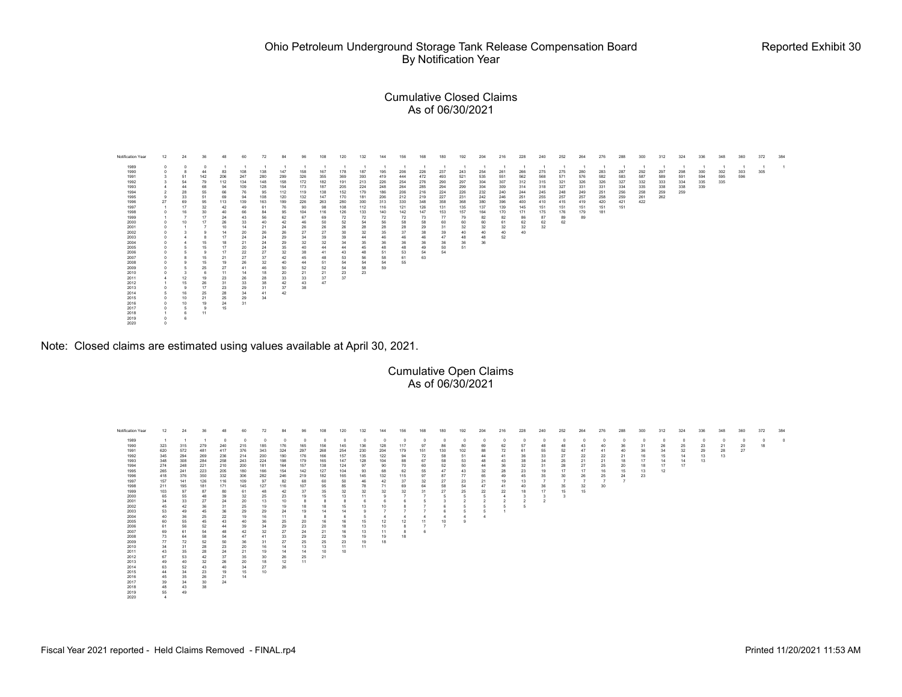# Ohio Petroleum Underground Storage Tank Release Compensation Board
## By Notification Year

Reported Exhibit 30

### Cumulative Closed Claims
### As of 06/30/2021

| Notification Year | 12 | 24 | 36 | 48 | 60 | 72 | 84 | 96 | 108 | 120 | 132 | 144 | 156 | 168 | 180 | 192 | 204 | 216 | 228 | 240 | 252 | 264 | 276 | 288 | 300 | 312 | 324 | 336 | 348 | 360 | 372 | 384 |
|---|---|---|---|---|---|---|---|---|---|---|---|---|---|---|---|---|---|---|---|---|---|---|---|---|---|---|---|---|---|---|---|---|
| 1989 | 0 | 0 | 0 | 1 | 1 | 1 | 1 | 1 | 1 | 1 | 1 | 1 | 1 | 1 | 1 | 1 | 1 | 1 | 1 | 1 | 1 | 1 | 1 | 1 | 1 | 1 | 1 | 1 | 1 | 1 | 1 | 1 |
| 1990 | 0 | 8 | 44 | 83 | 108 | 138 | 147 | 158 | 167 | 178 | 187 | 195 | 206 | 226 | 237 | 243 | 254 | 261 | 266 | 275 | 275 | 280 | 283 | 287 | 292 | 297 | 298 | 300 | 302 | 303 | 305 | |
| 1991 | 3 | 51 | 142 | 206 | 247 | 280 | 299 | 326 | 355 | 369 | 393 | 419 | 444 | 472 | 493 | 521 | 535 | 551 | 562 | 568 | 571 | 576 | 582 | 583 | 587 | 589 | 591 | 594 | 595 | 596 | | |
| 1992 | 3 | 54 | 79 | 112 | 134 | 148 | 158 | 172 | 182 | 191 | 213 | 226 | 254 | 276 | 290 | 297 | 304 | 307 | 312 | 315 | 321 | 326 | 326 | 327 | 332 | 333 | 334 | 335 | 335 | | | |
| 1993 | 4 | 44 | 68 | 94 | 109 | 128 | 154 | 173 | 187 | 205 | 224 | 248 | 264 | 285 | 294 | 299 | 304 | 309 | 314 | 318 | 327 | 331 | 331 | 334 | 335 | 338 | 338 | 339 | | | | |
| 1994 | 2 | 28 | 55 | 66 | 76 | 95 | 112 | 119 | 138 | 152 | 179 | 186 | 206 | 216 | 224 | 226 | 232 | 240 | 244 | 245 | 248 | 249 | 251 | 256 | 258 | 259 | 259 | | | | | |
| 1995 | 9 | 33 | 51 | 69 | 94 | 108 | 120 | 132 | 147 | 170 | 181 | 206 | 212 | 219 | 227 | 231 | 242 | 246 | 251 | 255 | 257 | 257 | 258 | 259 | 261 | 262 | | | | | | |
| 1996 | 27 | 69 | 95 | 113 | 130 | 163 | 199 | 226 | 263 | 280 | 300 | 313 | 330 | 348 | 358 | 368 | 380 | 396 | 400 | 410 | 415 | 419 | 420 | 421 | 422 | | | | | | | |
| 1997 | 1 | 17 | 32 | 42 | 49 | 61 | 76 | 90 | 98 | 108 | 112 | 116 | 121 | 126 | 131 | 135 | 137 | 139 | 145 | 151 | 151 | 151 | 151 | 151 | | | | | | | | |
| 1998 | 0 | 16 | 30 | 40 | 66 | 84 | 95 | 104 | 116 | 126 | 133 | 140 | 142 | 147 | 153 | 157 | 164 | 170 | 171 | 175 | 176 | 179 | 181 | | | | | | | | | |
| 1999 | 1 | 7 | 17 | 24 | 43 | 56 | 62 | 67 | 69 | 72 | 72 | 72 | 72 | 73 | 77 | 79 | 82 | 82 | 86 | 87 | 89 | 89 | | | | | | | | | | |
| 2000 | 0 | 10 | 17 | 26 | 33 | 40 | 42 | 46 | 50 | 52 | 54 | 56 | 58 | 58 | 60 | 60 | 60 | 61 | 62 | 62 | 62 | | | | | | | | | | | |
| 2001 | 0 | 1 | 7 | 10 | 14 | 21 | 24 | 26 | 26 | 26 | 28 | 28 | 28 | 29 | 31 | 32 | 32 | 32 | 32 | 32 | | | | | | | | | | | | |
| 2002 | 0 | 3 | 9 | 14 | 20 | 26 | 26 | 27 | 27 | 30 | 32 | 35 | 37 | 38 | 39 | 40 | 40 | 40 | 40 | | | | | | | | | | | | | |
| 2003 | 0 | 4 | 8 | 17 | 24 | 24 | 29 | 34 | 39 | 39 | 44 | 46 | 46 | 46 | 47 | 48 | 48 | 52 | | | | | | | | | | | | | | |
| 2004 | 0 | 4 | 15 | 18 | 21 | 24 | 29 | 32 | 32 | 34 | 35 | 36 | 36 | 36 | 36 | 36 | 36 | | | | | | | | | | | | | | | |
| 2005 | 0 | 5 | 15 | 17 | 20 | 24 | 35 | 40 | 44 | 44 | 45 | 48 | 48 | 49 | 50 | 51 | | | | | | | | | | | | | | | | |
| 2006 | 0 | 5 | 9 | 17 | 22 | 27 | 32 | 38 | 41 | 43 | 48 | 51 | 53 | 54 | 54 | | | | | | | | | | | | | | | | | |
| 2007 | 0 | 8 | 15 | 21 | 27 | 37 | 42 | 45 | 48 | 53 | 56 | 58 | 61 | 63 | | | | | | | | | | | | | | | | | | |
| 2008 | 0 | 9 | 15 | 19 | 26 | 32 | 40 | 44 | 51 | 54 | 54 | 54 | 55 | | | | | | | | | | | | | | | | | | | |
| 2009 | 0 | 5 | 25 | 27 | 41 | 46 | 50 | 52 | 52 | 54 | 58 | 59 | | | | | | | | | | | | | | | | | | | | |
| 2010 | 0 | 3 | 6 | 11 | 14 | 18 | 20 | 21 | 21 | 23 | 23 | | | | | | | | | | | | | | | | | | | | | |
| 2011 | 4 | 12 | 19 | 23 | 26 | 28 | 33 | 33 | 37 | 37 | | | | | | | | | | | | | | | | | | | | | | |
| 2012 | 1 | 15 | 26 | 31 | 33 | 38 | 42 | 43 | 47 | | | | | | | | | | | | | | | | | | | | | | | |
| 2013 | 0 | 9 | 17 | 23 | 29 | 31 | 37 | 38 | | | | | | | | | | | | | | | | | | | | | | | | |
| 2014 | 5 | 16 | 25 | 28 | 34 | 41 | 42 | | | | | | | | | | | | | | | | | | | | | | | | | |
| 2015 | 0 | 10 | 21 | 25 | 29 | 34 | | | | | | | | | | | | | | | | | | | | | | | | | | |
| 2016 | 0 | 10 | 19 | 24 | 31 | | | | | | | | | | | | | | | | | | | | | | | | | | | |
| 2017 | 0 | 5 | 9 | 15 | | | | | | | | | | | | | | | | | | | | | | | | | | | | |
| 2018 | 1 | 6 | 11 | | | | | | | | | | | | | | | | | | | | | | | | | | | | | |
| 2019 | 0 | 6 | | | | | | | | | | | | | | | | | | | | | | | | | | | | | | |
| 2020 | 0 | | | | | | | | | | | | | | | | | | | | | | | | | | | | | | | |

Note: Closed claims are estimated using values available at April 30, 2021.

### Cumulative Open Claims
### As of 06/30/2021

| Notification Year | 12 | 24 | 36 | 48 | 60 | 72 | 84 | 96 | 108 | 120 | 132 | 144 | 156 | 168 | 180 | 192 | 204 | 216 | 228 | 240 | 252 | 264 | 276 | 288 | 300 | 312 | 324 | 336 | 348 | 360 | 372 | 384 |
|---|---|---|---|---|---|---|---|---|---|---|---|---|---|---|---|---|---|---|---|---|---|---|---|---|---|---|---|---|---|---|---|---|
| 1989 | 1 | 1 | 1 | 0 | 0 | 0 | 0 | 0 | 0 | 0 | 0 | 0 | 0 | 0 | 0 | 0 | 0 | 0 | 0 | 0 | 0 | 0 | 0 | 0 | 0 | 0 | 0 | 0 | 0 | 0 | 0 | 0 |
| 1990 | 323 | 315 | 279 | 240 | 215 | 185 | 176 | 165 | 156 | 145 | 136 | 128 | 117 | 97 | 86 | 80 | 69 | 62 | 57 | 48 | 48 | 43 | 40 | 36 | 31 | 26 | 25 | 23 | 21 | 20 | 18 | |
| 1991 | 620 | 572 | 481 | 417 | 376 | 343 | 324 | 297 | 268 | 254 | 230 | 204 | 179 | 151 | 130 | 102 | 88 | 72 | 61 | 55 | 52 | 47 | 41 | 40 | 36 | 34 | 32 | 29 | 28 | 27 | | |
| 1992 | 345 | 294 | 269 | 256 | 214 | 200 | 190 | 176 | 166 | 157 | 135 | 122 | 94 | 72 | 58 | 51 | 44 | 41 | 36 | 33 | 27 | 22 | 22 | 21 | 16 | 15 | 14 | 13 | 13 | | | |
| 1993 | 348 | 308 | 284 | 258 | 243 | 224 | 198 | 179 | 165 | 147 | 128 | 104 | 88 | 67 | 58 | 53 | 48 | 43 | 38 | 34 | 25 | 21 | 21 | 18 | 17 | 14 | 14 | 13 | | | | |
| 1994 | 274 | 248 | 221 | 210 | 200 | 181 | 154 | 157 | 138 | 124 | 97 | 90 | 70 | 60 | 52 | 50 | 44 | 36 | 32 | 31 | 28 | 27 | 25 | 20 | 18 | 17 | 17 | | | | | |
| 1995 | 265 | 241 | 223 | 205 | 180 | 166 | 142 | 142 | 127 | 104 | 93 | 68 | 62 | 55 | 47 | 43 | 32 | 28 | 23 | 19 | 17 | 17 | 16 | 15 | 13 | 12 | | | | | | |
| 1996 | 418 | 376 | 350 | 332 | 306 | 282 | 246 | 219 | 182 | 165 | 145 | 132 | 115 | 97 | 87 | 77 | 65 | 49 | 45 | 35 | 30 | 26 | 25 | 24 | 23 | | | | | | | |
| 1997 | 157 | 141 | 126 | 116 | 109 | 97 | 82 | 68 | 60 | 50 | 46 | 42 | 37 | 32 | 27 | 23 | 21 | 19 | 13 | 7 | 7 | 7 | 7 | 7 | | | | | | | | |
| 1998 | 211 | 195 | 181 | 171 | 145 | 127 | 116 | 107 | 95 | 85 | 78 | 71 | 69 | 64 | 58 | 54 | 47 | 41 | 40 | 36 | 35 | 32 | 30 | | | | | | | | | |
| 1999 | 103 | 97 | 87 | 80 | 61 | 48 | 42 | 37 | 35 | 32 | 32 | 32 | 32 | 31 | 27 | 25 | 22 | 22 | 18 | 17 | 15 | 15 | | | | | | | | | | |
| 2000 | 65 | 55 | 48 | 39 | 32 | 25 | 23 | 19 | 15 | 13 | 11 | 9 | 7 | 7 | 5 | 5 | 5 | 4 | 3 | 3 | 3 | | | | | | | | | | | |
| 2001 | 34 | 33 | 27 | 24 | 20 | 13 | 10 | 8 | 8 | 8 | 6 | 6 | 6 | 5 | 3 | 2 | 2 | 2 | 2 | 2 | | | | | | | | | | | | |
| 2002 | 45 | 42 | 36 | 31 | 25 | 19 | 19 | 18 | 18 | 15 | 13 | 10 | 8 | 7 | 6 | 5 | 5 | 5 | 5 | | | | | | | | | | | | | |
| 2003 | 53 | 49 | 45 | 36 | 29 | 29 | 24 | 19 | 14 | 14 | 9 | 7 | 7 | 7 | 6 | 5 | 5 | 1 | | | | | | | | | | | | | | |
| 2004 | 40 | 36 | 25 | 22 | 19 | 16 | 11 | 8 | 8 | 6 | 5 | 4 | 4 | 4 | 4 | 4 | 4 | | | | | | | | | | | | | | | |
| 2005 | 60 | 55 | 45 | 43 | 40 | 36 | 25 | 20 | 16 | 16 | 15 | 12 | 12 | 11 | 10 | 9 | | | | | | | | | | | | | | | | |
| 2006 | 61 | 56 | 52 | 44 | 39 | 34 | 29 | 23 | 20 | 18 | 13 | 10 | 8 | 7 | 7 | | | | | | | | | | | | | | | | | |
| 2007 | 69 | 61 | 54 | 48 | 42 | 32 | 27 | 24 | 21 | 16 | 13 | 11 | 8 | 6 | | | | | | | | | | | | | | | | | | |
| 2008 | 73 | 64 | 58 | 54 | 47 | 41 | 33 | 29 | 22 | 19 | 19 | 19 | 18 | | | | | | | | | | | | | | | | | | | |
| 2009 | 77 | 72 | 52 | 50 | 36 | 31 | 27 | 25 | 25 | 23 | 19 | 18 | | | | | | | | | | | | | | | | | | | | |
| 2010 | 34 | 31 | 28 | 23 | 20 | 16 | 14 | 13 | 13 | 11 | 11 | | | | | | | | | | | | | | | | | | | | | |
| 2011 | 43 | 35 | 28 | 24 | 21 | 19 | 14 | 14 | 10 | 10 | | | | | | | | | | | | | | | | | | | | | | |
| 2012 | 67 | 53 | 42 | 37 | 35 | 30 | 26 | 25 | 21 | | | | | | | | | | | | | | | | | | | | | | | |
| 2013 | 49 | 40 | 32 | 26 | 20 | 18 | 12 | 11 | | | | | | | | | | | | | | | | | | | | | | | | |
| 2014 | 63 | 52 | 43 | 40 | 34 | 27 | 26 | | | | | | | | | | | | | | | | | | | | | | | | | |
| 2015 | 44 | 34 | 23 | 19 | 15 | 10 | | | | | | | | | | | | | | | | | | | | | | | | | | |
| 2016 | 45 | 35 | 26 | 21 | 14 | | | | | | | | | | | | | | | | | | | | | | | | | | | |
| 2017 | 39 | 34 | 30 | 24 | | | | | | | | | | | | | | | | | | | | | | | | | | | | |
| 2018 | 48 | 43 | 38 | | | | | | | | | | | | | | | | | | | | | | | | | | | | | |
| 2019 | 55 | 49 | | | | | | | | | | | | | | | | | | | | | | | | | | | | | | |
| 2020 | 4 | | | | | | | | | | | | | | | | | | | | | | | | | | | | | | | |

Fiscal Year 2021 reported - Held Claims Removed - FINAL.rp4

Printed 11/20/2021 11:53 AM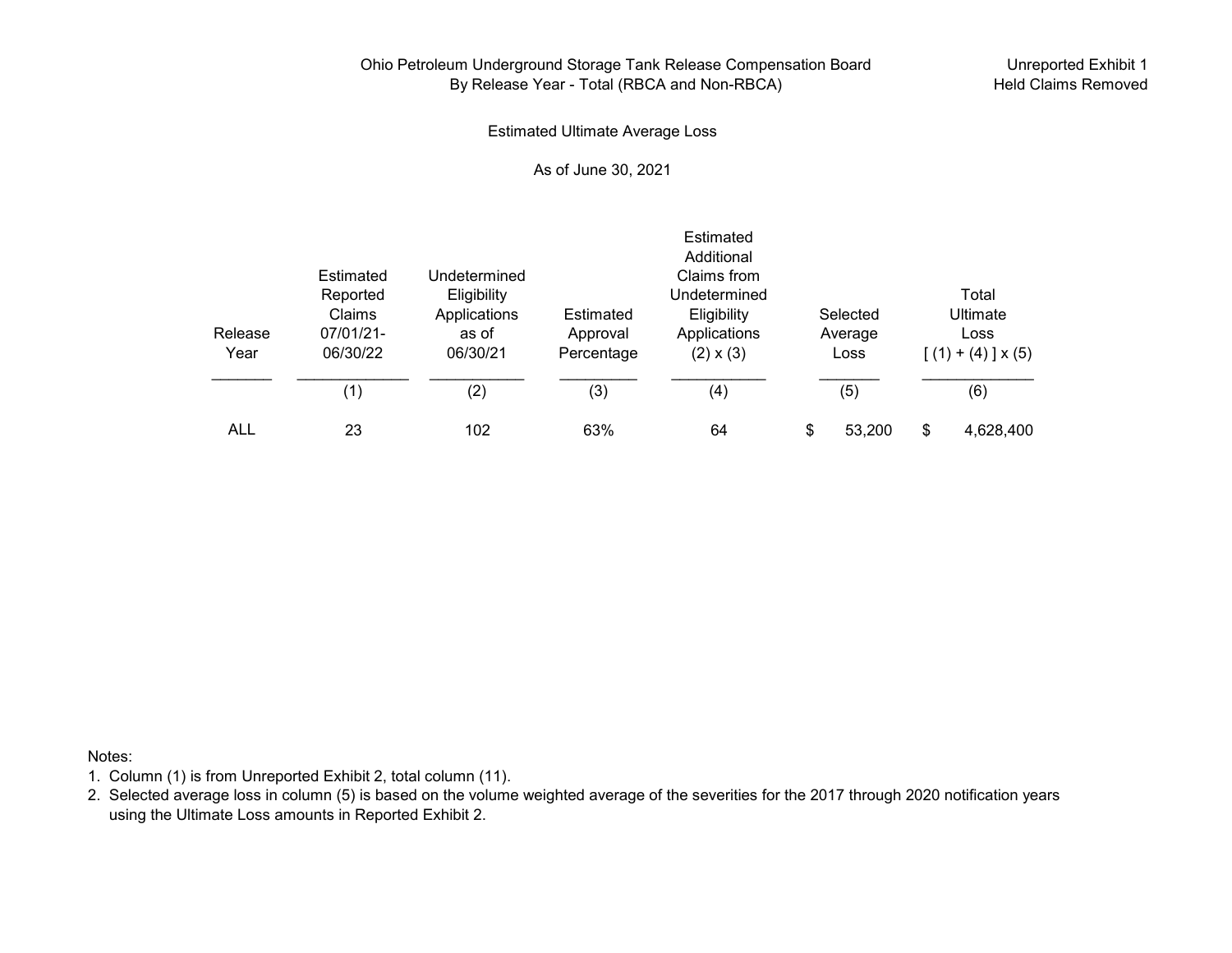Ohio Petroleum Underground Storage Tank Release Compensation Board
By Release Year - Total (RBCA and Non-RBCA)

Unreported Exhibit 1
Held Claims Removed

Estimated Ultimate Average Loss

As of June 30, 2021

| Release Year | Estimated Reported Claims 07/01/21-06/30/22 | Undetermined Eligibility Applications as of 06/30/21 | Estimated Approval Percentage | Estimated Additional Claims from Undetermined Eligibility Applications (2) x (3) | Selected Average Loss | Total Ultimate Loss [ (1) + (4) ] x (5) |
|---|---|---|---|---|---|---|
| | (1) | (2) | (3) | (4) | (5) | (6) |
| ALL | 23 | 102 | 63% | 64 | $ 53,200 | $ 4,628,400 |

Notes:
1. Column (1) is from Unreported Exhibit 2, total column (11).
2. Selected average loss in column (5) is based on the volume weighted average of the severities for the 2017 through 2020 notification years using the Ultimate Loss amounts in Reported Exhibit 2.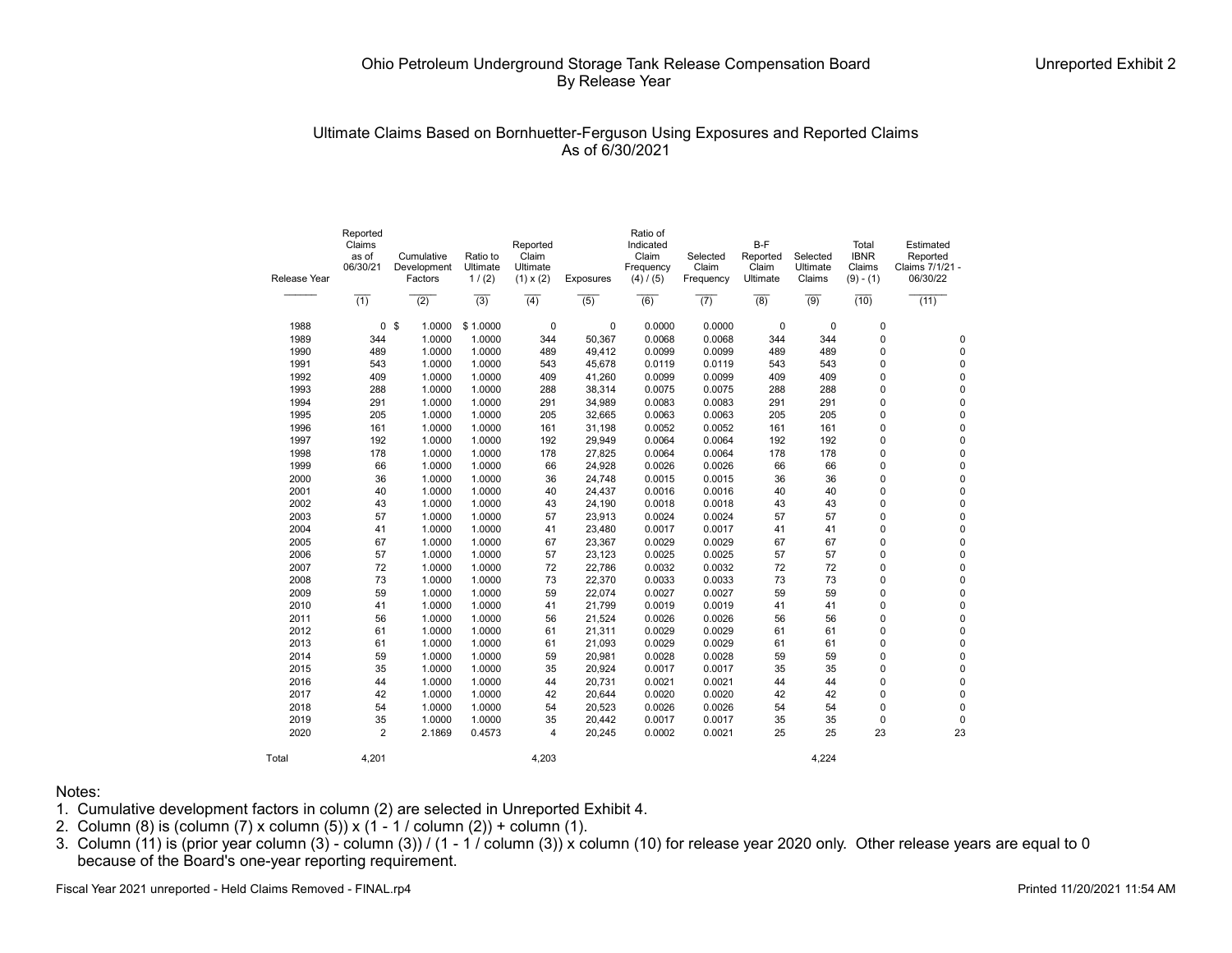Ohio Petroleum Underground Storage Tank Release Compensation Board
By Release Year

Unreported Exhibit 2

Ultimate Claims Based on Bornhuetter-Ferguson Using Exposures and Reported Claims
As of 6/30/2021

| Release Year | Reported Claims as of 06/30/21 | Cumulative Development Factors | Ratio to Ultimate 1 / (2) | Reported Claim Ultimate (1) x (2) | Exposures | Ratio of Indicated Claim Frequency (4) / (5) | Selected Claim Frequency | B-F Reported Claim Ultimate | Selected Ultimate Claims | Total IBNR Claims (9) - (1) | Estimated Reported Claims 7/1/21 - 06/30/22 |
|---|---|---|---|---|---|---|---|---|---|---|---|
| | (1) | (2) | (3) | (4) | (5) | (6) | (7) | (8) | (9) | (10) | (11) |
| 1988 | 0 | $ 1.0000 | $ 1.0000 | 0 | 0 | 0.0000 | 0.0000 | 0 | 0 | 0 | |
| 1989 | 344 | 1.0000 | 1.0000 | 344 | 50,367 | 0.0068 | 0.0068 | 344 | 344 | 0 | 0 |
| 1990 | 489 | 1.0000 | 1.0000 | 489 | 49,412 | 0.0099 | 0.0099 | 489 | 489 | 0 | 0 |
| 1991 | 543 | 1.0000 | 1.0000 | 543 | 45,678 | 0.0119 | 0.0119 | 543 | 543 | 0 | 0 |
| 1992 | 409 | 1.0000 | 1.0000 | 409 | 41,260 | 0.0099 | 0.0099 | 409 | 409 | 0 | 0 |
| 1993 | 288 | 1.0000 | 1.0000 | 288 | 38,314 | 0.0075 | 0.0075 | 288 | 288 | 0 | 0 |
| 1994 | 291 | 1.0000 | 1.0000 | 291 | 34,989 | 0.0083 | 0.0083 | 291 | 291 | 0 | 0 |
| 1995 | 205 | 1.0000 | 1.0000 | 205 | 32,665 | 0.0063 | 0.0063 | 205 | 205 | 0 | 0 |
| 1996 | 161 | 1.0000 | 1.0000 | 161 | 31,198 | 0.0052 | 0.0052 | 161 | 161 | 0 | 0 |
| 1997 | 192 | 1.0000 | 1.0000 | 192 | 29,949 | 0.0064 | 0.0064 | 192 | 192 | 0 | 0 |
| 1998 | 178 | 1.0000 | 1.0000 | 178 | 27,825 | 0.0064 | 0.0064 | 178 | 178 | 0 | 0 |
| 1999 | 66 | 1.0000 | 1.0000 | 66 | 24,928 | 0.0026 | 0.0026 | 66 | 66 | 0 | 0 |
| 2000 | 36 | 1.0000 | 1.0000 | 36 | 24,748 | 0.0015 | 0.0015 | 36 | 36 | 0 | 0 |
| 2001 | 40 | 1.0000 | 1.0000 | 40 | 24,437 | 0.0016 | 0.0016 | 40 | 40 | 0 | 0 |
| 2002 | 43 | 1.0000 | 1.0000 | 43 | 24,190 | 0.0018 | 0.0018 | 43 | 43 | 0 | 0 |
| 2003 | 57 | 1.0000 | 1.0000 | 57 | 23,913 | 0.0024 | 0.0024 | 57 | 57 | 0 | 0 |
| 2004 | 41 | 1.0000 | 1.0000 | 41 | 23,480 | 0.0017 | 0.0017 | 41 | 41 | 0 | 0 |
| 2005 | 67 | 1.0000 | 1.0000 | 67 | 23,367 | 0.0029 | 0.0029 | 67 | 67 | 0 | 0 |
| 2006 | 57 | 1.0000 | 1.0000 | 57 | 23,123 | 0.0025 | 0.0025 | 57 | 57 | 0 | 0 |
| 2007 | 72 | 1.0000 | 1.0000 | 72 | 22,786 | 0.0032 | 0.0032 | 72 | 72 | 0 | 0 |
| 2008 | 73 | 1.0000 | 1.0000 | 73 | 22,370 | 0.0033 | 0.0033 | 73 | 73 | 0 | 0 |
| 2009 | 59 | 1.0000 | 1.0000 | 59 | 22,074 | 0.0027 | 0.0027 | 59 | 59 | 0 | 0 |
| 2010 | 41 | 1.0000 | 1.0000 | 41 | 21,799 | 0.0019 | 0.0019 | 41 | 41 | 0 | 0 |
| 2011 | 56 | 1.0000 | 1.0000 | 56 | 21,524 | 0.0026 | 0.0026 | 56 | 56 | 0 | 0 |
| 2012 | 61 | 1.0000 | 1.0000 | 61 | 21,311 | 0.0029 | 0.0029 | 61 | 61 | 0 | 0 |
| 2013 | 61 | 1.0000 | 1.0000 | 61 | 21,093 | 0.0029 | 0.0029 | 61 | 61 | 0 | 0 |
| 2014 | 59 | 1.0000 | 1.0000 | 59 | 20,981 | 0.0028 | 0.0028 | 59 | 59 | 0 | 0 |
| 2015 | 35 | 1.0000 | 1.0000 | 35 | 20,924 | 0.0017 | 0.0017 | 35 | 35 | 0 | 0 |
| 2016 | 44 | 1.0000 | 1.0000 | 44 | 20,731 | 0.0021 | 0.0021 | 44 | 44 | 0 | 0 |
| 2017 | 42 | 1.0000 | 1.0000 | 42 | 20,644 | 0.0020 | 0.0020 | 42 | 42 | 0 | 0 |
| 2018 | 54 | 1.0000 | 1.0000 | 54 | 20,523 | 0.0026 | 0.0026 | 54 | 54 | 0 | 0 |
| 2019 | 35 | 1.0000 | 1.0000 | 35 | 20,442 | 0.0017 | 0.0017 | 35 | 35 | 0 | 0 |
| 2020 | 2 | 2.1869 | 0.4573 | 4 | 20,245 | 0.0002 | 0.0021 | 25 | 25 | 23 | 23 |
| Total | 4,201 | | | 4,203 | | | | | 4,224 | | |

Notes:
1. Cumulative development factors in column (2) are selected in Unreported Exhibit 4.
2. Column (8) is (column (7) x column (5)) x (1 - 1 / column (2)) + column (1).
3. Column (11) is (prior year column (3) - column (3)) / (1 - 1 / column (3)) x column (10) for release year 2020 only. Other release years are equal to 0 because of the Board's one-year reporting requirement.

Fiscal Year 2021 unreported - Held Claims Removed - FINAL.rp4

Printed 11/20/2021 11:54 AM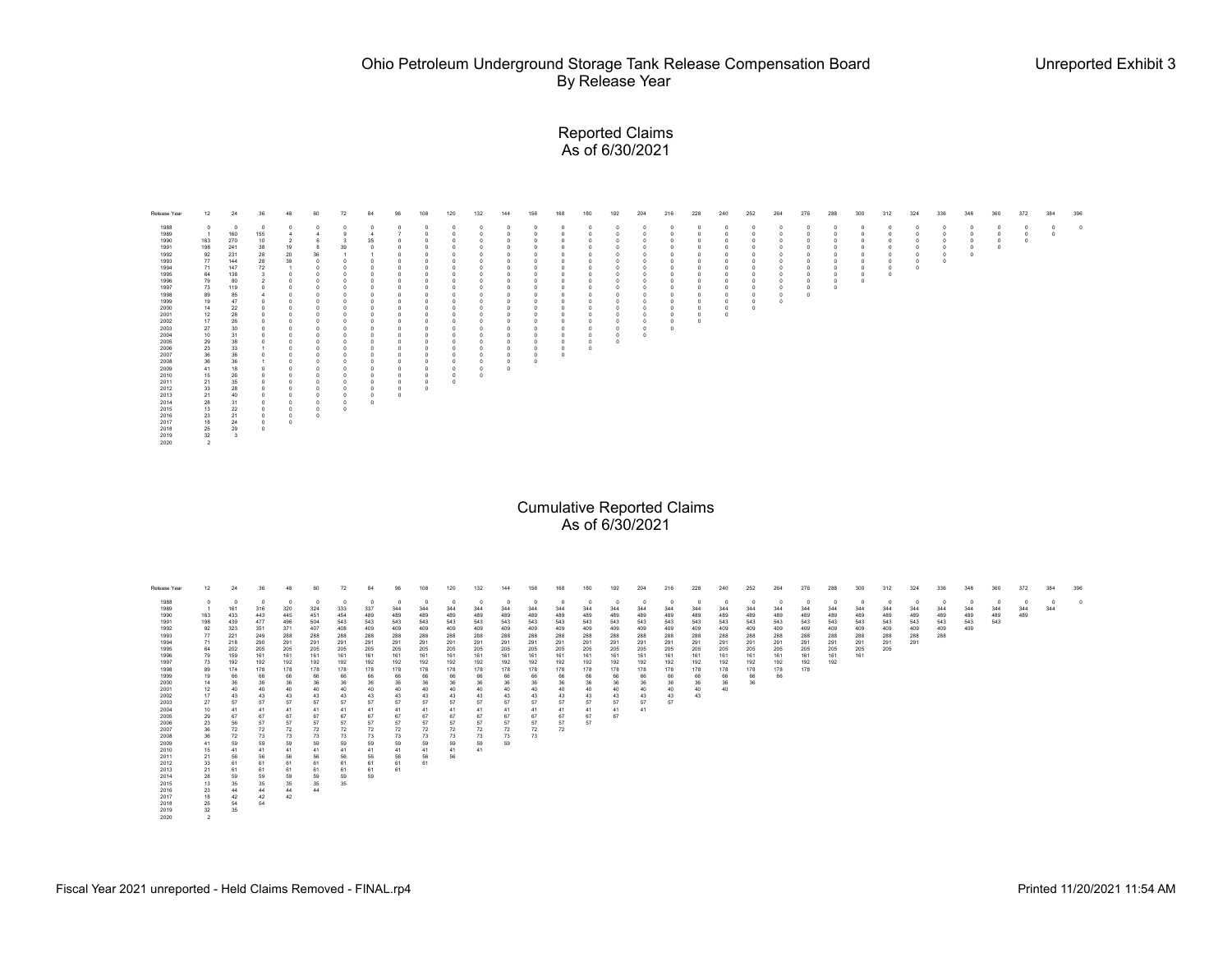# Ohio Petroleum Underground Storage Tank Release Compensation Board
## By Release Year

Unreported Exhibit 3

### Reported Claims
### As of 6/30/2021

| Release Year | 12 | 24 | 36 | 48 | 60 | 72 | 84 | 96 | 108 | 120 | 132 | 144 | 156 | 168 | 180 | 192 | 204 | 216 | 228 | 240 | 252 | 264 | 276 | 288 | 300 | 312 | 324 | 336 | 348 | 360 | 372 | 384 | 396 |
|---|---|---|---|---|---|---|---|---|---|---|---|---|---|---|---|---|---|---|---|---|---|---|---|---|---|---|---|---|---|---|---|---|---|
| 1988 | 0 | 0 | 0 | 0 | 0 | 0 | 0 | 0 | 0 | 0 | 0 | 0 | 0 | 0 | 0 | 0 | 0 | 0 | 0 | 0 | 0 | 0 | 0 | 0 | 0 | 0 | 0 | 0 | 0 | 0 | 0 | 0 | 0 |
| 1989 | 1 | 160 | 155 | 4 | 4 | 9 | 4 | 7 | 0 | 0 | 0 | 0 | 0 | 0 | 0 | 0 | 0 | 0 | 0 | 0 | 0 | 0 | 0 | 0 | 0 | 0 | 0 | 0 | 0 | 0 | 0 | 0 | |
| 1990 | 163 | 270 | 10 | 2 | 6 | 3 | 35 | 0 | 0 | 0 | 0 | 0 | 0 | 0 | 0 | 0 | 0 | 0 | 0 | 0 | 0 | 0 | 0 | 0 | 0 | 0 | 0 | 0 | 0 | 0 | 0 | | |
| 1991 | 198 | 241 | 38 | 19 | 8 | 39 | 0 | 0 | 0 | 0 | 0 | 0 | 0 | 0 | 0 | 0 | 0 | 0 | 0 | 0 | 0 | 0 | 0 | 0 | 0 | 0 | 0 | 0 | 0 | 0 | | | |
| 1992 | 92 | 231 | 28 | 20 | 36 | 1 | 1 | 0 | 0 | 0 | 0 | 0 | 0 | 0 | 0 | 0 | 0 | 0 | 0 | 0 | 0 | 0 | 0 | 0 | 0 | 0 | 0 | 0 | 0 | | | | |
| 1993 | 77 | 144 | 28 | 39 | 0 | 0 | 0 | 0 | 0 | 0 | 0 | 0 | 0 | 0 | 0 | 0 | 0 | 0 | 0 | 0 | 0 | 0 | 0 | 0 | 0 | 0 | 0 | 0 | | | | | |
| 1994 | 71 | 147 | 72 | 1 | 0 | 0 | 0 | 0 | 0 | 0 | 0 | 0 | 0 | 0 | 0 | 0 | 0 | 0 | 0 | 0 | 0 | 0 | 0 | 0 | 0 | 0 | 0 | | | | | | |
| 1995 | 64 | 138 | 3 | 0 | 0 | 0 | 0 | 0 | 0 | 0 | 0 | 0 | 0 | 0 | 0 | 0 | 0 | 0 | 0 | 0 | 0 | 0 | 0 | 0 | 0 | 0 | | | | | | | |
| 1996 | 79 | 80 | 2 | 0 | 0 | 0 | 0 | 0 | 0 | 0 | 0 | 0 | 0 | 0 | 0 | 0 | 0 | 0 | 0 | 0 | 0 | 0 | 0 | 0 | 0 | | | | | | | | |
| 1997 | 73 | 119 | 0 | 0 | 0 | 0 | 0 | 0 | 0 | 0 | 0 | 0 | 0 | 0 | 0 | 0 | 0 | 0 | 0 | 0 | 0 | 0 | 0 | 0 | | | | | | | | | |
| 1998 | 89 | 85 | 4 | 0 | 0 | 0 | 0 | 0 | 0 | 0 | 0 | 0 | 0 | 0 | 0 | 0 | 0 | 0 | 0 | 0 | 0 | 0 | 0 | | | | | | | | | | |
| 1999 | 19 | 47 | 0 | 0 | 0 | 0 | 0 | 0 | 0 | 0 | 0 | 0 | 0 | 0 | 0 | 0 | 0 | 0 | 0 | 0 | 0 | 0 | | | | | | | | | | | |
| 2000 | 14 | 22 | 0 | 0 | 0 | 0 | 0 | 0 | 0 | 0 | 0 | 0 | 0 | 0 | 0 | 0 | 0 | 0 | 0 | 0 | 0 | | | | | | | | | | | | |
| 2001 | 12 | 28 | 0 | 0 | 0 | 0 | 0 | 0 | 0 | 0 | 0 | 0 | 0 | 0 | 0 | 0 | 0 | 0 | 0 | 0 | | | | | | | | | | | | | |
| 2002 | 17 | 26 | 0 | 0 | 0 | 0 | 0 | 0 | 0 | 0 | 0 | 0 | 0 | 0 | 0 | 0 | 0 | 0 | 0 | | | | | | | | | | | | | | |
| 2003 | 27 | 30 | 0 | 0 | 0 | 0 | 0 | 0 | 0 | 0 | 0 | 0 | 0 | 0 | 0 | 0 | 0 | 0 | | | | | | | | | | | | | | | |
| 2004 | 10 | 31 | 0 | 0 | 0 | 0 | 0 | 0 | 0 | 0 | 0 | 0 | 0 | 0 | 0 | 0 | 0 | | | | | | | | | | | | | | | | |
| 2005 | 29 | 38 | 0 | 0 | 0 | 0 | 0 | 0 | 0 | 0 | 0 | 0 | 0 | 0 | 0 | 0 | | | | | | | | | | | | | | | | | |
| 2006 | 23 | 33 | 1 | 0 | 0 | 0 | 0 | 0 | 0 | 0 | 0 | 0 | 0 | 0 | 0 | | | | | | | | | | | | | | | | | | |
| 2007 | 36 | 36 | 0 | 0 | 0 | 0 | 0 | 0 | 0 | 0 | 0 | 0 | 0 | 0 | | | | | | | | | | | | | | | | | | | |
| 2008 | 36 | 36 | 1 | 0 | 0 | 0 | 0 | 0 | 0 | 0 | 0 | 0 | 0 | | | | | | | | | | | | | | | | | | | | |
| 2009 | 41 | 18 | 0 | 0 | 0 | 0 | 0 | 0 | 0 | 0 | 0 | 0 | | | | | | | | | | | | | | | | | | | | | |
| 2010 | 15 | 26 | 0 | 0 | 0 | 0 | 0 | 0 | 0 | 0 | 0 | | | | | | | | | | | | | | | | | | | | | | |
| 2011 | 21 | 35 | 0 | 0 | 0 | 0 | 0 | 0 | 0 | 0 | | | | | | | | | | | | | | | | | | | | | | | |
| 2012 | 33 | 28 | 0 | 0 | 0 | 0 | 0 | 0 | 0 | | | | | | | | | | | | | | | | | | | | | | | | |
| 2013 | 21 | 40 | 0 | 0 | 0 | 0 | 0 | 0 | | | | | | | | | | | | | | | | | | | | | | | | | |
| 2014 | 28 | 31 | 0 | 0 | 0 | 0 | 0 | | | | | | | | | | | | | | | | | | | | | | | | | | |
| 2015 | 13 | 22 | 0 | 0 | 0 | 0 | | | | | | | | | | | | | | | | | | | | | | | | | | | |
| 2016 | 23 | 21 | 0 | 0 | 0 | | | | | | | | | | | | | | | | | | | | | | | | | | | | |
| 2017 | 18 | 24 | 0 | 0 | | | | | | | | | | | | | | | | | | | | | | | | | | | | | |
| 2018 | 25 | 29 | 0 | | | | | | | | | | | | | | | | | | | | | | | | | | | | | | |
| 2019 | 32 | 3 | | | | | | | | | | | | | | | | | | | | | | | | | | | | | | | |
| 2020 | 2 | | | | | | | | | | | | | | | | | | | | | | | | | | | | | | | | |

### Cumulative Reported Claims
### As of 6/30/2021

| Release Year | 12 | 24 | 36 | 48 | 60 | 72 | 84 | 96 | 108 | 120 | 132 | 144 | 156 | 168 | 180 | 192 | 204 | 216 | 228 | 240 | 252 | 264 | 276 | 288 | 300 | 312 | 324 | 336 | 348 | 360 | 372 | 384 | 396 |
|---|---|---|---|---|---|---|---|---|---|---|---|---|---|---|---|---|---|---|---|---|---|---|---|---|---|---|---|---|---|---|---|---|---|
| 1988 | 0 | 0 | 0 | 0 | 0 | 0 | 0 | 0 | 0 | 0 | 0 | 0 | 0 | 0 | 0 | 0 | 0 | 0 | 0 | 0 | 0 | 0 | 0 | 0 | 0 | 0 | 0 | 0 | 0 | 0 | 0 | 0 | 0 |
| 1989 | 1 | 161 | 316 | 320 | 324 | 333 | 337 | 344 | 344 | 344 | 344 | 344 | 344 | 344 | 344 | 344 | 344 | 344 | 344 | 344 | 344 | 344 | 344 | 344 | 344 | 344 | 344 | 344 | 344 | 344 | 344 | 344 | |
| 1990 | 163 | 433 | 443 | 445 | 451 | 454 | 489 | 489 | 489 | 489 | 489 | 489 | 489 | 489 | 489 | 489 | 489 | 489 | 489 | 489 | 489 | 489 | 489 | 489 | 489 | 489 | 489 | 489 | 489 | 489 | 489 | | |
| 1991 | 198 | 439 | 477 | 496 | 504 | 543 | 543 | 543 | 543 | 543 | 543 | 543 | 543 | 543 | 543 | 543 | 543 | 543 | 543 | 543 | 543 | 543 | 543 | 543 | 543 | 543 | 543 | 543 | 543 | 543 | | | |
| 1992 | 92 | 323 | 351 | 371 | 407 | 408 | 409 | 409 | 409 | 409 | 409 | 409 | 409 | 409 | 409 | 409 | 409 | 409 | 409 | 409 | 409 | 409 | 409 | 409 | 409 | 409 | 409 | 409 | 409 | | | | |
| 1993 | 77 | 221 | 249 | 288 | 288 | 288 | 288 | 288 | 288 | 288 | 288 | 288 | 288 | 288 | 288 | 288 | 288 | 288 | 288 | 288 | 288 | 288 | 288 | 288 | 288 | 288 | 288 | 288 | | | | | |
| 1994 | 71 | 218 | 290 | 291 | 291 | 291 | 291 | 291 | 291 | 291 | 291 | 291 | 291 | 291 | 291 | 291 | 291 | 291 | 291 | 291 | 291 | 291 | 291 | 291 | 291 | 291 | 291 | | | | | | |
| 1995 | 64 | 202 | 205 | 205 | 205 | 205 | 205 | 205 | 205 | 205 | 205 | 205 | 205 | 205 | 205 | 205 | 205 | 205 | 205 | 205 | 205 | 205 | 205 | 205 | 205 | 205 | | | | | | | |
| 1996 | 79 | 159 | 161 | 161 | 161 | 161 | 161 | 161 | 161 | 161 | 161 | 161 | 161 | 161 | 161 | 161 | 161 | 161 | 161 | 161 | 161 | 161 | 161 | 161 | 161 | | | | | | | | |
| 1997 | 73 | 192 | 192 | 192 | 192 | 192 | 192 | 192 | 192 | 192 | 192 | 192 | 192 | 192 | 192 | 192 | 192 | 192 | 192 | 192 | 192 | 192 | 192 | 192 | | | | | | | | | |
| 1998 | 89 | 174 | 178 | 178 | 178 | 178 | 178 | 178 | 178 | 178 | 178 | 178 | 178 | 178 | 178 | 178 | 178 | 178 | 178 | 178 | 178 | 178 | 178 | | | | | | | | | | |
| 1999 | 19 | 66 | 66 | 66 | 66 | 66 | 66 | 66 | 66 | 66 | 66 | 66 | 66 | 66 | 66 | 66 | 66 | 66 | 66 | 66 | 66 | 66 | | | | | | | | | | | |
| 2000 | 14 | 36 | 36 | 36 | 36 | 36 | 36 | 36 | 36 | 36 | 36 | 36 | 36 | 36 | 36 | 36 | 36 | 36 | 36 | 36 | 36 | | | | | | | | | | | | |
| 2001 | 12 | 40 | 40 | 40 | 40 | 40 | 40 | 40 | 40 | 40 | 40 | 40 | 40 | 40 | 40 | 40 | 40 | 40 | 40 | 40 | | | | | | | | | | | | | |
| 2002 | 17 | 43 | 43 | 43 | 43 | 43 | 43 | 43 | 43 | 43 | 43 | 43 | 43 | 43 | 43 | 43 | 43 | 43 | 43 | | | | | | | | | | | | | | |
| 2003 | 27 | 57 | 57 | 57 | 57 | 57 | 57 | 57 | 57 | 57 | 57 | 57 | 57 | 57 | 57 | 57 | 57 | 57 | | | | | | | | | | | | | | | |
| 2004 | 10 | 41 | 41 | 41 | 41 | 41 | 41 | 41 | 41 | 41 | 41 | 41 | 41 | 41 | 41 | 41 | 41 | | | | | | | | | | | | | | | | |
| 2005 | 29 | 67 | 67 | 67 | 67 | 67 | 67 | 67 | 67 | 67 | 67 | 67 | 67 | 67 | 67 | 67 | | | | | | | | | | | | | | | | | |
| 2006 | 23 | 56 | 57 | 57 | 57 | 57 | 57 | 57 | 57 | 57 | 57 | 57 | 57 | 57 | 57 | | | | | | | | | | | | | | | | | | |
| 2007 | 36 | 72 | 72 | 72 | 72 | 72 | 72 | 72 | 72 | 72 | 72 | 72 | 72 | 72 | | | | | | | | | | | | | | | | | | | |
| 2008 | 36 | 72 | 73 | 73 | 73 | 73 | 73 | 73 | 73 | 73 | 73 | 73 | 73 | | | | | | | | | | | | | | | | | | | | |
| 2009 | 41 | 59 | 59 | 59 | 59 | 59 | 59 | 59 | 59 | 59 | 59 | 59 | | | | | | | | | | | | | | | | | | | | | |
| 2010 | 15 | 41 | 41 | 41 | 41 | 41 | 41 | 41 | 41 | 41 | 41 | | | | | | | | | | | | | | | | | | | | | | |
| 2011 | 21 | 56 | 56 | 56 | 56 | 56 | 56 | 56 | 56 | 56 | | | | | | | | | | | | | | | | | | | | | | | |
| 2012 | 33 | 61 | 61 | 61 | 61 | 61 | 61 | 61 | 61 | | | | | | | | | | | | | | | | | | | | | | | | |
| 2013 | 21 | 61 | 61 | 61 | 61 | 61 | 61 | 61 | | | | | | | | | | | | | | | | | | | | | | | | | |
| 2014 | 28 | 59 | 59 | 59 | 59 | 59 | 59 | | | | | | | | | | | | | | | | | | | | | | | | | | |
| 2015 | 13 | 35 | 35 | 35 | 35 | 35 | | | | | | | | | | | | | | | | | | | | | | | | | | | |
| 2016 | 23 | 44 | 44 | 44 | 44 | | | | | | | | | | | | | | | | | | | | | | | | | | | | |
| 2017 | 18 | 42 | 42 | 42 | | | | | | | | | | | | | | | | | | | | | | | | | | | | | |
| 2018 | 25 | 54 | 54 | | | | | | | | | | | | | | | | | | | | | | | | | | | | | | |
| 2019 | 32 | 35 | | | | | | | | | | | | | | | | | | | | | | | | | | | | | | | |
| 2020 | 2 | | | | | | | | | | | | | | | | | | | | | | | | | | | | | | | | |

Fiscal Year 2021 unreported - Held Claims Removed - FINAL.rp4

Printed 11/20/2021 11:54 AM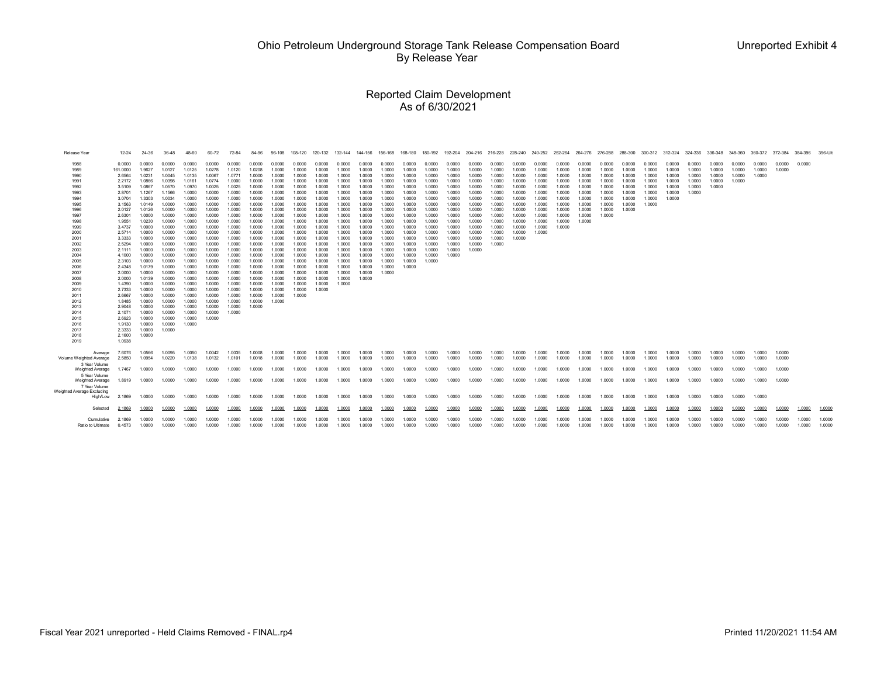# Ohio Petroleum Underground Storage Tank Release Compensation Board
## By Release Year

Unreported Exhibit 4

## Reported Claim Development
## As of 6/30/2021

| Release Year | 12-24 | 24-36 | 36-48 | 48-60 | 60-72 | 72-84 | 84-96 | 96-108 | 108-120 | 120-132 | 132-144 | 144-156 | 156-168 | 168-180 | 180-192 | 192-204 | 204-216 | 216-228 | 228-240 | 240-252 | 252-264 | 264-276 | 276-288 | 288-300 | 300-312 | 312-324 | 324-336 | 336-348 | 348-360 | 360-372 | 372-384 | 384-396 | 396-Ult |
|---|---|---|---|---|---|---|---|---|---|---|---|---|---|---|---|---|---|---|---|---|---|---|---|---|---|---|---|---|---|---|---|---|---|
| 1988 | 0.0000 | 0.0000 | 0.0000 | 0.0000 | 0.0000 | 0.0000 | 0.0000 | 0.0000 | 0.0000 | 0.0000 | 0.0000 | 0.0000 | 0.0000 | 0.0000 | 0.0000 | 0.0000 | 0.0000 | 0.0000 | 0.0000 | 0.0000 | 0.0000 | 0.0000 | 0.0000 | 0.0000 | 0.0000 | 0.0000 | 0.0000 | 0.0000 | 0.0000 | 0.0000 | 0.0000 | 0.0000 | |
| 1989 | 161.0000 | 1.9627 | 1.0127 | 1.0125 | 1.0278 | 1.0120 | 1.0208 | 1.0000 | 1.0000 | 1.0000 | 1.0000 | 1.0000 | 1.0000 | 1.0000 | 1.0000 | 1.0000 | 1.0000 | 1.0000 | 1.0000 | 1.0000 | 1.0000 | 1.0000 | 1.0000 | 1.0000 | 1.0000 | 1.0000 | 1.0000 | 1.0000 | 1.0000 | 1.0000 | 1.0000 | | |
| 1990 | 2.6564 | 1.0231 | 1.0045 | 1.0135 | 1.0067 | 1.0771 | 1.0000 | 1.0000 | 1.0000 | 1.0000 | 1.0000 | 1.0000 | 1.0000 | 1.0000 | 1.0000 | 1.0000 | 1.0000 | 1.0000 | 1.0000 | 1.0000 | 1.0000 | 1.0000 | 1.0000 | 1.0000 | 1.0000 | 1.0000 | 1.0000 | 1.0000 | 1.0000 | 1.0000 | | | |
| 1991 | 2.2172 | 1.0866 | 1.0398 | 1.0161 | 1.0774 | 1.0000 | 1.0000 | 1.0000 | 1.0000 | 1.0000 | 1.0000 | 1.0000 | 1.0000 | 1.0000 | 1.0000 | 1.0000 | 1.0000 | 1.0000 | 1.0000 | 1.0000 | 1.0000 | 1.0000 | 1.0000 | 1.0000 | 1.0000 | 1.0000 | 1.0000 | 1.0000 | 1.0000 | | | | |
| 1992 | 3.5109 | 1.0867 | 1.0570 | 1.0970 | 1.0025 | 1.0025 | 1.0000 | 1.0000 | 1.0000 | 1.0000 | 1.0000 | 1.0000 | 1.0000 | 1.0000 | 1.0000 | 1.0000 | 1.0000 | 1.0000 | 1.0000 | 1.0000 | 1.0000 | 1.0000 | 1.0000 | 1.0000 | 1.0000 | 1.0000 | 1.0000 | 1.0000 | | | | | |
| 1993 | 2.8701 | 1.1267 | 1.1566 | 1.0000 | 1.0000 | 1.0000 | 1.0000 | 1.0000 | 1.0000 | 1.0000 | 1.0000 | 1.0000 | 1.0000 | 1.0000 | 1.0000 | 1.0000 | 1.0000 | 1.0000 | 1.0000 | 1.0000 | 1.0000 | 1.0000 | 1.0000 | 1.0000 | 1.0000 | 1.0000 | 1.0000 | | | | | | |
| 1994 | 3.0704 | 1.3303 | 1.0034 | 1.0000 | 1.0000 | 1.0000 | 1.0000 | 1.0000 | 1.0000 | 1.0000 | 1.0000 | 1.0000 | 1.0000 | 1.0000 | 1.0000 | 1.0000 | 1.0000 | 1.0000 | 1.0000 | 1.0000 | 1.0000 | 1.0000 | 1.0000 | 1.0000 | 1.0000 | 1.0000 | | | | | | | |
| 1995 | 3.1563 | 1.0149 | 1.0000 | 1.0000 | 1.0000 | 1.0000 | 1.0000 | 1.0000 | 1.0000 | 1.0000 | 1.0000 | 1.0000 | 1.0000 | 1.0000 | 1.0000 | 1.0000 | 1.0000 | 1.0000 | 1.0000 | 1.0000 | 1.0000 | 1.0000 | 1.0000 | 1.0000 | 1.0000 | | | | | | | | |
| 1996 | 2.0127 | 1.0126 | 1.0000 | 1.0000 | 1.0000 | 1.0000 | 1.0000 | 1.0000 | 1.0000 | 1.0000 | 1.0000 | 1.0000 | 1.0000 | 1.0000 | 1.0000 | 1.0000 | 1.0000 | 1.0000 | 1.0000 | 1.0000 | 1.0000 | 1.0000 | 1.0000 | 1.0000 | | | | | | | | | |
| 1997 | 2.6301 | 1.0000 | 1.0000 | 1.0000 | 1.0000 | 1.0000 | 1.0000 | 1.0000 | 1.0000 | 1.0000 | 1.0000 | 1.0000 | 1.0000 | 1.0000 | 1.0000 | 1.0000 | 1.0000 | 1.0000 | 1.0000 | 1.0000 | 1.0000 | 1.0000 | 1.0000 | | | | | | | | | | |
| 1998 | 1.9551 | 1.0230 | 1.0000 | 1.0000 | 1.0000 | 1.0000 | 1.0000 | 1.0000 | 1.0000 | 1.0000 | 1.0000 | 1.0000 | 1.0000 | 1.0000 | 1.0000 | 1.0000 | 1.0000 | 1.0000 | 1.0000 | 1.0000 | 1.0000 | 1.0000 | | | | | | | | | | | |
| 1999 | 3.4737 | 1.0000 | 1.0000 | 1.0000 | 1.0000 | 1.0000 | 1.0000 | 1.0000 | 1.0000 | 1.0000 | 1.0000 | 1.0000 | 1.0000 | 1.0000 | 1.0000 | 1.0000 | 1.0000 | 1.0000 | 1.0000 | 1.0000 | 1.0000 | | | | | | | | | | | | |
| 2000 | 2.5714 | 1.0000 | 1.0000 | 1.0000 | 1.0000 | 1.0000 | 1.0000 | 1.0000 | 1.0000 | 1.0000 | 1.0000 | 1.0000 | 1.0000 | 1.0000 | 1.0000 | 1.0000 | 1.0000 | 1.0000 | 1.0000 | 1.0000 | | | | | | | | | | | | | |
| 2001 | 3.3333 | 1.0000 | 1.0000 | 1.0000 | 1.0000 | 1.0000 | 1.0000 | 1.0000 | 1.0000 | 1.0000 | 1.0000 | 1.0000 | 1.0000 | 1.0000 | 1.0000 | 1.0000 | 1.0000 | 1.0000 | 1.0000 | | | | | | | | | | | | | | |
| 2002 | 2.5294 | 1.0000 | 1.0000 | 1.0000 | 1.0000 | 1.0000 | 1.0000 | 1.0000 | 1.0000 | 1.0000 | 1.0000 | 1.0000 | 1.0000 | 1.0000 | 1.0000 | 1.0000 | 1.0000 | 1.0000 | | | | | | | | | | | | | | | |
| 2003 | 2.1111 | 1.0000 | 1.0000 | 1.0000 | 1.0000 | 1.0000 | 1.0000 | 1.0000 | 1.0000 | 1.0000 | 1.0000 | 1.0000 | 1.0000 | 1.0000 | 1.0000 | 1.0000 | 1.0000 | | | | | | | | | | | | | | | | |
| 2004 | 4.1000 | 1.0000 | 1.0000 | 1.0000 | 1.0000 | 1.0000 | 1.0000 | 1.0000 | 1.0000 | 1.0000 | 1.0000 | 1.0000 | 1.0000 | 1.0000 | 1.0000 | 1.0000 | | | | | | | | | | | | | | | | | |
| 2005 | 2.3103 | 1.0000 | 1.0000 | 1.0000 | 1.0000 | 1.0000 | 1.0000 | 1.0000 | 1.0000 | 1.0000 | 1.0000 | 1.0000 | 1.0000 | 1.0000 | 1.0000 | | | | | | | | | | | | | | | | | | |
| 2006 | 2.4348 | 1.0179 | 1.0000 | 1.0000 | 1.0000 | 1.0000 | 1.0000 | 1.0000 | 1.0000 | 1.0000 | 1.0000 | 1.0000 | 1.0000 | 1.0000 | | | | | | | | | | | | | | | | | | | |
| 2007 | 2.0000 | 1.0000 | 1.0000 | 1.0000 | 1.0000 | 1.0000 | 1.0000 | 1.0000 | 1.0000 | 1.0000 | 1.0000 | 1.0000 | 1.0000 | | | | | | | | | | | | | | | | | | | | |
| 2008 | 2.0000 | 1.0139 | 1.0000 | 1.0000 | 1.0000 | 1.0000 | 1.0000 | 1.0000 | 1.0000 | 1.0000 | 1.0000 | 1.0000 | | | | | | | | | | | | | | | | | | | | | |
| 2009 | 1.4390 | 1.0000 | 1.0000 | 1.0000 | 1.0000 | 1.0000 | 1.0000 | 1.0000 | 1.0000 | 1.0000 | 1.0000 | | | | | | | | | | | | | | | | | | | | | | |
| 2010 | 2.7333 | 1.0000 | 1.0000 | 1.0000 | 1.0000 | 1.0000 | 1.0000 | 1.0000 | 1.0000 | 1.0000 | | | | | | | | | | | | | | | | | | | | | | | |
| 2011 | 2.6667 | 1.0000 | 1.0000 | 1.0000 | 1.0000 | 1.0000 | 1.0000 | 1.0000 | 1.0000 | | | | | | | | | | | | | | | | | | | | | | | | |
| 2012 | 1.8485 | 1.0000 | 1.0000 | 1.0000 | 1.0000 | 1.0000 | 1.0000 | 1.0000 | | | | | | | | | | | | | | | | | | | | | | | | | |
| 2013 | 2.9048 | 1.0000 | 1.0000 | 1.0000 | 1.0000 | 1.0000 | 1.0000 | | | | | | | | | | | | | | | | | | | | | | | | | | |
| 2014 | 2.1071 | 1.0000 | 1.0000 | 1.0000 | 1.0000 | 1.0000 | | | | | | | | | | | | | | | | | | | | | | | | | | | |
| 2015 | 2.6923 | 1.0000 | 1.0000 | 1.0000 | 1.0000 | | | | | | | | | | | | | | | | | | | | | | | | | | | | |
| 2016 | 1.9130 | 1.0000 | 1.0000 | 1.0000 | | | | | | | | | | | | | | | | | | | | | | | | | | | | | |
| 2017 | 2.3333 | 1.0000 | 1.0000 | | | | | | | | | | | | | | | | | | | | | | | | | | | | | | |
| 2018 | 2.1600 | 1.0000 | | | | | | | | | | | | | | | | | | | | | | | | | | | | | | | |
| 2019 | 1.0938 | | | | | | | | | | | | | | | | | | | | | | | | | | | | | | | | |
| Average | 7.6076 | 1.0566 | 1.0095 | 1.0050 | 1.0042 | 1.0035 | 1.0008 | 1.0000 | 1.0000 | 1.0000 | 1.0000 | 1.0000 | 1.0000 | 1.0000 | 1.0000 | 1.0000 | 1.0000 | 1.0000 | 1.0000 | 1.0000 | 1.0000 | 1.0000 | 1.0000 | 1.0000 | 1.0000 | 1.0000 | 1.0000 | 1.0000 | 1.0000 | 1.0000 | 1.0000 | | |
| Volume Weighted Average | 2.5850 | 1.0954 | 1.0220 | 1.0138 | 1.0132 | 1.0101 | 1.0018 | 1.0000 | 1.0000 | 1.0000 | 1.0000 | 1.0000 | 1.0000 | 1.0000 | 1.0000 | 1.0000 | 1.0000 | 1.0000 | 1.0000 | 1.0000 | 1.0000 | 1.0000 | 1.0000 | 1.0000 | 1.0000 | 1.0000 | 1.0000 | 1.0000 | 1.0000 | 1.0000 | 1.0000 | | |
| 3 Year Volume Weighted Average | 1.7467 | 1.0000 | 1.0000 | 1.0000 | 1.0000 | 1.0000 | 1.0000 | 1.0000 | 1.0000 | 1.0000 | 1.0000 | 1.0000 | 1.0000 | 1.0000 | 1.0000 | 1.0000 | 1.0000 | 1.0000 | 1.0000 | 1.0000 | 1.0000 | 1.0000 | 1.0000 | 1.0000 | 1.0000 | 1.0000 | 1.0000 | 1.0000 | 1.0000 | 1.0000 | 1.0000 | | |
| 5 Year Volume Weighted Average | 1.8919 | 1.0000 | 1.0000 | 1.0000 | 1.0000 | 1.0000 | 1.0000 | 1.0000 | 1.0000 | 1.0000 | 1.0000 | 1.0000 | 1.0000 | 1.0000 | 1.0000 | 1.0000 | 1.0000 | 1.0000 | 1.0000 | 1.0000 | 1.0000 | 1.0000 | 1.0000 | 1.0000 | 1.0000 | 1.0000 | 1.0000 | 1.0000 | 1.0000 | 1.0000 | 1.0000 | | |
| 7 Year Volume Weighted Average Excluding High/Low | 2.1869 | 1.0000 | 1.0000 | 1.0000 | 1.0000 | 1.0000 | 1.0000 | 1.0000 | 1.0000 | 1.0000 | 1.0000 | 1.0000 | 1.0000 | 1.0000 | 1.0000 | 1.0000 | 1.0000 | 1.0000 | 1.0000 | 1.0000 | 1.0000 | 1.0000 | 1.0000 | 1.0000 | 1.0000 | 1.0000 | 1.0000 | 1.0000 | 1.0000 | 1.0000 | | | |
| Selected | 2.1869 | 1.0000 | 1.0000 | 1.0000 | 1.0000 | 1.0000 | 1.0000 | 1.0000 | 1.0000 | 1.0000 | 1.0000 | 1.0000 | 1.0000 | 1.0000 | 1.0000 | 1.0000 | 1.0000 | 1.0000 | 1.0000 | 1.0000 | 1.0000 | 1.0000 | 1.0000 | 1.0000 | 1.0000 | 1.0000 | 1.0000 | 1.0000 | 1.0000 | 1.0000 | 1.0000 | 1.0000 | 1.0000 |
| Cumulative | 2.1869 | 1.0000 | 1.0000 | 1.0000 | 1.0000 | 1.0000 | 1.0000 | 1.0000 | 1.0000 | 1.0000 | 1.0000 | 1.0000 | 1.0000 | 1.0000 | 1.0000 | 1.0000 | 1.0000 | 1.0000 | 1.0000 | 1.0000 | 1.0000 | 1.0000 | 1.0000 | 1.0000 | 1.0000 | 1.0000 | 1.0000 | 1.0000 | 1.0000 | 1.0000 | 1.0000 | 1.0000 | 1.0000 |
| Ratio to Ultimate | 0.4573 | 1.0000 | 1.0000 | 1.0000 | 1.0000 | 1.0000 | 1.0000 | 1.0000 | 1.0000 | 1.0000 | 1.0000 | 1.0000 | 1.0000 | 1.0000 | 1.0000 | 1.0000 | 1.0000 | 1.0000 | 1.0000 | 1.0000 | 1.0000 | 1.0000 | 1.0000 | 1.0000 | 1.0000 | 1.0000 | 1.0000 | 1.0000 | 1.0000 | 1.0000 | 1.0000 | 1.0000 | 1.0000 |

Fiscal Year 2021 unreported - Held Claims Removed - FINAL.rp4

Printed 11/20/2021 11:54 AM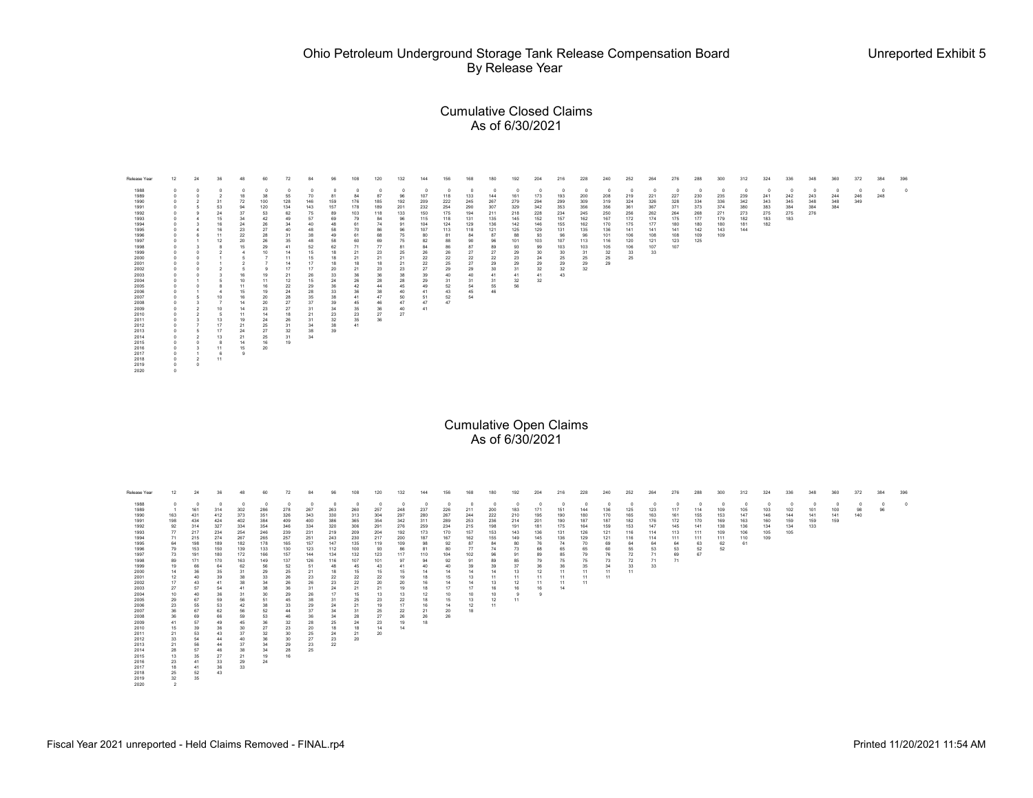# Ohio Petroleum Underground Storage Tank Release Compensation Board
## By Release Year

Unreported Exhibit 5

### Cumulative Closed Claims
### As of 6/30/2021

| Release Year | 12 | 24 | 36 | 48 | 60 | 72 | 84 | 96 | 108 | 120 | 132 | 144 | 156 | 168 | 180 | 192 | 204 | 216 | 228 | 240 | 252 | 264 | 276 | 288 | 300 | 312 | 324 | 336 | 348 | 360 | 372 | 384 | 396 |
|---|---|---|---|---|---|---|---|---|---|---|---|---|---|---|---|---|---|---|---|---|---|---|---|---|---|---|---|---|---|---|---|---|---|
| 1988 | 0 | 0 | 0 | 0 | 0 | 0 | 0 | 0 | 0 | 0 | 0 | 0 | 0 | 0 | 0 | 0 | 0 | 0 | 0 | 0 | 0 | 0 | 0 | 0 | 0 | 0 | 0 | 0 | 0 | 0 | 0 | 0 | 0 |
| 1989 | 0 | 0 | 2 | 18 | 38 | 55 | 70 | 81 | 84 | 87 | 96 | 107 | 118 | 133 | 144 | 161 | 173 | 193 | 200 | 208 | 219 | 221 | 227 | 230 | 235 | 239 | 241 | 242 | 243 | 244 | 246 | 248 | |
| 1990 | 0 | 2 | 31 | 72 | 100 | 128 | 146 | 159 | 176 | 185 | 192 | 209 | 222 | 245 | 267 | 279 | 294 | 299 | 309 | 319 | 324 | 326 | 328 | 334 | 336 | 342 | 343 | 345 | 348 | 348 | 349 | | |
| 1991 | 0 | 5 | 53 | 94 | 120 | 134 | 143 | 157 | 178 | 189 | 201 | 232 | 254 | 290 | 307 | 329 | 342 | 353 | 356 | 356 | 361 | 367 | 371 | 373 | 374 | 380 | 383 | 384 | 384 | 384 | | | |
| 1992 | 0 | 9 | 24 | 37 | 53 | 62 | 75 | 89 | 103 | 118 | 133 | 150 | 175 | 194 | 211 | 218 | 228 | 234 | 245 | 250 | 256 | 262 | 264 | 268 | 271 | 273 | 275 | 275 | 276 | | | | |
| 1993 | 0 | 4 | 15 | 34 | 42 | 49 | 57 | 69 | 79 | 84 | 96 | 115 | 118 | 131 | 135 | 145 | 152 | 157 | 162 | 167 | 172 | 174 | 175 | 177 | 179 | 182 | 183 | 183 | | | | | |
| 1994 | 0 | 3 | 16 | 24 | 26 | 34 | 40 | 48 | 61 | 74 | 91 | 104 | 124 | 129 | 136 | 142 | 146 | 155 | 162 | 170 | 175 | 177 | 180 | 180 | 180 | 181 | 182 | | | | | | |
| 1995 | 0 | 4 | 16 | 23 | 27 | 40 | 48 | 58 | 70 | 86 | 96 | 107 | 113 | 118 | 121 | 125 | 129 | 131 | 135 | 136 | 141 | 141 | 141 | 142 | 143 | 144 | | | | | | | |
| 1996 | 0 | 6 | 11 | 22 | 28 | 31 | 38 | 49 | 61 | 68 | 75 | 80 | 81 | 84 | 87 | 88 | 93 | 96 | 96 | 101 | 106 | 108 | 108 | 109 | 109 | | | | | | | | |
| 1997 | 0 | 1 | 12 | 20 | 26 | 35 | 48 | 58 | 60 | 69 | 75 | 82 | 88 | 90 | 96 | 101 | 103 | 107 | 113 | 116 | 120 | 121 | 123 | 125 | | | | | | | | | |
| 1998 | 0 | 3 | 8 | 15 | 29 | 41 | 52 | 62 | 71 | 77 | 81 | 84 | 86 | 87 | 89 | 93 | 99 | 103 | 103 | 105 | 106 | 107 | 107 | | | | | | | | | | |
| 1999 | 0 | 0 | 2 | 4 | 10 | 14 | 15 | 18 | 21 | 23 | 25 | 26 | 26 | 27 | 27 | 29 | 30 | 30 | 31 | 32 | 33 | 33 | | | | | | | | | | | |
| 2000 | 0 | 0 | 1 | 5 | 7 | 11 | 15 | 18 | 21 | 21 | 21 | 22 | 22 | 22 | 22 | 23 | 24 | 25 | 25 | 25 | 25 | | | | | | | | | | | | |
| 2001 | 0 | 0 | 1 | 2 | 7 | 14 | 17 | 18 | 18 | 18 | 21 | 22 | 25 | 27 | 29 | 29 | 29 | 29 | 29 | 29 | | | | | | | | | | | | | |
| 2002 | 0 | 0 | 2 | 5 | 9 | 17 | 17 | 20 | 21 | 23 | 23 | 27 | 29 | 29 | 30 | 31 | 32 | 32 | 32 | | | | | | | | | | | | | | |
| 2003 | 0 | 0 | 3 | 16 | 19 | 21 | 26 | 33 | 36 | 36 | 38 | 39 | 40 | 40 | 41 | 41 | 41 | 43 | | | | | | | | | | | | | | | |
| 2004 | 0 | 1 | 5 | 10 | 11 | 12 | 15 | 24 | 26 | 28 | 28 | 29 | 31 | 31 | 31 | 32 | 32 | | | | | | | | | | | | | | | | |
| 2005 | 0 | 0 | 8 | 11 | 16 | 22 | 29 | 36 | 42 | 44 | 45 | 49 | 52 | 54 | 55 | 56 | | | | | | | | | | | | | | | | | |
| 2006 | 0 | 1 | 4 | 15 | 19 | 24 | 28 | 33 | 36 | 38 | 40 | 41 | 43 | 45 | 46 | | | | | | | | | | | | | | | | | | |
| 2007 | 0 | 5 | 10 | 16 | 20 | 28 | 35 | 38 | 41 | 47 | 50 | 51 | 52 | 54 | | | | | | | | | | | | | | | | | | | |
| 2008 | 0 | 3 | 7 | 14 | 20 | 27 | 37 | 39 | 45 | 46 | 47 | 47 | 47 | | | | | | | | | | | | | | | | | | | | |
| 2009 | 0 | 2 | 10 | 14 | 23 | 27 | 31 | 34 | 35 | 36 | 40 | 41 | | | | | | | | | | | | | | | | | | | | | |
| 2010 | 0 | 2 | 5 | 11 | 14 | 18 | 21 | 23 | 23 | 27 | 27 | | | | | | | | | | | | | | | | | | | | | | |
| 2011 | 0 | 3 | 13 | 19 | 24 | 26 | 31 | 32 | 35 | 36 | | | | | | | | | | | | | | | | | | | | | | | |
| 2012 | 0 | 7 | 17 | 21 | 25 | 31 | 34 | 38 | 41 | | | | | | | | | | | | | | | | | | | | | | | | |
| 2013 | 0 | 5 | 17 | 24 | 27 | 32 | 38 | 39 | | | | | | | | | | | | | | | | | | | | | | | | | |
| 2014 | 0 | 2 | 13 | 21 | 25 | 31 | 34 | | | | | | | | | | | | | | | | | | | | | | | | | | |
| 2015 | 0 | 0 | 8 | 14 | 16 | 19 | | | | | | | | | | | | | | | | | | | | | | | | | | | |
| 2016 | 0 | 3 | 11 | 15 | 20 | | | | | | | | | | | | | | | | | | | | | | | | | | | | |
| 2017 | 0 | 1 | 6 | 9 | | | | | | | | | | | | | | | | | | | | | | | | | | | | | |
| 2018 | 0 | 2 | 11 | | | | | | | | | | | | | | | | | | | | | | | | | | | | | | |
| 2019 | 0 | 0 | | | | | | | | | | | | | | | | | | | | | | | | | | | | | | | |
| 2020 | 0 | | | | | | | | | | | | | | | | | | | | | | | | | | | | | | | | |

### Cumulative Open Claims
### As of 6/30/2021

| Release Year | 12 | 24 | 36 | 48 | 60 | 72 | 84 | 96 | 108 | 120 | 132 | 144 | 156 | 168 | 180 | 192 | 204 | 216 | 228 | 240 | 252 | 264 | 276 | 288 | 300 | 312 | 324 | 336 | 348 | 360 | 372 | 384 | 396 |
|---|---|---|---|---|---|---|---|---|---|---|---|---|---|---|---|---|---|---|---|---|---|---|---|---|---|---|---|---|---|---|---|---|---|
| 1988 | 0 | 0 | 0 | 0 | 0 | 0 | 0 | 0 | 0 | 0 | 0 | 0 | 0 | 0 | 0 | 0 | 0 | 0 | 0 | 0 | 0 | 0 | 0 | 0 | 0 | 0 | 0 | 0 | 0 | 0 | 0 | 0 | 0 |
| 1989 | 1 | 161 | 314 | 302 | 286 | 278 | 267 | 263 | 260 | 257 | 248 | 237 | 226 | 211 | 200 | 183 | 171 | 151 | 144 | 136 | 125 | 123 | 117 | 114 | 109 | 105 | 103 | 102 | 101 | 100 | 98 | 96 | |
| 1990 | 163 | 431 | 412 | 373 | 351 | 326 | 343 | 330 | 313 | 304 | 297 | 280 | 267 | 244 | 222 | 210 | 195 | 190 | 180 | 170 | 165 | 163 | 161 | 155 | 153 | 147 | 146 | 144 | 141 | 141 | 140 | | |
| 1991 | 198 | 434 | 424 | 402 | 384 | 409 | 400 | 386 | 365 | 354 | 342 | 311 | 289 | 253 | 236 | 214 | 201 | 190 | 187 | 187 | 182 | 176 | 172 | 170 | 169 | 163 | 160 | 159 | 159 | 159 | | | |
| 1992 | 92 | 314 | 327 | 334 | 354 | 346 | 334 | 320 | 306 | 291 | 276 | 259 | 234 | 215 | 198 | 191 | 181 | 175 | 164 | 159 | 153 | 147 | 145 | 141 | 138 | 136 | 134 | 134 | 133 | | | | |
| 1993 | 77 | 217 | 234 | 254 | 246 | 239 | 231 | 219 | 209 | 204 | 192 | 173 | 170 | 157 | 153 | 143 | 136 | 131 | 126 | 121 | 116 | 114 | 113 | 111 | 109 | 106 | 105 | 105 | | | | | |
| 1994 | 71 | 215 | 274 | 267 | 265 | 257 | 251 | 243 | 230 | 217 | 200 | 187 | 167 | 162 | 155 | 149 | 145 | 136 | 129 | 121 | 116 | 114 | 111 | 111 | 111 | 110 | 109 | | | | | | |
| 1995 | 64 | 198 | 189 | 182 | 178 | 165 | 157 | 147 | 135 | 119 | 109 | 98 | 92 | 87 | 84 | 80 | 76 | 74 | 70 | 69 | 64 | 64 | 64 | 63 | 62 | 61 | | | | | | | |
| 1996 | 79 | 153 | 150 | 139 | 133 | 130 | 123 | 112 | 100 | 93 | 86 | 81 | 80 | 77 | 74 | 73 | 68 | 65 | 65 | 60 | 55 | 53 | 53 | 52 | 52 | | | | | | | | |
| 1997 | 73 | 191 | 180 | 172 | 166 | 157 | 144 | 134 | 132 | 123 | 117 | 110 | 104 | 102 | 96 | 91 | 89 | 85 | 79 | 76 | 72 | 71 | 69 | 67 | | | | | | | | | |
| 1998 | 89 | 171 | 170 | 163 | 149 | 137 | 126 | 116 | 107 | 101 | 97 | 94 | 92 | 91 | 89 | 85 | 79 | 75 | 75 | 73 | 72 | 71 | 71 | | | | | | | | | | |
| 1999 | 19 | 66 | 64 | 62 | 56 | 52 | 51 | 48 | 45 | 43 | 41 | 40 | 40 | 39 | 39 | 37 | 36 | 36 | 35 | 34 | 33 | 33 | | | | | | | | | | | |
| 2000 | 14 | 36 | 35 | 31 | 29 | 25 | 21 | 18 | 15 | 15 | 15 | 14 | 14 | 14 | 14 | 13 | 12 | 11 | 11 | 11 | 11 | | | | | | | | | | | | |
| 2001 | 12 | 40 | 39 | 38 | 33 | 26 | 23 | 22 | 22 | 22 | 19 | 18 | 15 | 13 | 11 | 11 | 11 | 11 | 11 | 11 | | | | | | | | | | | | | |
| 2002 | 17 | 43 | 41 | 38 | 34 | 26 | 26 | 23 | 22 | 20 | 20 | 16 | 14 | 14 | 13 | 12 | 11 | 11 | 11 | | | | | | | | | | | | | | |
| 2003 | 27 | 57 | 54 | 41 | 38 | 36 | 31 | 24 | 21 | 21 | 19 | 18 | 17 | 17 | 16 | 16 | 16 | 14 | | | | | | | | | | | | | | | |
| 2004 | 10 | 40 | 36 | 31 | 30 | 29 | 26 | 17 | 15 | 13 | 13 | 12 | 10 | 10 | 10 | 9 | 9 | | | | | | | | | | | | | | | | |
| 2005 | 29 | 67 | 59 | 56 | 51 | 45 | 38 | 31 | 25 | 23 | 22 | 18 | 15 | 13 | 12 | 11 | | | | | | | | | | | | | | | | | |
| 2006 | 23 | 55 | 53 | 42 | 38 | 33 | 29 | 24 | 21 | 19 | 17 | 16 | 14 | 12 | 11 | | | | | | | | | | | | | | | | | | |
| 2007 | 36 | 67 | 62 | 56 | 52 | 44 | 37 | 34 | 31 | 25 | 22 | 21 | 20 | 18 | | | | | | | | | | | | | | | | | | | |
| 2008 | 36 | 69 | 68 | 59 | 53 | 46 | 36 | 34 | 28 | 27 | 26 | 26 | 26 | | | | | | | | | | | | | | | | | | | | |
| 2009 | 41 | 57 | 49 | 45 | 36 | 32 | 28 | 25 | 24 | 23 | 19 | 18 | | | | | | | | | | | | | | | | | | | | | |
| 2010 | 15 | 39 | 36 | 30 | 27 | 23 | 20 | 18 | 18 | 14 | 14 | | | | | | | | | | | | | | | | | | | | | | |
| 2011 | 21 | 53 | 43 | 37 | 32 | 30 | 25 | 24 | 21 | 20 | | | | | | | | | | | | | | | | | | | | | | | |
| 2012 | 33 | 54 | 44 | 40 | 36 | 30 | 27 | 23 | 20 | | | | | | | | | | | | | | | | | | | | | | | | |
| 2013 | 21 | 56 | 44 | 37 | 34 | 29 | 23 | 22 | | | | | | | | | | | | | | | | | | | | | | | | | |
| 2014 | 28 | 57 | 46 | 38 | 34 | 28 | 25 | | | | | | | | | | | | | | | | | | | | | | | | | | |
| 2015 | 13 | 35 | 27 | 21 | 19 | 16 | | | | | | | | | | | | | | | | | | | | | | | | | | | |
| 2016 | 23 | 41 | 33 | 29 | 24 | | | | | | | | | | | | | | | | | | | | | | | | | | | | |
| 2017 | 18 | 41 | 36 | 33 | | | | | | | | | | | | | | | | | | | | | | | | | | | | | |
| 2018 | 25 | 52 | 43 | | | | | | | | | | | | | | | | | | | | | | | | | | | | | | |
| 2019 | 32 | 35 | | | | | | | | | | | | | | | | | | | | | | | | | | | | | | | |
| 2020 | 2 | | | | | | | | | | | | | | | | | | | | | | | | | | | | | | | | |